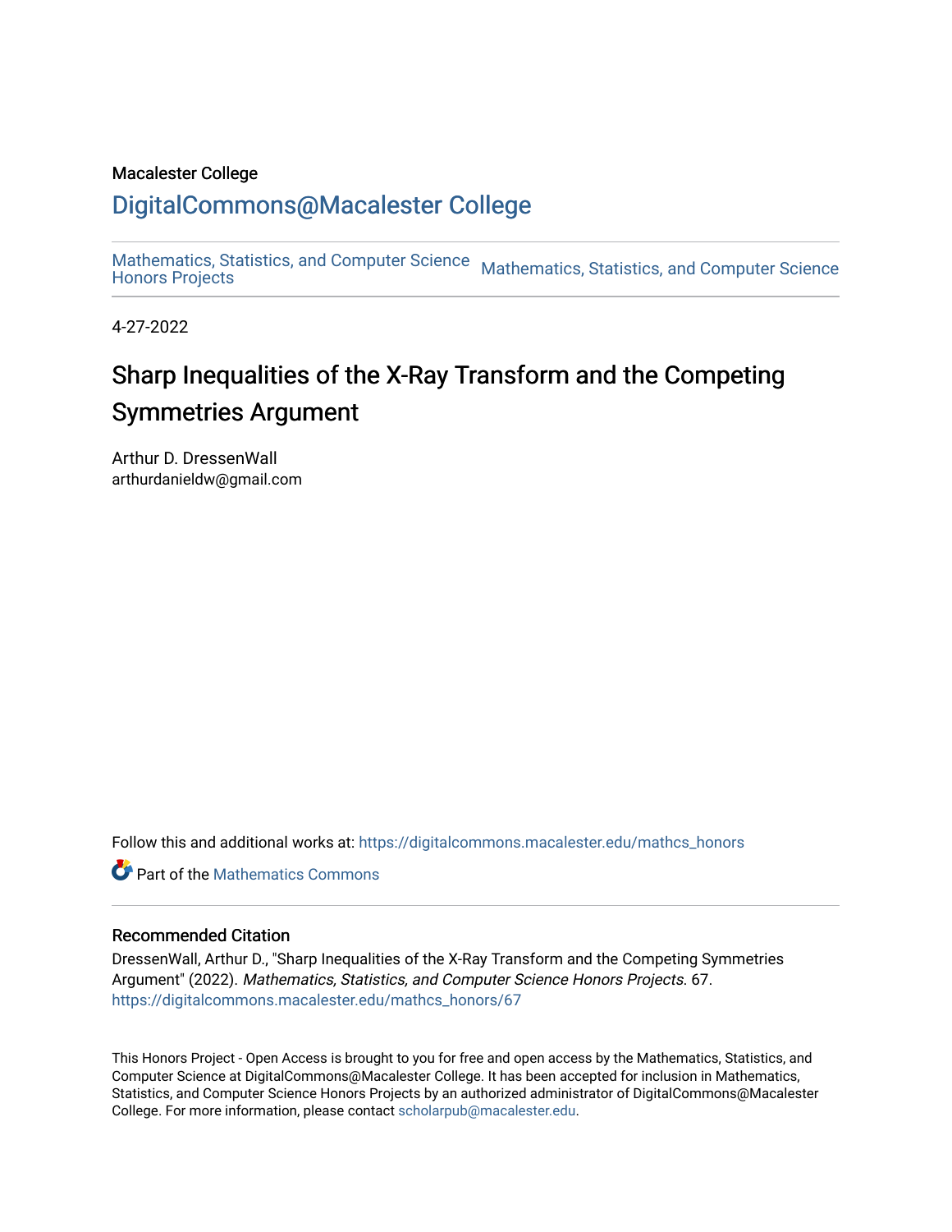Macalester College

# DigitalCommons@Macalester College

Mathematics, Statistics, and Computer Science Honors Projects

Mathematics, Statistics, and Computer Science

4-27-2022

## Sharp Inequalities of the X-Ray Transform and the Competing Symmetries Argument

Arthur D. DressenWall
arthurdanieldw@gmail.com

Follow this and additional works at: https://digitalcommons.macalester.edu/mathcs_honors

Part of the Mathematics Commons

### Recommended Citation

DressenWall, Arthur D., "Sharp Inequalities of the X-Ray Transform and the Competing Symmetries Argument" (2022). *Mathematics, Statistics, and Computer Science Honors Projects*. 67.
https://digitalcommons.macalester.edu/mathcs_honors/67

This Honors Project - Open Access is brought to you for free and open access by the Mathematics, Statistics, and Computer Science at DigitalCommons@Macalester College. It has been accepted for inclusion in Mathematics, Statistics, and Computer Science Honors Projects by an authorized administrator of DigitalCommons@Macalester College. For more information, please contact scholarpub@macalester.edu.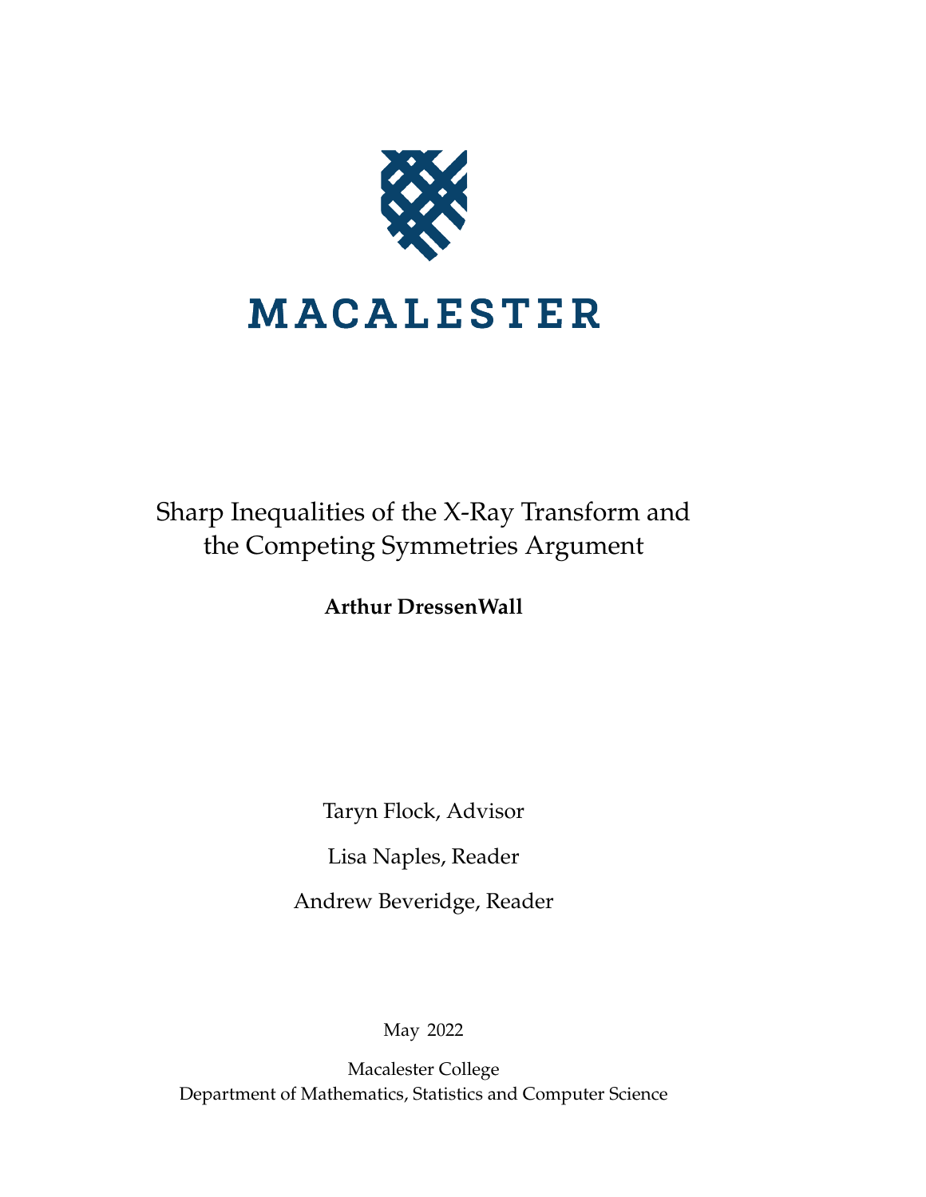MACALESTER

# Sharp Inequalities of the X-Ray Transform and the Competing Symmetries Argument

**Arthur DressenWall**

Taryn Flock, Advisor

Lisa Naples, Reader

Andrew Beveridge, Reader

May 2022

Macalester College
Department of Mathematics, Statistics and Computer Science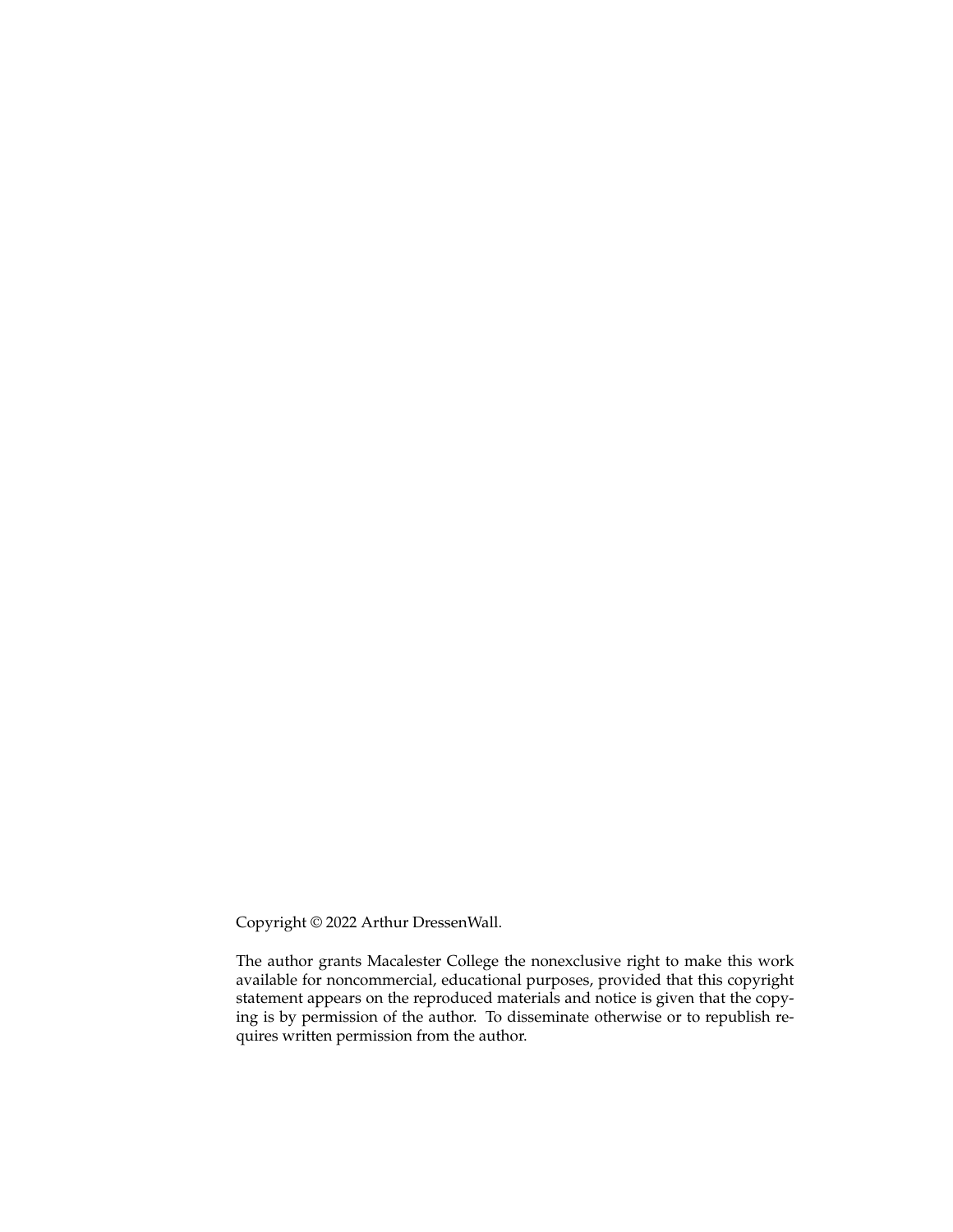Copyright © 2022 Arthur DressenWall.

The author grants Macalester College the nonexclusive right to make this work available for noncommercial, educational purposes, provided that this copyright statement appears on the reproduced materials and notice is given that the copying is by permission of the author. To disseminate otherwise or to republish requires written permission from the author.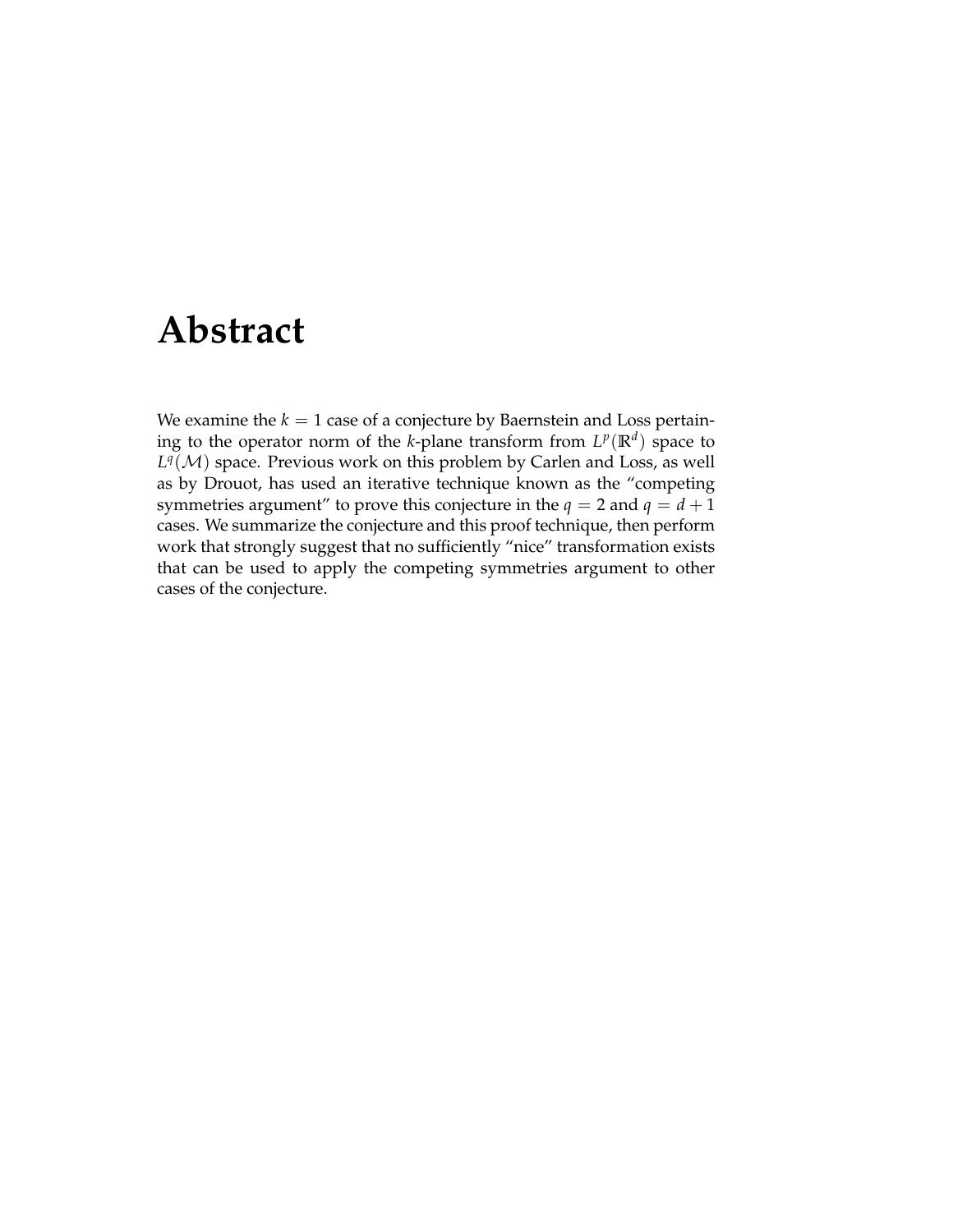# Abstract

We examine the $k = 1$ case of a conjecture by Baernstein and Loss pertaining to the operator norm of the $k$-plane transform from $L^p(\mathbb{R}^d)$ space to $L^q(\mathcal{M})$ space. Previous work on this problem by Carlen and Loss, as well as by Drouot, has used an iterative technique known as the "competing symmetries argument" to prove this conjecture in the $q = 2$ and $q = d + 1$ cases. We summarize the conjecture and this proof technique, then perform work that strongly suggest that no sufficiently "nice" transformation exists that can be used to apply the competing symmetries argument to other cases of the conjecture.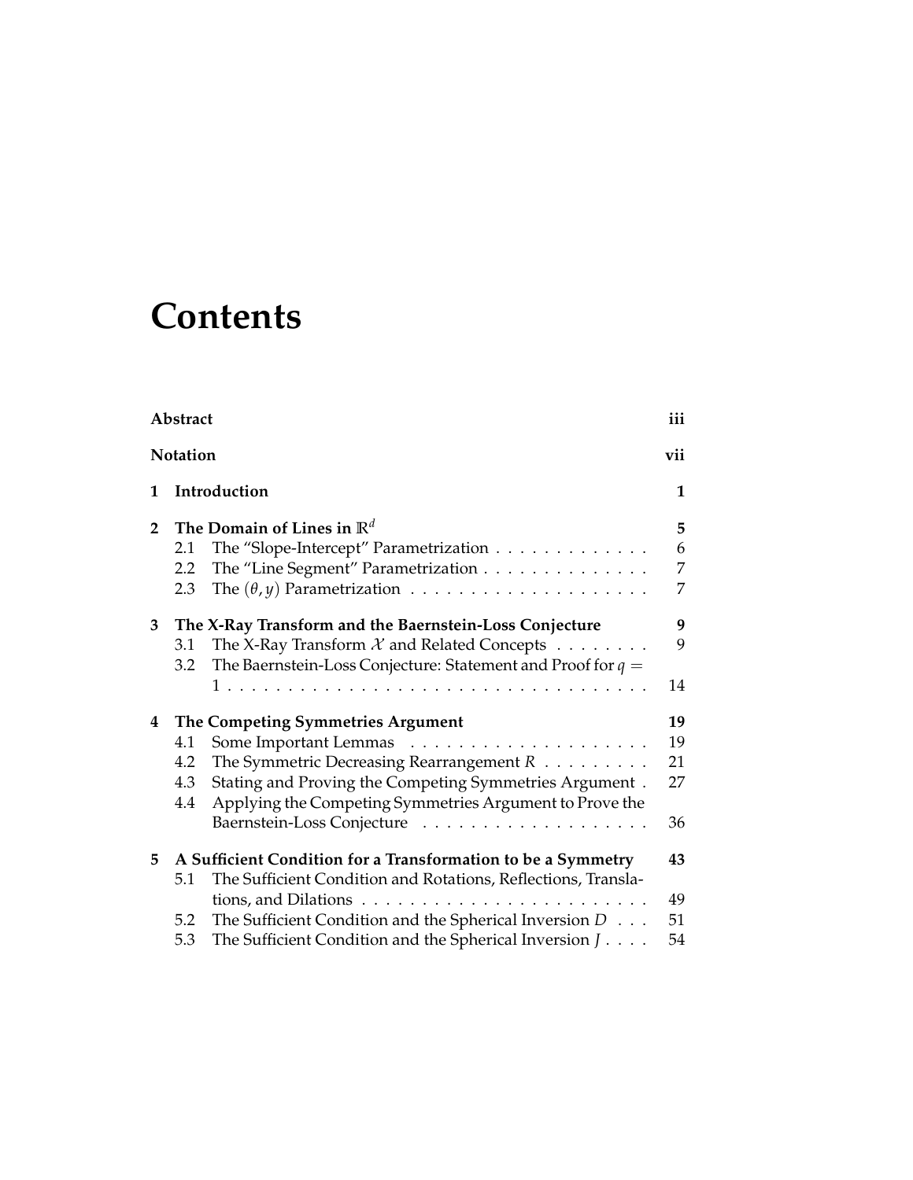# Contents

| | | |
|---|---|---|
| **Abstract** | | **iii** |
| **Notation** | | **vii** |
| **1** | **Introduction** | **1** |
| **2** | **The Domain of Lines in $\mathbb{R}^d$** | **5** |
| | 2.1 The "Slope-Intercept" Parametrization | 6 |
| | 2.2 The "Line Segment" Parametrization | 7 |
| | 2.3 The $(\theta, y)$ Parametrization | 7 |
| **3** | **The X-Ray Transform and the Baernstein-Loss Conjecture** | **9** |
| | 3.1 The X-Ray Transform $\mathcal{X}$ and Related Concepts | 9 |
| | 3.2 The Baernstein-Loss Conjecture: Statement and Proof for $q = 1$ | 14 |
| **4** | **The Competing Symmetries Argument** | **19** |
| | 4.1 Some Important Lemmas | 19 |
| | 4.2 The Symmetric Decreasing Rearrangement $R$ | 21 |
| | 4.3 Stating and Proving the Competing Symmetries Argument | 27 |
| | 4.4 Applying the Competing Symmetries Argument to Prove the Baernstein-Loss Conjecture | 36 |
| **5** | **A Sufficient Condition for a Transformation to be a Symmetry** | **43** |
| | 5.1 The Sufficient Condition and Rotations, Reflections, Translations, and Dilations | 49 |
| | 5.2 The Sufficient Condition and the Spherical Inversion $D$ | 51 |
| | 5.3 The Sufficient Condition and the Spherical Inversion $J$ | 54 |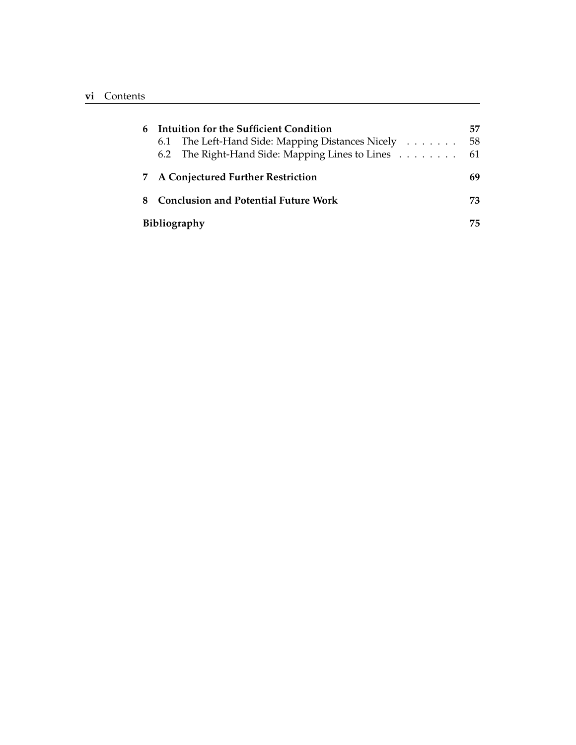| | | |
|---|---|---|
| **6** | **Intuition for the Sufficient Condition** | **57** |
| | 6.1 The Left-Hand Side: Mapping Distances Nicely | 58 |
| | 6.2 The Right-Hand Side: Mapping Lines to Lines | 61 |
| **7** | **A Conjectured Further Restriction** | **69** |
| **8** | **Conclusion and Potential Future Work** | **73** |
| | **Bibliography** | **75** |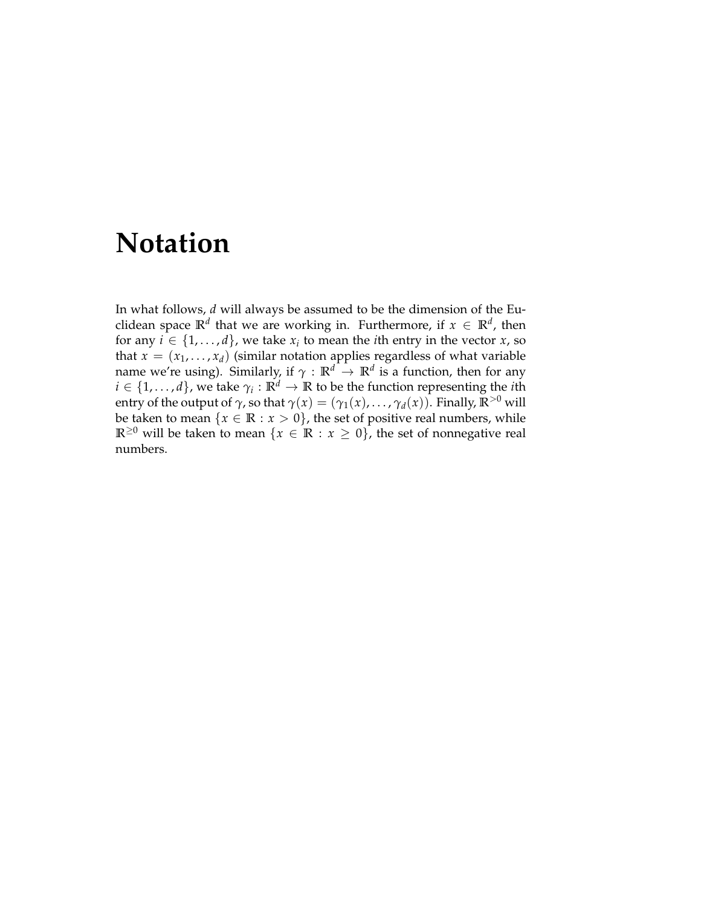# Notation

In what follows, $d$ will always be assumed to be the dimension of the Euclidean space $\mathbb{R}^d$ that we are working in. Furthermore, if $x \in \mathbb{R}^d$, then for any $i \in \{1, \dots, d\}$, we take $x_i$ to mean the $i$th entry in the vector $x$, so that $x = (x_1, \dots, x_d)$ (similar notation applies regardless of what variable name we're using). Similarly, if $\gamma : \mathbb{R}^d \to \mathbb{R}^d$ is a function, then for any $i \in \{1, \dots, d\}$, we take $\gamma_i : \mathbb{R}^d \to \mathbb{R}$ to be the function representing the $i$th entry of the output of $\gamma$, so that $\gamma(x) = (\gamma_1(x), \dots, \gamma_d(x))$. Finally, $\mathbb{R}^{>0}$ will be taken to mean $\{x \in \mathbb{R} : x > 0\}$, the set of positive real numbers, while $\mathbb{R}^{\geq 0}$ will be taken to mean $\{x \in \mathbb{R} : x \geq 0\}$, the set of nonnegative real numbers.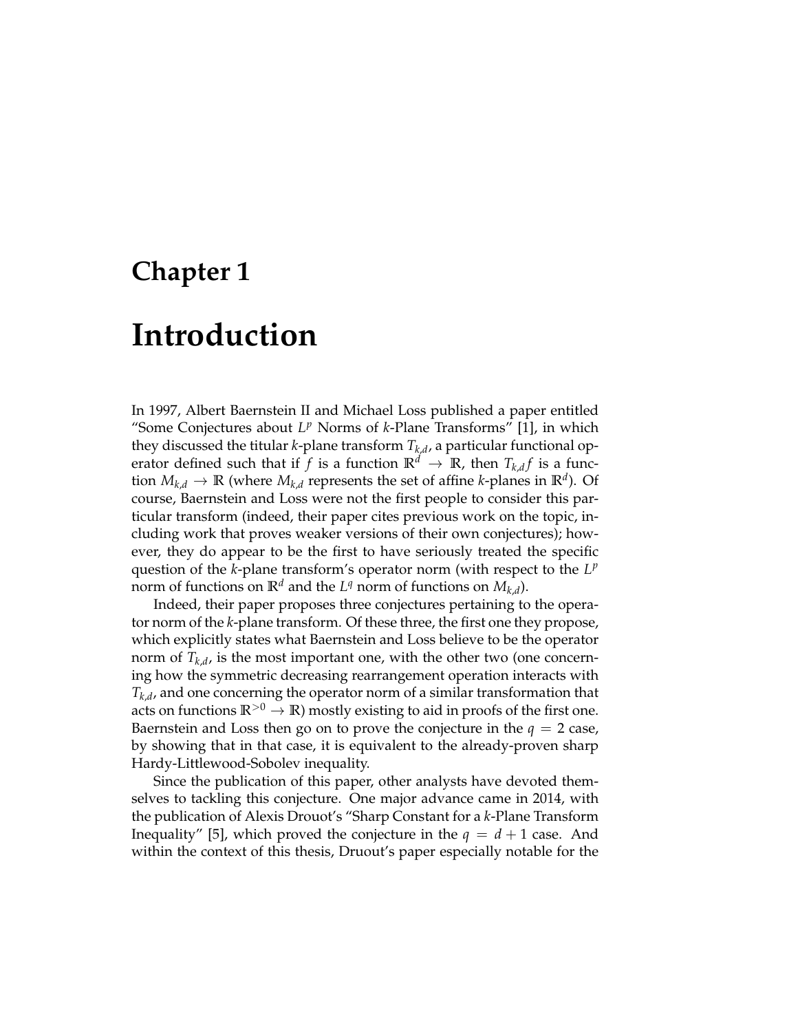# Chapter 1

# Introduction

In 1997, Albert Baernstein II and Michael Loss published a paper entitled "Some Conjectures about $L^p$ Norms of $k$-Plane Transforms" [1], in which they discussed the titular $k$-plane transform $T_{k,d}$, a particular functional operator defined such that if $f$ is a function $\mathbb{R}^d \to \mathbb{R}$, then $T_{k,d}f$ is a function $M_{k,d} \to \mathbb{R}$ (where $M_{k,d}$ represents the set of affine $k$-planes in $\mathbb{R}^d$). Of course, Baernstein and Loss were not the first people to consider this particular transform (indeed, their paper cites previous work on the topic, including work that proves weaker versions of their own conjectures); however, they do appear to be the first to have seriously treated the specific question of the $k$-plane transform's operator norm (with respect to the $L^p$ norm of functions on $\mathbb{R}^d$ and the $L^q$ norm of functions on $M_{k,d}$).

Indeed, their paper proposes three conjectures pertaining to the operator norm of the $k$-plane transform. Of these three, the first one they propose, which explicitly states what Baernstein and Loss believe to be the operator norm of $T_{k,d}$, is the most important one, with the other two (one concerning how the symmetric decreasing rearrangement operation interacts with $T_{k,d}$, and one concerning the operator norm of a similar transformation that acts on functions $\mathbb{R}^{>0} \to \mathbb{R}$) mostly existing to aid in proofs of the first one. Baernstein and Loss then go on to prove the conjecture in the $q = 2$ case, by showing that in that case, it is equivalent to the already-proven sharp Hardy-Littlewood-Sobolev inequality.

Since the publication of this paper, other analysts have devoted themselves to tackling this conjecture. One major advance came in 2014, with the publication of Alexis Druout's "Sharp Constant for a $k$-Plane Transform Inequality" [5], which proved the conjecture in the $q = d + 1$ case. And within the context of this thesis, Druout's paper especially notable for the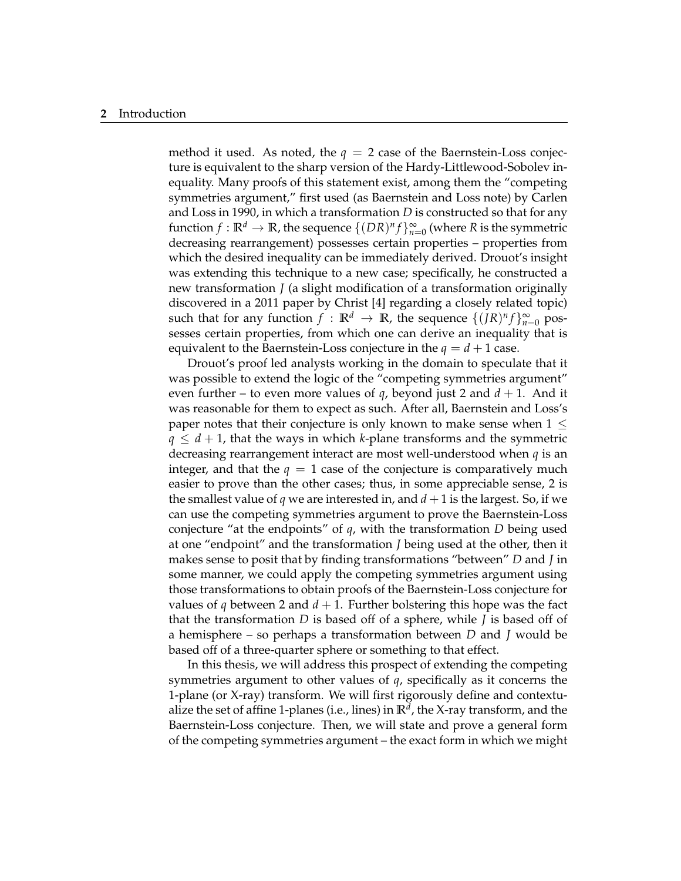method it used. As noted, the $q = 2$ case of the Baernstein-Loss conjecture is equivalent to the sharp version of the Hardy-Littlewood-Sobolev inequality. Many proofs of this statement exist, among them the "competing symmetries argument," first used (as Baernstein and Loss note) by Carlen and Loss in 1990, in which a transformation $D$ is constructed so that for any function $f : \mathbb{R}^d \to \mathbb{R}$, the sequence $\{(DR)^n f\}_{n=0}^{\infty}$ (where $R$ is the symmetric decreasing rearrangement) possesses certain properties – properties from which the desired inequality can be immediately derived. Drouot's insight was extending this technique to a new case; specifically, he constructed a new transformation $J$ (a slight modification of a transformation originally discovered in a 2011 paper by Christ [4] regarding a closely related topic) such that for any function $f : \mathbb{R}^d \to \mathbb{R}$, the sequence $\{(JR)^n f\}_{n=0}^{\infty}$ possesses certain properties, from which one can derive an inequality that is equivalent to the Baernstein-Loss conjecture in the $q = d + 1$ case.

Drouot's proof led analysts working in the domain to speculate that it was possible to extend the logic of the "competing symmetries argument" even further – to even more values of $q$, beyond just 2 and $d + 1$. And it was reasonable for them to expect as such. After all, Baernstein and Loss's paper notes that their conjecture is only known to make sense when $1 \leq q \leq d + 1$, that the ways in which $k$-plane transforms and the symmetric decreasing rearrangement interact are most well-understood when $q$ is an integer, and that the $q = 1$ case of the conjecture is comparatively much easier to prove than the other cases; thus, in some appreciable sense, 2 is the smallest value of $q$ we are interested in, and $d + 1$ is the largest. So, if we can use the competing symmetries argument to prove the Baernstein-Loss conjecture "at the endpoints" of $q$, with the transformation $D$ being used at one "endpoint" and the transformation $J$ being used at the other, then it makes sense to posit that by finding transformations "between" $D$ and $J$ in some manner, we could apply the competing symmetries argument using those transformations to obtain proofs of the Baernstein-Loss conjecture for values of $q$ between 2 and $d + 1$. Further bolstering this hope was the fact that the transformation $D$ is based off of a sphere, while $J$ is based off of a hemisphere – so perhaps a transformation between $D$ and $J$ would be based off of a three-quarter sphere or something to that effect.

In this thesis, we will address this prospect of extending the competing symmetries argument to other values of $q$, specifically as it concerns the 1-plane (or X-ray) transform. We will first rigorously define and contextualize the set of affine 1-planes (i.e., lines) in $\mathbb{R}^d$, the X-ray transform, and the Baernstein-Loss conjecture. Then, we will state and prove a general form of the competing symmetries argument – the exact form in which we might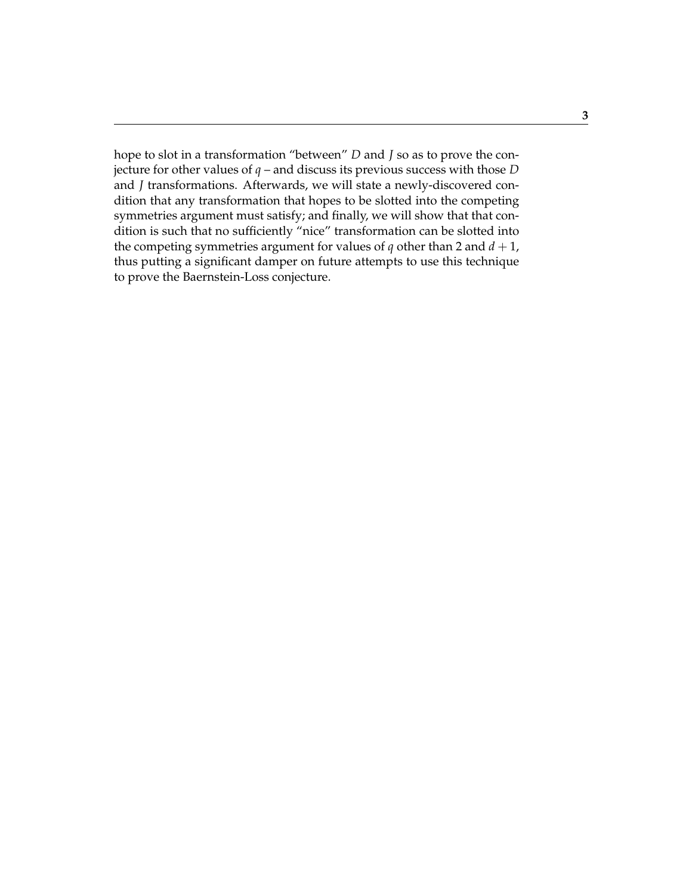hope to slot in a transformation "between" $D$ and $J$ so as to prove the conjecture for other values of $q$ – and discuss its previous success with those $D$ and $J$ transformations. Afterwards, we will state a newly-discovered condition that any transformation that hopes to be slotted into the competing symmetries argument must satisfy; and finally, we will show that that condition is such that no sufficiently "nice" transformation can be slotted into the competing symmetries argument for values of $q$ other than 2 and $d+1$, thus putting a significant damper on future attempts to use this technique to prove the Baernstein-Loss conjecture.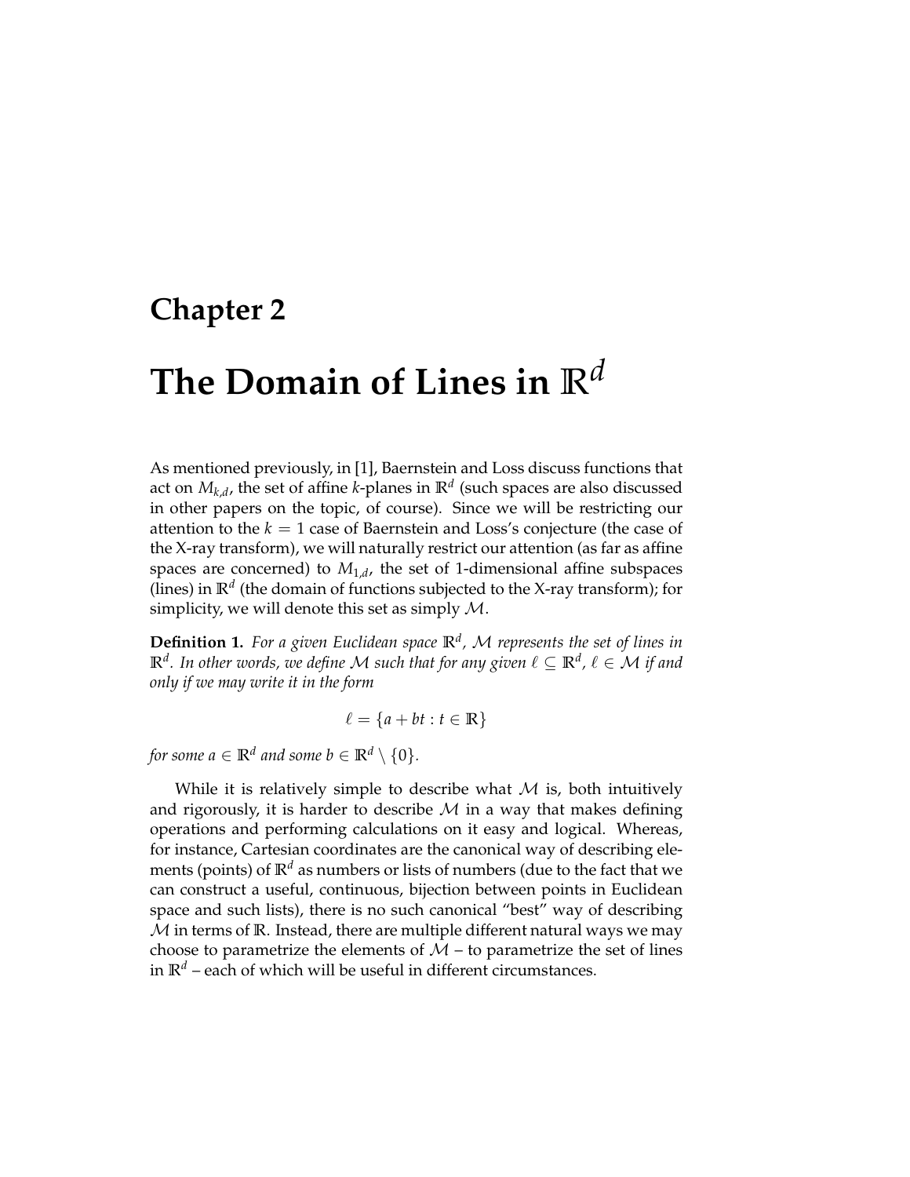# Chapter 2

# The Domain of Lines in $\mathbb{R}^d$

As mentioned previously, in [1], Baernstein and Loss discuss functions that act on $M_{k,d}$, the set of affine $k$-planes in $\mathbb{R}^d$ (such spaces are also discussed in other papers on the topic, of course). Since we will be restricting our attention to the $k = 1$ case of Baernstein and Loss's conjecture (the case of the X-ray transform), we will naturally restrict our attention (as far as affine spaces are concerned) to $M_{1,d}$, the set of 1-dimensional affine subspaces (lines) in $\mathbb{R}^d$ (the domain of functions subjected to the X-ray transform); for simplicity, we will denote this set as simply $\mathcal{M}$.

**Definition 1.** *For a given Euclidean space $\mathbb{R}^d$, $\mathcal{M}$ represents the set of lines in $\mathbb{R}^d$. In other words, we define $\mathcal{M}$ such that for any given $\ell \subseteq \mathbb{R}^d$, $\ell \in \mathcal{M}$ if and only if we may write it in the form*

$$\ell = \{a + bt : t \in \mathbb{R}\}$$

*for some $a \in \mathbb{R}^d$ and some $b \in \mathbb{R}^d \setminus \{0\}$.*

While it is relatively simple to describe what $\mathcal{M}$ is, both intuitively and rigorously, it is harder to describe $\mathcal{M}$ in a way that makes defining operations and performing calculations on it easy and logical. Whereas, for instance, Cartesian coordinates are the canonical way of describing elements (points) of $\mathbb{R}^d$ as numbers or lists of numbers (due to the fact that we can construct a useful, continuous, bijection between points in Euclidean space and such lists), there is no such canonical "best" way of describing $\mathcal{M}$ in terms of $\mathbb{R}$. Instead, there are multiple different natural ways we may choose to parametrize the elements of $\mathcal{M}$ – to parametrize the set of lines in $\mathbb{R}^d$ – each of which will be useful in different circumstances.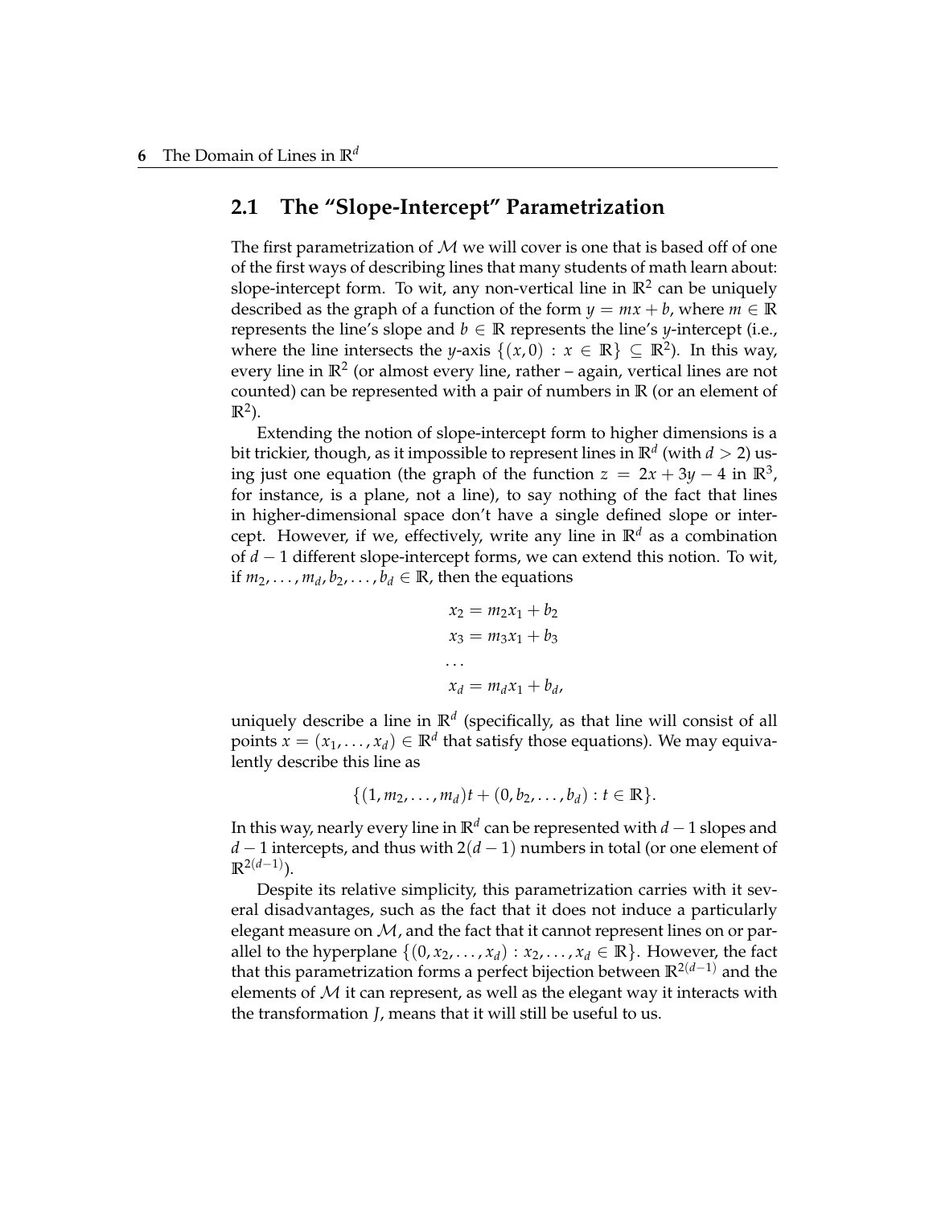## 2.1 The "Slope-Intercept" Parametrization

The first parametrization of $\mathcal{M}$ we will cover is one that is based off of one of the first ways of describing lines that many students of math learn about: slope-intercept form. To wit, any non-vertical line in $\mathbb{R}^2$ can be uniquely described as the graph of a function of the form $y = mx + b$, where $m \in \mathbb{R}$ represents the line's slope and $b \in \mathbb{R}$ represents the line's $y$-intercept (i.e., where the line intersects the $y$-axis $\{(x, 0) : x \in \mathbb{R}\} \subseteq \mathbb{R}^2$). In this way, every line in $\mathbb{R}^2$ (or almost every line, rather – again, vertical lines are not counted) can be represented with a pair of numbers in $\mathbb{R}$ (or an element of $\mathbb{R}^2$).

Extending the notion of slope-intercept form to higher dimensions is a bit trickier, though, as it impossible to represent lines in $\mathbb{R}^d$ (with $d > 2$) using just one equation (the graph of the function $z = 2x + 3y - 4$ in $\mathbb{R}^3$, for instance, is a plane, not a line), to say nothing of the fact that lines in higher-dimensional space don't have a single defined slope or intercept. However, if we, effectively, write any line in $\mathbb{R}^d$ as a combination of $d - 1$ different slope-intercept forms, we can extend this notion. To wit, if $m_2, \ldots, m_d, b_2, \ldots, b_d \in \mathbb{R}$, then the equations

$$
\begin{aligned}
x_2 &= m_2 x_1 + b_2 \\
x_3 &= m_3 x_1 + b_3 \\
&\cdots \\
x_d &= m_d x_1 + b_d,
\end{aligned}
$$

uniquely describe a line in $\mathbb{R}^d$ (specifically, as that line will consist of all points $x = (x_1, \ldots, x_d) \in \mathbb{R}^d$ that satisfy those equations). We may equivalently describe this line as

$$\{(1, m_2, \ldots, m_d)t + (0, b_2, \ldots, b_d) : t \in \mathbb{R}\}.$$

In this way, nearly every line in $\mathbb{R}^d$ can be represented with $d - 1$ slopes and $d - 1$ intercepts, and thus with $2(d - 1)$ numbers in total (or one element of $\mathbb{R}^{2(d-1)}$).

Despite its relative simplicity, this parametrization carries with it several disadvantages, such as the fact that it does not induce a particularly elegant measure on $\mathcal{M}$, and the fact that it cannot represent lines on or parallel to the hyperplane $\{(0, x_2, \ldots, x_d) : x_2, \ldots, x_d \in \mathbb{R}\}$. However, the fact that this parametrization forms a perfect bijection between $\mathbb{R}^{2(d-1)}$ and the elements of $\mathcal{M}$ it can represent, as well as the elegant way it interacts with the transformation $J$, means that it will still be useful to us.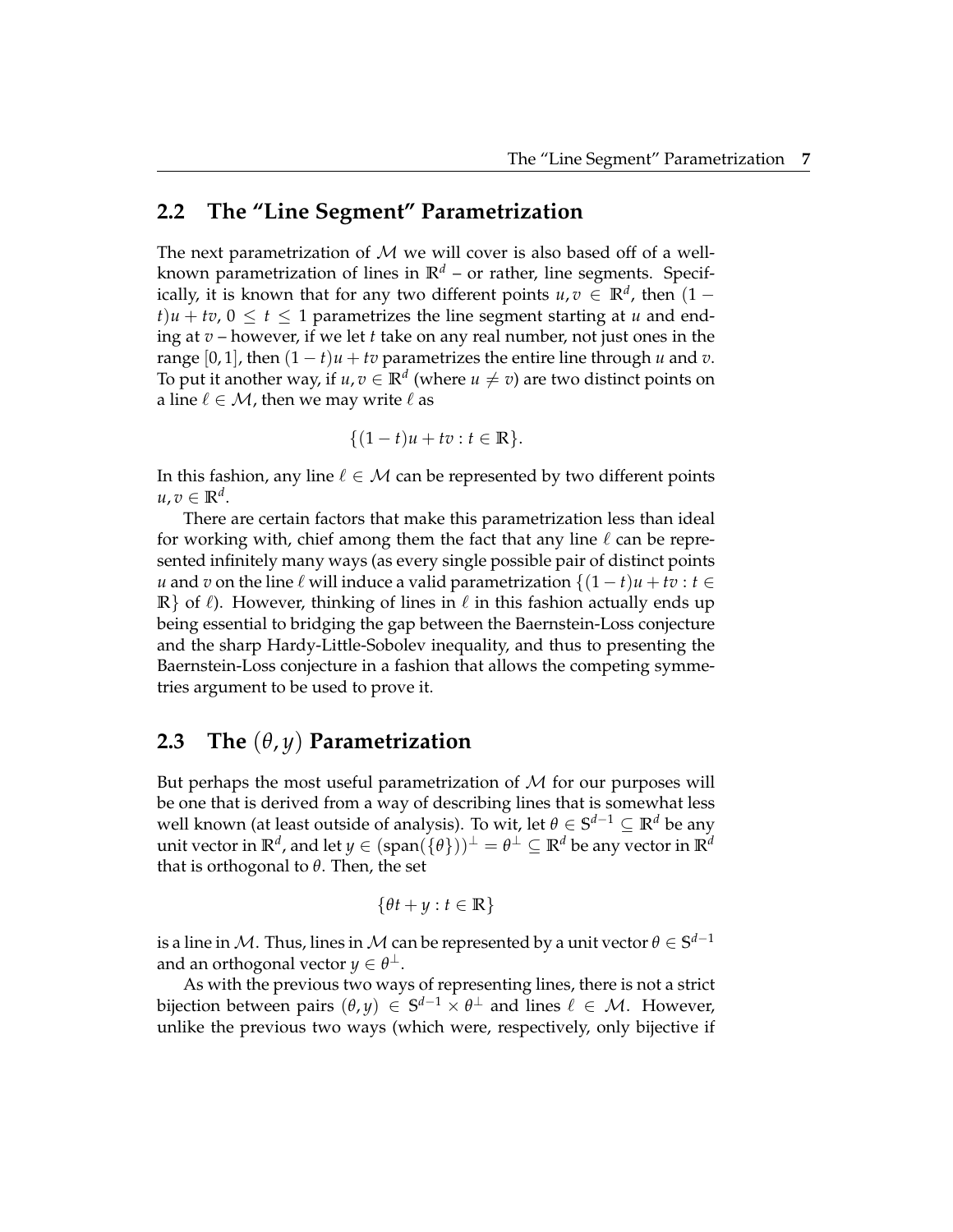## 2.2 The "Line Segment" Parametrization

The next parametrization of $\mathcal{M}$ we will cover is also based off of a well-known parametrization of lines in $\mathbb{R}^d$ – or rather, line segments. Specifically, it is known that for any two different points $u, v \in \mathbb{R}^d$, then $(1-t)u + tv$, $0 \leq t \leq 1$ parametrizes the line segment starting at $u$ and ending at $v$ – however, if we let $t$ take on any real number, not just ones in the range $[0, 1]$, then $(1-t)u + tv$ parametrizes the entire line through $u$ and $v$. To put it another way, if $u, v \in \mathbb{R}^d$ (where $u \neq v$) are two distinct points on a line $\ell \in \mathcal{M}$, then we may write $\ell$ as

$$\{(1-t)u + tv : t \in \mathbb{R}\}.$$

In this fashion, any line $\ell \in \mathcal{M}$ can be represented by two different points $u, v \in \mathbb{R}^d$.

There are certain factors that make this parametrization less than ideal for working with, chief among them the fact that any line $\ell$ can be represented infinitely many ways (as every single possible pair of distinct points $u$ and $v$ on the line $\ell$ will induce a valid parametrization $\{(1-t)u + tv : t \in \mathbb{R}\}$ of $\ell$). However, thinking of lines in $\ell$ in this fashion actually ends up being essential to bridging the gap between the Baernstein-Loss conjecture and the sharp Hardy-Little-Sobolev inequality, and thus to presenting the Baernstein-Loss conjecture in a fashion that allows the competing symmetries argument to be used to prove it.

## 2.3 The $(\theta, y)$ Parametrization

But perhaps the most useful parametrization of $\mathcal{M}$ for our purposes will be one that is derived from a way of describing lines that is somewhat less well known (at least outside of analysis). To wit, let $\theta \in \mathbb{S}^{d-1} \subseteq \mathbb{R}^d$ be any unit vector in $\mathbb{R}^d$, and let $y \in (\text{span}(\{\theta\}))^\perp = \theta^\perp \subseteq \mathbb{R}^d$ be any vector in $\mathbb{R}^d$ that is orthogonal to $\theta$. Then, the set

$$\{\theta t + y : t \in \mathbb{R}\}$$

is a line in $\mathcal{M}$. Thus, lines in $\mathcal{M}$ can be represented by a unit vector $\theta \in \mathbb{S}^{d-1}$ and an orthogonal vector $y \in \theta^\perp$.

As with the previous two ways of representing lines, there is not a strict bijection between pairs $(\theta, y) \in \mathbb{S}^{d-1} \times \theta^\perp$ and lines $\ell \in \mathcal{M}$. However, unlike the previous two ways (which were, respectively, only bijective if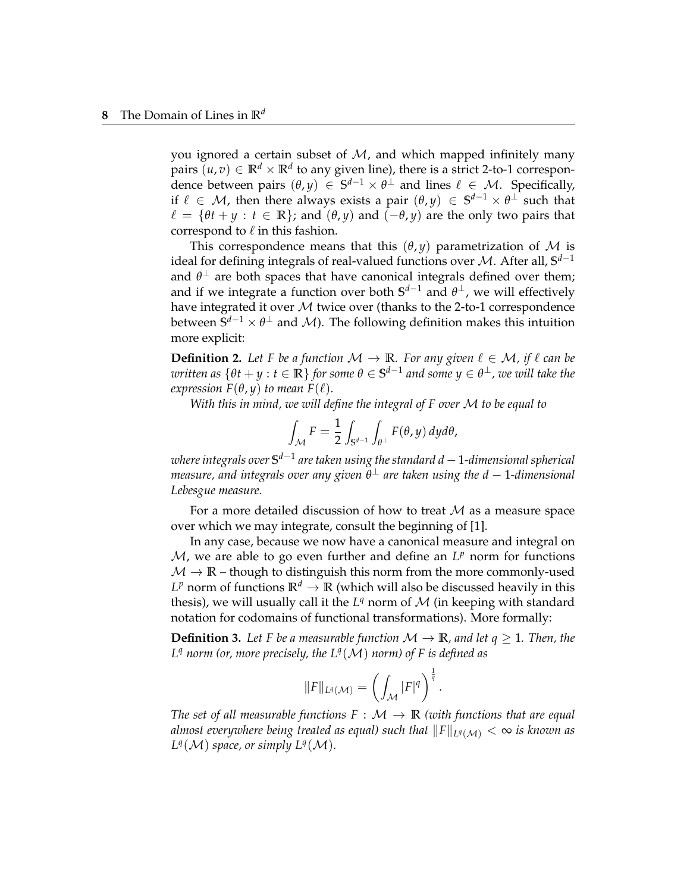you ignored a certain subset of $\mathcal{M}$, and which mapped infinitely many pairs $(u, v) \in \mathbb{R}^d \times \mathbb{R}^d$ to any given line), there is a strict 2-to-1 correspondence between pairs $(\theta, y) \in \mathbb{S}^{d-1} \times \theta^\perp$ and lines $\ell \in \mathcal{M}$. Specifically, if $\ell \in \mathcal{M}$, then there always exists a pair $(\theta, y) \in \mathbb{S}^{d-1} \times \theta^\perp$ such that $\ell = \{\theta t + y : t \in \mathbb{R}\}$; and $(\theta, y)$ and $(-\theta, y)$ are the only two pairs that correspond to $\ell$ in this fashion.

This correspondence means that this $(\theta, y)$ parametrization of $\mathcal{M}$ is ideal for defining integrals of real-valued functions over $\mathcal{M}$. After all, $\mathbb{S}^{d-1}$ and $\theta^\perp$ are both spaces that have canonical integrals defined over them; and if we integrate a function over both $\mathbb{S}^{d-1}$ and $\theta^\perp$, we will effectively have integrated it over $\mathcal{M}$ twice over (thanks to the 2-to-1 correspondence between $\mathbb{S}^{d-1} \times \theta^\perp$ and $\mathcal{M}$). The following definition makes this intuition more explicit:

**Definition 2.** *Let $F$ be a function $\mathcal{M} \to \mathbb{R}$. For any given $\ell \in \mathcal{M}$, if $\ell$ can be written as $\{\theta t + y : t \in \mathbb{R}\}$ for some $\theta \in \mathbb{S}^{d-1}$ and some $y \in \theta^\perp$, we will take the expression $F(\theta, y)$ to mean $F(\ell)$.*

*With this in mind, we will define the integral of $F$ over $\mathcal{M}$ to be equal to*

$$\int_{\mathcal{M}} F = \frac{1}{2} \int_{\mathbb{S}^{d-1}} \int_{\theta^\perp} F(\theta, y)\, dy d\theta,$$

*where integrals over $\mathbb{S}^{d-1}$ are taken using the standard $d-1$-dimensional spherical measure, and integrals over any given $\theta^\perp$ are taken using the $d-1$-dimensional Lebesgue measure.*

For a more detailed discussion of how to treat $\mathcal{M}$ as a measure space over which we may integrate, consult the beginning of [1].

In any case, because we now have a canonical measure and integral on $\mathcal{M}$, we are able to go even further and define an $L^p$ norm for functions $\mathcal{M} \to \mathbb{R}$ – though to distinguish this norm from the more commonly-used $L^p$ norm of functions $\mathbb{R}^d \to \mathbb{R}$ (which will also be discussed heavily in this thesis), we will usually call it the $L^q$ norm of $\mathcal{M}$ (in keeping with standard notation for codomains of functional transformations). More formally:

**Definition 3.** *Let $F$ be a measurable function $\mathcal{M} \to \mathbb{R}$, and let $q \geq 1$. Then, the $L^q$ norm (or, more precisely, the $L^q(\mathcal{M})$ norm) of $F$ is defined as*

$$\|F\|_{L^q(\mathcal{M})} = \left( \int_{\mathcal{M}} |F|^q \right)^{\frac{1}{q}}.$$

*The set of all measurable functions $F : \mathcal{M} \to \mathbb{R}$ (with functions that are equal almost everywhere being treated as equal) such that $\|F\|_{L^q(\mathcal{M})} < \infty$ is known as $L^q(\mathcal{M})$ space, or simply $L^q(\mathcal{M})$.*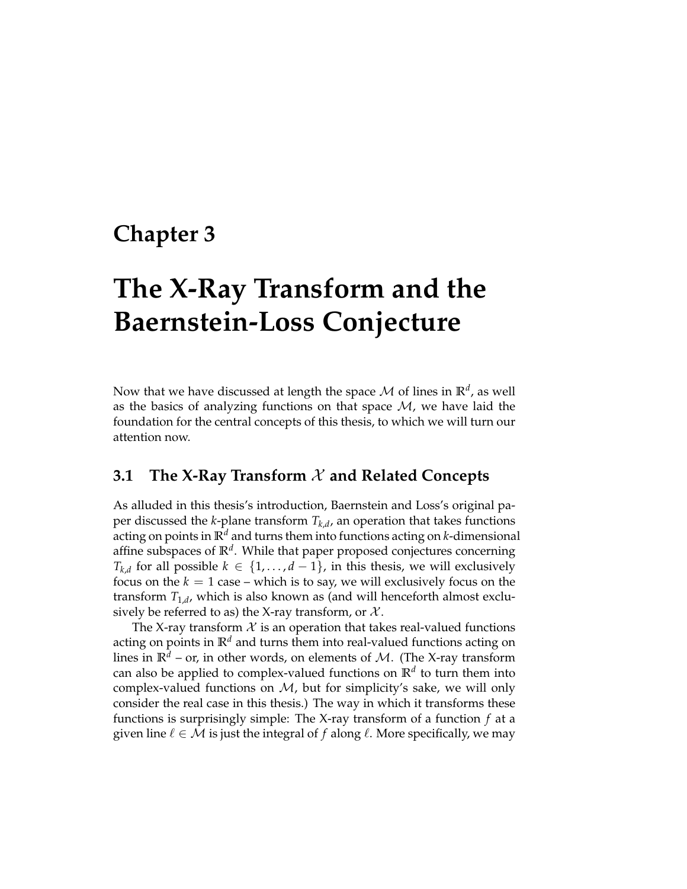# Chapter 3

# The X-Ray Transform and the Baernstein-Loss Conjecture

Now that we have discussed at length the space $\mathcal{M}$ of lines in $\mathbb{R}^d$, as well as the basics of analyzing functions on that space $\mathcal{M}$, we have laid the foundation for the central concepts of this thesis, to which we will turn our attention now.

## 3.1 The X-Ray Transform $\mathcal{X}$ and Related Concepts

As alluded in this thesis's introduction, Baernstein and Loss's original paper discussed the $k$-plane transform $T_{k,d}$, an operation that takes functions acting on points in $\mathbb{R}^d$ and turns them into functions acting on $k$-dimensional affine subspaces of $\mathbb{R}^d$. While that paper proposed conjectures concerning $T_{k,d}$ for all possible $k \in \{1, \ldots, d-1\}$, in this thesis, we will exclusively focus on the $k = 1$ case – which is to say, we will exclusively focus on the transform $T_{1,d}$, which is also known as (and will henceforth almost exclusively be referred to as) the X-ray transform, or $\mathcal{X}$.

The X-ray transform $\mathcal{X}$ is an operation that takes real-valued functions acting on points in $\mathbb{R}^d$ and turns them into real-valued functions acting on lines in $\mathbb{R}^d$ – or, in other words, on elements of $\mathcal{M}$. (The X-ray transform can also be applied to complex-valued functions on $\mathbb{R}^d$ to turn them into complex-valued functions on $\mathcal{M}$, but for simplicity's sake, we will only consider the real case in this thesis.) The way in which it transforms these functions is surprisingly simple: The X-ray transform of a function $f$ at a given line $\ell \in \mathcal{M}$ is just the integral of $f$ along $\ell$. More specifically, we may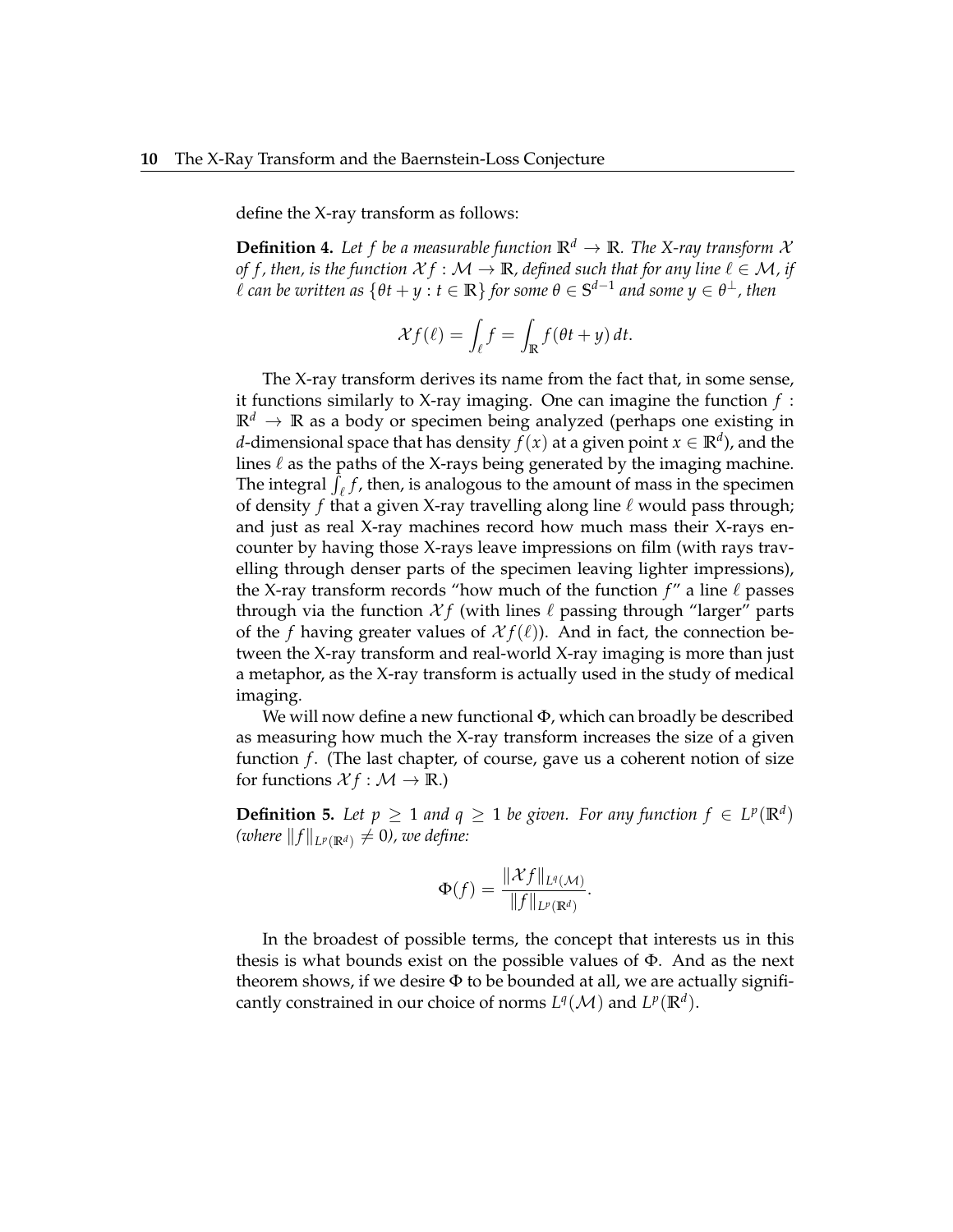define the X-ray transform as follows:

**Definition 4.** *Let $f$ be a measurable function $\mathbb{R}^d \to \mathbb{R}$. The X-ray transform $\mathcal{X}$ of $f$, then, is the function $\mathcal{X}f : \mathcal{M} \to \mathbb{R}$, defined such that for any line $\ell \in \mathcal{M}$, if $\ell$ can be written as $\{\theta t + y : t \in \mathbb{R}\}$ for some $\theta \in \mathbb{S}^{d-1}$ and some $y \in \theta^\perp$, then*

$$\mathcal{X}f(\ell) = \int_\ell f = \int_{\mathbb{R}} f(\theta t + y)\, dt.$$

The X-ray transform derives its name from the fact that, in some sense, it functions similarly to X-ray imaging. One can imagine the function $f : \mathbb{R}^d \to \mathbb{R}$ as a body or specimen being analyzed (perhaps one existing in $d$-dimensional space that has density $f(x)$ at a given point $x \in \mathbb{R}^d$), and the lines $\ell$ as the paths of the X-rays being generated by the imaging machine. The integral $\int_\ell f$, then, is analogous to the amount of mass in the specimen of density $f$ that a given X-ray travelling along line $\ell$ would pass through; and just as real X-ray machines record how much mass their X-rays encounter by having those X-rays leave impressions on film (with rays travelling through denser parts of the specimen leaving lighter impressions), the X-ray transform records "how much of the function $f$" a line $\ell$ passes through via the function $\mathcal{X}f$ (with lines $\ell$ passing through "larger" parts of the $f$ having greater values of $\mathcal{X}f(\ell)$). And in fact, the connection between the X-ray transform and real-world X-ray imaging is more than just a metaphor, as the X-ray transform is actually used in the study of medical imaging.

We will now define a new functional $\Phi$, which can broadly be described as measuring how much the X-ray transform increases the size of a given function $f$. (The last chapter, of course, gave us a coherent notion of size for functions $\mathcal{X}f : \mathcal{M} \to \mathbb{R}$.)

**Definition 5.** *Let $p \geq 1$ and $q \geq 1$ be given. For any function $f \in L^p(\mathbb{R}^d)$ (where $\|f\|_{L^p(\mathbb{R}^d)} \neq 0$), we define:*

$$\Phi(f) = \frac{\|\mathcal{X}f\|_{L^q(\mathcal{M})}}{\|f\|_{L^p(\mathbb{R}^d)}}.$$

In the broadest of possible terms, the concept that interests us in this thesis is what bounds exist on the possible values of $\Phi$. And as the next theorem shows, if we desire $\Phi$ to be bounded at all, we are actually significantly constrained in our choice of norms $L^q(\mathcal{M})$ and $L^p(\mathbb{R}^d)$.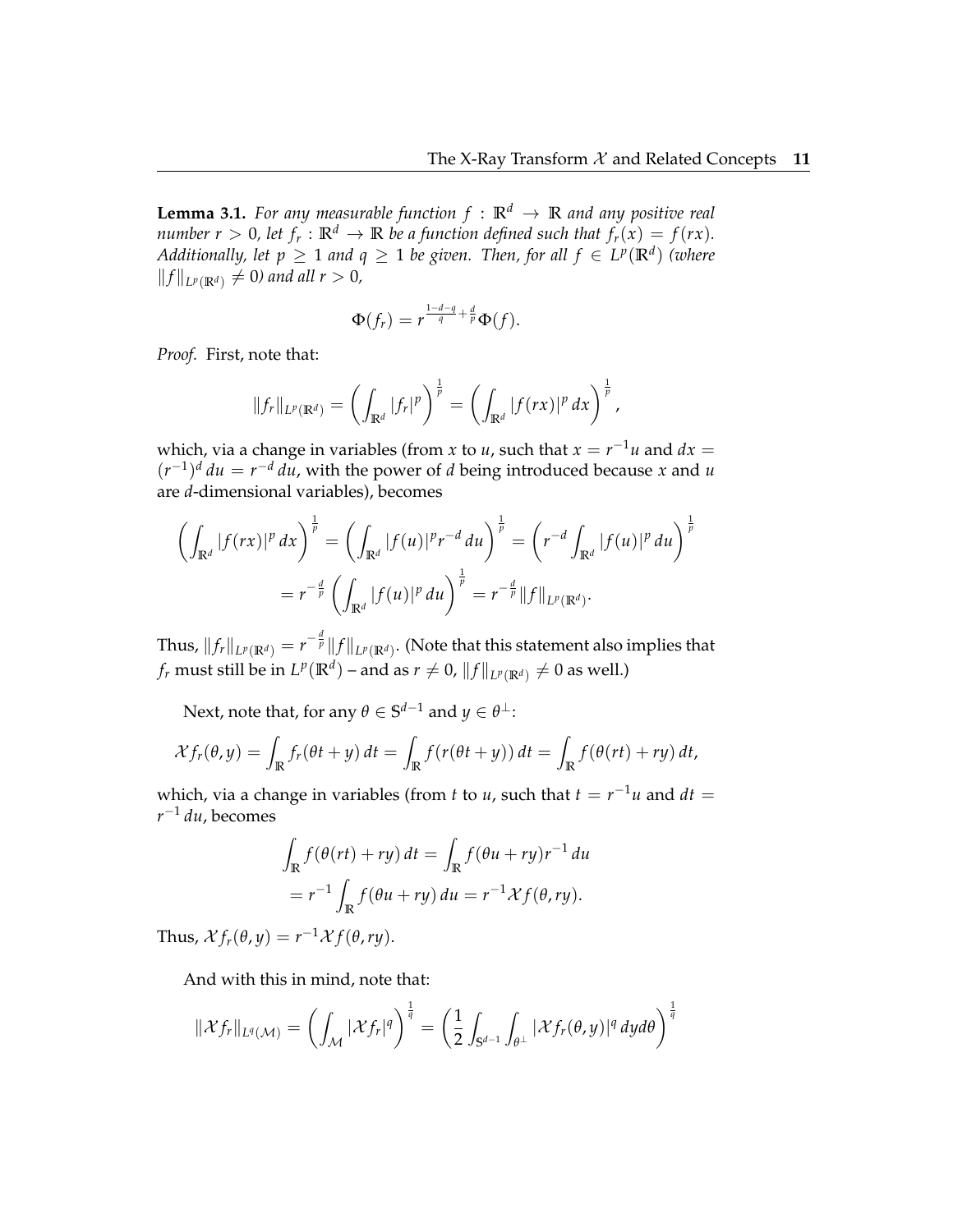**Lemma 3.1.** *For any measurable function $f : \mathbb{R}^d \to \mathbb{R}$ and any positive real number $r > 0$, let $f_r : \mathbb{R}^d \to \mathbb{R}$ be a function defined such that $f_r(x) = f(rx)$. Additionally, let $p \geq 1$ and $q \geq 1$ be given. Then, for all $f \in L^p(\mathbb{R}^d)$ (where $\|f\|_{L^p(\mathbb{R}^d)} \neq 0$) and all $r > 0$,*

$$\Phi(f_r) = r^{\frac{1-d-q}{q} + \frac{d}{p}} \Phi(f).$$

*Proof.* First, note that:

$$\|f_r\|_{L^p(\mathbb{R}^d)} = \left( \int_{\mathbb{R}^d} |f_r|^p \right)^{\frac{1}{p}} = \left( \int_{\mathbb{R}^d} |f(rx)|^p \, dx \right)^{\frac{1}{p}},$$

which, via a change in variables (from $x$ to $u$, such that $x = r^{-1}u$ and $dx = (r^{-1})^d \, du = r^{-d} \, du$, with the power of $d$ being introduced because $x$ and $u$ are $d$-dimensional variables), becomes

$$\left( \int_{\mathbb{R}^d} |f(rx)|^p \, dx \right)^{\frac{1}{p}} = \left( \int_{\mathbb{R}^d} |f(u)|^p r^{-d} \, du \right)^{\frac{1}{p}} = \left( r^{-d} \int_{\mathbb{R}^d} |f(u)|^p \, du \right)^{\frac{1}{p}}$$
$$= r^{-\frac{d}{p}} \left( \int_{\mathbb{R}^d} |f(u)|^p \, du \right)^{\frac{1}{p}} = r^{-\frac{d}{p}} \|f\|_{L^p(\mathbb{R}^d)}.$$

Thus, $\|f_r\|_{L^p(\mathbb{R}^d)} = r^{-\frac{d}{p}} \|f\|_{L^p(\mathbb{R}^d)}$. (Note that this statement also implies that $f_r$ must still be in $L^p(\mathbb{R}^d)$ – and as $r \neq 0$, $\|f\|_{L^p(\mathbb{R}^d)} \neq 0$ as well.)

Next, note that, for any $\theta \in \mathbb{S}^{d-1}$ and $y \in \theta^\perp$:

$$\mathcal{X} f_r(\theta, y) = \int_{\mathbb{R}} f_r(\theta t + y) \, dt = \int_{\mathbb{R}} f(r(\theta t + y)) \, dt = \int_{\mathbb{R}} f(\theta(rt) + ry) \, dt,$$

which, via a change in variables (from $t$ to $u$, such that $t = r^{-1}u$ and $dt = r^{-1} \, du$, becomes

$$\int_{\mathbb{R}} f(\theta(rt) + ry) \, dt = \int_{\mathbb{R}} f(\theta u + ry) r^{-1} \, du$$
$$= r^{-1} \int_{\mathbb{R}} f(\theta u + ry) \, du = r^{-1} \mathcal{X} f(\theta, ry).$$

Thus, $\mathcal{X} f_r(\theta, y) = r^{-1} \mathcal{X} f(\theta, ry)$.

And with this in mind, note that:

$$\|\mathcal{X} f_r\|_{L^q(\mathcal{M})} = \left( \int_{\mathcal{M}} |\mathcal{X} f_r|^q \right)^{\frac{1}{q}} = \left( \frac{1}{2} \int_{\mathbb{S}^{d-1}} \int_{\theta^\perp} |\mathcal{X} f_r(\theta, y)|^q \, dy d\theta \right)^{\frac{1}{q}}$$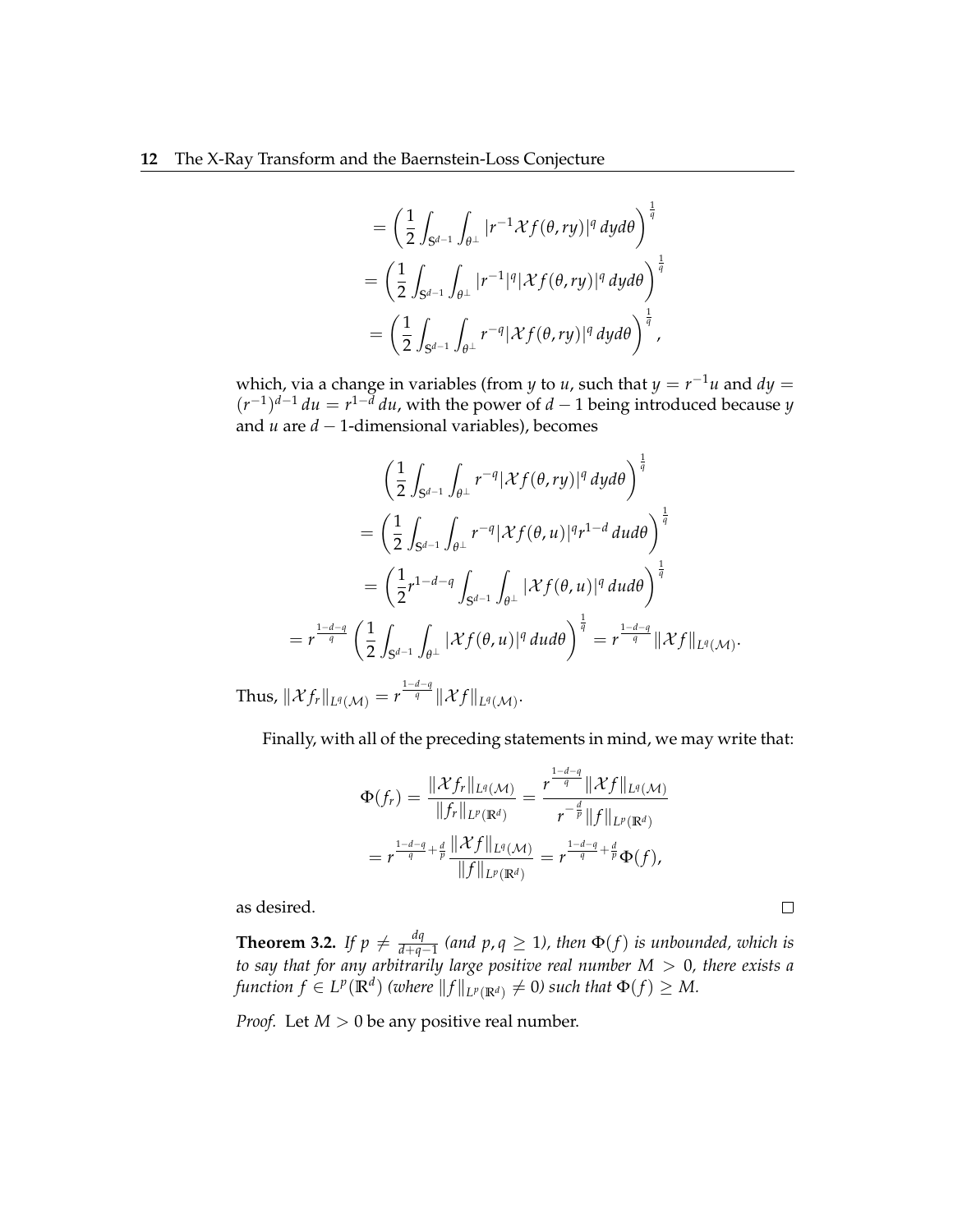$$= \left( \frac{1}{2} \int_{\mathbb{S}^{d-1}} \int_{\theta^\perp} |r^{-1} \mathcal{X} f(\theta, ry)|^q \, dy d\theta \right)^{\frac{1}{q}}$$

$$= \left( \frac{1}{2} \int_{\mathbb{S}^{d-1}} \int_{\theta^\perp} |r^{-1}|^q |\mathcal{X} f(\theta, ry)|^q \, dy d\theta \right)^{\frac{1}{q}}$$

$$= \left( \frac{1}{2} \int_{\mathbb{S}^{d-1}} \int_{\theta^\perp} r^{-q} |\mathcal{X} f(\theta, ry)|^q \, dy d\theta \right)^{\frac{1}{q}},$$

which, via a change in variables (from $y$ to $u$, such that $y = r^{-1}u$ and $dy = (r^{-1})^{d-1} \, du = r^{1-d} \, du$, with the power of $d-1$ being introduced because $y$ and $u$ are $d-1$-dimensional variables), becomes

$$\left( \frac{1}{2} \int_{\mathbb{S}^{d-1}} \int_{\theta^\perp} r^{-q} |\mathcal{X} f(\theta, ry)|^q \, dy d\theta \right)^{\frac{1}{q}}$$

$$= \left( \frac{1}{2} \int_{\mathbb{S}^{d-1}} \int_{\theta^\perp} r^{-q} |\mathcal{X} f(\theta, u)|^q r^{1-d} \, du d\theta \right)^{\frac{1}{q}}$$

$$= \left( \frac{1}{2} r^{1-d-q} \int_{\mathbb{S}^{d-1}} \int_{\theta^\perp} |\mathcal{X} f(\theta, u)|^q \, du d\theta \right)^{\frac{1}{q}}$$

$$= r^{\frac{1-d-q}{q}} \left( \frac{1}{2} \int_{\mathbb{S}^{d-1}} \int_{\theta^\perp} |\mathcal{X} f(\theta, u)|^q \, du d\theta \right)^{\frac{1}{q}} = r^{\frac{1-d-q}{q}} \|\mathcal{X} f\|_{L^q(\mathcal{M})}.$$

Thus, $\|\mathcal{X} f_r\|_{L^q(\mathcal{M})} = r^{\frac{1-d-q}{q}} \|\mathcal{X} f\|_{L^q(\mathcal{M})}$.

Finally, with all of the preceding statements in mind, we may write that:

$$\Phi(f_r) = \frac{\|\mathcal{X} f_r\|_{L^q(\mathcal{M})}}{\|f_r\|_{L^p(\mathbb{R}^d)}} = \frac{r^{\frac{1-d-q}{q}} \|\mathcal{X} f\|_{L^q(\mathcal{M})}}{r^{-\frac{d}{p}} \|f\|_{L^p(\mathbb{R}^d)}}$$

$$= r^{\frac{1-d-q}{q} + \frac{d}{p}} \frac{\|\mathcal{X} f\|_{L^q(\mathcal{M})}}{\|f\|_{L^p(\mathbb{R}^d)}} = r^{\frac{1-d-q}{q} + \frac{d}{p}} \Phi(f),$$

as desired. □

**Theorem 3.2.** *If $p \neq \frac{dq}{d+q-1}$ (and $p, q \geq 1$), then $\Phi(f)$ is unbounded, which is to say that for any arbitrarily large positive real number $M > 0$, there exists a function $f \in L^p(\mathbb{R}^d)$ (where $\|f\|_{L^p(\mathbb{R}^d)} \neq 0$) such that $\Phi(f) \geq M$.*

*Proof.* Let $M > 0$ be any positive real number.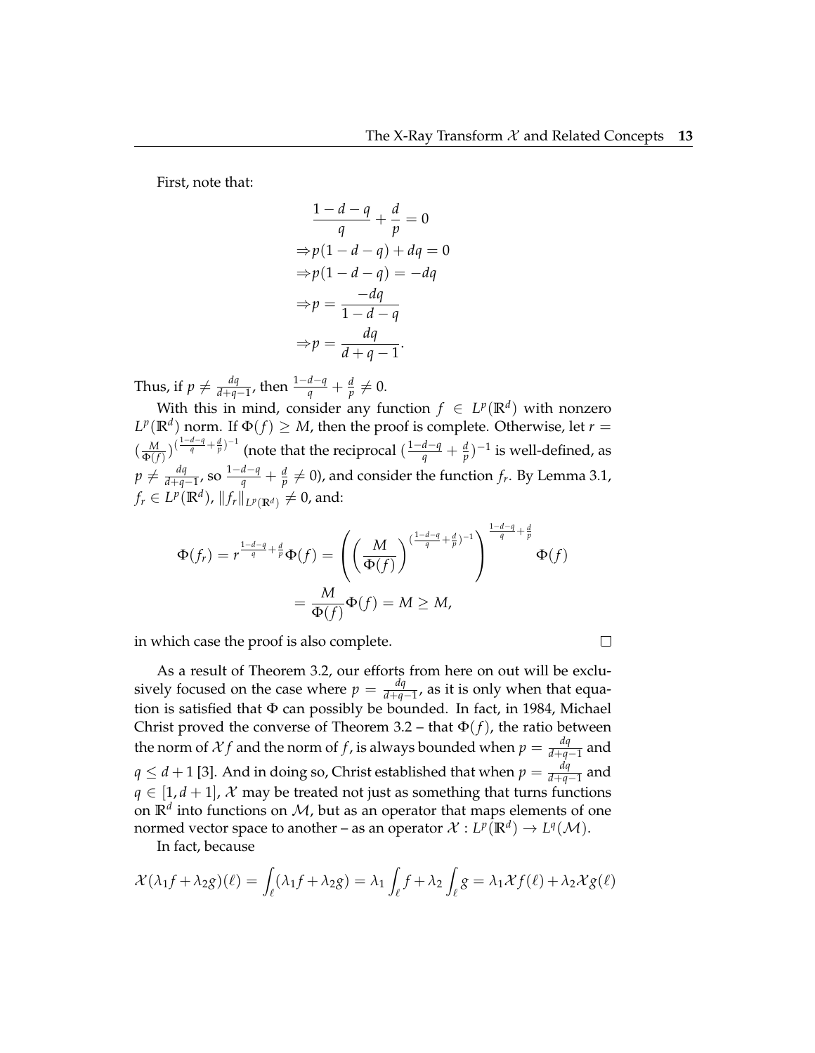First, note that:

$$
\begin{aligned}
&\frac{1-d-q}{q}+\frac{d}{p}=0\\
\Rightarrow &p(1-d-q)+dq=0\\
\Rightarrow &p(1-d-q)=-dq\\
\Rightarrow &p=\frac{-dq}{1-d-q}\\
\Rightarrow &p=\frac{dq}{d+q-1}.
\end{aligned}
$$

Thus, if $p \neq \frac{dq}{d+q-1}$, then $\frac{1-d-q}{q}+\frac{d}{p} \neq 0$.

With this in mind, consider any function $f \in L^p(\mathbb{R}^d)$ with nonzero $L^p(\mathbb{R}^d)$ norm. If $\Phi(f) \geq M$, then the proof is complete. Otherwise, let $r = (\frac{M}{\Phi(f)})^{(\frac{1-d-q}{q}+\frac{d}{p})^{-1}}$ (note that the reciprocal $(\frac{1-d-q}{q}+\frac{d}{p})^{-1}$ is well-defined, as $p \neq \frac{dq}{d+q-1}$, so $\frac{1-d-q}{q}+\frac{d}{p} \neq 0$), and consider the function $f_r$. By Lemma 3.1, $f_r \in L^p(\mathbb{R}^d)$, $\|f_r\|_{L^p(\mathbb{R}^d)} \neq 0$, and:

$$
\begin{aligned}
\Phi(f_r) = r^{\frac{1-d-q}{q}+\frac{d}{p}}\Phi(f) &= \left(\left(\frac{M}{\Phi(f)}\right)^{(\frac{1-d-q}{q}+\frac{d}{p})^{-1}}\right)^{\frac{1-d-q}{q}+\frac{d}{p}}\Phi(f)\\
&= \frac{M}{\Phi(f)}\Phi(f) = M \geq M,
\end{aligned}
$$

in which case the proof is also complete. $\square$

As a result of Theorem 3.2, our efforts from here on out will be exclusively focused on the case where $p = \frac{dq}{d+q-1}$, as it is only when that equation is satisfied that $\Phi$ can possibly be bounded. In fact, in 1984, Michael Christ proved the converse of Theorem 3.2 – that $\Phi(f)$, the ratio between the norm of $\mathcal{X}f$ and the norm of $f$, is always bounded when $p = \frac{dq}{d+q-1}$ and $q \leq d+1$ [3]. And in doing so, Christ established that when $p = \frac{dq}{d+q-1}$ and $q \in [1, d+1]$, $\mathcal{X}$ may be treated not just as something that turns functions on $\mathbb{R}^d$ into functions on $\mathcal{M}$, but as an operator that maps elements of one normed vector space to another – as an operator $\mathcal{X} : L^p(\mathbb{R}^d) \to L^q(\mathcal{M})$.

In fact, because

$$
\mathcal{X}(\lambda_1 f + \lambda_2 g)(\ell) = \int_\ell (\lambda_1 f + \lambda_2 g) = \lambda_1 \int_\ell f + \lambda_2 \int_\ell g = \lambda_1 \mathcal{X}f(\ell) + \lambda_2 \mathcal{X}g(\ell)
$$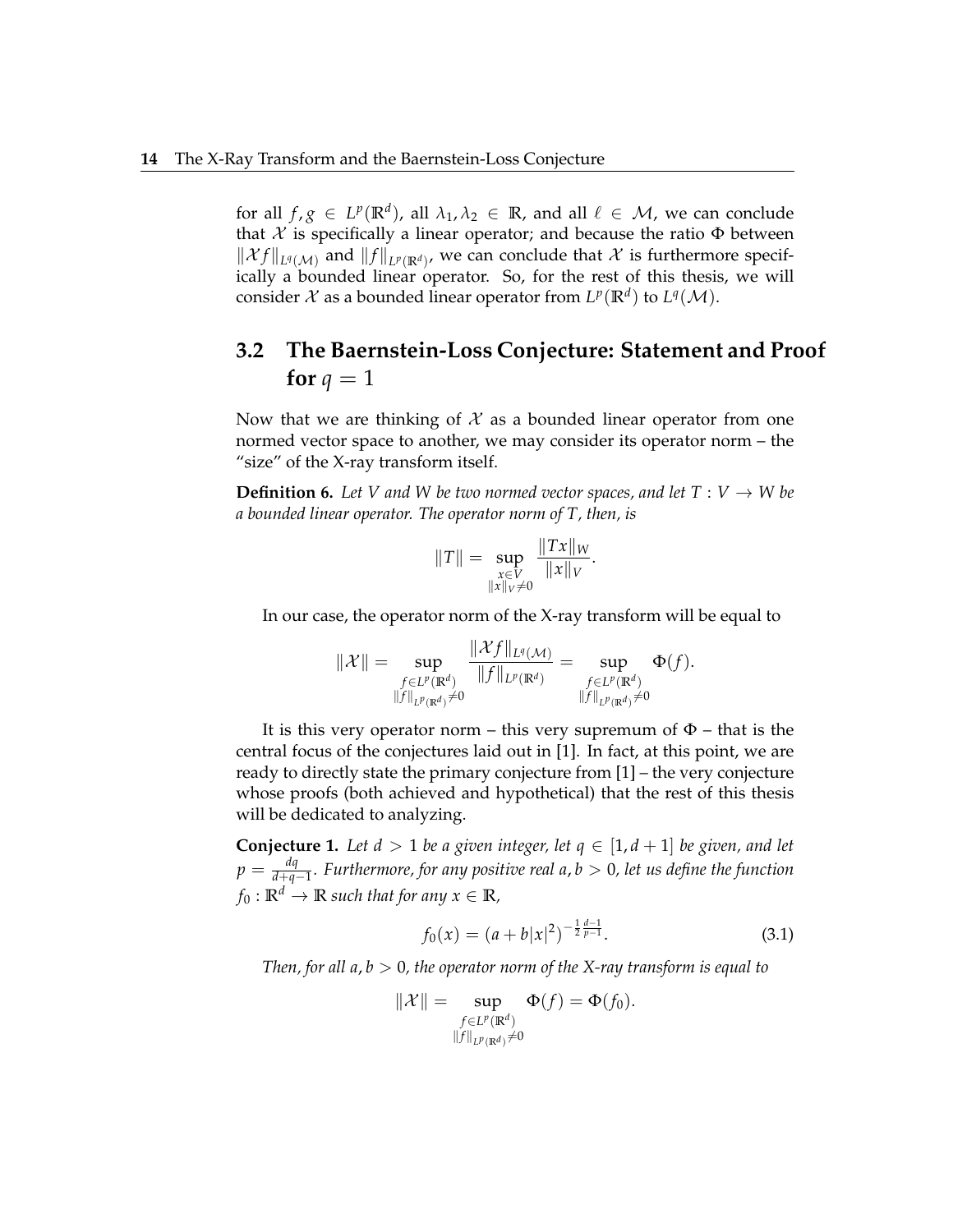for all $f, g \in L^p(\mathbb{R}^d)$, all $\lambda_1, \lambda_2 \in \mathbb{R}$, and all $\ell \in \mathcal{M}$, we can conclude that $\mathcal{X}$ is specifically a linear operator; and because the ratio $\Phi$ between $\|\mathcal{X}f\|_{L^q(\mathcal{M})}$ and $\|f\|_{L^p(\mathbb{R}^d)}$, we can conclude that $\mathcal{X}$ is furthermore specifically a bounded linear operator. So, for the rest of this thesis, we will consider $\mathcal{X}$ as a bounded linear operator from $L^p(\mathbb{R}^d)$ to $L^q(\mathcal{M})$.

## 3.2 The Baernstein-Loss Conjecture: Statement and Proof for $q = 1$

Now that we are thinking of $\mathcal{X}$ as a bounded linear operator from one normed vector space to another, we may consider its operator norm – the "size" of the X-ray transform itself.

**Definition 6.** *Let $V$ and $W$ be two normed vector spaces, and let $T : V \to W$ be a bounded linear operator. The operator norm of $T$, then, is*

$$\|T\| = \sup_{\substack{x \in V \\ \|x\|_V \neq 0}} \frac{\|Tx\|_W}{\|x\|_V}.$$

In our case, the operator norm of the X-ray transform will be equal to

$$\|\mathcal{X}\| = \sup_{\substack{f \in L^p(\mathbb{R}^d) \\ \|f\|_{L^p(\mathbb{R}^d)} \neq 0}} \frac{\|\mathcal{X}f\|_{L^q(\mathcal{M})}}{\|f\|_{L^p(\mathbb{R}^d)}} = \sup_{\substack{f \in L^p(\mathbb{R}^d) \\ \|f\|_{L^p(\mathbb{R}^d)} \neq 0}} \Phi(f).$$

It is this very operator norm – this very supremum of $\Phi$ – that is the central focus of the conjectures laid out in [1]. In fact, at this point, we are ready to directly state the primary conjecture from [1] – the very conjecture whose proofs (both achieved and hypothetical) that the rest of this thesis will be dedicated to analyzing.

**Conjecture 1.** *Let $d > 1$ be a given integer, let $q \in [1, d+1]$ be given, and let $p = \frac{dq}{d+q-1}$. Furthermore, for any positive real $a, b > 0$, let us define the function $f_0 : \mathbb{R}^d \to \mathbb{R}$ such that for any $x \in \mathbb{R}$,*

$$f_0(x) = (a + b|x|^2)^{-\frac{1}{2}\frac{d-1}{p-1}}. \tag{3.1}$$

*Then, for all $a, b > 0$, the operator norm of the X-ray transform is equal to*

$$\|\mathcal{X}\| = \sup_{\substack{f \in L^p(\mathbb{R}^d) \\ \|f\|_{L^p(\mathbb{R}^d)} \neq 0}} \Phi(f) = \Phi(f_0).$$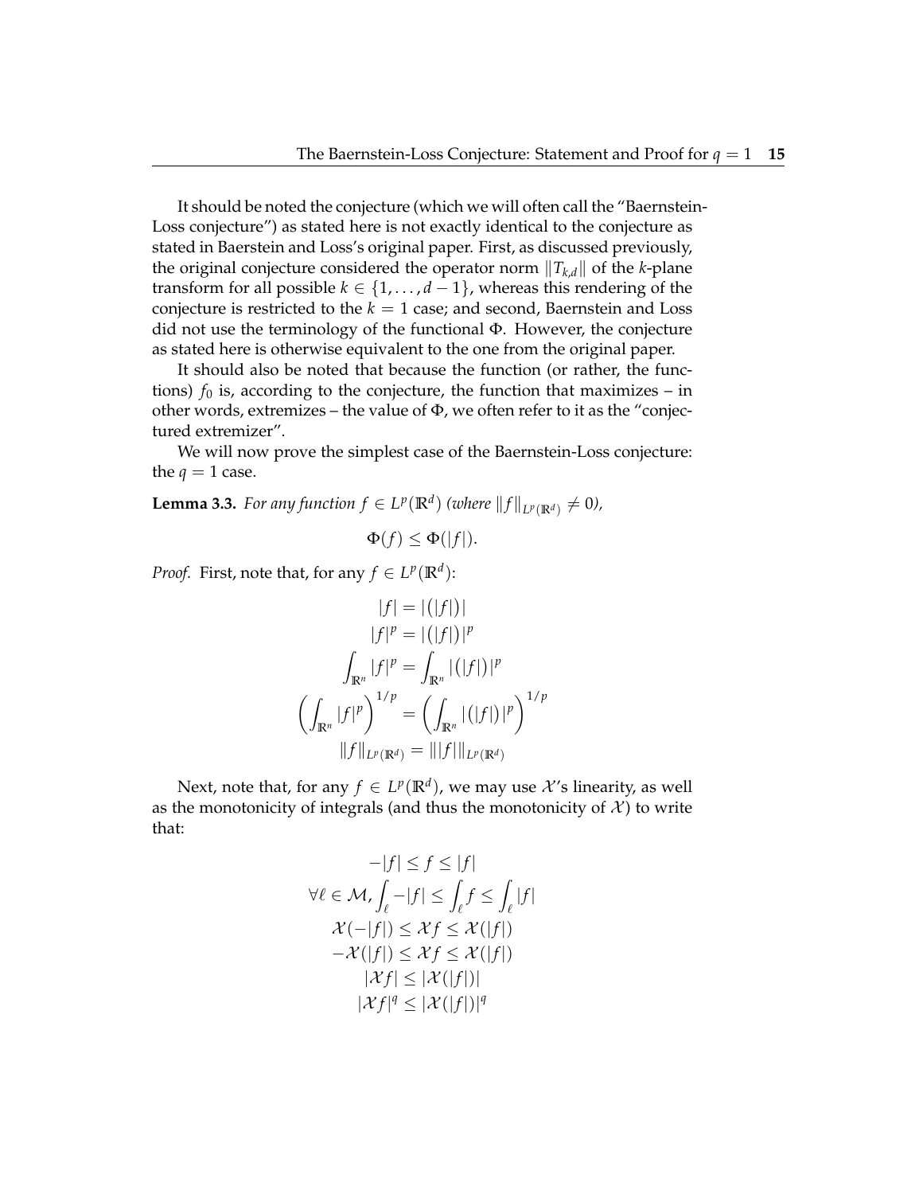It should be noted the conjecture (which we will often call the "Baernstein-Loss conjecture") as stated here is not exactly identical to the conjecture as stated in Baerstein and Loss's original paper. First, as discussed previously, the original conjecture considered the operator norm $\|T_{k,d}\|$ of the $k$-plane transform for all possible $k \in \{1, \ldots, d-1\}$, whereas this rendering of the conjecture is restricted to the $k = 1$ case; and second, Baernstein and Loss did not use the terminology of the functional $\Phi$. However, the conjecture as stated here is otherwise equivalent to the one from the original paper.

It should also be noted that because the function (or rather, the functions) $f_0$ is, according to the conjecture, the function that maximizes – in other words, extremizes – the value of $\Phi$, we often refer to it as the "conjectured extremizer".

We will now prove the simplest case of the Baernstein-Loss conjecture: the $q = 1$ case.

**Lemma 3.3.** *For any function $f \in L^p(\mathbb{R}^d)$ (where $\|f\|_{L^p(\mathbb{R}^d)} \neq 0$),*

$$\Phi(f) \leq \Phi(|f|).$$

*Proof.* First, note that, for any $f \in L^p(\mathbb{R}^d)$:

$$|f| = |(|f|)|$$
$$|f|^p = |(|f|)|^p$$
$$\int_{\mathbb{R}^n} |f|^p = \int_{\mathbb{R}^n} |(|f|)|^p$$
$$\left(\int_{\mathbb{R}^n} |f|^p\right)^{1/p} = \left(\int_{\mathbb{R}^n} |(|f|)|^p\right)^{1/p}$$
$$\|f\|_{L^p(\mathbb{R}^d)} = \||f|\|_{L^p(\mathbb{R}^d)}$$

Next, note that, for any $f \in L^p(\mathbb{R}^d)$, we may use $\mathcal{X}$'s linearity, as well as the monotonicity of integrals (and thus the monotonicity of $\mathcal{X}$) to write that:

$$-|f| \leq f \leq |f|$$
$$\forall \ell \in \mathcal{M}, \int_{\ell} -|f| \leq \int_{\ell} f \leq \int_{\ell} |f|$$
$$\mathcal{X}(-|f|) \leq \mathcal{X}f \leq \mathcal{X}(|f|)$$
$$-\mathcal{X}(|f|) \leq \mathcal{X}f \leq \mathcal{X}(|f|)$$
$$|\mathcal{X}f| \leq |\mathcal{X}(|f|)|$$
$$|\mathcal{X}f|^q \leq |\mathcal{X}(|f|)|^q$$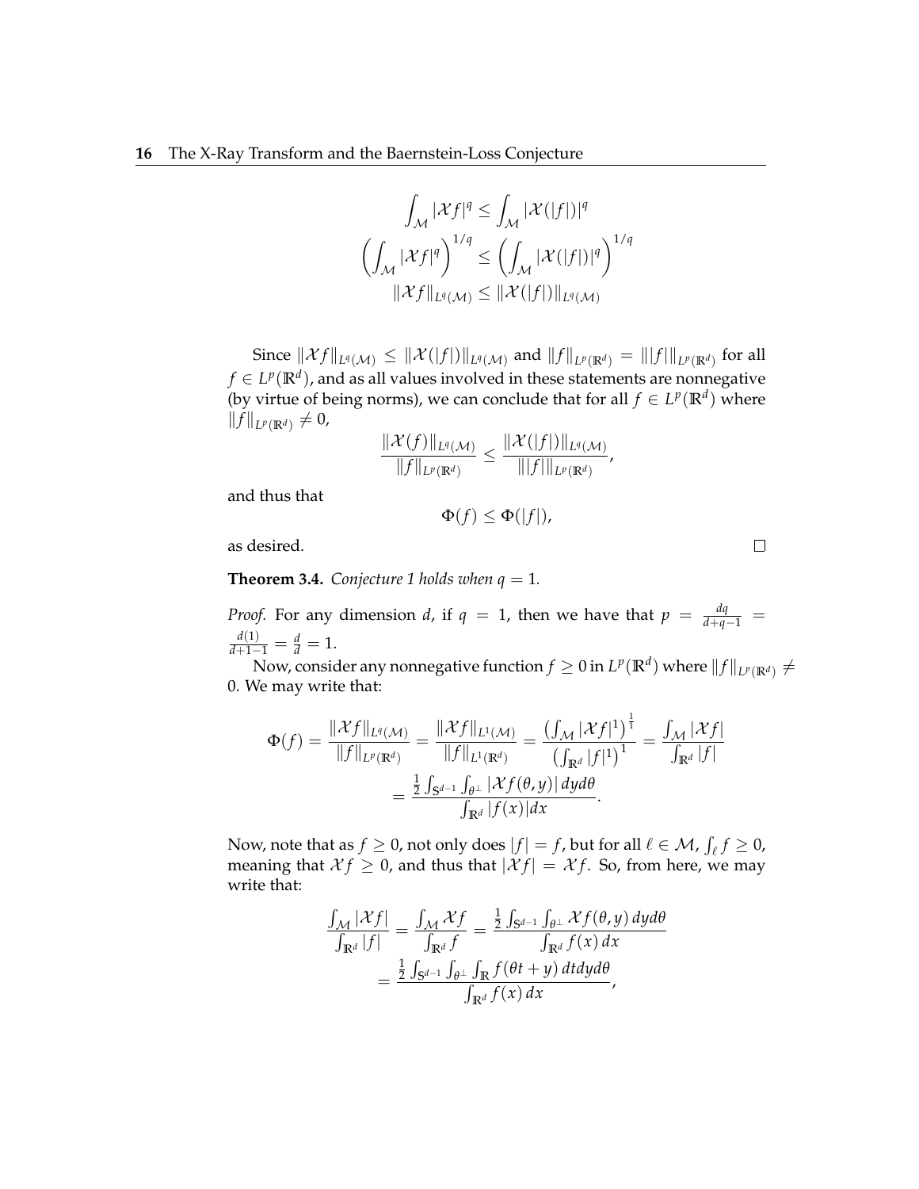$$\int_{\mathcal{M}} |\mathcal{X}f|^q \leq \int_{\mathcal{M}} |\mathcal{X}(|f|)|^q$$

$$\left(\int_{\mathcal{M}} |\mathcal{X}f|^q\right)^{1/q} \leq \left(\int_{\mathcal{M}} |\mathcal{X}(|f|)|^q\right)^{1/q}$$

$$\|\mathcal{X}f\|_{L^q(\mathcal{M})} \leq \|\mathcal{X}(|f|)\|_{L^q(\mathcal{M})}$$

Since $\|\mathcal{X}f\|_{L^q(\mathcal{M})} \leq \|\mathcal{X}(|f|)\|_{L^q(\mathcal{M})}$ and $\|f\|_{L^p(\mathbb{R}^d)} = \||f|\|_{L^p(\mathbb{R}^d)}$ for all $f \in L^p(\mathbb{R}^d)$, and as all values involved in these statements are nonnegative (by virtue of being norms), we can conclude that for all $f \in L^p(\mathbb{R}^d)$ where $\|f\|_{L^p(\mathbb{R}^d)} \neq 0$,

$$\frac{\|\mathcal{X}(f)\|_{L^q(\mathcal{M})}}{\|f\|_{L^p(\mathbb{R}^d)}} \leq \frac{\|\mathcal{X}(|f|)\|_{L^q(\mathcal{M})}}{\||f|\|_{L^p(\mathbb{R}^d)}},$$

and thus that

$$\Phi(f) \leq \Phi(|f|),$$

as desired. □

**Theorem 3.4.** *Conjecture 1 holds when $q = 1$.*

*Proof.* For any dimension $d$, if $q = 1$, then we have that $p = \frac{dq}{d+q-1} = \frac{d(1)}{d+1-1} = \frac{d}{d} = 1$.

Now, consider any nonnegative function $f \geq 0$ in $L^p(\mathbb{R}^d)$ where $\|f\|_{L^p(\mathbb{R}^d)} \neq 0$. We may write that:

$$\Phi(f) = \frac{\|\mathcal{X}f\|_{L^q(\mathcal{M})}}{\|f\|_{L^p(\mathbb{R}^d)}} = \frac{\|\mathcal{X}f\|_{L^1(\mathcal{M})}}{\|f\|_{L^1(\mathbb{R}^d)}} = \frac{\left(\int_{\mathcal{M}} |\mathcal{X}f|^1\right)^{\frac{1}{1}}}{\left(\int_{\mathbb{R}^d} |f|^1\right)^1} = \frac{\int_{\mathcal{M}} |\mathcal{X}f|}{\int_{\mathbb{R}^d} |f|}$$
$$= \frac{\frac{1}{2}\int_{\mathbb{S}^{d-1}} \int_{\theta^\perp} |\mathcal{X}f(\theta, y)|\, dy d\theta}{\int_{\mathbb{R}^d} |f(x)| dx}.$$

Now, note that as $f \geq 0$, not only does $|f| = f$, but for all $\ell \in \mathcal{M}$, $\int_\ell f \geq 0$, meaning that $\mathcal{X}f \geq 0$, and thus that $|\mathcal{X}f| = \mathcal{X}f$. So, from here, we may write that:

$$\frac{\int_{\mathcal{M}} |\mathcal{X}f|}{\int_{\mathbb{R}^d} |f|} = \frac{\int_{\mathcal{M}} \mathcal{X}f}{\int_{\mathbb{R}^d} f} = \frac{\frac{1}{2}\int_{\mathbb{S}^{d-1}} \int_{\theta^\perp} \mathcal{X}f(\theta, y)\, dy d\theta}{\int_{\mathbb{R}^d} f(x)\, dx}$$
$$= \frac{\frac{1}{2}\int_{\mathbb{S}^{d-1}} \int_{\theta^\perp} \int_{\mathbb{R}} f(\theta t + y)\, dt dy d\theta}{\int_{\mathbb{R}^d} f(x)\, dx},$$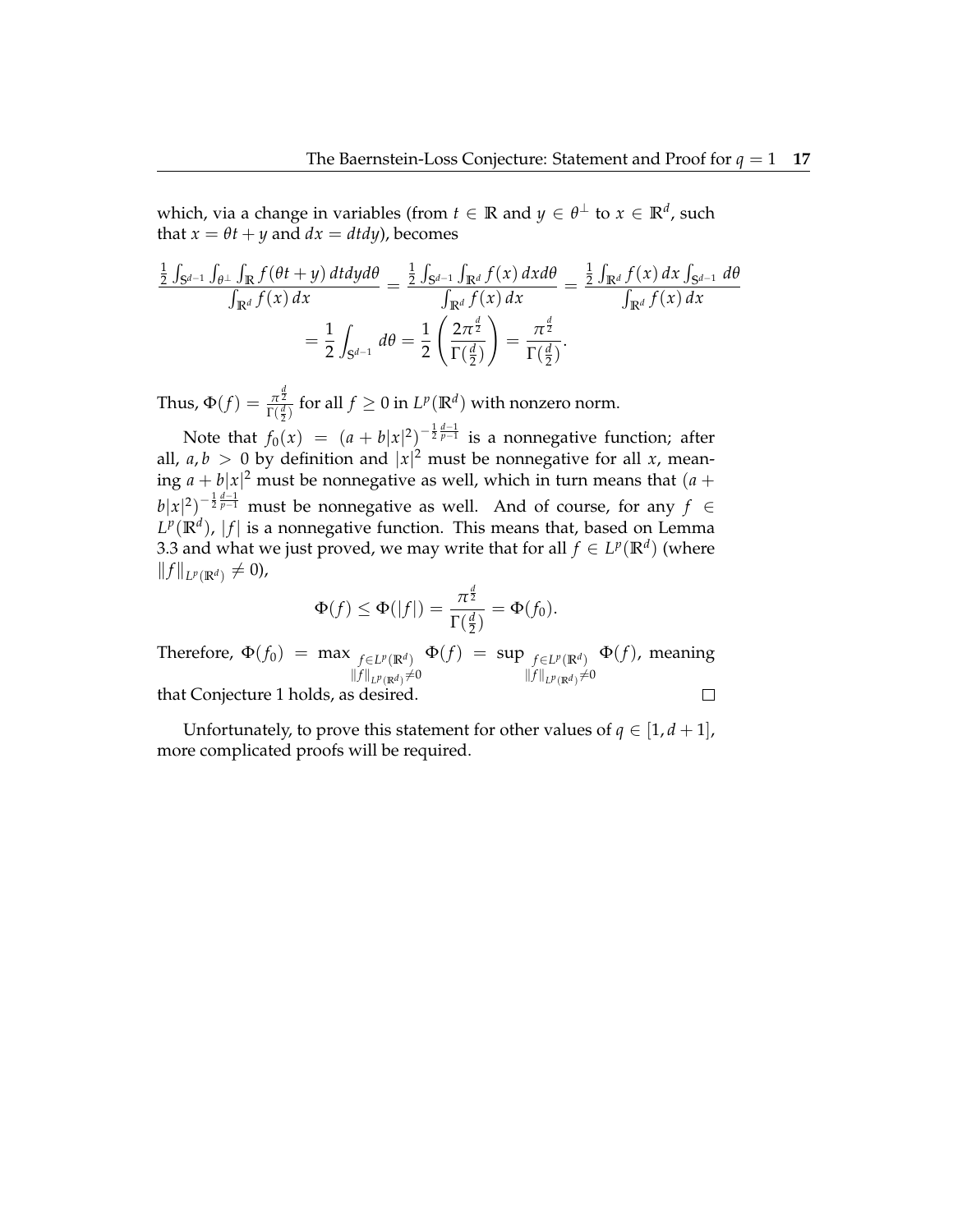which, via a change in variables (from $t \in \mathbb{R}$ and $y \in \theta^{\perp}$ to $x \in \mathbb{R}^d$, such that $x = \theta t + y$ and $dx = dtdy$), becomes

$$\frac{\frac{1}{2}\int_{\mathbb{S}^{d-1}}\int_{\theta^{\perp}}\int_{\mathbb{R}} f(\theta t + y)\, dtdyd\theta}{\int_{\mathbb{R}^d} f(x)\, dx} = \frac{\frac{1}{2}\int_{\mathbb{S}^{d-1}}\int_{\mathbb{R}^d} f(x)\, dxd\theta}{\int_{\mathbb{R}^d} f(x)\, dx} = \frac{\frac{1}{2}\int_{\mathbb{R}^d} f(x)\, dx \int_{\mathbb{S}^{d-1}}\, d\theta}{\int_{\mathbb{R}^d} f(x)\, dx}$$

$$= \frac{1}{2}\int_{\mathbb{S}^{d-1}} d\theta = \frac{1}{2}\left(\frac{2\pi^{\frac{d}{2}}}{\Gamma(\frac{d}{2})}\right) = \frac{\pi^{\frac{d}{2}}}{\Gamma(\frac{d}{2})}.$$

Thus, $\Phi(f) = \frac{\pi^{\frac{d}{2}}}{\Gamma(\frac{d}{2})}$ for all $f \geq 0$ in $L^p(\mathbb{R}^d)$ with nonzero norm.

Note that $f_0(x) = (a + b|x|^2)^{-\frac{1}{2}\frac{d-1}{p-1}}$ is a nonnegative function; after all, $a, b > 0$ by definition and $|x|^2$ must be nonnegative for all $x$, meaning $a + b|x|^2$ must be nonnegative as well, which in turn means that $(a + b|x|^2)^{-\frac{1}{2}\frac{d-1}{p-1}}$ must be nonnegative as well. And of course, for any $f \in L^p(\mathbb{R}^d)$, $|f|$ is a nonnegative function. This means that, based on Lemma 3.3 and what we just proved, we may write that for all $f \in L^p(\mathbb{R}^d)$ (where $\|f\|_{L^p(\mathbb{R}^d)} \neq 0$),

$$\Phi(f) \leq \Phi(|f|) = \frac{\pi^{\frac{d}{2}}}{\Gamma(\frac{d}{2})} = \Phi(f_0).$$

Therefore, $\Phi(f_0) = \max_{\substack{f \in L^p(\mathbb{R}^d) \\ \|f\|_{L^p(\mathbb{R}^d)} \neq 0}} \Phi(f) = \sup_{\substack{f \in L^p(\mathbb{R}^d) \\ \|f\|_{L^p(\mathbb{R}^d)} \neq 0}} \Phi(f)$, meaning that Conjecture 1 holds, as desired. □

Unfortunately, to prove this statement for other values of $q \in [1, d+1]$, more complicated proofs will be required.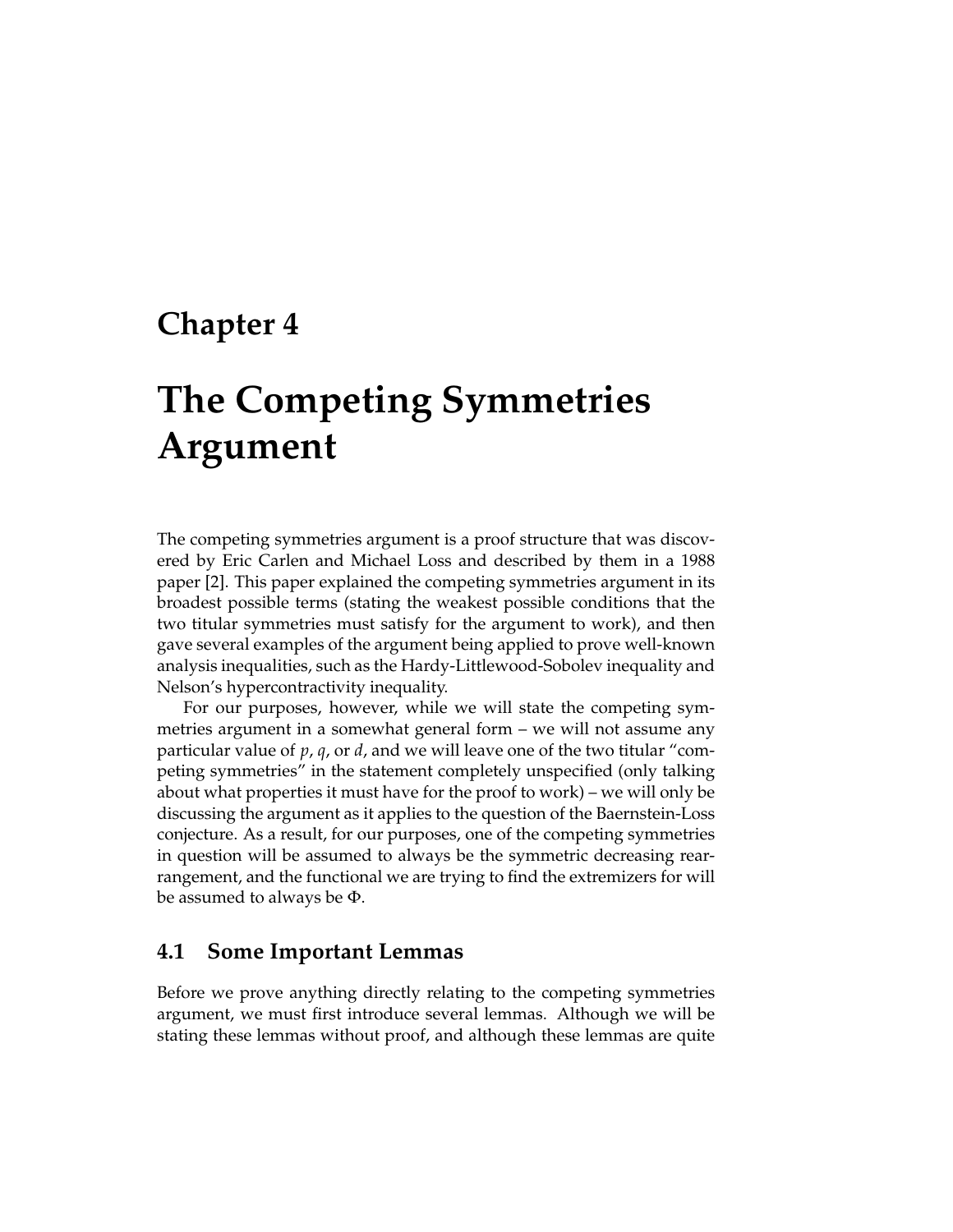# Chapter 4

# The Competing Symmetries Argument

The competing symmetries argument is a proof structure that was discovered by Eric Carlen and Michael Loss and described by them in a 1988 paper [2]. This paper explained the competing symmetries argument in its broadest possible terms (stating the weakest possible conditions that the two titular symmetries must satisfy for the argument to work), and then gave several examples of the argument being applied to prove well-known analysis inequalities, such as the Hardy-Littlewood-Sobolev inequality and Nelson's hypercontractivity inequality.

For our purposes, however, while we will state the competing symmetries argument in a somewhat general form – we will not assume any particular value of $p$, $q$, or $d$, and we will leave one of the two titular "competing symmetries" in the statement completely unspecified (only talking about what properties it must have for the proof to work) – we will only be discussing the argument as it applies to the question of the Baernstein-Loss conjecture. As a result, for our purposes, one of the competing symmetries in question will be assumed to always be the symmetric decreasing rearrangement, and the functional we are trying to find the extremizers for will be assumed to always be $\Phi$.

## 4.1 Some Important Lemmas

Before we prove anything directly relating to the competing symmetries argument, we must first introduce several lemmas. Although we will be stating these lemmas without proof, and although these lemmas are quite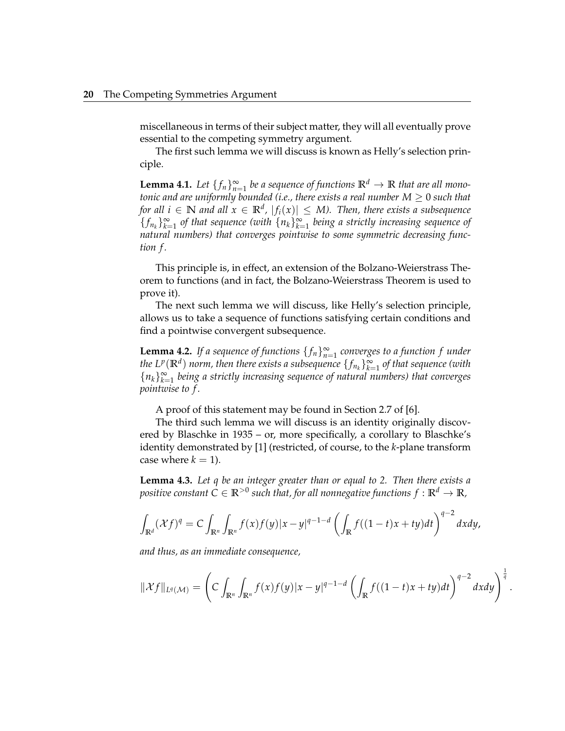miscellaneous in terms of their subject matter, they will all eventually prove essential to the competing symmetry argument.

The first such lemma we will discuss is known as Helly's selection principle.

**Lemma 4.1.** *Let $\{f_n\}_{n=1}^{\infty}$ be a sequence of functions $\mathbb{R}^d \to \mathbb{R}$ that are all monotonic and are uniformly bounded (i.e., there exists a real number $M \geq 0$ such that for all $i \in \mathbb{N}$ and all $x \in \mathbb{R}^d$, $|f_i(x)| \leq M$). Then, there exists a subsequence $\{f_{n_k}\}_{k=1}^{\infty}$ of that sequence (with $\{n_k\}_{k=1}^{\infty}$ being a strictly increasing sequence of natural numbers) that converges pointwise to some symmetric decreasing function $f$.*

This principle is, in effect, an extension of the Bolzano-Weierstrass Theorem to functions (and in fact, the Bolzano-Weierstrass Theorem is used to prove it).

The next such lemma we will discuss, like Helly's selection principle, allows us to take a sequence of functions satisfying certain conditions and find a pointwise convergent subsequence.

**Lemma 4.2.** *If a sequence of functions $\{f_n\}_{n=1}^{\infty}$ converges to a function $f$ under the $L^p(\mathbb{R}^d)$ norm, then there exists a subsequence $\{f_{n_k}\}_{k=1}^{\infty}$ of that sequence (with $\{n_k\}_{k=1}^{\infty}$ being a strictly increasing sequence of natural numbers) that converges pointwise to $f$.*

A proof of this statement may be found in Section 2.7 of [6].

The third such lemma we will discuss is an identity originally discovered by Blaschke in 1935 – or, more specifically, a corollary to Blaschke's identity demonstrated by [1] (restricted, of course, to the $k$-plane transform case where $k = 1$).

**Lemma 4.3.** *Let $q$ be an integer greater than or equal to 2. Then there exists a positive constant $C \in \mathbb{R}^{>0}$ such that, for all nonnegative functions $f : \mathbb{R}^d \to \mathbb{R}$,*

$$\int_{\mathbb{R}^d} (\mathcal{X}f)^q = C \int_{\mathbb{R}^n} \int_{\mathbb{R}^n} f(x)f(y)|x-y|^{q-1-d} \left( \int_{\mathbb{R}} f((1-t)x + ty)dt \right)^{q-2} dxdy,$$

*and thus, as an immediate consequence,*

$$\|\mathcal{X}f\|_{L^q(\mathcal{M})} = \left( C \int_{\mathbb{R}^n} \int_{\mathbb{R}^n} f(x)f(y)|x-y|^{q-1-d} \left( \int_{\mathbb{R}} f((1-t)x + ty)dt \right)^{q-2} dxdy \right)^{\frac{1}{q}}.$$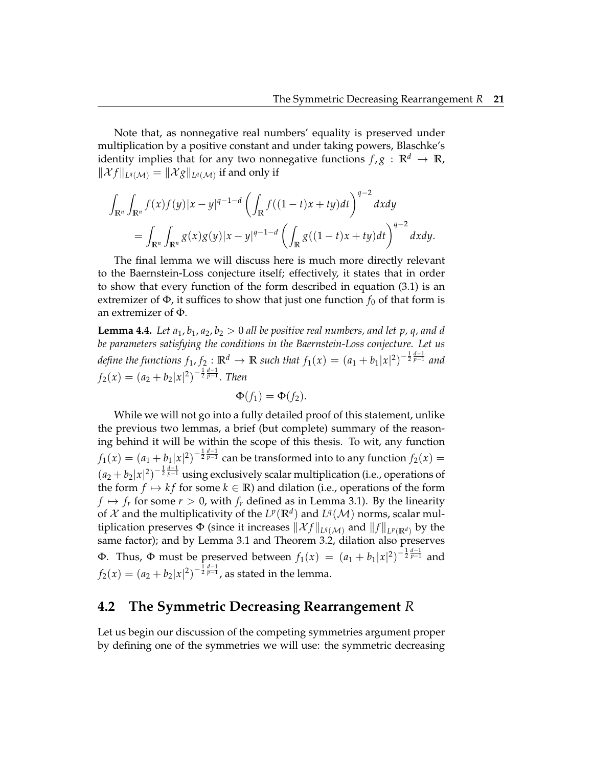Note that, as nonnegative real numbers' equality is preserved under multiplication by a positive constant and under taking powers, Blaschke's identity implies that for any two nonnegative functions $f, g : \mathbb{R}^d \to \mathbb{R}$, $\|\mathcal{X}f\|_{L^q(\mathcal{M})} = \|\mathcal{X}g\|_{L^q(\mathcal{M})}$ if and only if

$$\int_{\mathbb{R}^n}\int_{\mathbb{R}^n} f(x)f(y)|x-y|^{q-1-d}\left(\int_{\mathbb{R}} f((1-t)x+ty)dt\right)^{q-2} dxdy$$
$$= \int_{\mathbb{R}^n}\int_{\mathbb{R}^n} g(x)g(y)|x-y|^{q-1-d}\left(\int_{\mathbb{R}} g((1-t)x+ty)dt\right)^{q-2} dxdy.$$

The final lemma we will discuss here is much more directly relevant to the Baernstein-Loss conjecture itself; effectively, it states that in order to show that every function of the form described in equation (3.1) is an extremizer of $\Phi$, it suffices to show that just one function $f_0$ of that form is an extremizer of $\Phi$.

**Lemma 4.4.** *Let $a_1, b_1, a_2, b_2 > 0$ all be positive real numbers, and let $p$, $q$, and $d$ be parameters satisfying the conditions in the Baernstein-Loss conjecture. Let us define the functions $f_1, f_2 : \mathbb{R}^d \to \mathbb{R}$ such that $f_1(x) = (a_1 + b_1|x|^2)^{-\frac{1}{2}\frac{d-1}{p-1}}$ and $f_2(x) = (a_2 + b_2|x|^2)^{-\frac{1}{2}\frac{d-1}{p-1}}$. Then*

$$\Phi(f_1) = \Phi(f_2).$$

While we will not go into a fully detailed proof of this statement, unlike the previous two lemmas, a brief (but complete) summary of the reasoning behind it will be within the scope of this thesis. To wit, any function $f_1(x) = (a_1 + b_1|x|^2)^{-\frac{1}{2}\frac{d-1}{p-1}}$ can be transformed into to any function $f_2(x) = (a_2 + b_2|x|^2)^{-\frac{1}{2}\frac{d-1}{p-1}}$ using exclusively scalar multiplication (i.e., operations of the form $f \mapsto kf$ for some $k \in \mathbb{R}$) and dilation (i.e., operations of the form $f \mapsto f_r$ for some $r > 0$, with $f_r$ defined as in Lemma 3.1). By the linearity of $\mathcal{X}$ and the multiplicativity of the $L^p(\mathbb{R}^d)$ and $L^q(\mathcal{M})$ norms, scalar multiplication preserves $\Phi$ (since it increases $\|\mathcal{X}f\|_{L^q(\mathcal{M})}$ and $\|f\|_{L^p(\mathbb{R}^d)}$ by the same factor); and by Lemma 3.1 and Theorem 3.2, dilation also preserves $\Phi$. Thus, $\Phi$ must be preserved between $f_1(x) = (a_1 + b_1|x|^2)^{-\frac{1}{2}\frac{d-1}{p-1}}$ and $f_2(x) = (a_2 + b_2|x|^2)^{-\frac{1}{2}\frac{d-1}{p-1}}$, as stated in the lemma.

## 4.2 The Symmetric Decreasing Rearrangement $R$

Let us begin our discussion of the competing symmetries argument proper by defining one of the symmetries we will use: the symmetric decreasing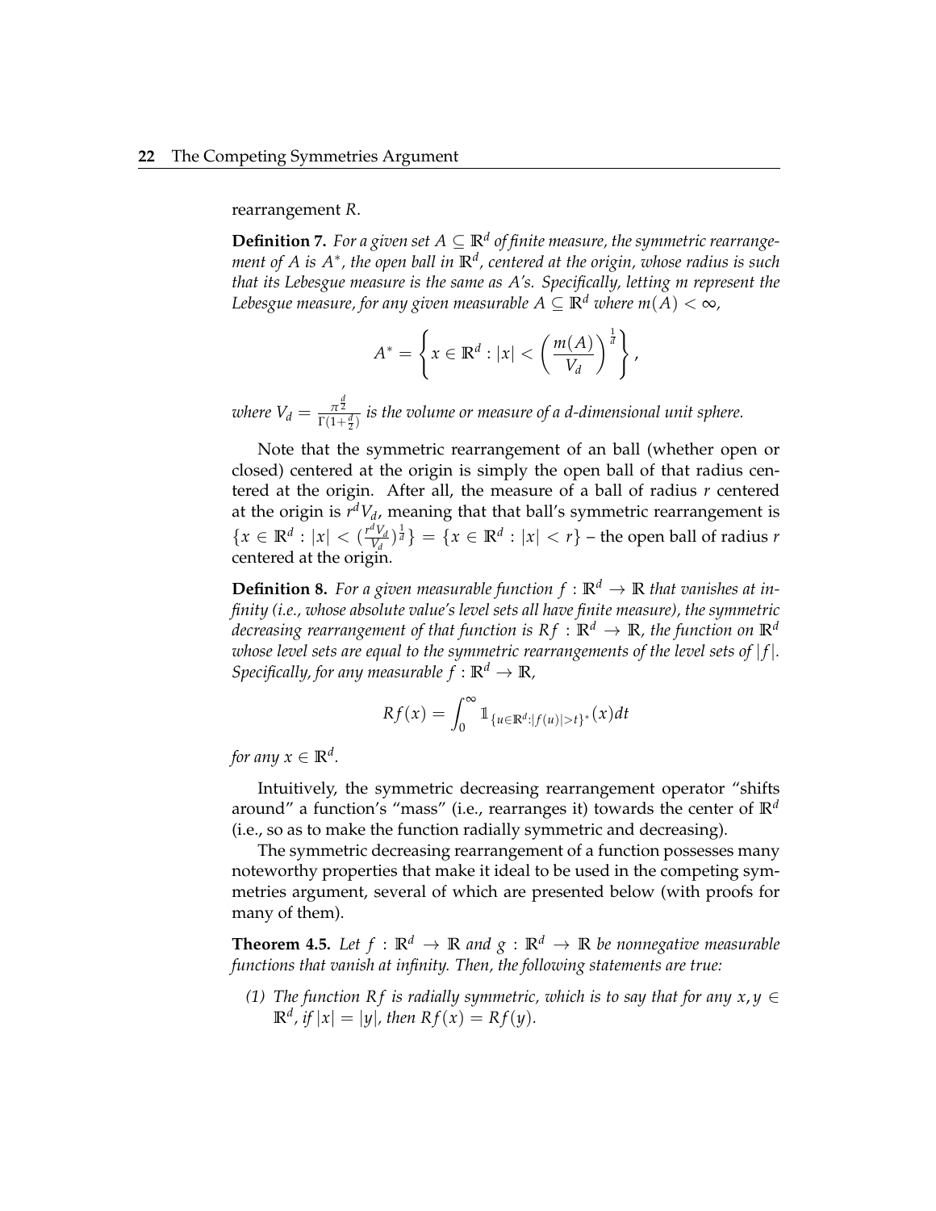rearrangement $R$.

**Definition 7.** *For a given set $A \subseteq \mathbb{R}^d$ of finite measure, the symmetric rearrangement of $A$ is $A^*$, the open ball in $\mathbb{R}^d$, centered at the origin, whose radius is such that its Lebesgue measure is the same as $A$'s. Specifically, letting $m$ represent the Lebesgue measure, for any given measurable $A \subseteq \mathbb{R}^d$ where $m(A) < \infty$,*

$$A^* = \left\{ x \in \mathbb{R}^d : |x| < \left( \frac{m(A)}{V_d} \right)^{\frac{1}{d}} \right\},$$

*where $V_d = \frac{\pi^{\frac{d}{2}}}{\Gamma(1+\frac{d}{2})}$ is the volume or measure of a $d$-dimensional unit sphere.*

Note that the symmetric rearrangement of an ball (whether open or closed) centered at the origin is simply the open ball of that radius centered at the origin. After all, the measure of a ball of radius $r$ centered at the origin is $r^d V_d$, meaning that that ball's symmetric rearrangement is $\{x \in \mathbb{R}^d : |x| < (\frac{r^d V_d}{V_d})^{\frac{1}{d}}\} = \{x \in \mathbb{R}^d : |x| < r\}$ – the open ball of radius $r$ centered at the origin.

**Definition 8.** *For a given measurable function $f : \mathbb{R}^d \to \mathbb{R}$ that vanishes at infinity (i.e., whose absolute value's level sets all have finite measure), the symmetric decreasing rearrangement of that function is $Rf : \mathbb{R}^d \to \mathbb{R}$, the function on $\mathbb{R}^d$ whose level sets are equal to the symmetric rearrangements of the level sets of $|f|$. Specifically, for any measurable $f : \mathbb{R}^d \to \mathbb{R}$,*

$$Rf(x) = \int_0^\infty \mathbb{1}_{\{u \in \mathbb{R}^d : |f(u)| > t\}^*}(x) dt$$

*for any $x \in \mathbb{R}^d$.*

Intuitively, the symmetric decreasing rearrangement operator "shifts around" a function's "mass" (i.e., rearranges it) towards the center of $\mathbb{R}^d$ (i.e., so as to make the function radially symmetric and decreasing).

The symmetric decreasing rearrangement of a function possesses many noteworthy properties that make it ideal to be used in the competing symmetries argument, several of which are presented below (with proofs for many of them).

**Theorem 4.5.** *Let $f : \mathbb{R}^d \to \mathbb{R}$ and $g : \mathbb{R}^d \to \mathbb{R}$ be nonnegative measurable functions that vanish at infinity. Then, the following statements are true:*

*(1) The function $Rf$ is radially symmetric, which is to say that for any $x, y \in \mathbb{R}^d$, if $|x| = |y|$, then $Rf(x) = Rf(y)$.*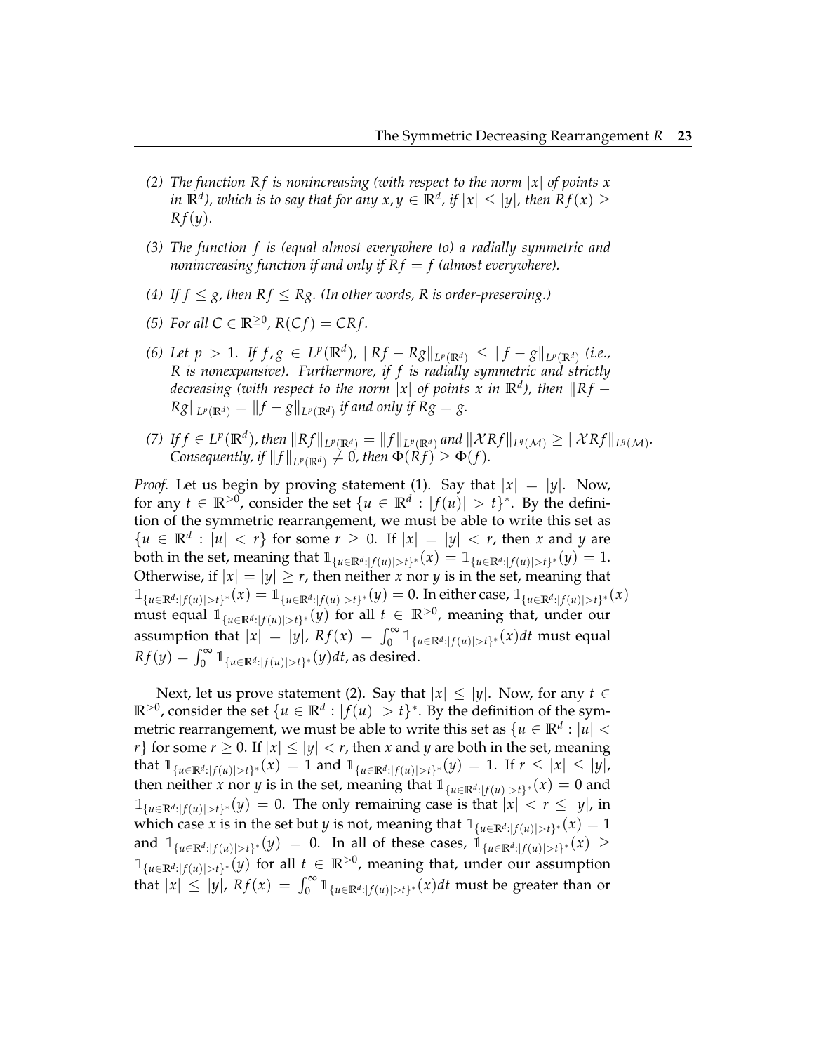*(2) The function $Rf$ is nonincreasing (with respect to the norm $|x|$ of points $x$ in $\mathbb{R}^d$), which is to say that for any $x, y \in \mathbb{R}^d$, if $|x| \leq |y|$, then $Rf(x) \geq Rf(y)$.*

*(3) The function $f$ is (equal almost everywhere to) a radially symmetric and nonincreasing function if and only if $Rf = f$ (almost everywhere).*

*(4) If $f \leq g$, then $Rf \leq Rg$. (In other words, $R$ is order-preserving.)*

*(5) For all $C \in \mathbb{R}^{\geq 0}$, $R(Cf) = CRf$.*

*(6) Let $p > 1$. If $f, g \in L^p(\mathbb{R}^d)$, $\|Rf - Rg\|_{L^p(\mathbb{R}^d)} \leq \|f - g\|_{L^p(\mathbb{R}^d)}$ (i.e., $R$ is nonexpansive). Furthermore, if $f$ is radially symmetric and strictly decreasing (with respect to the norm $|x|$ of points $x$ in $\mathbb{R}^d$), then $\|Rf - Rg\|_{L^p(\mathbb{R}^d)} = \|f - g\|_{L^p(\mathbb{R}^d)}$ if and only if $Rg = g$.*

*(7) If $f \in L^p(\mathbb{R}^d)$, then $\|Rf\|_{L^p(\mathbb{R}^d)} = \|f\|_{L^p(\mathbb{R}^d)}$ and $\|\mathcal{X}Rf\|_{L^q(\mathcal{M})} \geq \|\mathcal{X}Rf\|_{L^q(\mathcal{M})}$. Consequently, if $\|f\|_{L^p(\mathbb{R}^d)} \neq 0$, then $\Phi(Rf) \geq \Phi(f)$.*

*Proof.* Let us begin by proving statement (1). Say that $|x| = |y|$. Now, for any $t \in \mathbb{R}^{>0}$, consider the set $\{u \in \mathbb{R}^d : |f(u)| > t\}^*$. By the definition of the symmetric rearrangement, we must be able to write this set as $\{u \in \mathbb{R}^d : |u| < r\}$ for some $r \geq 0$. If $|x| = |y| < r$, then $x$ and $y$ are both in the set, meaning that $\mathbb{1}_{\{u \in \mathbb{R}^d : |f(u)| > t\}^*}(x) = \mathbb{1}_{\{u \in \mathbb{R}^d : |f(u)| > t\}^*}(y) = 1$. Otherwise, if $|x| = |y| \geq r$, then neither $x$ nor $y$ is in the set, meaning that $\mathbb{1}_{\{u \in \mathbb{R}^d : |f(u)| > t\}^*}(x) = \mathbb{1}_{\{u \in \mathbb{R}^d : |f(u)| > t\}^*}(y) = 0$. In either case, $\mathbb{1}_{\{u \in \mathbb{R}^d : |f(u)| > t\}^*}(x)$ must equal $\mathbb{1}_{\{u \in \mathbb{R}^d : |f(u)| > t\}^*}(y)$ for all $t \in \mathbb{R}^{>0}$, meaning that, under our assumption that $|x| = |y|$, $Rf(x) = \int_0^\infty \mathbb{1}_{\{u \in \mathbb{R}^d : |f(u)| > t\}^*}(x)dt$ must equal $Rf(y) = \int_0^\infty \mathbb{1}_{\{u \in \mathbb{R}^d : |f(u)| > t\}^*}(y)dt$, as desired.

Next, let us prove statement (2). Say that $|x| \leq |y|$. Now, for any $t \in \mathbb{R}^{>0}$, consider the set $\{u \in \mathbb{R}^d : |f(u)| > t\}^*$. By the definition of the symmetric rearrangement, we must be able to write this set as $\{u \in \mathbb{R}^d : |u| < r\}$ for some $r \geq 0$. If $|x| \leq |y| < r$, then $x$ and $y$ are both in the set, meaning that $\mathbb{1}_{\{u \in \mathbb{R}^d : |f(u)| > t\}^*}(x) = 1$ and $\mathbb{1}_{\{u \in \mathbb{R}^d : |f(u)| > t\}^*}(y) = 1$. If $r \leq |x| \leq |y|$, then neither $x$ nor $y$ is in the set, meaning that $\mathbb{1}_{\{u \in \mathbb{R}^d : |f(u)| > t\}^*}(x) = 0$ and $\mathbb{1}_{\{u \in \mathbb{R}^d : |f(u)| > t\}^*}(y) = 0$. The only remaining case is that $|x| < r \leq |y|$, in which case $x$ is in the set but $y$ is not, meaning that $\mathbb{1}_{\{u \in \mathbb{R}^d : |f(u)| > t\}^*}(x) = 1$ and $\mathbb{1}_{\{u \in \mathbb{R}^d : |f(u)| > t\}^*}(y) = 0$. In all of these cases, $\mathbb{1}_{\{u \in \mathbb{R}^d : |f(u)| > t\}^*}(x) \geq \mathbb{1}_{\{u \in \mathbb{R}^d : |f(u)| > t\}^*}(y)$ for all $t \in \mathbb{R}^{>0}$, meaning that, under our assumption that $|x| \leq |y|$, $Rf(x) = \int_0^\infty \mathbb{1}_{\{u \in \mathbb{R}^d : |f(u)| > t\}^*}(x)dt$ must be greater than or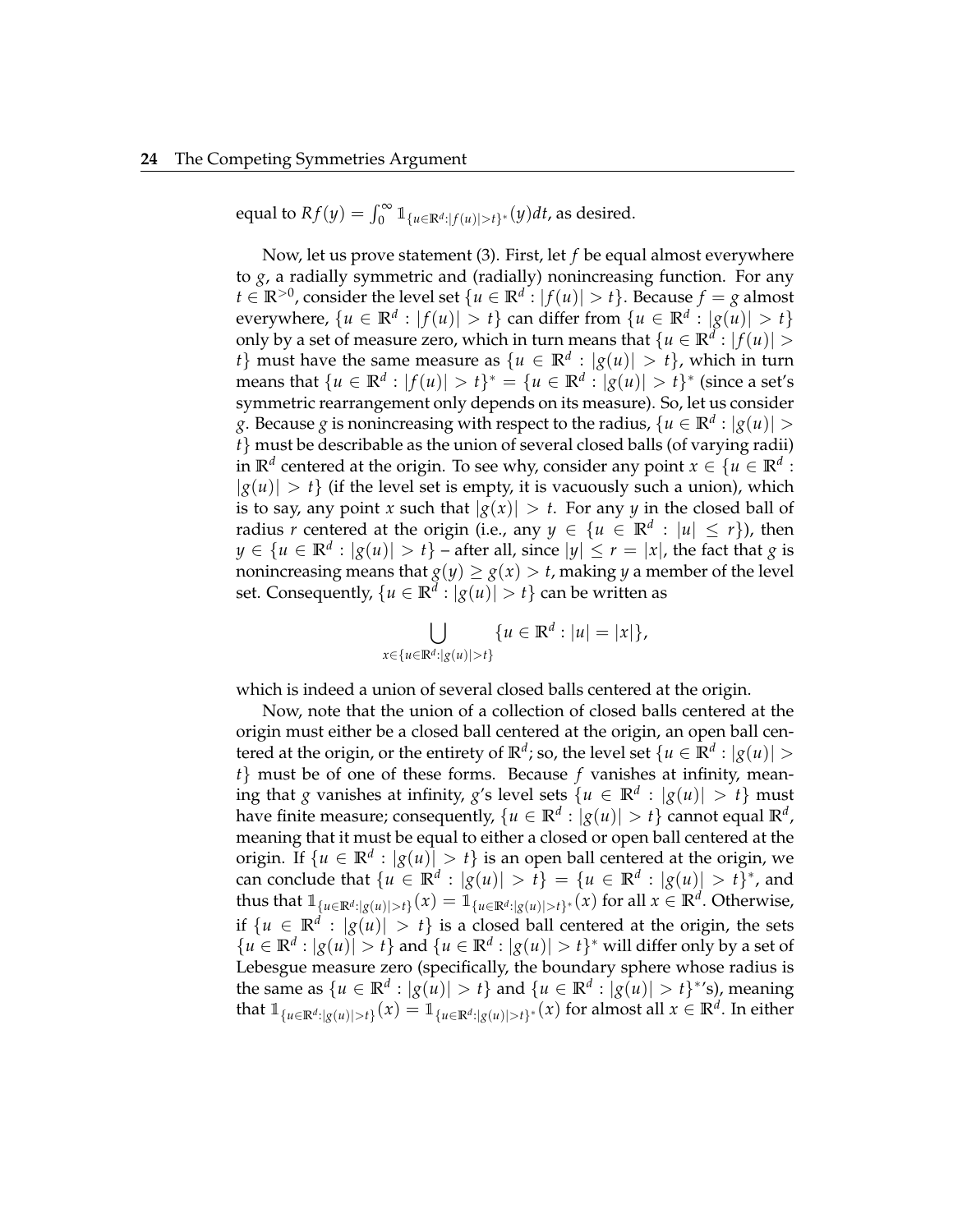equal to $Rf(y) = \int_0^\infty \mathbb{1}_{\{u \in \mathbb{R}^d : |f(u)| > t\}^*}(y) dt$, as desired.

Now, let us prove statement (3). First, let $f$ be equal almost everywhere to $g$, a radially symmetric and (radially) nonincreasing function. For any $t \in \mathbb{R}^{>0}$, consider the level set $\{u \in \mathbb{R}^d : |f(u)| > t\}$. Because $f = g$ almost everywhere, $\{u \in \mathbb{R}^d : |f(u)| > t\}$ can differ from $\{u \in \mathbb{R}^d : |g(u)| > t\}$ only by a set of measure zero, which in turn means that $\{u \in \mathbb{R}^d : |f(u)| > t\}$ must have the same measure as $\{u \in \mathbb{R}^d : |g(u)| > t\}$, which in turn means that $\{u \in \mathbb{R}^d : |f(u)| > t\}^* = \{u \in \mathbb{R}^d : |g(u)| > t\}^*$ (since a set's symmetric rearrangement only depends on its measure). So, let us consider $g$. Because $g$ is nonincreasing with respect to the radius, $\{u \in \mathbb{R}^d : |g(u)| > t\}$ must be describable as the union of several closed balls (of varying radii) in $\mathbb{R}^d$ centered at the origin. To see why, consider any point $x \in \{u \in \mathbb{R}^d : |g(u)| > t\}$ (if the level set is empty, it is vacuously such a union), which is to say, any point $x$ such that $|g(x)| > t$. For any $y$ in the closed ball of radius $r$ centered at the origin (i.e., any $y \in \{u \in \mathbb{R}^d : |u| \leq r\}$), then $y \in \{u \in \mathbb{R}^d : |g(u)| > t\}$ – after all, since $|y| \leq r = |x|$, the fact that $g$ is nonincreasing means that $g(y) \geq g(x) > t$, making $y$ a member of the level set. Consequently, $\{u \in \mathbb{R}^d : |g(u)| > t\}$ can be written as

$$\bigcup_{x \in \{u \in \mathbb{R}^d : |g(u)| > t\}} \{u \in \mathbb{R}^d : |u| = |x|\},$$

which is indeed a union of several closed balls centered at the origin.

Now, note that the union of a collection of closed balls centered at the origin must either be a closed ball centered at the origin, an open ball centered at the origin, or the entirety of $\mathbb{R}^d$; so, the level set $\{u \in \mathbb{R}^d : |g(u)| > t\}$ must be of one of these forms. Because $f$ vanishes at infinity, meaning that $g$ vanishes at infinity, $g$'s level sets $\{u \in \mathbb{R}^d : |g(u)| > t\}$ must have finite measure; consequently, $\{u \in \mathbb{R}^d : |g(u)| > t\}$ cannot equal $\mathbb{R}^d$, meaning that it must be equal to either a closed or open ball centered at the origin. If $\{u \in \mathbb{R}^d : |g(u)| > t\}$ is an open ball centered at the origin, we can conclude that $\{u \in \mathbb{R}^d : |g(u)| > t\} = \{u \in \mathbb{R}^d : |g(u)| > t\}^*$, and thus that $\mathbb{1}_{\{u \in \mathbb{R}^d : |g(u)| > t\}}(x) = \mathbb{1}_{\{u \in \mathbb{R}^d : |g(u)| > t\}^*}(x)$ for all $x \in \mathbb{R}^d$. Otherwise, if $\{u \in \mathbb{R}^d : |g(u)| > t\}$ is a closed ball centered at the origin, the sets $\{u \in \mathbb{R}^d : |g(u)| > t\}$ and $\{u \in \mathbb{R}^d : |g(u)| > t\}^*$ will differ only by a set of Lebesgue measure zero (specifically, the boundary sphere whose radius is the same as $\{u \in \mathbb{R}^d : |g(u)| > t\}$ and $\{u \in \mathbb{R}^d : |g(u)| > t\}^*$'s), meaning that $\mathbb{1}_{\{u \in \mathbb{R}^d : |g(u)| > t\}}(x) = \mathbb{1}_{\{u \in \mathbb{R}^d : |g(u)| > t\}^*}(x)$ for almost all $x \in \mathbb{R}^d$. In either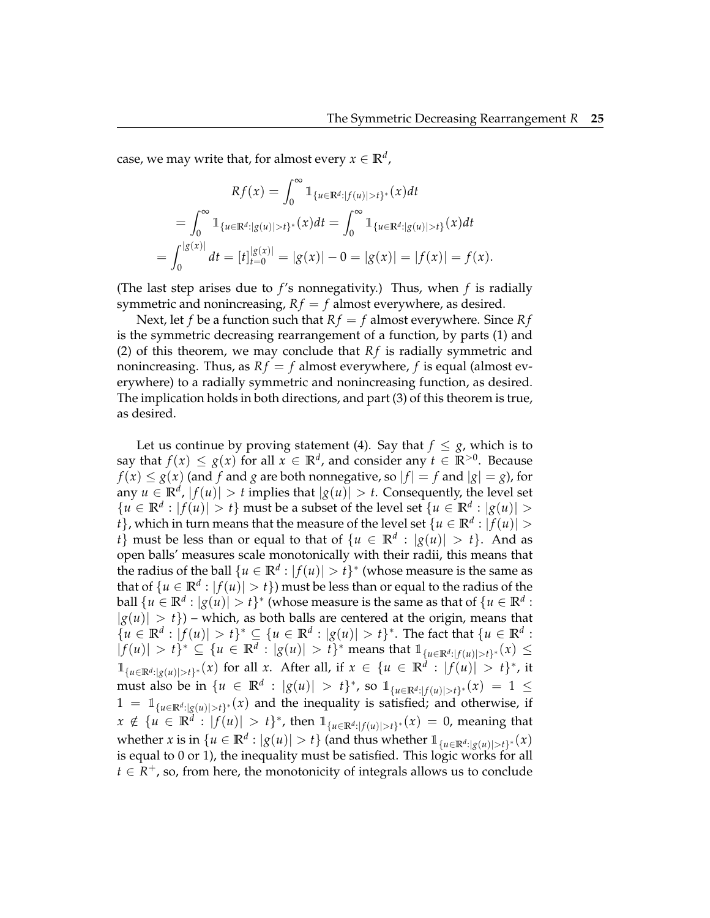case, we may write that, for almost every $x \in \mathbb{R}^d$,

$$
\begin{gathered}
Rf(x) = \int_0^\infty \mathbb{1}_{\{u \in \mathbb{R}^d : |f(u)| > t\}^*}(x) dt \\
= \int_0^\infty \mathbb{1}_{\{u \in \mathbb{R}^d : |g(u)| > t\}^*}(x) dt = \int_0^\infty \mathbb{1}_{\{u \in \mathbb{R}^d : |g(u)| > t\}}(x) dt \\
= \int_0^{|g(x)|} dt = [t]_{t=0}^{|g(x)|} = |g(x)| - 0 = |g(x)| = |f(x)| = f(x).
\end{gathered}
$$

(The last step arises due to $f$'s nonnegativity.) Thus, when $f$ is radially symmetric and nonincreasing, $Rf = f$ almost everywhere, as desired.

Next, let $f$ be a function such that $Rf = f$ almost everywhere. Since $Rf$ is the symmetric decreasing rearrangement of a function, by parts (1) and (2) of this theorem, we may conclude that $Rf$ is radially symmetric and nonincreasing. Thus, as $Rf = f$ almost everywhere, $f$ is equal (almost everywhere) to a radially symmetric and nonincreasing function, as desired. The implication holds in both directions, and part (3) of this theorem is true, as desired.

Let us continue by proving statement (4). Say that $f \leq g$, which is to say that $f(x) \leq g(x)$ for all $x \in \mathbb{R}^d$, and consider any $t \in \mathbb{R}^{>0}$. Because $f(x) \leq g(x)$ (and $f$ and $g$ are both nonnegative, so $|f| = f$ and $|g| = g$), for any $u \in \mathbb{R}^d$, $|f(u)| > t$ implies that $|g(u)| > t$. Consequently, the level set $\{u \in \mathbb{R}^d : |f(u)| > t\}$ must be a subset of the level set $\{u \in \mathbb{R}^d : |g(u)| > t\}$, which in turn means that the measure of the level set $\{u \in \mathbb{R}^d : |f(u)| > t\}$ must be less than or equal to that of $\{u \in \mathbb{R}^d : |g(u)| > t\}$. And as open balls' measures scale monotonically with their radii, this means that the radius of the ball $\{u \in \mathbb{R}^d : |f(u)| > t\}^*$ (whose measure is the same as that of $\{u \in \mathbb{R}^d : |f(u)| > t\}$) must be less than or equal to the radius of the ball $\{u \in \mathbb{R}^d : |g(u)| > t\}^*$ (whose measure is the same as that of $\{u \in \mathbb{R}^d : |g(u)| > t\}$) – which, as both balls are centered at the origin, means that $\{u \in \mathbb{R}^d : |f(u)| > t\}^* \subseteq \{u \in \mathbb{R}^d : |g(u)| > t\}^*$. The fact that $\{u \in \mathbb{R}^d : |f(u)| > t\}^* \subseteq \{u \in \mathbb{R}^d : |g(u)| > t\}^*$ means that $\mathbb{1}_{\{u \in \mathbb{R}^d : |f(u)| > t\}^*}(x) \leq \mathbb{1}_{\{u \in \mathbb{R}^d : |g(u)| > t\}^*}(x)$ for all $x$. After all, if $x \in \{u \in \mathbb{R}^d : |f(u)| > t\}^*$, it must also be in $\{u \in \mathbb{R}^d : |g(u)| > t\}^*$, so $\mathbb{1}_{\{u \in \mathbb{R}^d : |f(u)| > t\}^*}(x) = 1 \leq 1 = \mathbb{1}_{\{u \in \mathbb{R}^d : |g(u)| > t\}^*}(x)$ and the inequality is satisfied; and otherwise, if $x \notin \{u \in \mathbb{R}^d : |f(u)| > t\}^*$, then $\mathbb{1}_{\{u \in \mathbb{R}^d : |f(u)| > t\}^*}(x) = 0$, meaning that whether $x$ is in $\{u \in \mathbb{R}^d : |g(u)| > t\}$ (and thus whether $\mathbb{1}_{\{u \in \mathbb{R}^d : |g(u)| > t\}^*}(x)$ is equal to 0 or 1), the inequality must be satisfied. This logic works for all $t \in R^+$, so, from here, the monotonicity of integrals allows us to conclude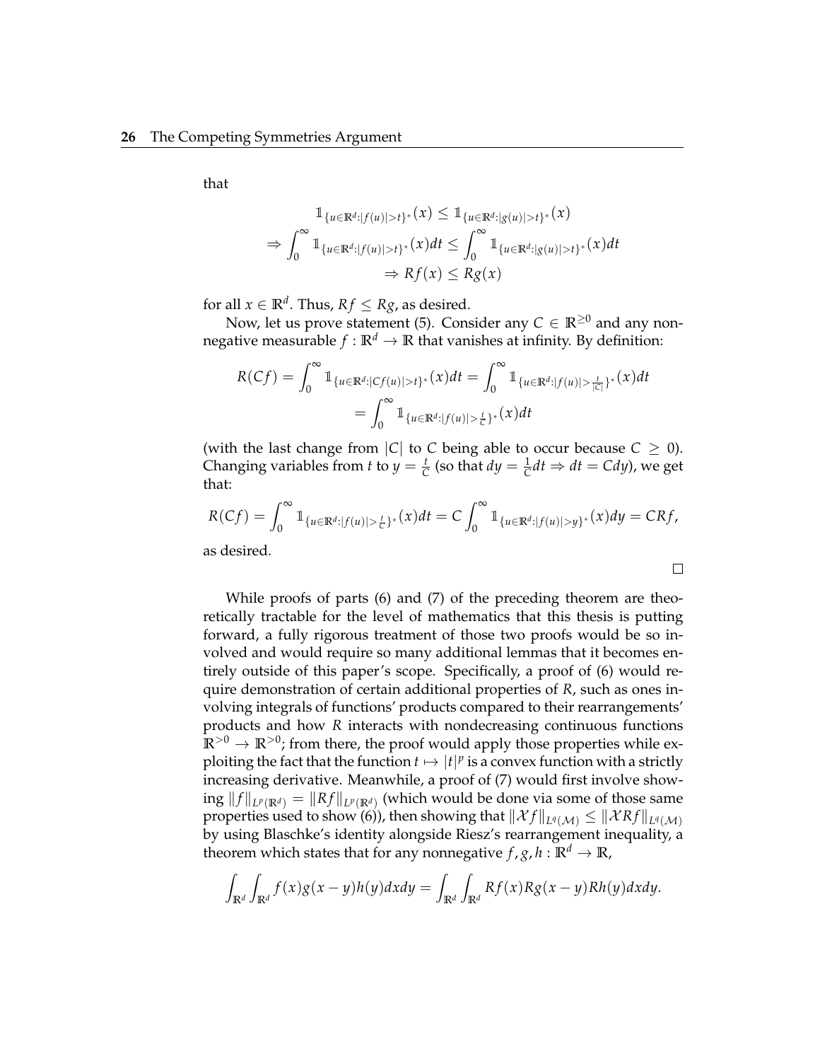that

$$\mathbb{1}_{\{u\in\mathbb{R}^d:|f(u)|>t\}^*}(x) \leq \mathbb{1}_{\{u\in\mathbb{R}^d:|g(u)|>t\}^*}(x)$$
$$\Rightarrow \int_0^\infty \mathbb{1}_{\{u\in\mathbb{R}^d:|f(u)|>t\}^*}(x)dt \leq \int_0^\infty \mathbb{1}_{\{u\in\mathbb{R}^d:|g(u)|>t\}^*}(x)dt$$
$$\Rightarrow Rf(x) \leq Rg(x)$$

for all $x \in \mathbb{R}^d$. Thus, $Rf \leq Rg$, as desired.

Now, let us prove statement (5). Consider any $C \in \mathbb{R}^{\geq 0}$ and any nonnegative measurable $f : \mathbb{R}^d \to \mathbb{R}$ that vanishes at infinity. By definition:

$$R(Cf) = \int_0^\infty \mathbb{1}_{\{u\in\mathbb{R}^d:|Cf(u)|>t\}^*}(x)dt = \int_0^\infty \mathbb{1}_{\{u\in\mathbb{R}^d:|f(u)|>\frac{t}{|C|}\}^*}(x)dt$$
$$= \int_0^\infty \mathbb{1}_{\{u\in\mathbb{R}^d:|f(u)|>\frac{t}{C}\}^*}(x)dt$$

(with the last change from $|C|$ to $C$ being able to occur because $C \geq 0$). Changing variables from $t$ to $y = \frac{t}{C}$ (so that $dy = \frac{1}{C}dt \Rightarrow dt = Cdy$), we get that:

$$R(Cf) = \int_0^\infty \mathbb{1}_{\{u\in\mathbb{R}^d:|f(u)|>\frac{t}{C}\}^*}(x)dt = C\int_0^\infty \mathbb{1}_{\{u\in\mathbb{R}^d:|f(u)|>y\}^*}(x)dy = CRf,$$

as desired.

□

While proofs of parts (6) and (7) of the preceding theorem are theoretically tractable for the level of mathematics that this thesis is putting forward, a fully rigorous treatment of those two proofs would be so involved and would require so many additional lemmas that it becomes entirely outside of this paper's scope. Specifically, a proof of (6) would require demonstration of certain additional properties of $R$, such as ones involving integrals of functions' products compared to their rearrangements' products and how $R$ interacts with nondecreasing continuous functions $\mathbb{R}^{>0} \to \mathbb{R}^{>0}$; from there, the proof would apply those properties while exploiting the fact that the function $t \mapsto |t|^p$ is a convex function with a strictly increasing derivative. Meanwhile, a proof of (7) would first involve showing $\|f\|_{L^p(\mathbb{R}^d)} = \|Rf\|_{L^p(\mathbb{R}^d)}$ (which would be done via some of those same properties used to show (6)), then showing that $\|\mathcal{X}f\|_{L^q(\mathcal{M})} \leq \|\mathcal{X}Rf\|_{L^q(\mathcal{M})}$ by using Blaschke's identity alongside Riesz's rearrangement inequality, a theorem which states that for any nonnegative $f, g, h : \mathbb{R}^d \to \mathbb{R}$,

$$\int_{\mathbb{R}^d}\int_{\mathbb{R}^d} f(x)g(x-y)h(y)dxdy = \int_{\mathbb{R}^d}\int_{\mathbb{R}^d} Rf(x)Rg(x-y)Rh(y)dxdy.$$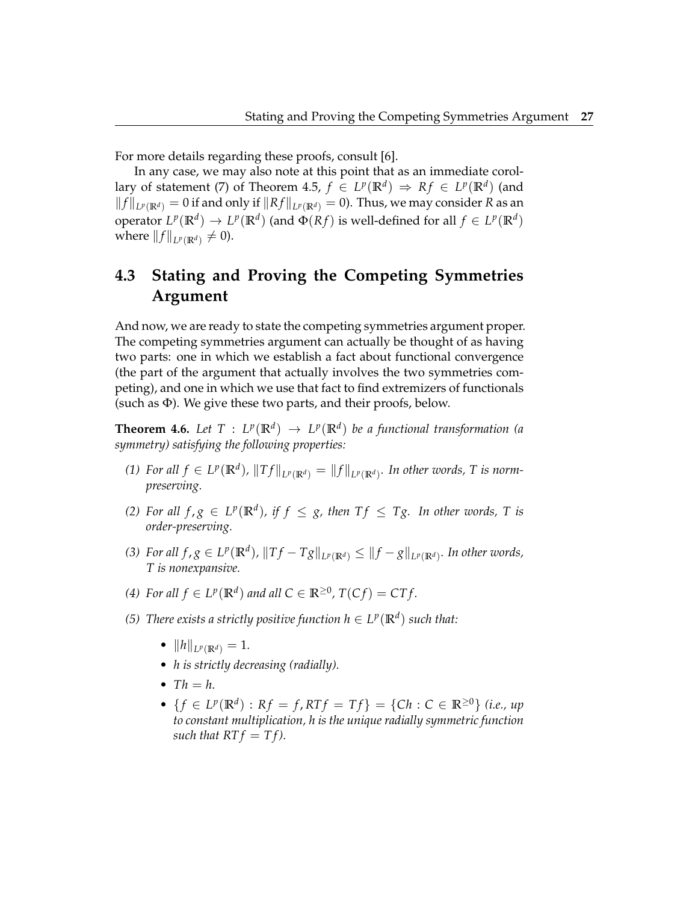For more details regarding these proofs, consult [6].

In any case, we may also note at this point that as an immediate corollary of statement (7) of Theorem 4.5, $f \in L^p(\mathbb{R}^d) \Rightarrow Rf \in L^p(\mathbb{R}^d)$ (and $\|f\|_{L^p(\mathbb{R}^d)} = 0$ if and only if $\|Rf\|_{L^p(\mathbb{R}^d)} = 0$). Thus, we may consider $R$ as an operator $L^p(\mathbb{R}^d) \to L^p(\mathbb{R}^d)$ (and $\Phi(Rf)$ is well-defined for all $f \in L^p(\mathbb{R}^d)$ where $\|f\|_{L^p(\mathbb{R}^d)} \neq 0$).

## 4.3 Stating and Proving the Competing Symmetries Argument

And now, we are ready to state the competing symmetries argument proper. The competing symmetries argument can actually be thought of as having two parts: one in which we establish a fact about functional convergence (the part of the argument that actually involves the two symmetries competing), and one in which we use that fact to find extremizers of functionals (such as $\Phi$). We give these two parts, and their proofs, below.

**Theorem 4.6.** *Let $T : L^p(\mathbb{R}^d) \to L^p(\mathbb{R}^d)$ be a functional transformation (a symmetry) satisfying the following properties:*

1. *For all $f \in L^p(\mathbb{R}^d)$, $\|Tf\|_{L^p(\mathbb{R}^d)} = \|f\|_{L^p(\mathbb{R}^d)}$. In other words, $T$ is norm-preserving.*
2. *For all $f, g \in L^p(\mathbb{R}^d)$, if $f \leq g$, then $Tf \leq Tg$. In other words, $T$ is order-preserving.*
3. *For all $f, g \in L^p(\mathbb{R}^d)$, $\|Tf - Tg\|_{L^p(\mathbb{R}^d)} \leq \|f - g\|_{L^p(\mathbb{R}^d)}$. In other words, $T$ is nonexpansive.*
4. *For all $f \in L^p(\mathbb{R}^d)$ and all $C \in \mathbb{R}^{\geq 0}$, $T(Cf) = CTf$.*
5. *There exists a strictly positive function $h \in L^p(\mathbb{R}^d)$ such that:*
   - *$\|h\|_{L^p(\mathbb{R}^d)} = 1$.*
   - *$h$ is strictly decreasing (radially).*
   - *$Th = h$.*
   - *$\{f \in L^p(\mathbb{R}^d) : Rf = f, RTf = Tf\} = \{Ch : C \in \mathbb{R}^{\geq 0}\}$ (i.e., up to constant multiplication, $h$ is the unique radially symmetric function such that $RTf = Tf$).*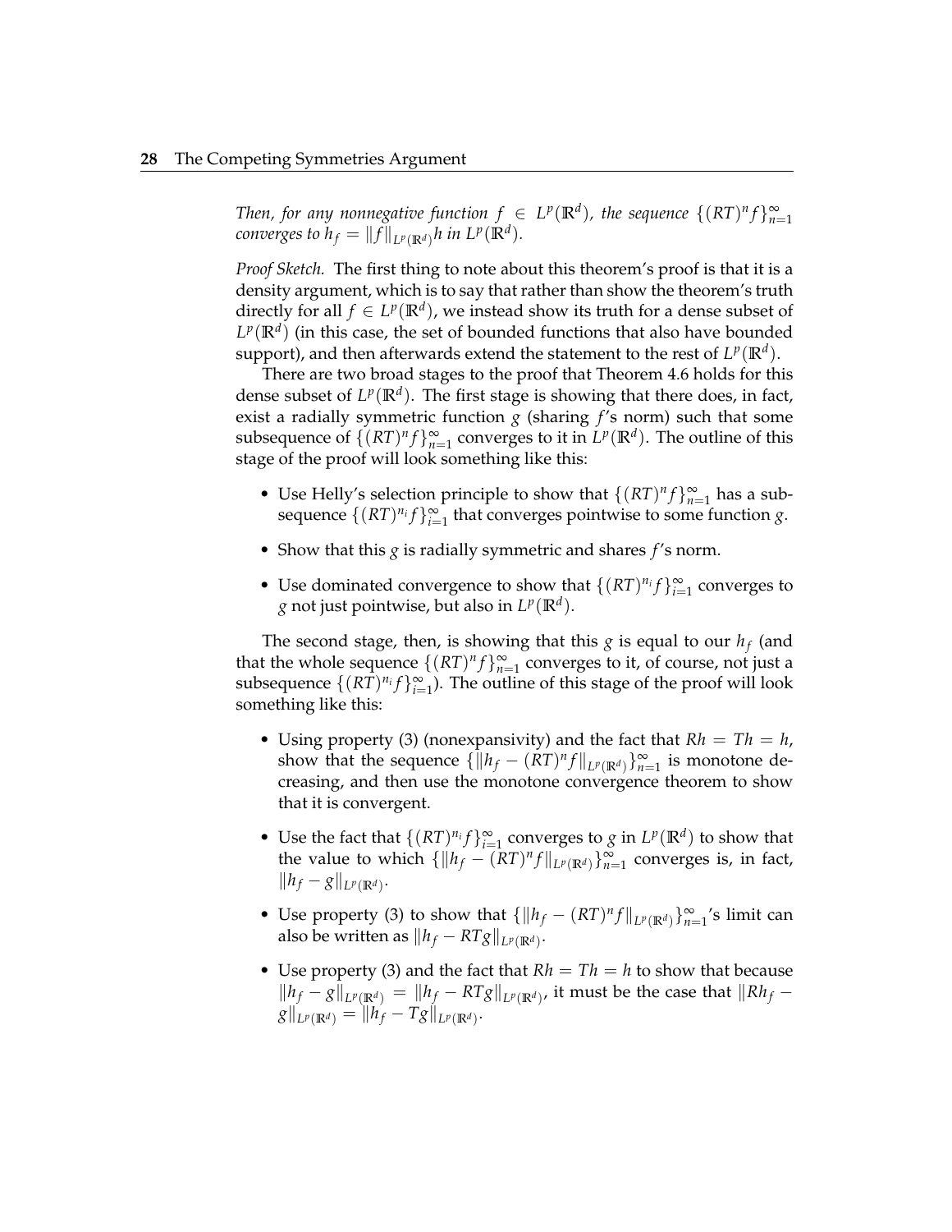*Then, for any nonnegative function $f \in L^p(\mathbb{R}^d)$, the sequence $\{(RT)^n f\}_{n=1}^\infty$ converges to $h_f = \|f\|_{L^p(\mathbb{R}^d)} h$ in $L^p(\mathbb{R}^d)$.*

*Proof Sketch.* The first thing to note about this theorem's proof is that it is a density argument, which is to say that rather than show the theorem's truth directly for all $f \in L^p(\mathbb{R}^d)$, we instead show its truth for a dense subset of $L^p(\mathbb{R}^d)$ (in this case, the set of bounded functions that also have bounded support), and then afterwards extend the statement to the rest of $L^p(\mathbb{R}^d)$.

There are two broad stages to the proof that Theorem 4.6 holds for this dense subset of $L^p(\mathbb{R}^d)$. The first stage is showing that there does, in fact, exist a radially symmetric function $g$ (sharing $f$'s norm) such that some subsequence of $\{(RT)^n f\}_{n=1}^\infty$ converges to it in $L^p(\mathbb{R}^d)$. The outline of this stage of the proof will look something like this:

- Use Helly's selection principle to show that $\{(RT)^n f\}_{n=1}^\infty$ has a subsequence $\{(RT)^{n_i} f\}_{i=1}^\infty$ that converges pointwise to some function $g$.
- Show that this $g$ is radially symmetric and shares $f$'s norm.
- Use dominated convergence to show that $\{(RT)^{n_i} f\}_{i=1}^\infty$ converges to $g$ not just pointwise, but also in $L^p(\mathbb{R}^d)$.

The second stage, then, is showing that this $g$ is equal to our $h_f$ (and that the whole sequence $\{(RT)^n f\}_{n=1}^\infty$ converges to it, of course, not just a subsequence $\{(RT)^{n_i} f\}_{i=1}^\infty$). The outline of this stage of the proof will look something like this:

- Using property (3) (nonexpansivity) and the fact that $Rh = Th = h$, show that the sequence $\{\|h_f - (RT)^n f\|_{L^p(\mathbb{R}^d)}\}_{n=1}^\infty$ is monotone decreasing, and then use the monotone convergence theorem to show that it is convergent.
- Use the fact that $\{(RT)^{n_i} f\}_{i=1}^\infty$ converges to $g$ in $L^p(\mathbb{R}^d)$ to show that the value to which $\{\|h_f - (RT)^n f\|_{L^p(\mathbb{R}^d)}\}_{n=1}^\infty$ converges is, in fact, $\|h_f - g\|_{L^p(\mathbb{R}^d)}$.
- Use property (3) to show that $\{\|h_f - (RT)^n f\|_{L^p(\mathbb{R}^d)}\}_{n=1}^\infty$'s limit can also be written as $\|h_f - RTg\|_{L^p(\mathbb{R}^d)}$.
- Use property (3) and the fact that $Rh = Th = h$ to show that because $\|h_f - g\|_{L^p(\mathbb{R}^d)} = \|h_f - RTg\|_{L^p(\mathbb{R}^d)}$, it must be the case that $\|Rh_f - g\|_{L^p(\mathbb{R}^d)} = \|h_f - Tg\|_{L^p(\mathbb{R}^d)}$.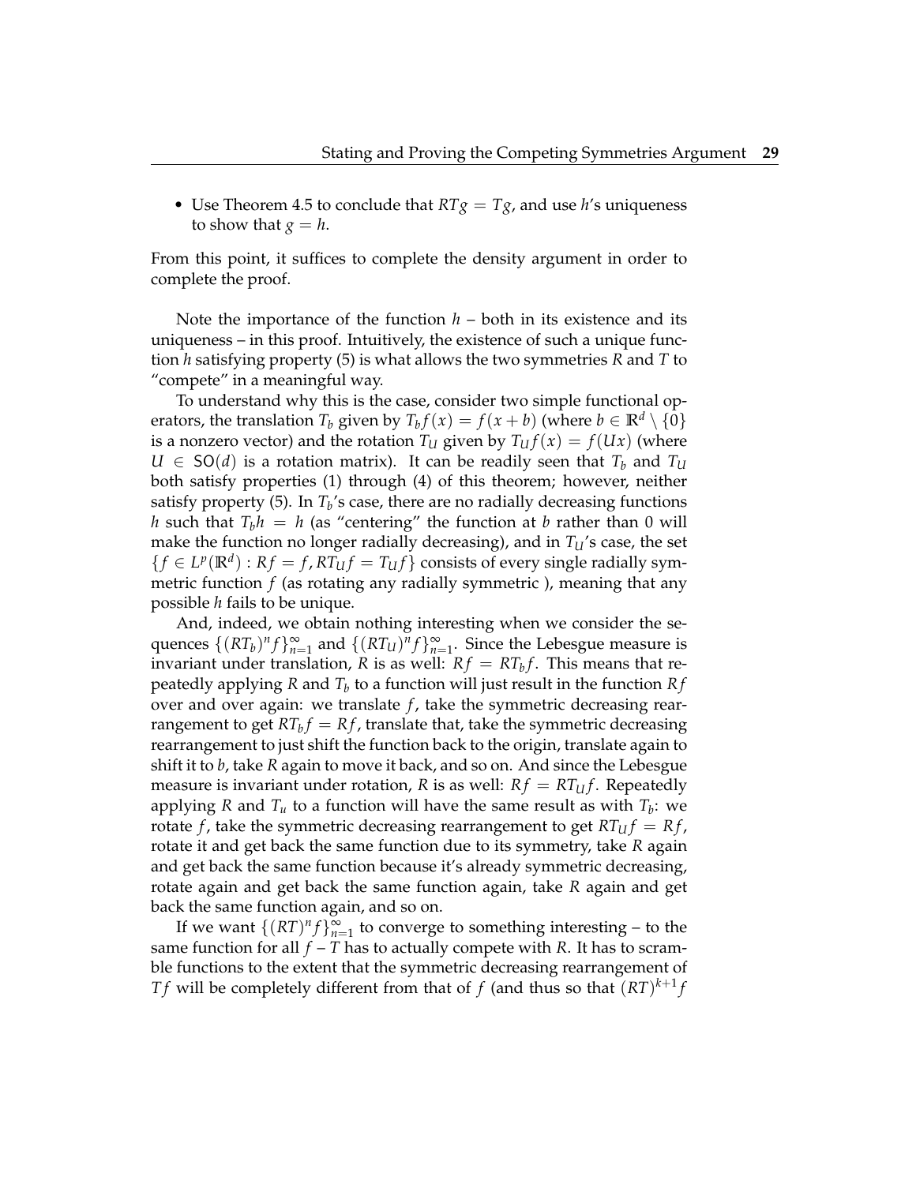- Use Theorem 4.5 to conclude that $RTg = Tg$, and use $h$'s uniqueness to show that $g = h$.

From this point, it suffices to complete the density argument in order to complete the proof.

Note the importance of the function $h$ – both in its existence and its uniqueness – in this proof. Intuitively, the existence of such a unique function $h$ satisfying property (5) is what allows the two symmetries $R$ and $T$ to "compete" in a meaningful way.

To understand why this is the case, consider two simple functional operators, the translation $T_b$ given by $T_b f(x) = f(x + b)$ (where $b \in \mathbb{R}^d \setminus \{0\}$ is a nonzero vector) and the rotation $T_U$ given by $T_U f(x) = f(Ux)$ (where $U \in \mathsf{SO}(d)$ is a rotation matrix). It can be readily seen that $T_b$ and $T_U$ both satisfy properties (1) through (4) of this theorem; however, neither satisfy property (5). In $T_b$'s case, there are no radially decreasing functions $h$ such that $T_b h = h$ (as "centering" the function at $b$ rather than 0 will make the function no longer radially decreasing), and in $T_U$'s case, the set $\{f \in L^p(\mathbb{R}^d) : Rf = f, RT_U f = T_U f\}$ consists of every single radially symmetric function $f$ (as rotating any radially symmetric ), meaning that any possible $h$ fails to be unique.

And, indeed, we obtain nothing interesting when we consider the sequences $\{(RT_b)^n f\}_{n=1}^{\infty}$ and $\{(RT_U)^n f\}_{n=1}^{\infty}$. Since the Lebesgue measure is invariant under translation, $R$ is as well: $Rf = RT_b f$. This means that repeatedly applying $R$ and $T_b$ to a function will just result in the function $Rf$ over and over again: we translate $f$, take the symmetric decreasing rearrangement to get $RT_b f = Rf$, translate that, take the symmetric decreasing rearrangement to just shift the function back to the origin, translate again to shift it to $b$, take $R$ again to move it back, and so on. And since the Lebesgue measure is invariant under rotation, $R$ is as well: $Rf = RT_U f$. Repeatedly applying $R$ and $T_u$ to a function will have the same result as with $T_b$: we rotate $f$, take the symmetric decreasing rearrangement to get $RT_U f = Rf$, rotate it and get back the same function due to its symmetry, take $R$ again and get back the same function because it's already symmetric decreasing, rotate again and get back the same function again, take $R$ again and get back the same function again, and so on.

If we want $\{(RT)^n f\}_{n=1}^{\infty}$ to converge to something interesting – to the same function for all $f$ – $T$ has to actually compete with $R$. It has to scramble functions to the extent that the symmetric decreasing rearrangement of $Tf$ will be completely different from that of $f$ (and thus so that $(RT)^{k+1} f$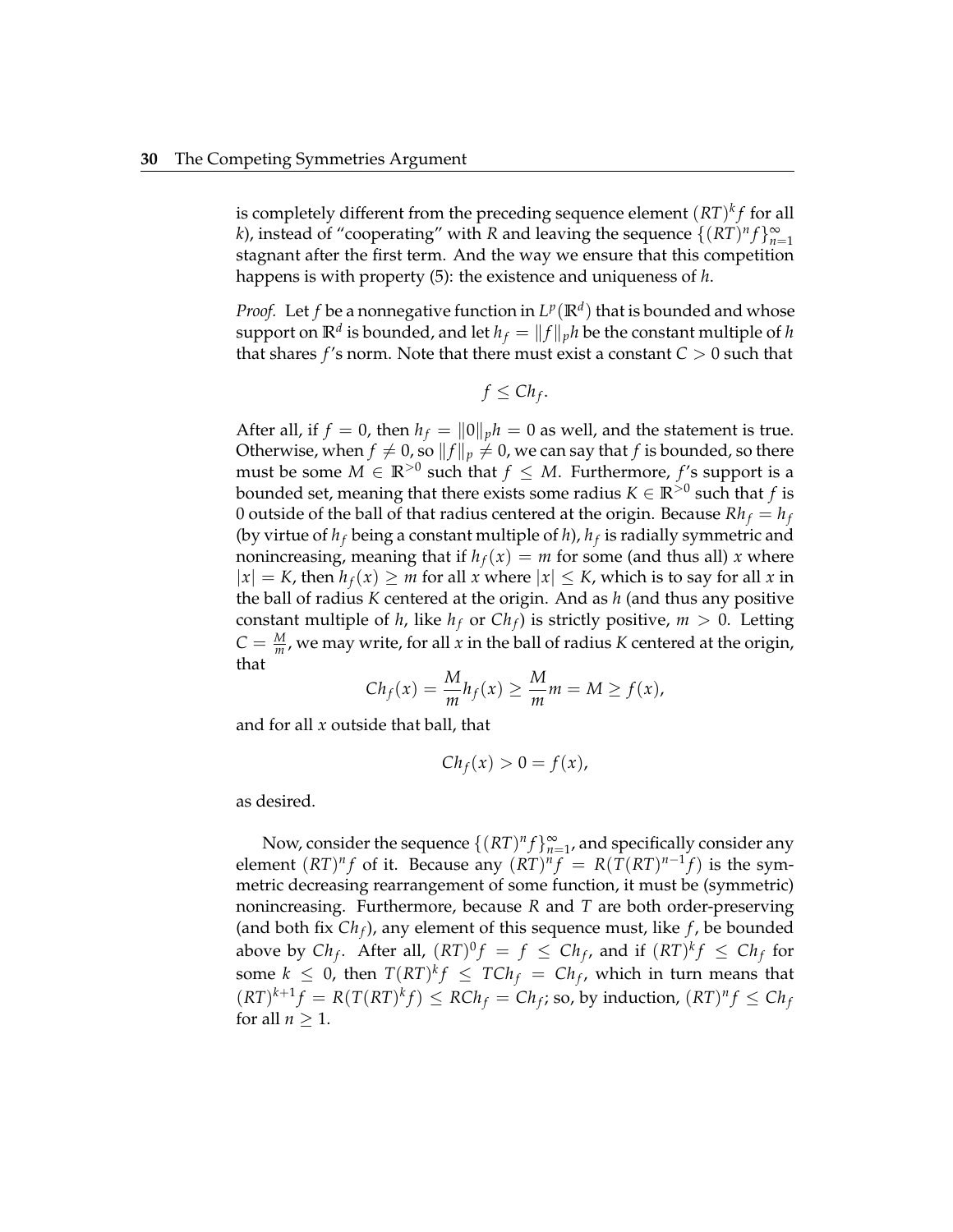is completely different from the preceding sequence element $(RT)^k f$ for all $k$), instead of "cooperating" with $R$ and leaving the sequence $\{(RT)^n f\}_{n=1}^{\infty}$ stagnant after the first term. And the way we ensure that this competition happens is with property (5): the existence and uniqueness of $h$.

*Proof.* Let $f$ be a nonnegative function in $L^p(\mathbb{R}^d)$ that is bounded and whose support on $\mathbb{R}^d$ is bounded, and let $h_f = \|f\|_p h$ be the constant multiple of $h$ that shares $f$'s norm. Note that there must exist a constant $C > 0$ such that

$$f \leq Ch_f.$$

After all, if $f = 0$, then $h_f = \|0\|_p h = 0$ as well, and the statement is true. Otherwise, when $f \neq 0$, so $\|f\|_p \neq 0$, we can say that $f$ is bounded, so there must be some $M \in \mathbb{R}^{>0}$ such that $f \leq M$. Furthermore, $f$'s support is a bounded set, meaning that there exists some radius $K \in \mathbb{R}^{>0}$ such that $f$ is 0 outside of the ball of that radius centered at the origin. Because $Rh_f = h_f$ (by virtue of $h_f$ being a constant multiple of $h$), $h_f$ is radially symmetric and nonincreasing, meaning that if $h_f(x) = m$ for some (and thus all) $x$ where $|x| = K$, then $h_f(x) \geq m$ for all $x$ where $|x| \leq K$, which is to say for all $x$ in the ball of radius $K$ centered at the origin. And as $h$ (and thus any positive constant multiple of $h$, like $h_f$ or $Ch_f$) is strictly positive, $m > 0$. Letting $C = \frac{M}{m}$, we may write, for all $x$ in the ball of radius $K$ centered at the origin, that

$$Ch_f(x) = \frac{M}{m} h_f(x) \geq \frac{M}{m} m = M \geq f(x),$$

and for all $x$ outside that ball, that

$$Ch_f(x) > 0 = f(x),$$

as desired.

Now, consider the sequence $\{(RT)^n f\}_{n=1}^{\infty}$, and specifically consider any element $(RT)^n f$ of it. Because any $(RT)^n f = R(T(RT)^{n-1} f)$ is the symmetric decreasing rearrangement of some function, it must be (symmetric) nonincreasing. Furthermore, because $R$ and $T$ are both order-preserving (and both fix $Ch_f$), any element of this sequence must, like $f$, be bounded above by $Ch_f$. After all, $(RT)^0 f = f \leq Ch_f$, and if $(RT)^k f \leq Ch_f$ for some $k \leq 0$, then $T(RT)^k f \leq TCh_f = Ch_f$, which in turn means that $(RT)^{k+1} f = R(T(RT)^k f) \leq RCh_f = Ch_f$; so, by induction, $(RT)^n f \leq Ch_f$ for all $n \geq 1$.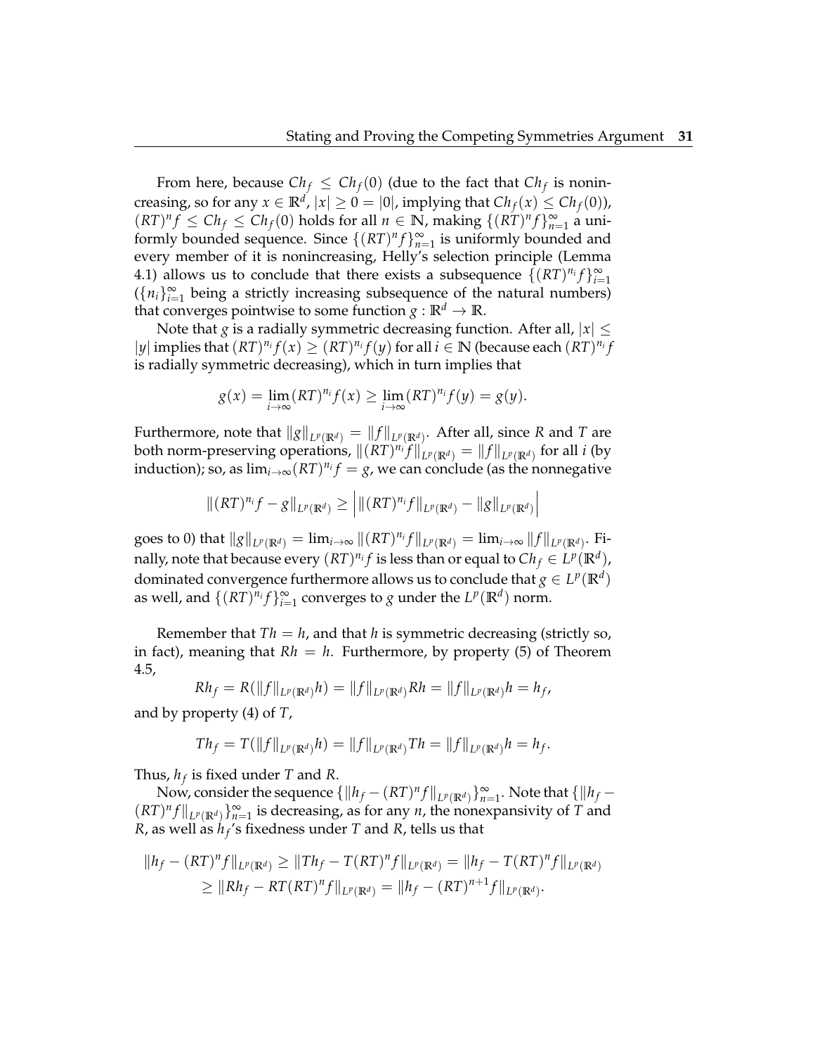From here, because $Ch_f \leq Ch_f(0)$ (due to the fact that $Ch_f$ is nonincreasing, so for any $x \in \mathbb{R}^d$, $|x| \geq 0 = |0|$, implying that $Ch_f(x) \leq Ch_f(0)$), $(RT)^n f \leq Ch_f \leq Ch_f(0)$ holds for all $n \in \mathbb{N}$, making $\{(RT)^n f\}_{n=1}^{\infty}$ a uniformly bounded sequence. Since $\{(RT)^n f\}_{n=1}^{\infty}$ is uniformly bounded and every member of it is nonincreasing, Helly's selection principle (Lemma 4.1) allows us to conclude that there exists a subsequence $\{(RT)^{n_i} f\}_{i=1}^{\infty}$ ($\{n_i\}_{i=1}^{\infty}$ being a strictly increasing subsequence of the natural numbers) that converges pointwise to some function $g : \mathbb{R}^d \to \mathbb{R}$.

Note that $g$ is a radially symmetric decreasing function. After all, $|x| \leq |y|$ implies that $(RT)^{n_i} f(x) \geq (RT)^{n_i} f(y)$ for all $i \in \mathbb{N}$ (because each $(RT)^{n_i} f$ is radially symmetric decreasing), which in turn implies that

$$g(x) = \lim_{i\to\infty} (RT)^{n_i} f(x) \geq \lim_{i\to\infty} (RT)^{n_i} f(y) = g(y).$$

Furthermore, note that $\|g\|_{L^p(\mathbb{R}^d)} = \|f\|_{L^p(\mathbb{R}^d)}$. After all, since $R$ and $T$ are both norm-preserving operations, $\|(RT)^{n_i} f\|_{L^p(\mathbb{R}^d)} = \|f\|_{L^p(\mathbb{R}^d)}$ for all $i$ (by induction); so, as $\lim_{i\to\infty} (RT)^{n_i} f = g$, we can conclude (as the nonnegative

$$\|(RT)^{n_i} f - g\|_{L^p(\mathbb{R}^d)} \geq \left| \|(RT)^{n_i} f\|_{L^p(\mathbb{R}^d)} - \|g\|_{L^p(\mathbb{R}^d)} \right|$$

goes to 0) that $\|g\|_{L^p(\mathbb{R}^d)} = \lim_{i\to\infty} \|(RT)^{n_i} f\|_{L^p(\mathbb{R}^d)} = \lim_{i\to\infty} \|f\|_{L^p(\mathbb{R}^d)}$. Finally, note that because every $(RT)^{n_i} f$ is less than or equal to $Ch_f \in L^p(\mathbb{R}^d)$, dominated convergence furthermore allows us to conclude that $g \in L^p(\mathbb{R}^d)$ as well, and $\{(RT)^{n_i} f\}_{i=1}^{\infty}$ converges to $g$ under the $L^p(\mathbb{R}^d)$ norm.

Remember that $Th = h$, and that $h$ is symmetric decreasing (strictly so, in fact), meaning that $Rh = h$. Furthermore, by property (5) of Theorem 4.5,

$$Rh_f = R(\|f\|_{L^p(\mathbb{R}^d)} h) = \|f\|_{L^p(\mathbb{R}^d)} Rh = \|f\|_{L^p(\mathbb{R}^d)} h = h_f,$$

and by property (4) of $T$,

$$Th_f = T(\|f\|_{L^p(\mathbb{R}^d)} h) = \|f\|_{L^p(\mathbb{R}^d)} Th = \|f\|_{L^p(\mathbb{R}^d)} h = h_f.$$

Thus, $h_f$ is fixed under $T$ and $R$.

Now, consider the sequence $\{\|h_f - (RT)^n f\|_{L^p(\mathbb{R}^d)}\}_{n=1}^{\infty}$. Note that $\{\|h_f - (RT)^n f\|_{L^p(\mathbb{R}^d)}\}_{n=1}^{\infty}$ is decreasing, as for any $n$, the nonexpansivity of $T$ and $R$, as well as $h_f$'s fixedness under $T$ and $R$, tells us that

$$\begin{aligned}
\|h_f - (RT)^n f\|_{L^p(\mathbb{R}^d)} &\geq \|Th_f - T(RT)^n f\|_{L^p(\mathbb{R}^d)} = \|h_f - T(RT)^n f\|_{L^p(\mathbb{R}^d)} \\
&\geq \|Rh_f - RT(RT)^n f\|_{L^p(\mathbb{R}^d)} = \|h_f - (RT)^{n+1} f\|_{L^p(\mathbb{R}^d)}.
\end{aligned}$$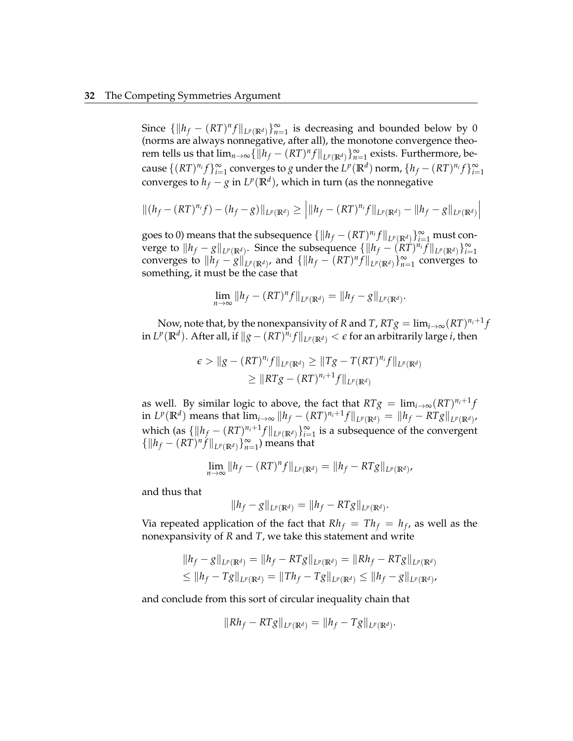Since $\{\|h_f - (RT)^n f\|_{L^p(\mathbb{R}^d)}\}_{n=1}^{\infty}$ is decreasing and bounded below by 0 (norms are always nonnegative, after all), the monotone convergence theorem tells us that $\lim_{n\to\infty}\{\|h_f - (RT)^n f\|_{L^p(\mathbb{R}^d)}\}_{n=1}^{\infty}$ exists. Furthermore, because $\{(RT)^{n_i} f\}_{i=1}^{\infty}$ converges to $g$ under the $L^p(\mathbb{R}^d)$ norm, $\{h_f - (RT)^{n_i} f\}_{i=1}^{\infty}$ converges to $h_f - g$ in $L^p(\mathbb{R}^d)$, which in turn (as the nonnegative

$$\|(h_f - (RT)^{n_i} f) - (h_f - g)\|_{L^p(\mathbb{R}^d)} \geq \left| \|h_f - (RT)^{n_i} f\|_{L^p(\mathbb{R}^d)} - \|h_f - g\|_{L^p(\mathbb{R}^d)} \right|$$

goes to 0) means that the subsequence $\{\|h_f - (RT)^{n_i} f\|_{L^p(\mathbb{R}^d)}\}_{i=1}^{\infty}$ must converge to $\|h_f - g\|_{L^p(\mathbb{R}^d)}$. Since the subsequence $\{\|h_f - (RT)^{n_i} f\|_{L^p(\mathbb{R}^d)}\}_{i=1}^{\infty}$ converges to $\|h_f - g\|_{L^p(\mathbb{R}^d)}$, and $\{\|h_f - (RT)^n f\|_{L^p(\mathbb{R}^d)}\}_{n=1}^{\infty}$ converges to something, it must be the case that

$$\lim_{n\to\infty} \|h_f - (RT)^n f\|_{L^p(\mathbb{R}^d)} = \|h_f - g\|_{L^p(\mathbb{R}^d)}.$$

Now, note that, by the nonexpansivity of $R$ and $T$, $RTg = \lim_{i\to\infty}(RT)^{n_i+1} f$ in $L^p(\mathbb{R}^d)$. After all, if $\|g - (RT)^{n_i} f\|_{L^p(\mathbb{R}^d)} < \epsilon$ for an arbitrarily large $i$, then

$$\begin{aligned}\epsilon > \|g - (RT)^{n_i} f\|_{L^p(\mathbb{R}^d)} &\geq \|Tg - T(RT)^{n_i} f\|_{L^p(\mathbb{R}^d)} \\ &\geq \|RTg - (RT)^{n_i+1} f\|_{L^p(\mathbb{R}^d)}\end{aligned}$$

as well. By similar logic to above, the fact that $RTg = \lim_{i\to\infty}(RT)^{n_i+1} f$ in $L^p(\mathbb{R}^d)$ means that $\lim_{i\to\infty} \|h_f - (RT)^{n_i+1} f\|_{L^p(\mathbb{R}^d)} = \|h_f - RTg\|_{L^p(\mathbb{R}^d)}$, which (as $\{\|h_f - (RT)^{n_i+1} f\|_{L^p(\mathbb{R}^d)}\}_{i=1}^{\infty}$ is a subsequence of the convergent $\{\|h_f - (RT)^n f\|_{L^p(\mathbb{R}^d)}\}_{n=1}^{\infty}$) means that

$$\lim_{n\to\infty} \|h_f - (RT)^n f\|_{L^p(\mathbb{R}^d)} = \|h_f - RTg\|_{L^p(\mathbb{R}^d)},$$

and thus that

$$\|h_f - g\|_{L^p(\mathbb{R}^d)} = \|h_f - RTg\|_{L^p(\mathbb{R}^d)}.$$

Via repeated application of the fact that $Rh_f = Th_f = h_f$, as well as the nonexpansivity of $R$ and $T$, we take this statement and write

$$\begin{aligned}\|h_f - g\|_{L^p(\mathbb{R}^d)} &= \|h_f - RTg\|_{L^p(\mathbb{R}^d)} = \|Rh_f - RTg\|_{L^p(\mathbb{R}^d)} \\ &\leq \|h_f - Tg\|_{L^p(\mathbb{R}^d)} = \|Th_f - Tg\|_{L^p(\mathbb{R}^d)} \leq \|h_f - g\|_{L^p(\mathbb{R}^d)},\end{aligned}$$

and conclude from this sort of circular inequality chain that

$$\|Rh_f - RTg\|_{L^p(\mathbb{R}^d)} = \|h_f - Tg\|_{L^p(\mathbb{R}^d)}.$$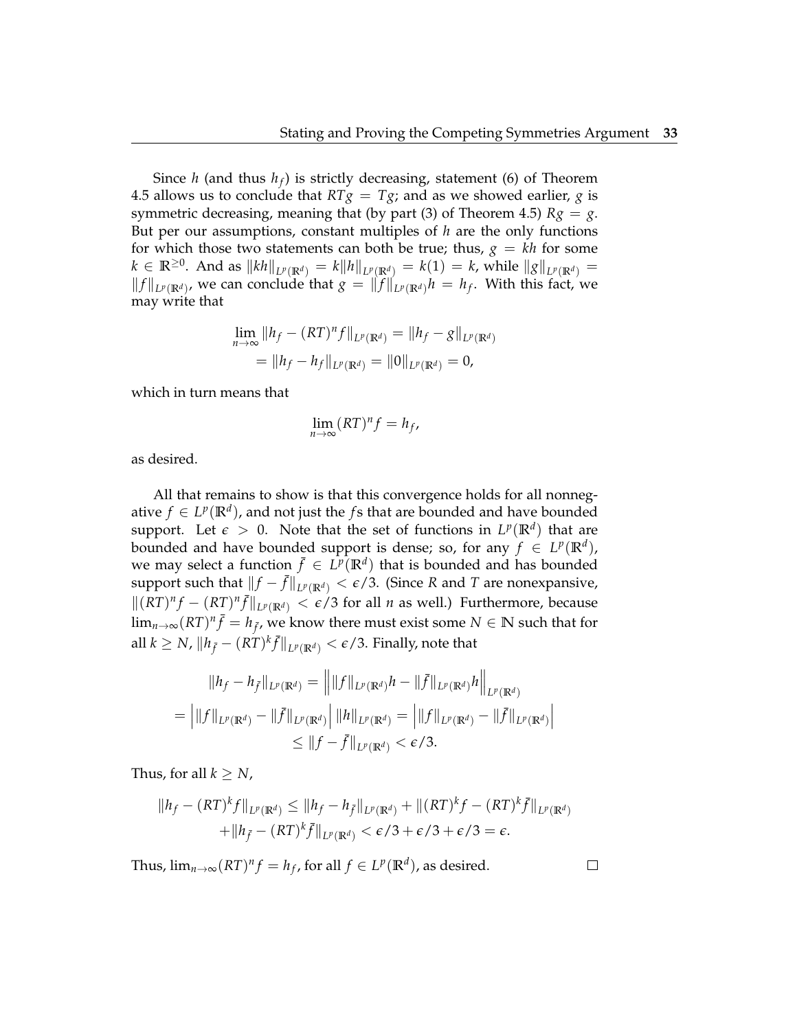Since $h$ (and thus $h_f$) is strictly decreasing, statement (6) of Theorem 4.5 allows us to conclude that $RTg = Tg$; and as we showed earlier, $g$ is symmetric decreasing, meaning that (by part (3) of Theorem 4.5) $Rg = g$. But per our assumptions, constant multiples of $h$ are the only functions for which those two statements can both be true; thus, $g = kh$ for some $k \in \mathbb{R}^{\geq 0}$. And as $\|kh\|_{L^p(\mathbb{R}^d)} = k\|h\|_{L^p(\mathbb{R}^d)} = k(1) = k$, while $\|g\|_{L^p(\mathbb{R}^d)} = \|f\|_{L^p(\mathbb{R}^d)}$, we can conclude that $g = \|f\|_{L^p(\mathbb{R}^d)}h = h_f$. With this fact, we may write that

$$\lim_{n\to\infty} \|h_f - (RT)^n f\|_{L^p(\mathbb{R}^d)} = \|h_f - g\|_{L^p(\mathbb{R}^d)}$$
$$= \|h_f - h_f\|_{L^p(\mathbb{R}^d)} = \|0\|_{L^p(\mathbb{R}^d)} = 0,$$

which in turn means that

$$\lim_{n\to\infty} (RT)^n f = h_f,$$

as desired.

All that remains to show is that this convergence holds for all nonnegative $f \in L^p(\mathbb{R}^d)$, and not just the $f$s that are bounded and have bounded support. Let $\epsilon > 0$. Note that the set of functions in $L^p(\mathbb{R}^d)$ that are bounded and have bounded support is dense; so, for any $f \in L^p(\mathbb{R}^d)$, we may select a function $\bar{f} \in L^p(\mathbb{R}^d)$ that is bounded and has bounded support such that $\|f - \bar{f}\|_{L^p(\mathbb{R}^d)} < \epsilon/3$. (Since $R$ and $T$ are nonexpansive, $\|(RT)^n f - (RT)^n \bar{f}\|_{L^p(\mathbb{R}^d)} < \epsilon/3$ for all $n$ as well.) Furthermore, because $\lim_{n\to\infty}(RT)^n \bar{f} = h_{\bar{f}}$, we know there must exist some $N \in \mathbb{N}$ such that for all $k \geq N$, $\|h_{\bar{f}} - (RT)^k \bar{f}\|_{L^p(\mathbb{R}^d)} < \epsilon/3$. Finally, note that

$$\|h_f - h_{\bar{f}}\|_{L^p(\mathbb{R}^d)} = \left\| \|f\|_{L^p(\mathbb{R}^d)} h - \|\bar{f}\|_{L^p(\mathbb{R}^d)} h \right\|_{L^p(\mathbb{R}^d)}$$
$$= \left| \|f\|_{L^p(\mathbb{R}^d)} - \|\bar{f}\|_{L^p(\mathbb{R}^d)} \right| \|h\|_{L^p(\mathbb{R}^d)} = \left| \|f\|_{L^p(\mathbb{R}^d)} - \|\bar{f}\|_{L^p(\mathbb{R}^d)} \right|$$
$$\leq \|f - \bar{f}\|_{L^p(\mathbb{R}^d)} < \epsilon/3.$$

Thus, for all $k \geq N$,

$$\|h_f - (RT)^k f\|_{L^p(\mathbb{R}^d)} \leq \|h_f - h_{\bar{f}}\|_{L^p(\mathbb{R}^d)} + \|(RT)^k f - (RT)^k \bar{f}\|_{L^p(\mathbb{R}^d)}$$
$$+ \|h_{\bar{f}} - (RT)^k \bar{f}\|_{L^p(\mathbb{R}^d)} < \epsilon/3 + \epsilon/3 + \epsilon/3 = \epsilon.$$

Thus, $\lim_{n\to\infty}(RT)^n f = h_f$, for all $f \in L^p(\mathbb{R}^d)$, as desired. $\square$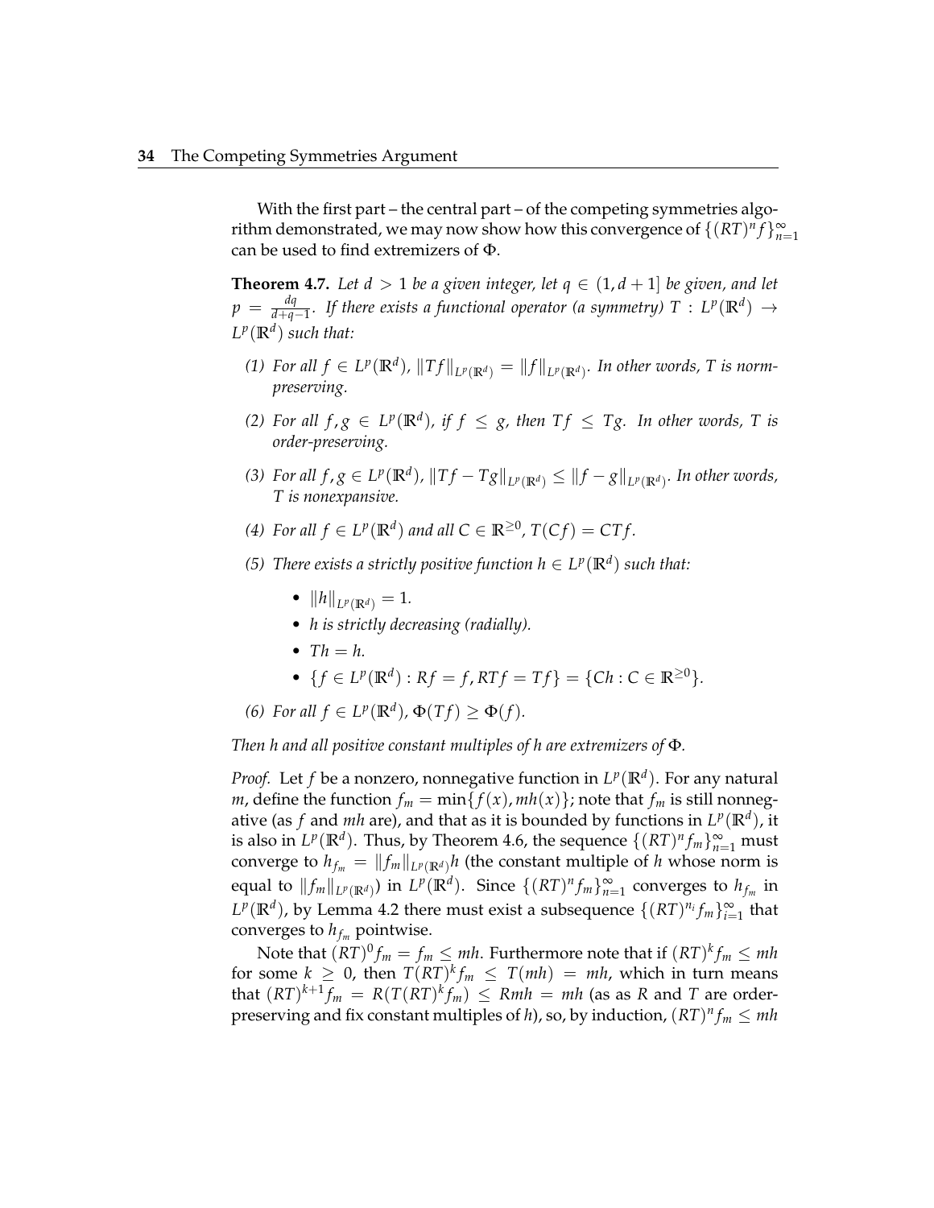With the first part – the central part – of the competing symmetries algorithm demonstrated, we may now show how this convergence of $\{(RT)^n f\}_{n=1}^{\infty}$ can be used to find extremizers of $\Phi$.

**Theorem 4.7.** *Let $d > 1$ be a given integer, let $q \in (1, d+1]$ be given, and let $p = \frac{dq}{d+q-1}$. If there exists a functional operator (a symmetry) $T : L^p(\mathbb{R}^d) \to L^p(\mathbb{R}^d)$ such that:*

*(1) For all $f \in L^p(\mathbb{R}^d)$, $\|Tf\|_{L^p(\mathbb{R}^d)} = \|f\|_{L^p(\mathbb{R}^d)}$. In other words, $T$ is norm-preserving.*

*(2) For all $f, g \in L^p(\mathbb{R}^d)$, if $f \leq g$, then $Tf \leq Tg$. In other words, $T$ is order-preserving.*

*(3) For all $f, g \in L^p(\mathbb{R}^d)$, $\|Tf - Tg\|_{L^p(\mathbb{R}^d)} \leq \|f - g\|_{L^p(\mathbb{R}^d)}$. In other words, $T$ is nonexpansive.*

*(4) For all $f \in L^p(\mathbb{R}^d)$ and all $C \in \mathbb{R}^{\geq 0}$, $T(Cf) = CTf$.*

*(5) There exists a strictly positive function $h \in L^p(\mathbb{R}^d)$ such that:*

- *$\|h\|_{L^p(\mathbb{R}^d)} = 1$.*
- *$h$ is strictly decreasing (radially).*
- *$Th = h$.*
- *$\{f \in L^p(\mathbb{R}^d) : Rf = f, RTf = Tf\} = \{Ch : C \in \mathbb{R}^{\geq 0}\}$.*

*(6) For all $f \in L^p(\mathbb{R}^d)$, $\Phi(Tf) \geq \Phi(f)$.*

*Then $h$ and all positive constant multiples of $h$ are extremizers of $\Phi$.*

*Proof.* Let $f$ be a nonzero, nonnegative function in $L^p(\mathbb{R}^d)$. For any natural $m$, define the function $f_m = \min\{f(x), mh(x)\}$; note that $f_m$ is still nonnegative (as $f$ and $mh$ are), and that as it is bounded by functions in $L^p(\mathbb{R}^d)$, it is also in $L^p(\mathbb{R}^d)$. Thus, by Theorem 4.6, the sequence $\{(RT)^n f_m\}_{n=1}^{\infty}$ must converge to $h_{f_m} = \|f_m\|_{L^p(\mathbb{R}^d)} h$ (the constant multiple of $h$ whose norm is equal to $\|f_m\|_{L^p(\mathbb{R}^d)}$) in $L^p(\mathbb{R}^d)$. Since $\{(RT)^n f_m\}_{n=1}^{\infty}$ converges to $h_{f_m}$ in $L^p(\mathbb{R}^d)$, by Lemma 4.2 there must exist a subsequence $\{(RT)^{n_i} f_m\}_{i=1}^{\infty}$ that converges to $h_{f_m}$ pointwise.

Note that $(RT)^0 f_m = f_m \leq mh$. Furthermore note that if $(RT)^k f_m \leq mh$ for some $k \geq 0$, then $T(RT)^k f_m \leq T(mh) = mh$, which in turn means that $(RT)^{k+1} f_m = R(T(RT)^k f_m) \leq Rmh = mh$ (as as $R$ and $T$ are order-preserving and fix constant multiples of $h$), so, by induction, $(RT)^n f_m \leq mh$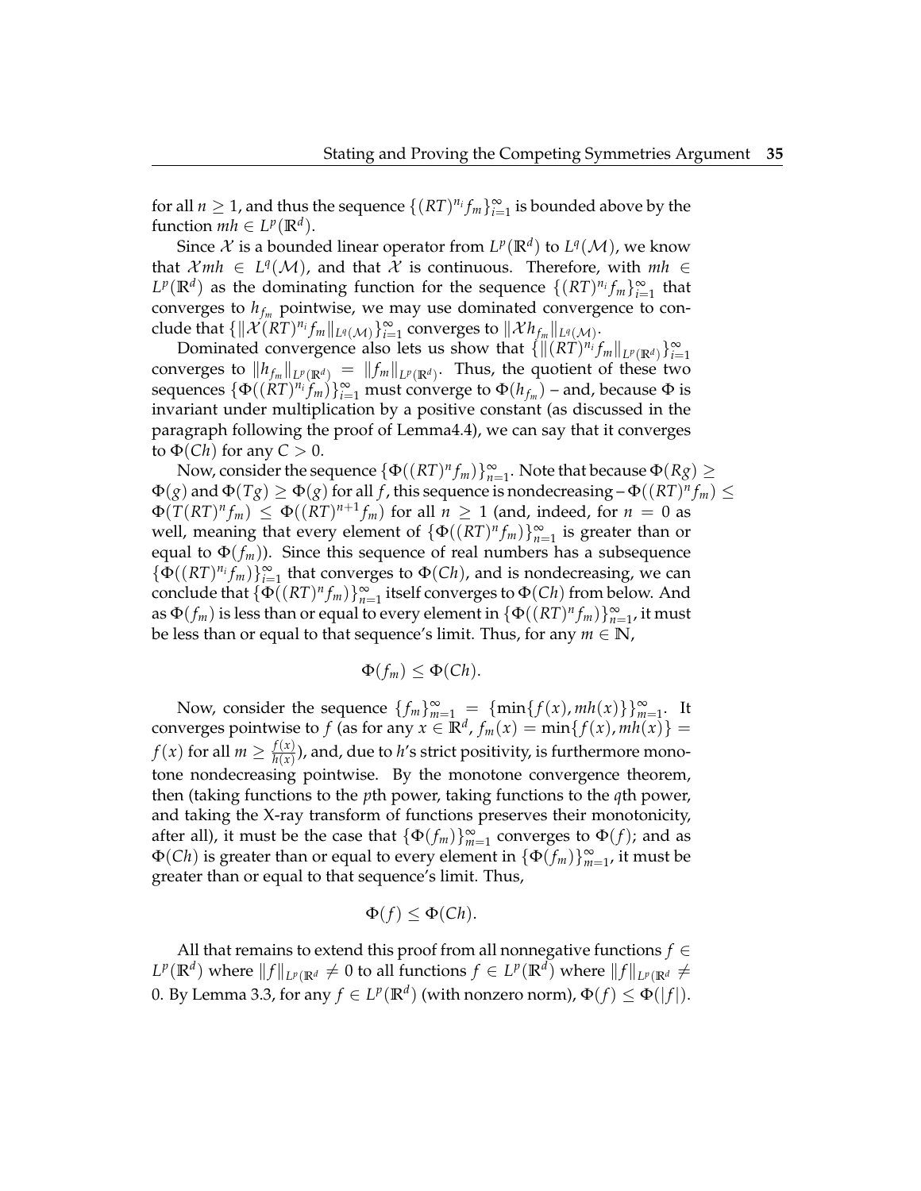for all $n \geq 1$, and thus the sequence $\{(RT)^{n_i} f_m\}_{i=1}^{\infty}$ is bounded above by the function $mh \in L^p(\mathbb{R}^d)$.

Since $\mathcal{X}$ is a bounded linear operator from $L^p(\mathbb{R}^d)$ to $L^q(\mathcal{M})$, we know that $\mathcal{X}mh \in L^q(\mathcal{M})$, and that $\mathcal{X}$ is continuous. Therefore, with $mh \in L^p(\mathbb{R}^d)$ as the dominating function for the sequence $\{(RT)^{n_i} f_m\}_{i=1}^{\infty}$ that converges to $h_{f_m}$ pointwise, we may use dominated convergence to conclude that $\{\|\mathcal{X}(RT)^{n_i} f_m\|_{L^q(\mathcal{M})}\}_{i=1}^{\infty}$ converges to $\|\mathcal{X}h_{f_m}\|_{L^q(\mathcal{M})}$.

Dominated convergence also lets us show that $\{\|(RT)^{n_i} f_m\|_{L^p(\mathbb{R}^d)}\}_{i=1}^{\infty}$ converges to $\|h_{f_m}\|_{L^p(\mathbb{R}^d)} = \|f_m\|_{L^p(\mathbb{R}^d)}$. Thus, the quotient of these two sequences $\{\Phi((RT)^{n_i} f_m)\}_{i=1}^{\infty}$ must converge to $\Phi(h_{f_m})$ – and, because $\Phi$ is invariant under multiplication by a positive constant (as discussed in the paragraph following the proof of Lemma4.4), we can say that it converges to $\Phi(Ch)$ for any $C > 0$.

Now, consider the sequence $\{\Phi((RT)^n f_m)\}_{n=1}^{\infty}$. Note that because $\Phi(Rg) \geq \Phi(g)$ and $\Phi(Tg) \geq \Phi(g)$ for all $f$, this sequence is nondecreasing – $\Phi((RT)^n f_m) \leq \Phi(T(RT)^n f_m) \leq \Phi((RT)^{n+1} f_m)$ for all $n \geq 1$ (and, indeed, for $n = 0$ as well, meaning that every element of $\{\Phi((RT)^n f_m)\}_{n=1}^{\infty}$ is greater than or equal to $\Phi(f_m)$). Since this sequence of real numbers has a subsequence $\{\Phi((RT)^{n_i} f_m)\}_{i=1}^{\infty}$ that converges to $\Phi(Ch)$, and is nondecreasing, we can conclude that $\{\Phi((RT)^n f_m)\}_{n=1}^{\infty}$ itself converges to $\Phi(Ch)$ from below. And as $\Phi(f_m)$ is less than or equal to every element in $\{\Phi((RT)^n f_m)\}_{n=1}^{\infty}$, it must be less than or equal to that sequence's limit. Thus, for any $m \in \mathbb{N}$,

$$\Phi(f_m) \leq \Phi(Ch).$$

Now, consider the sequence $\{f_m\}_{m=1}^{\infty} = \{\min\{f(x), mh(x)\}\}_{m=1}^{\infty}$. It converges pointwise to $f$ (as for any $x \in \mathbb{R}^d$, $f_m(x) = \min\{f(x), mh(x)\} = f(x)$ for all $m \geq \frac{f(x)}{h(x)}$), and, due to $h$'s strict positivity, is furthermore monotone nondecreasing pointwise. By the monotone convergence theorem, then (taking functions to the $p$th power, taking functions to the $q$th power, and taking the X-ray transform of functions preserves their monotonicity, after all), it must be the case that $\{\Phi(f_m)\}_{m=1}^{\infty}$ converges to $\Phi(f)$; and as $\Phi(Ch)$ is greater than or equal to every element in $\{\Phi(f_m)\}_{m=1}^{\infty}$, it must be greater than or equal to that sequence's limit. Thus,

$$\Phi(f) \leq \Phi(Ch).$$

All that remains to extend this proof from all nonnegative functions $f \in L^p(\mathbb{R}^d)$ where $\|f\|_{L^p(\mathbb{R}^d} \neq 0$ to all functions $f \in L^p(\mathbb{R}^d)$ where $\|f\|_{L^p(\mathbb{R}^d} \neq 0$. By Lemma 3.3, for any $f \in L^p(\mathbb{R}^d)$ (with nonzero norm), $\Phi(f) \leq \Phi(|f|)$.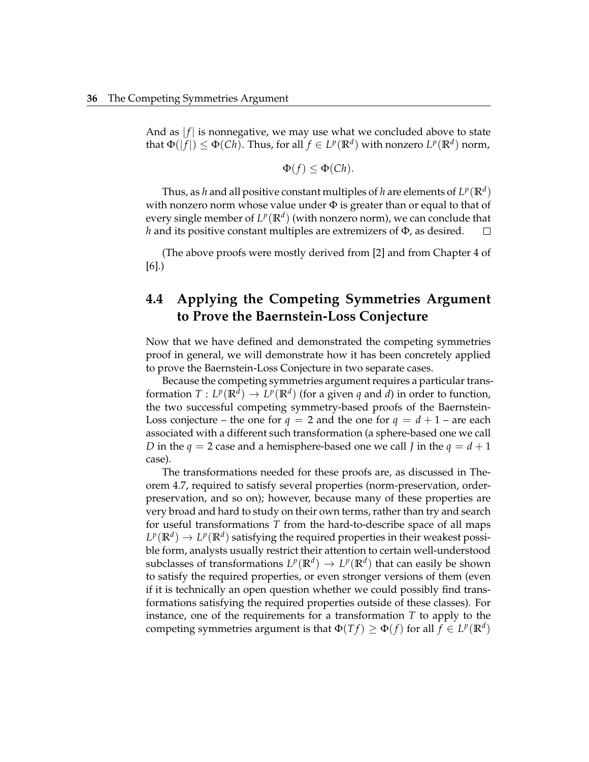And as $|f|$ is nonnegative, we may use what we concluded above to state that $\Phi(|f|) \leq \Phi(Ch)$. Thus, for all $f \in L^p(\mathbb{R}^d)$ with nonzero $L^p(\mathbb{R}^d)$ norm,

$$\Phi(f) \leq \Phi(Ch).$$

Thus, as $h$ and all positive constant multiples of $h$ are elements of $L^p(\mathbb{R}^d)$ with nonzero norm whose value under $\Phi$ is greater than or equal to that of every single member of $L^p(\mathbb{R}^d)$ (with nonzero norm), we can conclude that $h$ and its positive constant multiples are extremizers of $\Phi$, as desired. □

(The above proofs were mostly derived from [2] and from Chapter 4 of [6].)

## 4.4 Applying the Competing Symmetries Argument to Prove the Baernstein-Loss Conjecture

Now that we have defined and demonstrated the competing symmetries proof in general, we will demonstrate how it has been concretely applied to prove the Baernstein-Loss Conjecture in two separate cases.

Because the competing symmetries argument requires a particular transformation $T : L^p(\mathbb{R}^d) \to L^p(\mathbb{R}^d)$ (for a given $q$ and $d$) in order to function, the two successful competing symmetry-based proofs of the Baernstein-Loss conjecture – the one for $q = 2$ and the one for $q = d + 1$ – are each associated with a different such transformation (a sphere-based one we call $D$ in the $q = 2$ case and a hemisphere-based one we call $J$ in the $q = d + 1$ case).

The transformations needed for these proofs are, as discussed in Theorem 4.7, required to satisfy several properties (norm-preservation, order-preservation, and so on); however, because many of these properties are very broad and hard to study on their own terms, rather than try and search for useful transformations $T$ from the hard-to-describe space of all maps $L^p(\mathbb{R}^d) \to L^p(\mathbb{R}^d)$ satisfying the required properties in their weakest possible form, analysts usually restrict their attention to certain well-understood subclasses of transformations $L^p(\mathbb{R}^d) \to L^p(\mathbb{R}^d)$ that can easily be shown to satisfy the required properties, or even stronger versions of them (even if it is technically an open question whether we could possibly find transformations satisfying the required properties outside of these classes). For instance, one of the requirements for a transformation $T$ to apply to the competing symmetries argument is that $\Phi(Tf) \geq \Phi(f)$ for all $f \in L^p(\mathbb{R}^d)$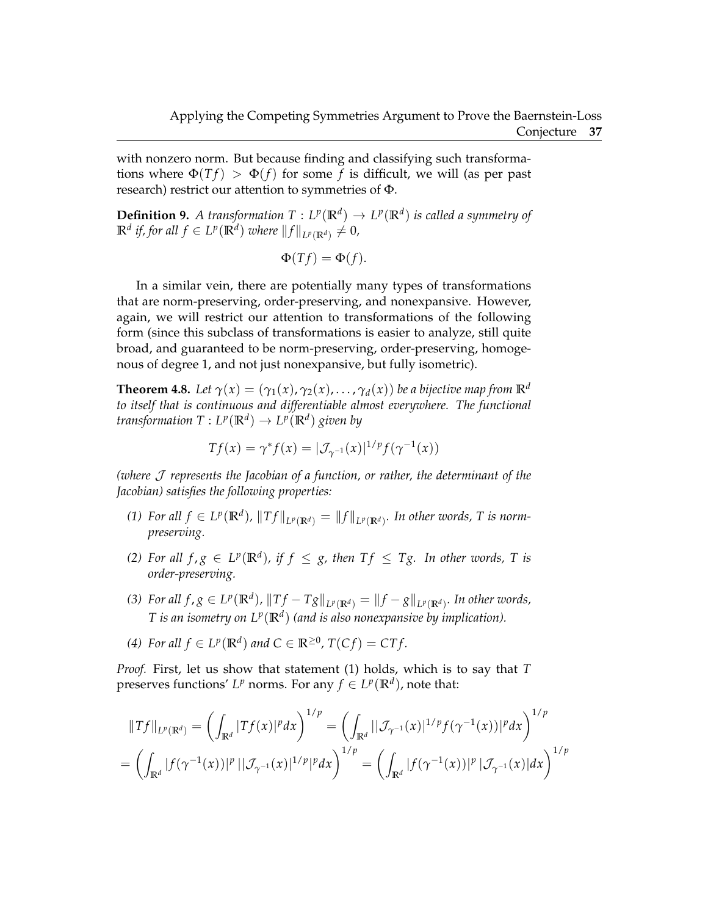with nonzero norm. But because finding and classifying such transformations where $\Phi(Tf) > \Phi(f)$ for some $f$ is difficult, we will (as per past research) restrict our attention to symmetries of $\Phi$.

**Definition 9.** *A transformation $T : L^p(\mathbb{R}^d) \to L^p(\mathbb{R}^d)$ is called a symmetry of $\mathbb{R}^d$ if, for all $f \in L^p(\mathbb{R}^d)$ where $\|f\|_{L^p(\mathbb{R}^d)} \neq 0$,*

$$\Phi(Tf) = \Phi(f).$$

In a similar vein, there are potentially many types of transformations that are norm-preserving, order-preserving, and nonexpansive. However, again, we will restrict our attention to transformations of the following form (since this subclass of transformations is easier to analyze, still quite broad, and guaranteed to be norm-preserving, order-preserving, homogenous of degree 1, and not just nonexpansive, but fully isometric).

**Theorem 4.8.** *Let $\gamma(x) = (\gamma_1(x), \gamma_2(x), \ldots, \gamma_d(x))$ be a bijective map from $\mathbb{R}^d$ to itself that is continuous and differentiable almost everywhere. The functional transformation $T : L^p(\mathbb{R}^d) \to L^p(\mathbb{R}^d)$ given by*

$$Tf(x) = \gamma^* f(x) = |\mathcal{J}_{\gamma^{-1}}(x)|^{1/p} f(\gamma^{-1}(x))$$

*(where $\mathcal{J}$ represents the Jacobian of a function, or rather, the determinant of the Jacobian) satisfies the following properties:*

1. *For all $f \in L^p(\mathbb{R}^d)$, $\|Tf\|_{L^p(\mathbb{R}^d)} = \|f\|_{L^p(\mathbb{R}^d)}$. In other words, $T$ is norm-preserving.*
2. *For all $f, g \in L^p(\mathbb{R}^d)$, if $f \leq g$, then $Tf \leq Tg$. In other words, $T$ is order-preserving.*
3. *For all $f, g \in L^p(\mathbb{R}^d)$, $\|Tf - Tg\|_{L^p(\mathbb{R}^d)} = \|f - g\|_{L^p(\mathbb{R}^d)}$. In other words, $T$ is an isometry on $L^p(\mathbb{R}^d)$ (and is also nonexpansive by implication).*
4. *For all $f \in L^p(\mathbb{R}^d)$ and $C \in \mathbb{R}^{\geq 0}$, $T(Cf) = CTf$.*

*Proof.* First, let us show that statement (1) holds, which is to say that $T$ preserves functions' $L^p$ norms. For any $f \in L^p(\mathbb{R}^d)$, note that:

$$\|Tf\|_{L^p(\mathbb{R}^d)} = \left( \int_{\mathbb{R}^d} |Tf(x)|^p dx \right)^{1/p} = \left( \int_{\mathbb{R}^d} ||\mathcal{J}_{\gamma^{-1}}(x)|^{1/p} f(\gamma^{-1}(x))|^p dx \right)^{1/p}$$
$$= \left( \int_{\mathbb{R}^d} |f(\gamma^{-1}(x))|^p \, ||\mathcal{J}_{\gamma^{-1}}(x)|^{1/p}|^p dx \right)^{1/p} = \left( \int_{\mathbb{R}^d} |f(\gamma^{-1}(x))|^p \, |\mathcal{J}_{\gamma^{-1}}(x)| dx \right)^{1/p}$$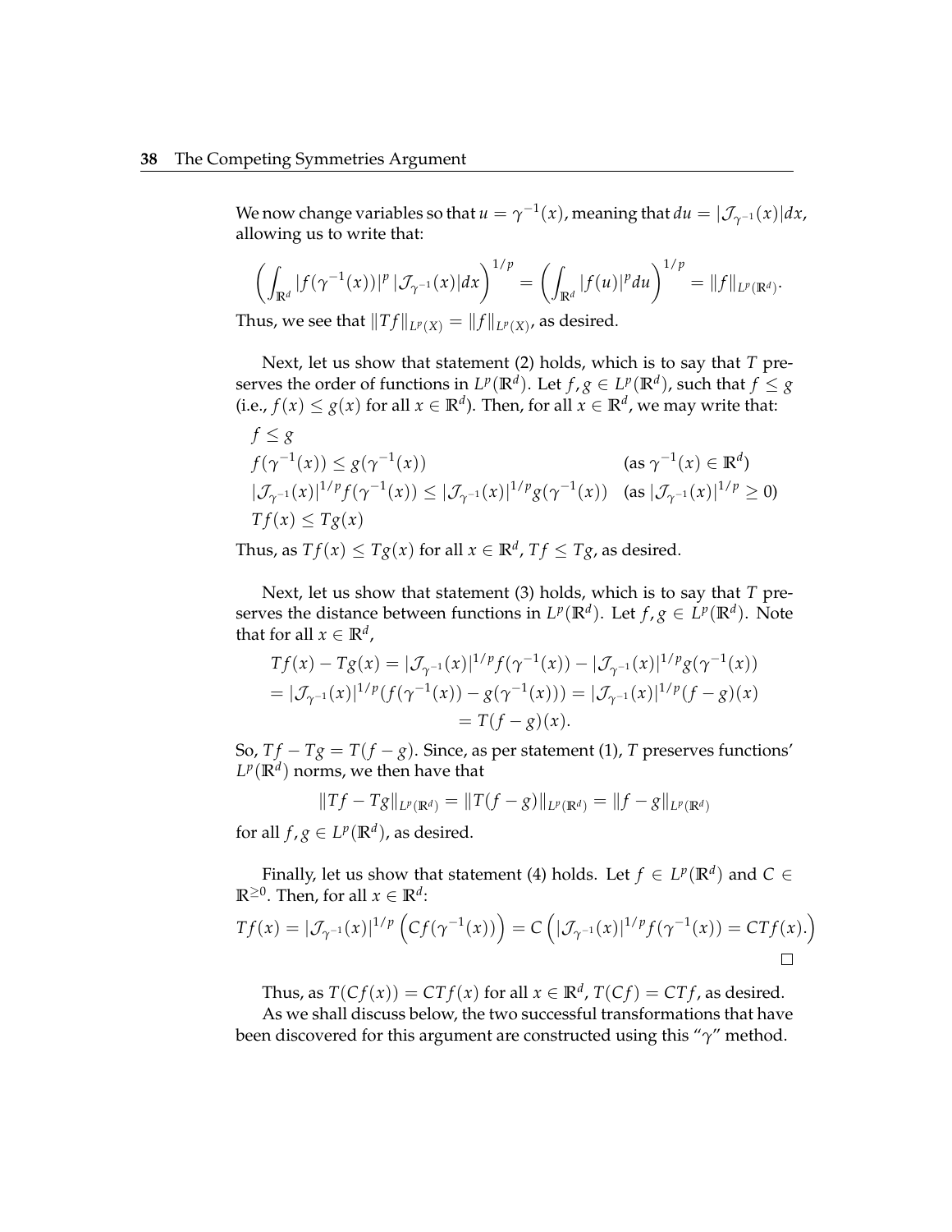We now change variables so that $u = \gamma^{-1}(x)$, meaning that $du = |\mathcal{J}_{\gamma^{-1}}(x)|dx$, allowing us to write that:

$$\left(\int_{\mathbb{R}^d} |f(\gamma^{-1}(x))|^p \, |\mathcal{J}_{\gamma^{-1}}(x)|dx\right)^{1/p} = \left(\int_{\mathbb{R}^d} |f(u)|^p du\right)^{1/p} = \|f\|_{L^p(\mathbb{R}^d)}.$$

Thus, we see that $\|Tf\|_{L^p(X)} = \|f\|_{L^p(X)}$, as desired.

Next, let us show that statement (2) holds, which is to say that $T$ preserves the order of functions in $L^p(\mathbb{R}^d)$. Let $f, g \in L^p(\mathbb{R}^d)$, such that $f \leq g$ (i.e., $f(x) \leq g(x)$ for all $x \in \mathbb{R}^d$). Then, for all $x \in \mathbb{R}^d$, we may write that:

$$\begin{aligned}
&f \leq g \\
&f(\gamma^{-1}(x)) \leq g(\gamma^{-1}(x)) && \text{(as } \gamma^{-1}(x) \in \mathbb{R}^d) \\
&|\mathcal{J}_{\gamma^{-1}}(x)|^{1/p} f(\gamma^{-1}(x)) \leq |\mathcal{J}_{\gamma^{-1}}(x)|^{1/p} g(\gamma^{-1}(x)) && \text{(as } |\mathcal{J}_{\gamma^{-1}}(x)|^{1/p} \geq 0) \\
&Tf(x) \leq Tg(x)
\end{aligned}$$

Thus, as $Tf(x) \leq Tg(x)$ for all $x \in \mathbb{R}^d$, $Tf \leq Tg$, as desired.

Next, let us show that statement (3) holds, which is to say that $T$ preserves the distance between functions in $L^p(\mathbb{R}^d)$. Let $f, g \in L^p(\mathbb{R}^d)$. Note that for all $x \in \mathbb{R}^d$,

$$\begin{aligned}
Tf(x) - Tg(x) &= |\mathcal{J}_{\gamma^{-1}}(x)|^{1/p} f(\gamma^{-1}(x)) - |\mathcal{J}_{\gamma^{-1}}(x)|^{1/p} g(\gamma^{-1}(x)) \\
&= |\mathcal{J}_{\gamma^{-1}}(x)|^{1/p} (f(\gamma^{-1}(x)) - g(\gamma^{-1}(x))) = |\mathcal{J}_{\gamma^{-1}}(x)|^{1/p} (f - g)(x) \\
&= T(f - g)(x).
\end{aligned}$$

So, $Tf - Tg = T(f - g)$. Since, as per statement (1), $T$ preserves functions' $L^p(\mathbb{R}^d)$ norms, we then have that

$$\|Tf - Tg\|_{L^p(\mathbb{R}^d)} = \|T(f - g)\|_{L^p(\mathbb{R}^d)} = \|f - g\|_{L^p(\mathbb{R}^d)}$$

for all $f, g \in L^p(\mathbb{R}^d)$, as desired.

Finally, let us show that statement (4) holds. Let $f \in L^p(\mathbb{R}^d)$ and $C \in \mathbb{R}^{\geq 0}$. Then, for all $x \in \mathbb{R}^d$:

$$Tf(x) = |\mathcal{J}_{\gamma^{-1}}(x)|^{1/p} \left(Cf(\gamma^{-1}(x))\right) = C\left(|\mathcal{J}_{\gamma^{-1}}(x)|^{1/p} f(\gamma^{-1}(x)) = CTf(x).\right)$$

□

Thus, as $T(Cf(x)) = CTf(x)$ for all $x \in \mathbb{R}^d$, $T(Cf) = CTf$, as desired.

As we shall discuss below, the two successful transformations that have been discovered for this argument are constructed using this "$\gamma$" method.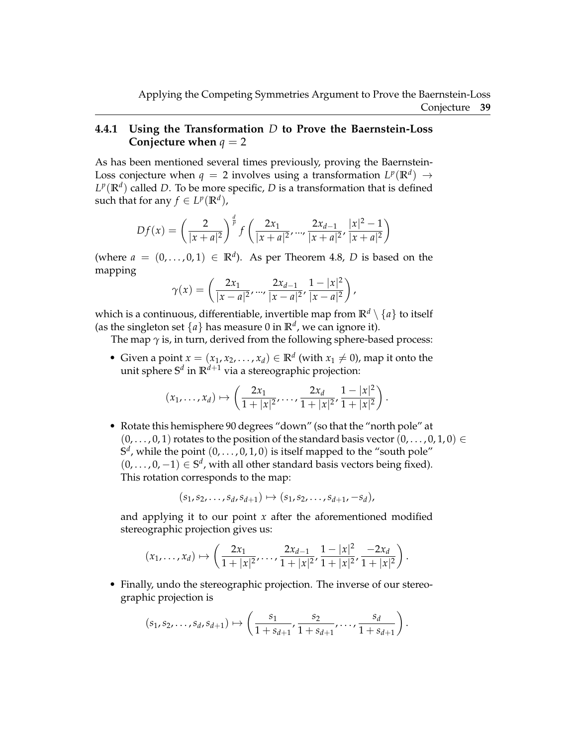### 4.4.1 Using the Transformation $D$ to Prove the Baernstein-Loss Conjecture when $q = 2$

As has been mentioned several times previously, proving the Baernstein-Loss conjecture when $q = 2$ involves using a transformation $L^p(\mathbb{R}^d) \to L^p(\mathbb{R}^d)$ called $D$. To be more specific, $D$ is a transformation that is defined such that for any $f \in L^p(\mathbb{R}^d)$,

$$Df(x) = \left(\frac{2}{|x+a|^2}\right)^{\frac{d}{p}} f\left(\frac{2x_1}{|x+a|^2}, ..., \frac{2x_{d-1}}{|x+a|^2}, \frac{|x|^2-1}{|x+a|^2}\right)$$

(where $a = (0, \ldots, 0, 1) \in \mathbb{R}^d$). As per Theorem 4.8, $D$ is based on the mapping

$$\gamma(x) = \left(\frac{2x_1}{|x-a|^2}, ..., \frac{2x_{d-1}}{|x-a|^2}, \frac{1-|x|^2}{|x-a|^2}\right),$$

which is a continuous, differentiable, invertible map from $\mathbb{R}^d \setminus \{a\}$ to itself (as the singleton set $\{a\}$ has measure 0 in $\mathbb{R}^d$, we can ignore it).

The map $\gamma$ is, in turn, derived from the following sphere-based process:

- Given a point $x = (x_1, x_2, \ldots, x_d) \in \mathbb{R}^d$ (with $x_1 \neq 0$), map it onto the unit sphere $\mathbb{S}^d$ in $\mathbb{R}^{d+1}$ via a stereographic projection:

$$(x_1, \ldots, x_d) \mapsto \left(\frac{2x_1}{1+|x|^2}, \ldots, \frac{2x_d}{1+|x|^2}, \frac{1-|x|^2}{1+|x|^2}\right).$$

- Rotate this hemisphere 90 degrees "down" (so that the "north pole" at $(0, \ldots, 0, 1)$ rotates to the position of the standard basis vector $(0, \ldots, 0, 1, 0) \in \mathbb{S}^d$, while the point $(0, \ldots, 0, 1, 0)$ is itself mapped to the "south pole" $(0, \ldots, 0, -1) \in \mathbb{S}^d$, with all other standard basis vectors being fixed). This rotation corresponds to the map:

$$(s_1, s_2, \ldots, s_d, s_{d+1}) \mapsto (s_1, s_2, \ldots, s_{d+1}, -s_d),$$

  and applying it to our point $x$ after the aforementioned modified stereographic projection gives us:

$$(x_1, \ldots, x_d) \mapsto \left(\frac{2x_1}{1+|x|^2}, \ldots, \frac{2x_{d-1}}{1+|x|^2}, \frac{1-|x|^2}{1+|x|^2}, \frac{-2x_d}{1+|x|^2}\right).$$

- Finally, undo the stereographic projection. The inverse of our stereographic projection is

$$(s_1, s_2, \ldots, s_d, s_{d+1}) \mapsto \left(\frac{s_1}{1+s_{d+1}}, \frac{s_2}{1+s_{d+1}}, \ldots, \frac{s_d}{1+s_{d+1}}\right).$$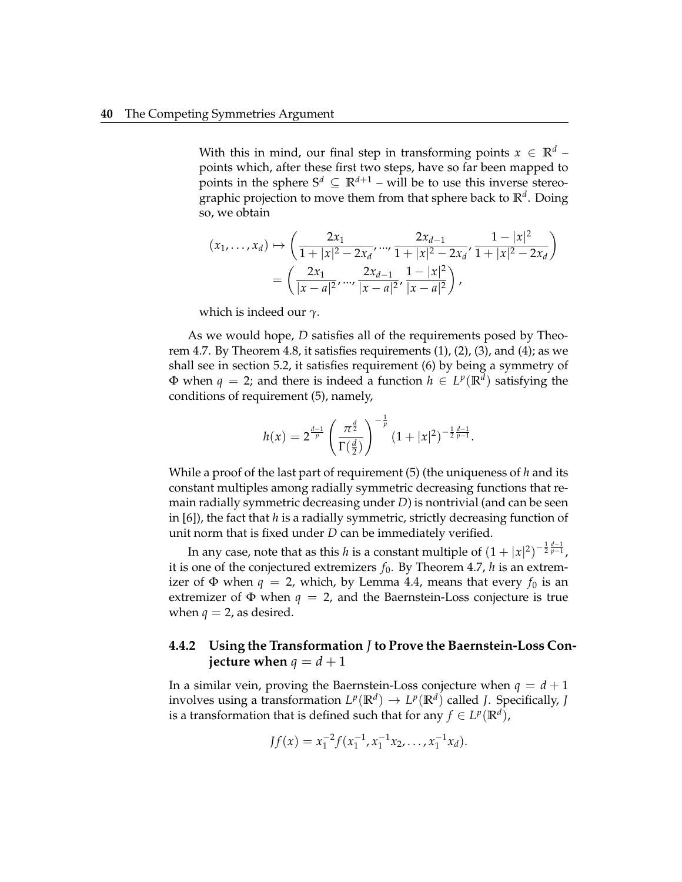With this in mind, our final step in transforming points $x \in \mathbb{R}^d$ – points which, after these first two steps, have so far been mapped to points in the sphere $\mathbb{S}^d \subseteq \mathbb{R}^{d+1}$ – will be to use this inverse stereographic projection to move them from that sphere back to $\mathbb{R}^d$. Doing so, we obtain

$$
\begin{aligned}
(x_1, \ldots, x_d) \mapsto &\left( \frac{2x_1}{1+|x|^2 - 2x_d}, \ldots, \frac{2x_{d-1}}{1+|x|^2-2x_d}, \frac{1-|x|^2}{1+|x|^2-2x_d} \right) \\
&= \left( \frac{2x_1}{|x-a|^2}, \ldots, \frac{2x_{d-1}}{|x-a|^2}, \frac{1-|x|^2}{|x-a|^2} \right),
\end{aligned}
$$

which is indeed our $\gamma$.

As we would hope, $D$ satisfies all of the requirements posed by Theorem 4.7. By Theorem 4.8, it satisfies requirements (1), (2), (3), and (4); as we shall see in section 5.2, it satisfies requirement (6) by being a symmetry of $\Phi$ when $q = 2$; and there is indeed a function $h \in L^p(\mathbb{R}^d)$ satisfying the conditions of requirement (5), namely,

$$
h(x) = 2^{\frac{d-1}{p}} \left( \frac{\pi^{\frac{d}{2}}}{\Gamma(\frac{d}{2})} \right)^{-\frac{1}{p}} (1+|x|^2)^{-\frac{1}{2}\frac{d-1}{p-1}}.
$$

While a proof of the last part of requirement (5) (the uniqueness of $h$ and its constant multiples among radially symmetric decreasing functions that remain radially symmetric decreasing under $D$) is nontrivial (and can be seen in [6]), the fact that $h$ is a radially symmetric, strictly decreasing function of unit norm that is fixed under $D$ can be immediately verified.

In any case, note that as this $h$ is a constant multiple of $(1+|x|^2)^{-\frac{1}{2}\frac{d-1}{p-1}}$, it is one of the conjectured extremizers $f_0$. By Theorem 4.7, $h$ is an extremizer of $\Phi$ when $q = 2$, which, by Lemma 4.4, means that every $f_0$ is an extremizer of $\Phi$ when $q = 2$, and the Baernstein-Loss conjecture is true when $q = 2$, as desired.

### 4.4.2 Using the Transformation $J$ to Prove the Baernstein-Loss Conjecture when $q = d + 1$

In a similar vein, proving the Baernstein-Loss conjecture when $q = d+1$ involves using a transformation $L^p(\mathbb{R}^d) \to L^p(\mathbb{R}^d)$ called $J$. Specifically, $J$ is a transformation that is defined such that for any $f \in L^p(\mathbb{R}^d)$,

$$
Jf(x) = x_1^{-2} f(x_1^{-1}, x_1^{-1}x_2, \ldots, x_1^{-1}x_d).
$$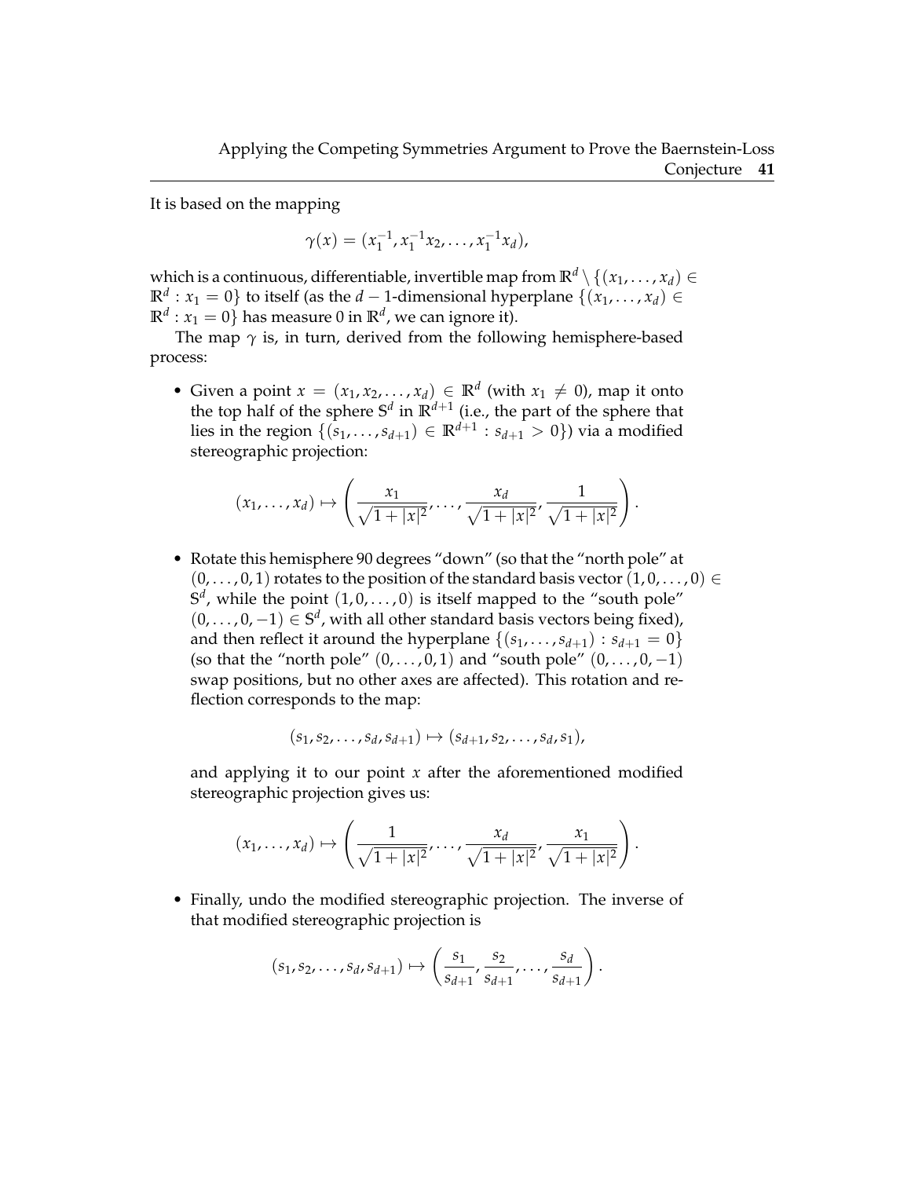It is based on the mapping

$$\gamma(x) = (x_1^{-1}, x_1^{-1}x_2, \ldots, x_1^{-1}x_d),$$

which is a continuous, differentiable, invertible map from $\mathbb{R}^d \setminus \{(x_1, \ldots, x_d) \in \mathbb{R}^d : x_1 = 0\}$ to itself (as the $d-1$-dimensional hyperplane $\{(x_1, \ldots, x_d) \in \mathbb{R}^d : x_1 = 0\}$ has measure 0 in $\mathbb{R}^d$, we can ignore it).

The map $\gamma$ is, in turn, derived from the following hemisphere-based process:

- Given a point $x = (x_1, x_2, \ldots, x_d) \in \mathbb{R}^d$ (with $x_1 \neq 0$), map it onto the top half of the sphere $\mathbb{S}^d$ in $\mathbb{R}^{d+1}$ (i.e., the part of the sphere that lies in the region $\{(s_1, \ldots, s_{d+1}) \in \mathbb{R}^{d+1} : s_{d+1} > 0\}$) via a modified stereographic projection:

$$(x_1, \ldots, x_d) \mapsto \left( \frac{x_1}{\sqrt{1+|x|^2}}, \ldots, \frac{x_d}{\sqrt{1+|x|^2}}, \frac{1}{\sqrt{1+|x|^2}} \right).$$

- Rotate this hemisphere 90 degrees "down" (so that the "north pole" at $(0, \ldots, 0, 1)$ rotates to the position of the standard basis vector $(1, 0, \ldots, 0) \in \mathbb{S}^d$, while the point $(1, 0, \ldots, 0)$ is itself mapped to the "south pole" $(0, \ldots, 0, -1) \in \mathbb{S}^d$, with all other standard basis vectors being fixed), and then reflect it around the hyperplane $\{(s_1, \ldots, s_{d+1}) : s_{d+1} = 0\}$ (so that the "north pole" $(0, \ldots, 0, 1)$ and "south pole" $(0, \ldots, 0, -1)$ swap positions, but no other axes are affected). This rotation and reflection corresponds to the map:

$$(s_1, s_2, \ldots, s_d, s_{d+1}) \mapsto (s_{d+1}, s_2, \ldots, s_d, s_1),$$

and applying it to our point $x$ after the aforementioned modified stereographic projection gives us:

$$(x_1, \ldots, x_d) \mapsto \left( \frac{1}{\sqrt{1+|x|^2}}, \ldots, \frac{x_d}{\sqrt{1+|x|^2}}, \frac{x_1}{\sqrt{1+|x|^2}} \right).$$

- Finally, undo the modified stereographic projection. The inverse of that modified stereographic projection is

$$(s_1, s_2, \ldots, s_d, s_{d+1}) \mapsto \left( \frac{s_1}{s_{d+1}}, \frac{s_2}{s_{d+1}}, \ldots, \frac{s_d}{s_{d+1}} \right).$$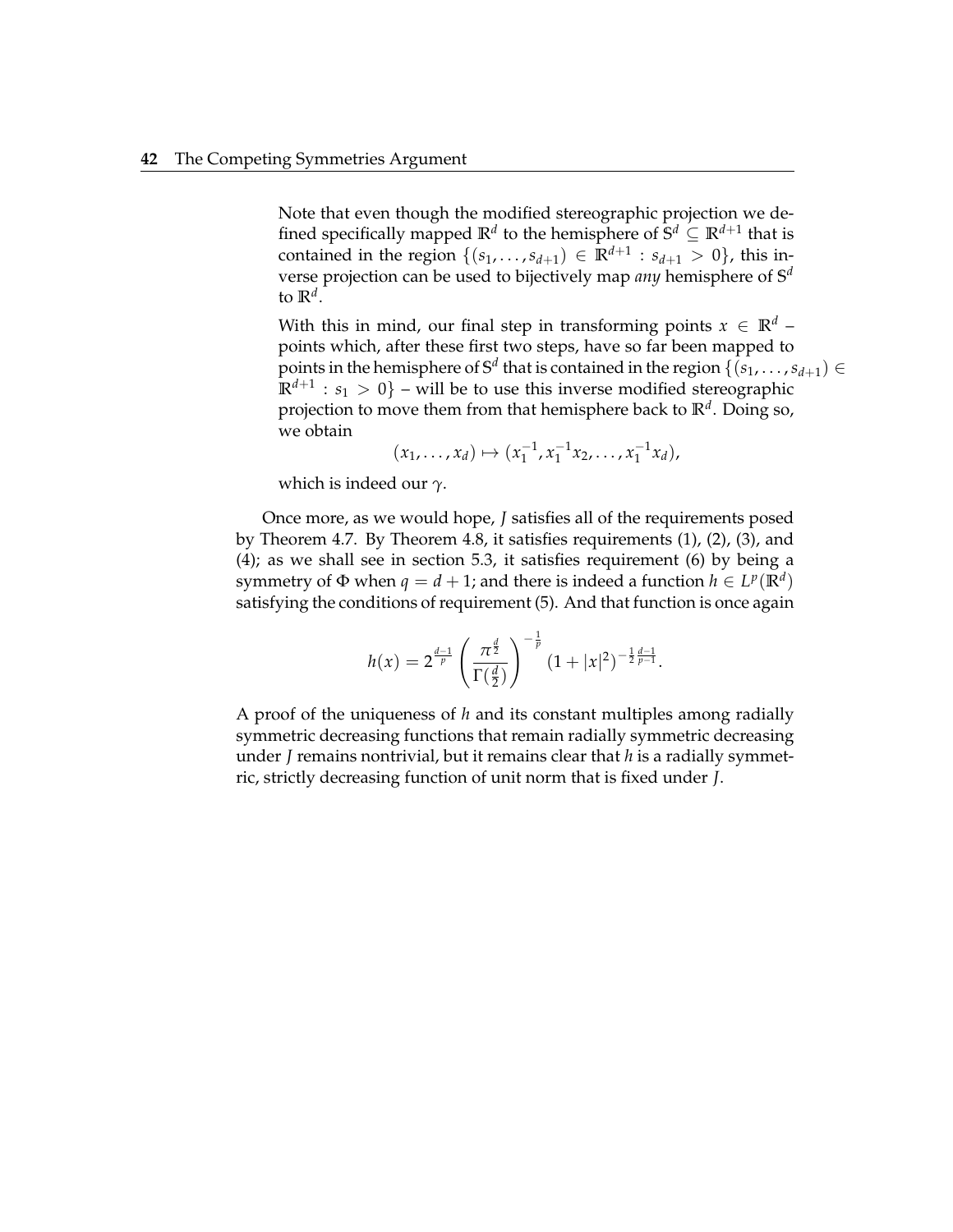Note that even though the modified stereographic projection we defined specifically mapped $\mathbb{R}^d$ to the hemisphere of $\mathbb{S}^d \subseteq \mathbb{R}^{d+1}$ that is contained in the region $\{(s_1, \ldots, s_{d+1}) \in \mathbb{R}^{d+1} : s_{d+1} > 0\}$, this inverse projection can be used to bijectively map *any* hemisphere of $\mathbb{S}^d$ to $\mathbb{R}^d$.

With this in mind, our final step in transforming points $x \in \mathbb{R}^d$ – points which, after these first two steps, have so far been mapped to points in the hemisphere of $\mathbb{S}^d$ that is contained in the region $\{(s_1, \ldots, s_{d+1}) \in \mathbb{R}^{d+1} : s_1 > 0\}$ – will be to use this inverse modified stereographic projection to move them from that hemisphere back to $\mathbb{R}^d$. Doing so, we obtain

$$(x_1, \ldots, x_d) \mapsto (x_1^{-1}, x_1^{-1}x_2, \ldots, x_1^{-1}x_d),$$

which is indeed our $\gamma$.

Once more, as we would hope, $J$ satisfies all of the requirements posed by Theorem 4.7. By Theorem 4.8, it satisfies requirements (1), (2), (3), and (4); as we shall see in section 5.3, it satisfies requirement (6) by being a symmetry of $\Phi$ when $q = d + 1$; and there is indeed a function $h \in L^p(\mathbb{R}^d)$ satisfying the conditions of requirement (5). And that function is once again

$$h(x) = 2^{\frac{d-1}{p}} \left( \frac{\pi^{\frac{d}{2}}}{\Gamma(\frac{d}{2})} \right)^{-\frac{1}{p}} (1 + |x|^2)^{-\frac{1}{2}\frac{d-1}{p-1}}.$$

A proof of the uniqueness of $h$ and its constant multiples among radially symmetric decreasing functions that remain radially symmetric decreasing under $J$ remains nontrivial, but it remains clear that $h$ is a radially symmetric, strictly decreasing function of unit norm that is fixed under $J$.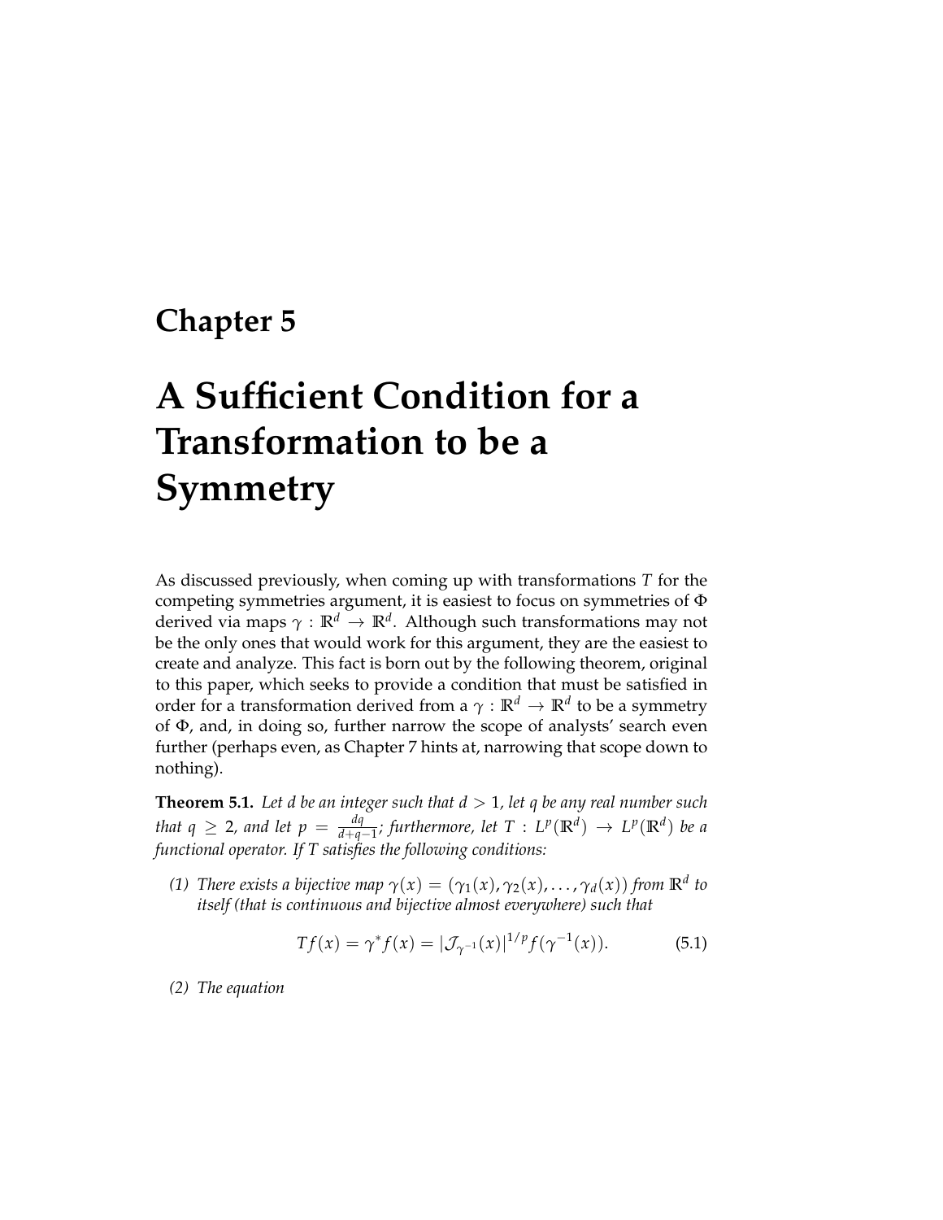# Chapter 5

# A Sufficient Condition for a Transformation to be a Symmetry

As discussed previously, when coming up with transformations $T$ for the competing symmetries argument, it is easiest to focus on symmetries of $\Phi$ derived via maps $\gamma : \mathbb{R}^d \to \mathbb{R}^d$. Although such transformations may not be the only ones that would work for this argument, they are the easiest to create and analyze. This fact is born out by the following theorem, original to this paper, which seeks to provide a condition that must be satisfied in order for a transformation derived from a $\gamma : \mathbb{R}^d \to \mathbb{R}^d$ to be a symmetry of $\Phi$, and, in doing so, further narrow the scope of analysts' search even further (perhaps even, as Chapter 7 hints at, narrowing that scope down to nothing).

**Theorem 5.1.** *Let $d$ be an integer such that $d > 1$, let $q$ be any real number such that $q \geq 2$, and let $p = \frac{dq}{d+q-1}$; furthermore, let $T : L^p(\mathbb{R}^d) \to L^p(\mathbb{R}^d)$ be a functional operator. If $T$ satisfies the following conditions:*

*(1) There exists a bijective map $\gamma(x) = (\gamma_1(x), \gamma_2(x), \ldots, \gamma_d(x))$ from $\mathbb{R}^d$ to itself (that is continuous and bijective almost everywhere) such that*

$$Tf(x) = \gamma^* f(x) = |\mathcal{J}_{\gamma^{-1}}(x)|^{1/p} f(\gamma^{-1}(x)). \tag{5.1}$$

*(2) The equation*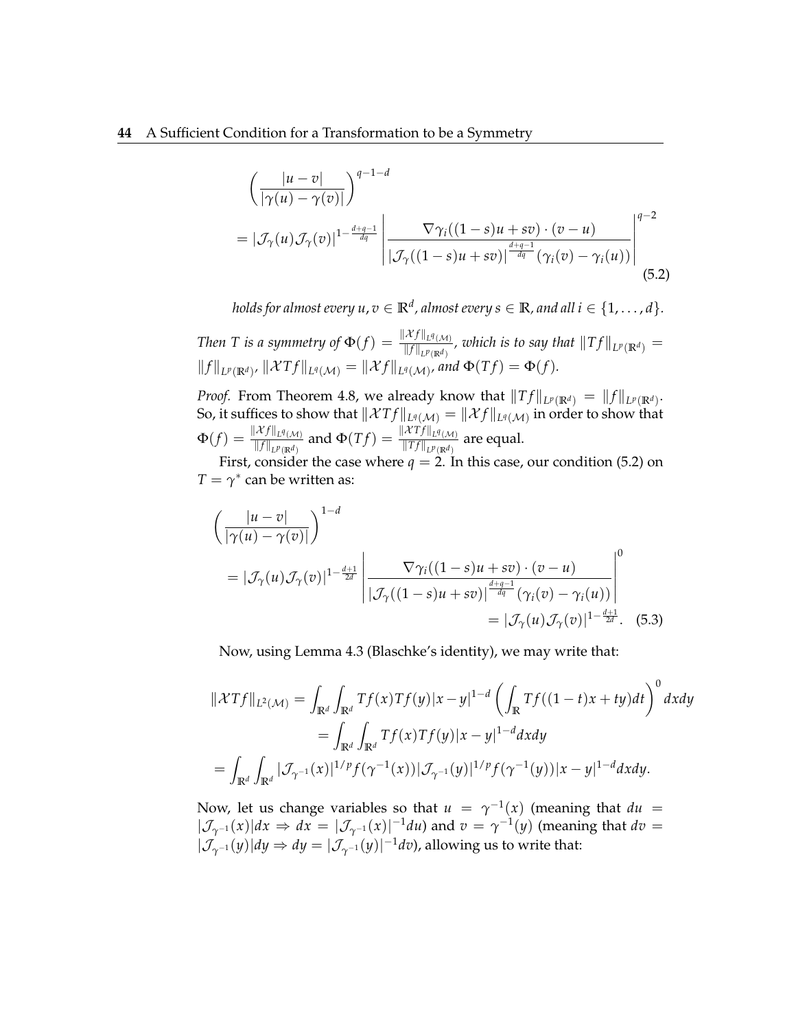$$\left(\frac{|u-v|}{|\gamma(u)-\gamma(v)|}\right)^{q-1-d}$$
$$= |\mathcal{J}_\gamma(u)\mathcal{J}_\gamma(v)|^{1-\frac{d+q-1}{dq}} \left|\frac{\nabla\gamma_i((1-s)u+sv)\cdot(v-u)}{|\mathcal{J}_\gamma((1-s)u+sv)|^{\frac{d+q-1}{dq}}(\gamma_i(v)-\gamma_i(u))}\right|^{q-2} \tag{5.2}$$

*holds for almost every $u, v \in \mathbb{R}^d$, almost every $s \in \mathbb{R}$, and all $i \in \{1, \ldots, d\}$.*

*Then $T$ is a symmetry of $\Phi(f) = \frac{\|\mathcal{X}f\|_{L^q(\mathcal{M})}}{\|f\|_{L^p(\mathbb{R}^d)}}$, which is to say that $\|Tf\|_{L^p(\mathbb{R}^d)} = \|f\|_{L^p(\mathbb{R}^d)}$, $\|\mathcal{X}Tf\|_{L^q(\mathcal{M})} = \|\mathcal{X}f\|_{L^q(\mathcal{M})}$, and $\Phi(Tf) = \Phi(f)$.*

*Proof.* From Theorem 4.8, we already know that $\|Tf\|_{L^p(\mathbb{R}^d)} = \|f\|_{L^p(\mathbb{R}^d)}$. So, it suffices to show that $\|\mathcal{X}Tf\|_{L^q(\mathcal{M})} = \|\mathcal{X}f\|_{L^q(\mathcal{M})}$ in order to show that $\Phi(f) = \frac{\|\mathcal{X}f\|_{L^q(\mathcal{M})}}{\|f\|_{L^p(\mathbb{R}^d)}}$ and $\Phi(Tf) = \frac{\|\mathcal{X}Tf\|_{L^q(\mathcal{M})}}{\|Tf\|_{L^p(\mathbb{R}^d)}}$ are equal.

First, consider the case where $q = 2$. In this case, our condition (5.2) on $T = \gamma^*$ can be written as:

$$\left(\frac{|u-v|}{|\gamma(u)-\gamma(v)|}\right)^{1-d}$$
$$= |\mathcal{J}_\gamma(u)\mathcal{J}_\gamma(v)|^{1-\frac{d+1}{2d}} \left|\frac{\nabla\gamma_i((1-s)u+sv)\cdot(v-u)}{|\mathcal{J}_\gamma((1-s)u+sv)|^{\frac{d+q-1}{dq}}(\gamma_i(v)-\gamma_i(u))}\right|^{0}$$
$$= |\mathcal{J}_\gamma(u)\mathcal{J}_\gamma(v)|^{1-\frac{d+1}{2d}}. \tag{5.3}$$

Now, using Lemma 4.3 (Blaschke's identity), we may write that:

$$\|\mathcal{X}Tf\|_{L^2(\mathcal{M})} = \int_{\mathbb{R}^d}\int_{\mathbb{R}^d} Tf(x)Tf(y)|x-y|^{1-d}\left(\int_{\mathbb{R}} Tf((1-t)x+ty)dt\right)^0 dxdy$$
$$= \int_{\mathbb{R}^d}\int_{\mathbb{R}^d} Tf(x)Tf(y)|x-y|^{1-d}dxdy$$
$$= \int_{\mathbb{R}^d}\int_{\mathbb{R}^d} |\mathcal{J}_{\gamma^{-1}}(x)|^{1/p}f(\gamma^{-1}(x))|\mathcal{J}_{\gamma^{-1}}(y)|^{1/p}f(\gamma^{-1}(y))|x-y|^{1-d}dxdy.$$

Now, let us change variables so that $u = \gamma^{-1}(x)$ (meaning that $du = |\mathcal{J}_{\gamma^{-1}}(x)|dx \Rightarrow dx = |\mathcal{J}_{\gamma^{-1}}(x)|^{-1}du$) and $v = \gamma^{-1}(y)$ (meaning that $dv = |\mathcal{J}_{\gamma^{-1}}(y)|dy \Rightarrow dy = |\mathcal{J}_{\gamma^{-1}}(y)|^{-1}dv$), allowing us to write that: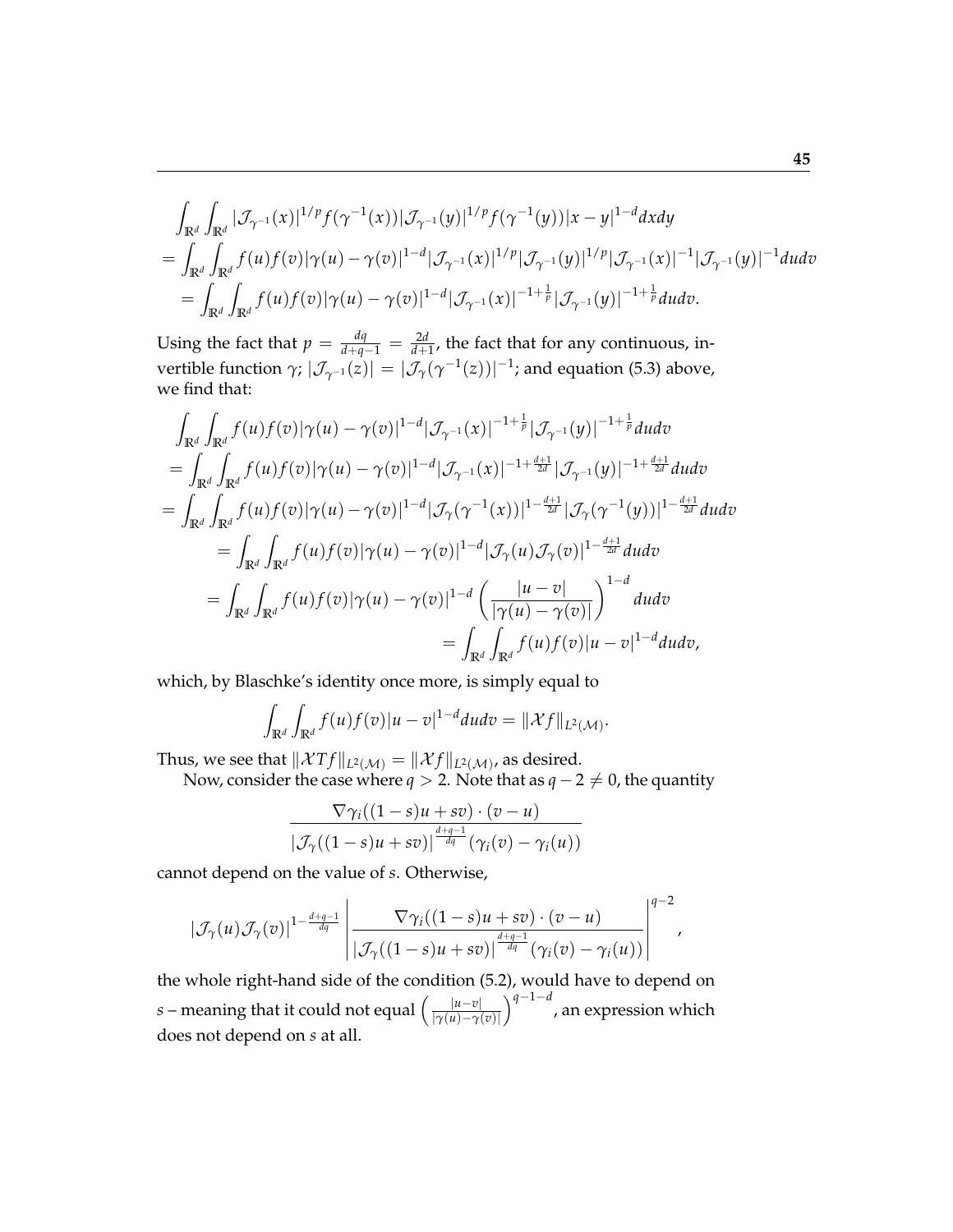$$
\begin{aligned}
&\int_{\mathbb{R}^d}\int_{\mathbb{R}^d} |\mathcal{J}_{\gamma^{-1}}(x)|^{1/p} f(\gamma^{-1}(x)) |\mathcal{J}_{\gamma^{-1}}(y)|^{1/p} f(\gamma^{-1}(y)) |x-y|^{1-d} dxdy \\
&= \int_{\mathbb{R}^d}\int_{\mathbb{R}^d} f(u)f(v)|\gamma(u)-\gamma(v)|^{1-d} |\mathcal{J}_{\gamma^{-1}}(x)|^{1/p} |\mathcal{J}_{\gamma^{-1}}(y)|^{1/p} |\mathcal{J}_{\gamma^{-1}}(x)|^{-1} |\mathcal{J}_{\gamma^{-1}}(y)|^{-1} dudv \\
&\quad = \int_{\mathbb{R}^d}\int_{\mathbb{R}^d} f(u)f(v)|\gamma(u)-\gamma(v)|^{1-d} |\mathcal{J}_{\gamma^{-1}}(x)|^{-1+\frac{1}{p}} |\mathcal{J}_{\gamma^{-1}}(y)|^{-1+\frac{1}{p}} dudv.
\end{aligned}
$$

Using the fact that $p = \frac{dq}{d+q-1} = \frac{2d}{d+1}$, the fact that for any continuous, invertible function $\gamma$; $|\mathcal{J}_{\gamma^{-1}}(z)| = |\mathcal{J}_{\gamma}(\gamma^{-1}(z))|^{-1}$; and equation (5.3) above, we find that:

$$
\begin{aligned}
&\int_{\mathbb{R}^d}\int_{\mathbb{R}^d} f(u)f(v)|\gamma(u)-\gamma(v)|^{1-d} |\mathcal{J}_{\gamma^{-1}}(x)|^{-1+\frac{1}{p}} |\mathcal{J}_{\gamma^{-1}}(y)|^{-1+\frac{1}{p}} dudv \\
&= \int_{\mathbb{R}^d}\int_{\mathbb{R}^d} f(u)f(v)|\gamma(u)-\gamma(v)|^{1-d} |\mathcal{J}_{\gamma^{-1}}(x)|^{-1+\frac{d+1}{2d}} |\mathcal{J}_{\gamma^{-1}}(y)|^{-1+\frac{d+1}{2d}} dudv \\
&= \int_{\mathbb{R}^d}\int_{\mathbb{R}^d} f(u)f(v)|\gamma(u)-\gamma(v)|^{1-d} |\mathcal{J}_{\gamma}(\gamma^{-1}(x))|^{1-\frac{d+1}{2d}} |\mathcal{J}_{\gamma}(\gamma^{-1}(y))|^{1-\frac{d+1}{2d}} dudv \\
&\quad = \int_{\mathbb{R}^d}\int_{\mathbb{R}^d} f(u)f(v)|\gamma(u)-\gamma(v)|^{1-d} |\mathcal{J}_{\gamma}(u)\mathcal{J}_{\gamma}(v)|^{1-\frac{d+1}{2d}} dudv \\
&\quad = \int_{\mathbb{R}^d}\int_{\mathbb{R}^d} f(u)f(v)|\gamma(u)-\gamma(v)|^{1-d} \left(\frac{|u-v|}{|\gamma(u)-\gamma(v)|}\right)^{1-d} dudv \\
&\qquad\qquad = \int_{\mathbb{R}^d}\int_{\mathbb{R}^d} f(u)f(v)|u-v|^{1-d} dudv,
\end{aligned}
$$

which, by Blaschke's identity once more, is simply equal to

$$
\int_{\mathbb{R}^d}\int_{\mathbb{R}^d} f(u)f(v)|u-v|^{1-d} dudv = \|\mathcal{X}f\|_{L^2(\mathcal{M})}.
$$

Thus, we see that $\|\mathcal{X}Tf\|_{L^2(\mathcal{M})} = \|\mathcal{X}f\|_{L^2(\mathcal{M})}$, as desired.

Now, consider the case where $q > 2$. Note that as $q - 2 \neq 0$, the quantity

$$
\frac{\nabla\gamma_i((1-s)u+sv)\cdot(v-u)}{|\mathcal{J}_{\gamma}((1-s)u+sv)|^{\frac{d+q-1}{dq}}(\gamma_i(v)-\gamma_i(u))}
$$

cannot depend on the value of $s$. Otherwise,

$$
|\mathcal{J}_{\gamma}(u)\mathcal{J}_{\gamma}(v)|^{1-\frac{d+q-1}{dq}} \left|\frac{\nabla\gamma_i((1-s)u+sv)\cdot(v-u)}{|\mathcal{J}_{\gamma}((1-s)u+sv)|^{\frac{d+q-1}{dq}}(\gamma_i(v)-\gamma_i(u))}\right|^{q-2},
$$

the whole right-hand side of the condition (5.2), would have to depend on $s$ – meaning that it could not equal $\left(\frac{|u-v|}{|\gamma(u)-\gamma(v)|}\right)^{q-1-d}$, an expression which does not depend on $s$ at all.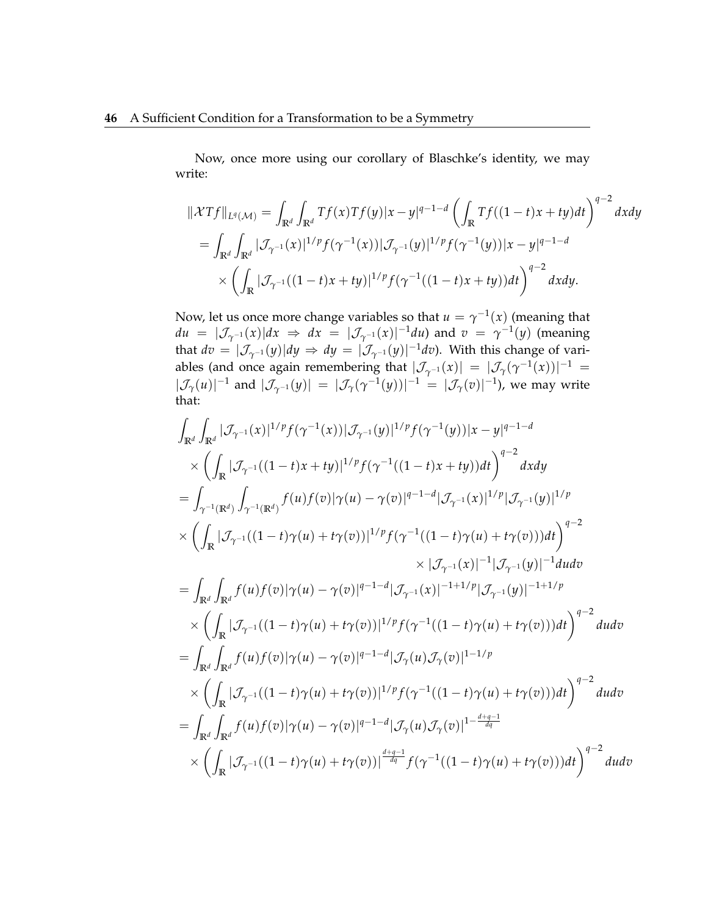Now, once more using our corollary of Blaschke's identity, we may write:

$$
\begin{aligned}
\|\mathcal{X}Tf\|_{L^q(\mathcal{M})} &= \int_{\mathbb{R}^d}\int_{\mathbb{R}^d} Tf(x)Tf(y)|x-y|^{q-1-d}\left(\int_{\mathbb{R}} Tf((1-t)x+ty)dt\right)^{q-2} dxdy \\
&= \int_{\mathbb{R}^d}\int_{\mathbb{R}^d} |\mathcal{J}_{\gamma^{-1}}(x)|^{1/p} f(\gamma^{-1}(x))|\mathcal{J}_{\gamma^{-1}}(y)|^{1/p} f(\gamma^{-1}(y))|x-y|^{q-1-d} \\
&\quad \times \left(\int_{\mathbb{R}} |\mathcal{J}_{\gamma^{-1}}((1-t)x+ty)|^{1/p} f(\gamma^{-1}((1-t)x+ty))dt\right)^{q-2} dxdy.
\end{aligned}
$$

Now, let us once more change variables so that $u = \gamma^{-1}(x)$ (meaning that $du = |\mathcal{J}_{\gamma^{-1}}(x)|dx \Rightarrow dx = |\mathcal{J}_{\gamma^{-1}}(x)|^{-1}du$) and $v = \gamma^{-1}(y)$ (meaning that $dv = |\mathcal{J}_{\gamma^{-1}}(y)|dy \Rightarrow dy = |\mathcal{J}_{\gamma^{-1}}(y)|^{-1}dv$). With this change of variables (and once again remembering that $|\mathcal{J}_{\gamma^{-1}}(x)| = |\mathcal{J}_{\gamma}(\gamma^{-1}(x))|^{-1} = |\mathcal{J}_{\gamma}(u)|^{-1}$ and $|\mathcal{J}_{\gamma^{-1}}(y)| = |\mathcal{J}_{\gamma}(\gamma^{-1}(y))|^{-1} = |\mathcal{J}_{\gamma}(v)|^{-1}$), we may write that:

$$
\begin{aligned}
&\int_{\mathbb{R}^d}\int_{\mathbb{R}^d} |\mathcal{J}_{\gamma^{-1}}(x)|^{1/p} f(\gamma^{-1}(x))|\mathcal{J}_{\gamma^{-1}}(y)|^{1/p} f(\gamma^{-1}(y))|x-y|^{q-1-d} \\
&\quad \times \left(\int_{\mathbb{R}} |\mathcal{J}_{\gamma^{-1}}((1-t)x+ty)|^{1/p} f(\gamma^{-1}((1-t)x+ty))dt\right)^{q-2} dxdy \\
&= \int_{\gamma^{-1}(\mathbb{R}^d)}\int_{\gamma^{-1}(\mathbb{R}^d)} f(u)f(v)|\gamma(u)-\gamma(v)|^{q-1-d}|\mathcal{J}_{\gamma^{-1}}(x)|^{1/p}|\mathcal{J}_{\gamma^{-1}}(y)|^{1/p} \\
&\times \left(\int_{\mathbb{R}} |\mathcal{J}_{\gamma^{-1}}((1-t)\gamma(u)+t\gamma(v))|^{1/p} f(\gamma^{-1}((1-t)\gamma(u)+t\gamma(v)))dt\right)^{q-2} \\
&\qquad\qquad\qquad\qquad\qquad\qquad \times |\mathcal{J}_{\gamma^{-1}}(x)|^{-1}|\mathcal{J}_{\gamma^{-1}}(y)|^{-1}dudv \\
&= \int_{\mathbb{R}^d}\int_{\mathbb{R}^d} f(u)f(v)|\gamma(u)-\gamma(v)|^{q-1-d}|\mathcal{J}_{\gamma^{-1}}(x)|^{-1+1/p}|\mathcal{J}_{\gamma^{-1}}(y)|^{-1+1/p} \\
&\quad \times \left(\int_{\mathbb{R}} |\mathcal{J}_{\gamma^{-1}}((1-t)\gamma(u)+t\gamma(v))|^{1/p} f(\gamma^{-1}((1-t)\gamma(u)+t\gamma(v)))dt\right)^{q-2} dudv \\
&= \int_{\mathbb{R}^d}\int_{\mathbb{R}^d} f(u)f(v)|\gamma(u)-\gamma(v)|^{q-1-d}|\mathcal{J}_{\gamma}(u)\mathcal{J}_{\gamma}(v)|^{1-1/p} \\
&\quad \times \left(\int_{\mathbb{R}} |\mathcal{J}_{\gamma^{-1}}((1-t)\gamma(u)+t\gamma(v))|^{1/p} f(\gamma^{-1}((1-t)\gamma(u)+t\gamma(v)))dt\right)^{q-2} dudv \\
&= \int_{\mathbb{R}^d}\int_{\mathbb{R}^d} f(u)f(v)|\gamma(u)-\gamma(v)|^{q-1-d}|\mathcal{J}_{\gamma}(u)\mathcal{J}_{\gamma}(v)|^{1-\frac{d+q-1}{dq}} \\
&\quad \times \left(\int_{\mathbb{R}} |\mathcal{J}_{\gamma^{-1}}((1-t)\gamma(u)+t\gamma(v))|^{\frac{d+q-1}{dq}} f(\gamma^{-1}((1-t)\gamma(u)+t\gamma(v)))dt\right)^{q-2} dudv
\end{aligned}
$$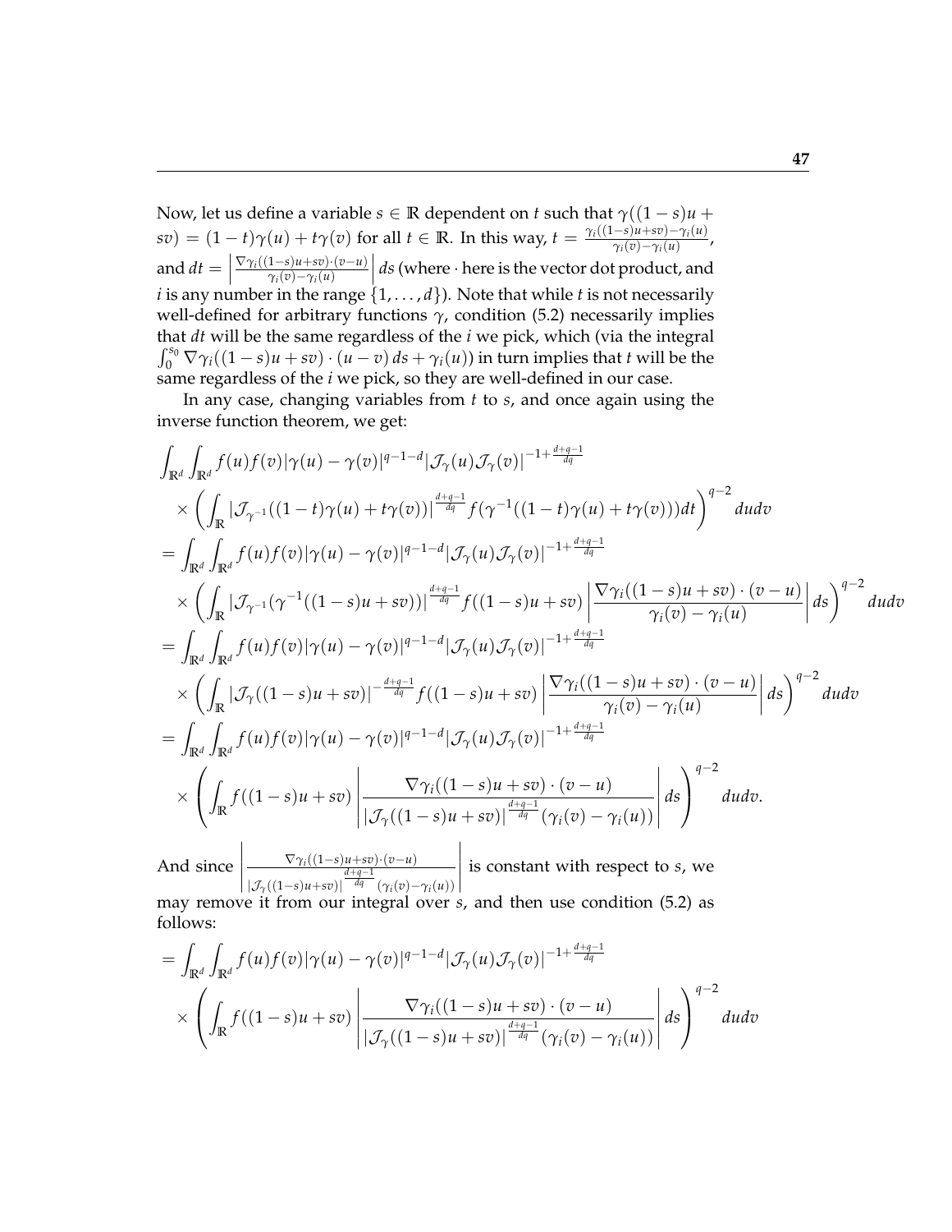Now, let us define a variable $s \in \mathbb{R}$ dependent on $t$ such that $\gamma((1-s)u + sv) = (1-t)\gamma(u) + t\gamma(v)$ for all $t \in \mathbb{R}$. In this way, $t = \frac{\gamma_i((1-s)u+sv)-\gamma_i(u)}{\gamma_i(v)-\gamma_i(u)}$, and $dt = \left|\frac{\nabla\gamma_i((1-s)u+sv)\cdot(v-u)}{\gamma_i(v)-\gamma_i(u)}\right| ds$ (where $\cdot$ here is the vector dot product, and $i$ is any number in the range $\{1, \ldots, d\}$). Note that while $t$ is not necessarily well-defined for arbitrary functions $\gamma$, condition (5.2) necessarily implies that $dt$ will be the same regardless of the $i$ we pick, which (via the integral $\int_0^{s_0} \nabla\gamma_i((1-s)u+sv)\cdot(u-v)\,ds + \gamma_i(u)$) in turn implies that $t$ will be the same regardless of the $i$ we pick, so they are well-defined in our case.

In any case, changing variables from $t$ to $s$, and once again using the inverse function theorem, we get:

$$
\begin{aligned}
&\int_{\mathbb{R}^d}\int_{\mathbb{R}^d} f(u)f(v)|\gamma(u)-\gamma(v)|^{q-1-d}|\mathcal{J}_\gamma(u)\mathcal{J}_\gamma(v)|^{-1+\frac{d+q-1}{dq}} \\
&\quad\times\left(\int_{\mathbb{R}} |\mathcal{J}_{\gamma^{-1}}((1-t)\gamma(u)+t\gamma(v))|^{\frac{d+q-1}{dq}} f(\gamma^{-1}((1-t)\gamma(u)+t\gamma(v)))dt\right)^{q-2} dudv \\
&= \int_{\mathbb{R}^d}\int_{\mathbb{R}^d} f(u)f(v)|\gamma(u)-\gamma(v)|^{q-1-d}|\mathcal{J}_\gamma(u)\mathcal{J}_\gamma(v)|^{-1+\frac{d+q-1}{dq}} \\
&\quad\times\left(\int_{\mathbb{R}} |\mathcal{J}_{\gamma^{-1}}(\gamma^{-1}((1-s)u+sv))|^{\frac{d+q-1}{dq}} f((1-s)u+sv)\left|\frac{\nabla\gamma_i((1-s)u+sv)\cdot(v-u)}{\gamma_i(v)-\gamma_i(u)}\right| ds\right)^{q-2} dudv \\
&= \int_{\mathbb{R}^d}\int_{\mathbb{R}^d} f(u)f(v)|\gamma(u)-\gamma(v)|^{q-1-d}|\mathcal{J}_\gamma(u)\mathcal{J}_\gamma(v)|^{-1+\frac{d+q-1}{dq}} \\
&\quad\times\left(\int_{\mathbb{R}} |\mathcal{J}_{\gamma}((1-s)u+sv)|^{-\frac{d+q-1}{dq}} f((1-s)u+sv)\left|\frac{\nabla\gamma_i((1-s)u+sv)\cdot(v-u)}{\gamma_i(v)-\gamma_i(u)}\right| ds\right)^{q-2} dudv \\
&= \int_{\mathbb{R}^d}\int_{\mathbb{R}^d} f(u)f(v)|\gamma(u)-\gamma(v)|^{q-1-d}|\mathcal{J}_\gamma(u)\mathcal{J}_\gamma(v)|^{-1+\frac{d+q-1}{dq}} \\
&\quad\times\left(\int_{\mathbb{R}} f((1-s)u+sv)\left|\frac{\nabla\gamma_i((1-s)u+sv)\cdot(v-u)}{|\mathcal{J}_\gamma((1-s)u+sv)|^{\frac{d+q-1}{dq}}(\gamma_i(v)-\gamma_i(u))}\right| ds\right)^{q-2} dudv.
\end{aligned}
$$

And since $\left|\frac{\nabla\gamma_i((1-s)u+sv)\cdot(v-u)}{|\mathcal{J}_\gamma((1-s)u+sv)|^{\frac{d+q-1}{dq}}(\gamma_i(v)-\gamma_i(u))}\right|$ is constant with respect to $s$, we may remove it from our integral over $s$, and then use condition (5.2) as follows:

$$
\begin{aligned}
&= \int_{\mathbb{R}^d}\int_{\mathbb{R}^d} f(u)f(v)|\gamma(u)-\gamma(v)|^{q-1-d}|\mathcal{J}_\gamma(u)\mathcal{J}_\gamma(v)|^{-1+\frac{d+q-1}{dq}} \\
&\quad\times\left(\int_{\mathbb{R}} f((1-s)u+sv)\left|\frac{\nabla\gamma_i((1-s)u+sv)\cdot(v-u)}{|\mathcal{J}_\gamma((1-s)u+sv)|^{\frac{d+q-1}{dq}}(\gamma_i(v)-\gamma_i(u))}\right| ds\right)^{q-2} dudv
\end{aligned}
$$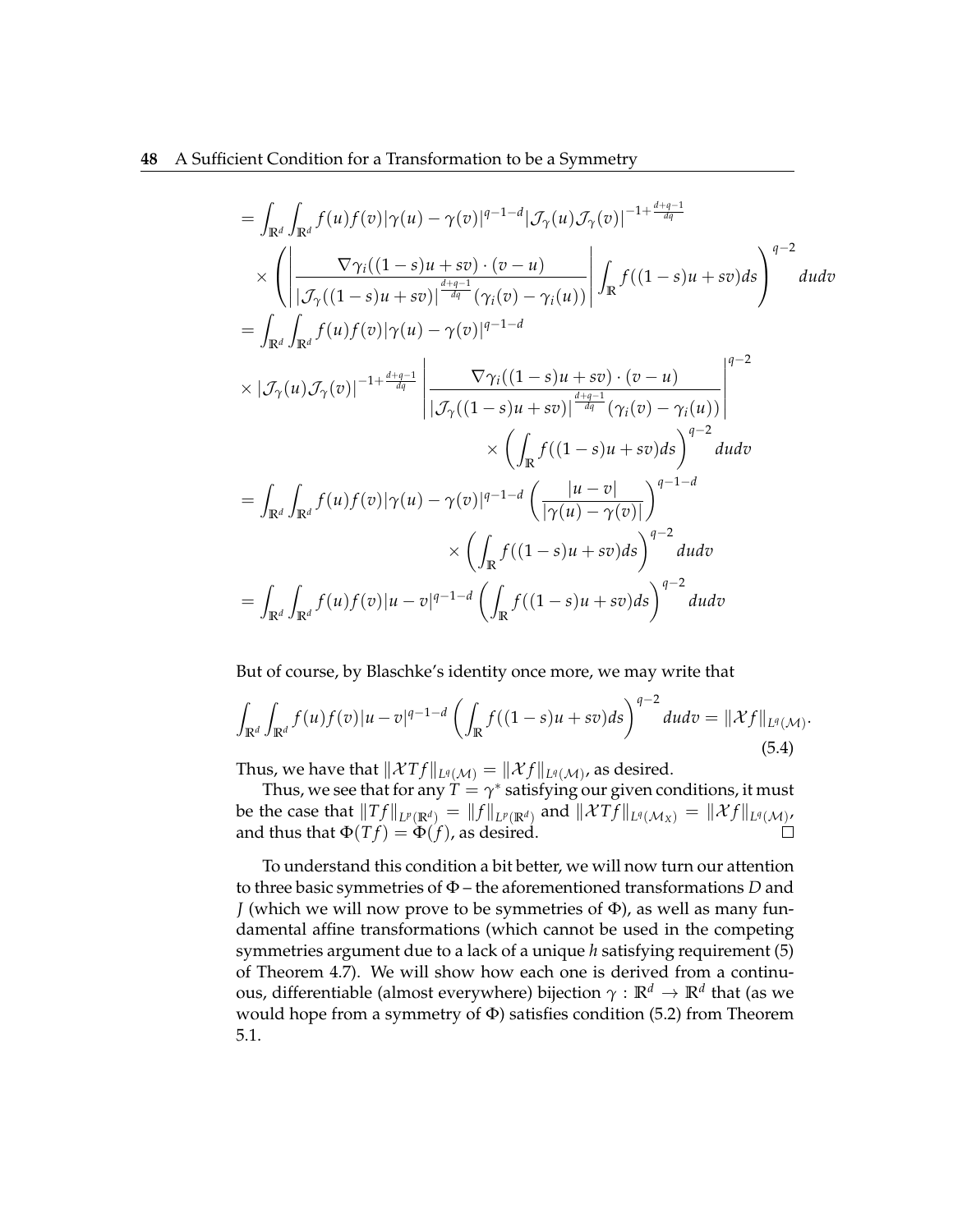$$
\begin{aligned}
&= \int_{\mathbb{R}^d}\int_{\mathbb{R}^d} f(u)f(v)|\gamma(u)-\gamma(v)|^{q-1-d}|\mathcal{J}_\gamma(u)\mathcal{J}_\gamma(v)|^{-1+\frac{d+q-1}{dq}} \\
&\quad \times \left( \left| \frac{\nabla\gamma_i((1-s)u+sv)\cdot(v-u)}{|\mathcal{J}_\gamma((1-s)u+sv)|^{\frac{d+q-1}{dq}}(\gamma_i(v)-\gamma_i(u))} \right| \int_{\mathbb{R}} f((1-s)u+sv)ds \right)^{q-2} dudv \\
&= \int_{\mathbb{R}^d}\int_{\mathbb{R}^d} f(u)f(v)|\gamma(u)-\gamma(v)|^{q-1-d} \\
&\quad \times |\mathcal{J}_\gamma(u)\mathcal{J}_\gamma(v)|^{-1+\frac{d+q-1}{dq}} \left| \frac{\nabla\gamma_i((1-s)u+sv)\cdot(v-u)}{|\mathcal{J}_\gamma((1-s)u+sv)|^{\frac{d+q-1}{dq}}(\gamma_i(v)-\gamma_i(u))} \right|^{q-2} \\
&\qquad\qquad \times \left( \int_{\mathbb{R}} f((1-s)u+sv)ds \right)^{q-2} dudv \\
&= \int_{\mathbb{R}^d}\int_{\mathbb{R}^d} f(u)f(v)|\gamma(u)-\gamma(v)|^{q-1-d} \left( \frac{|u-v|}{|\gamma(u)-\gamma(v)|} \right)^{q-1-d} \\
&\qquad\qquad \times \left( \int_{\mathbb{R}} f((1-s)u+sv)ds \right)^{q-2} dudv \\
&= \int_{\mathbb{R}^d}\int_{\mathbb{R}^d} f(u)f(v)|u-v|^{q-1-d} \left( \int_{\mathbb{R}} f((1-s)u+sv)ds \right)^{q-2} dudv
\end{aligned}
$$

But of course, by Blaschke's identity once more, we may write that

$$
\int_{\mathbb{R}^d}\int_{\mathbb{R}^d} f(u)f(v)|u-v|^{q-1-d} \left( \int_{\mathbb{R}} f((1-s)u+sv)ds \right)^{q-2} dudv = \|\mathcal{X}f\|_{L^q(\mathcal{M})}. \tag{5.4}
$$

Thus, we have that $\|\mathcal{X}Tf\|_{L^q(\mathcal{M})} = \|\mathcal{X}f\|_{L^q(\mathcal{M})}$, as desired.

Thus, we see that for any $T = \gamma^*$ satisfying our given conditions, it must be the case that $\|Tf\|_{L^p(\mathbb{R}^d)} = \|f\|_{L^p(\mathbb{R}^d)}$ and $\|\mathcal{X}Tf\|_{L^q(\mathcal{M}_X)} = \|\mathcal{X}f\|_{L^q(\mathcal{M})}$, and thus that $\Phi(Tf) = \Phi(f)$, as desired. □

To understand this condition a bit better, we will now turn our attention to three basic symmetries of $\Phi$ – the aforementioned transformations $D$ and $J$ (which we will now prove to be symmetries of $\Phi$), as well as many fundamental affine transformations (which cannot be used in the competing symmetries argument due to a lack of a unique $h$ satisfying requirement (5) of Theorem 4.7). We will show how each one is derived from a continuous, differentiable (almost everywhere) bijection $\gamma : \mathbb{R}^d \to \mathbb{R}^d$ that (as we would hope from a symmetry of $\Phi$) satisfies condition (5.2) from Theorem 5.1.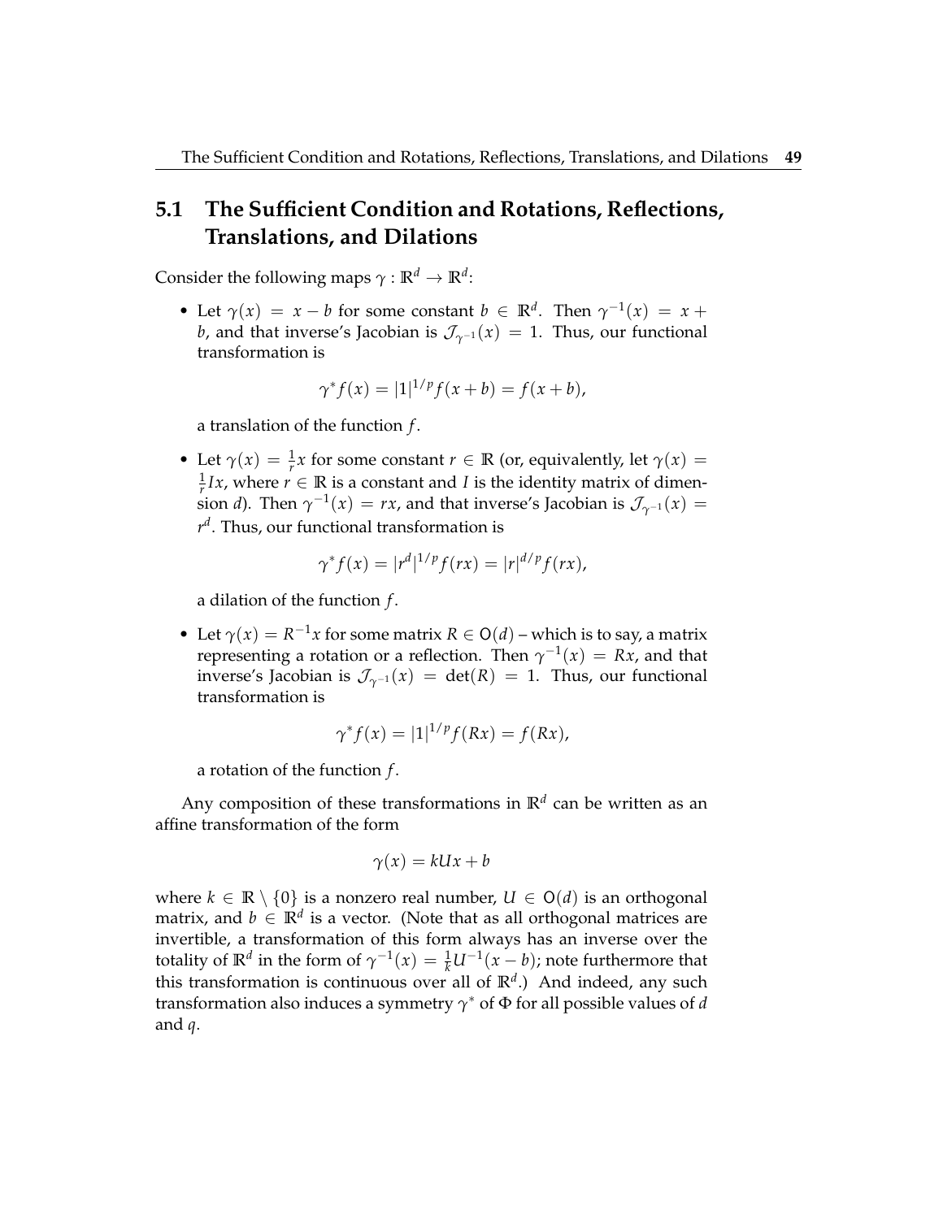## 5.1 The Sufficient Condition and Rotations, Reflections, Translations, and Dilations

Consider the following maps $\gamma : \mathbb{R}^d \to \mathbb{R}^d$:

- Let $\gamma(x) = x - b$ for some constant $b \in \mathbb{R}^d$. Then $\gamma^{-1}(x) = x + b$, and that inverse's Jacobian is $\mathcal{J}_{\gamma^{-1}}(x) = 1$. Thus, our functional transformation is

  $$\gamma^* f(x) = |1|^{1/p} f(x + b) = f(x + b),$$

  a translation of the function $f$.

- Let $\gamma(x) = \frac{1}{r}x$ for some constant $r \in \mathbb{R}$ (or, equivalently, let $\gamma(x) = \frac{1}{r}Ix$, where $r \in \mathbb{R}$ is a constant and $I$ is the identity matrix of dimension $d$). Then $\gamma^{-1}(x) = rx$, and that inverse's Jacobian is $\mathcal{J}_{\gamma^{-1}}(x) = r^d$. Thus, our functional transformation is

  $$\gamma^* f(x) = |r^d|^{1/p} f(rx) = |r|^{d/p} f(rx),$$

  a dilation of the function $f$.

- Let $\gamma(x) = R^{-1}x$ for some matrix $R \in \mathsf{O}(d)$ – which is to say, a matrix representing a rotation or a reflection. Then $\gamma^{-1}(x) = Rx$, and that inverse's Jacobian is $\mathcal{J}_{\gamma^{-1}}(x) = \det(R) = 1$. Thus, our functional transformation is

  $$\gamma^* f(x) = |1|^{1/p} f(Rx) = f(Rx),$$

  a rotation of the function $f$.

Any composition of these transformations in $\mathbb{R}^d$ can be written as an affine transformation of the form

$$\gamma(x) = kUx + b$$

where $k \in \mathbb{R} \setminus \{0\}$ is a nonzero real number, $U \in \mathsf{O}(d)$ is an orthogonal matrix, and $b \in \mathbb{R}^d$ is a vector. (Note that as all orthogonal matrices are invertible, a transformation of this form always has an inverse over the totality of $\mathbb{R}^d$ in the form of $\gamma^{-1}(x) = \frac{1}{k}U^{-1}(x - b)$; note furthermore that this transformation is continuous over all of $\mathbb{R}^d$.) And indeed, any such transformation also induces a symmetry $\gamma^*$ of $\Phi$ for all possible values of $d$ and $q$.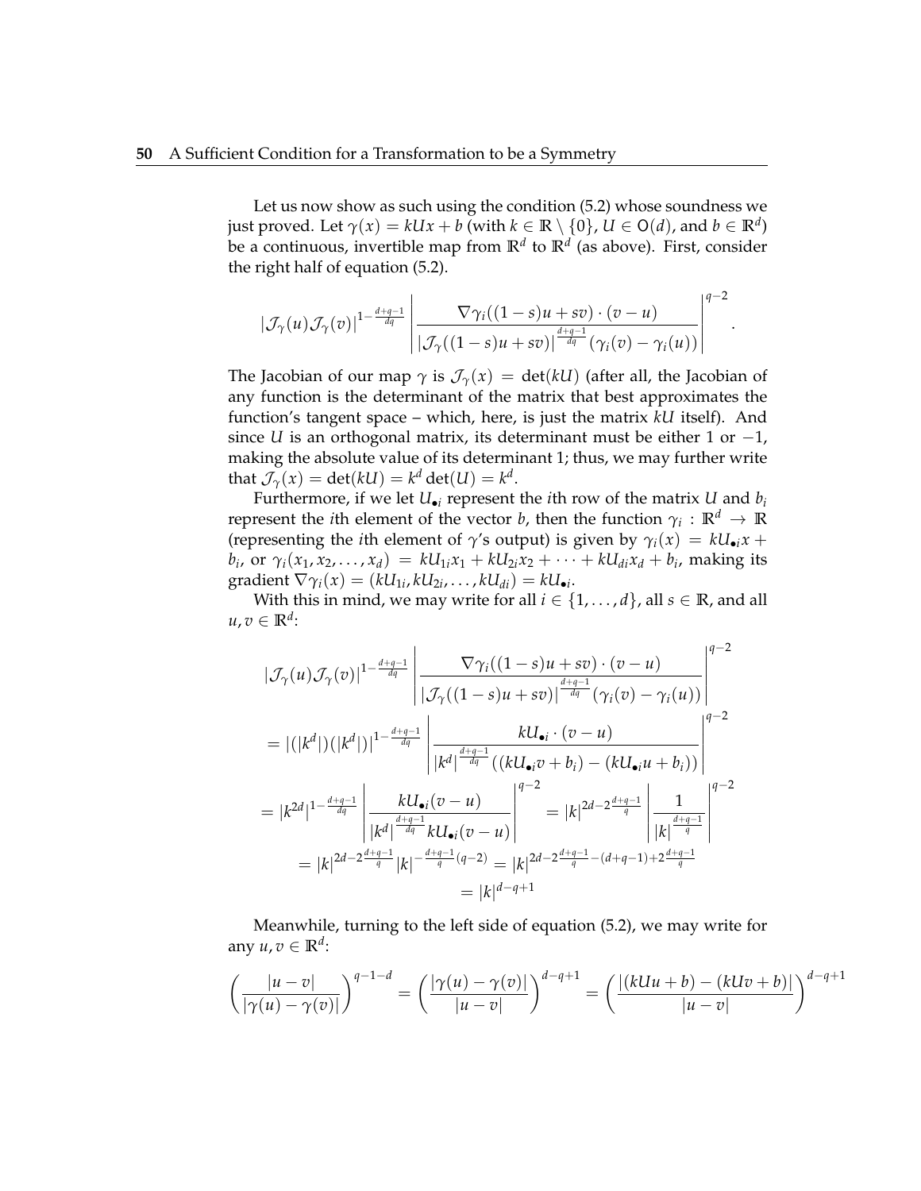Let us now show as such using the condition (5.2) whose soundness we just proved. Let $\gamma(x) = kUx + b$ (with $k \in \mathbb{R} \setminus \{0\}$, $U \in \mathsf{O}(d)$, and $b \in \mathbb{R}^d$) be a continuous, invertible map from $\mathbb{R}^d$ to $\mathbb{R}^d$ (as above). First, consider the right half of equation (5.2).

$$|\mathcal{J}_\gamma(u)\mathcal{J}_\gamma(v)|^{1-\frac{d+q-1}{dq}} \left| \frac{\nabla\gamma_i((1-s)u+sv)\cdot(v-u)}{|\mathcal{J}_\gamma((1-s)u+sv)|^{\frac{d+q-1}{dq}}(\gamma_i(v)-\gamma_i(u))} \right|^{q-2}.$$

The Jacobian of our map $\gamma$ is $\mathcal{J}_\gamma(x) = \det(kU)$ (after all, the Jacobian of any function is the determinant of the matrix that best approximates the function's tangent space – which, here, is just the matrix $kU$ itself). And since $U$ is an orthogonal matrix, its determinant must be either 1 or $-1$, making the absolute value of its determinant 1; thus, we may further write that $\mathcal{J}_\gamma(x) = \det(kU) = k^d \det(U) = k^d$.

Furthermore, if we let $U_{\bullet i}$ represent the $i$th row of the matrix $U$ and $b_i$ represent the $i$th element of the vector $b$, then the function $\gamma_i : \mathbb{R}^d \to \mathbb{R}$ (representing the $i$th element of $\gamma$'s output) is given by $\gamma_i(x) = kU_{\bullet i}x + b_i$, or $\gamma_i(x_1, x_2, \ldots, x_d) = kU_{1i}x_1 + kU_{2i}x_2 + \cdots + kU_{di}x_d + b_i$, making its gradient $\nabla\gamma_i(x) = (kU_{1i}, kU_{2i}, \ldots, kU_{di}) = kU_{\bullet i}$.

With this in mind, we may write for all $i \in \{1, \ldots, d\}$, all $s \in \mathbb{R}$, and all $u, v \in \mathbb{R}^d$:

$$\begin{aligned}
&|\mathcal{J}_\gamma(u)\mathcal{J}_\gamma(v)|^{1-\frac{d+q-1}{dq}} \left| \frac{\nabla\gamma_i((1-s)u+sv)\cdot(v-u)}{|\mathcal{J}_\gamma((1-s)u+sv)|^{\frac{d+q-1}{dq}}(\gamma_i(v)-\gamma_i(u))} \right|^{q-2} \\
&= |(|k^d|)(|k^d|)|^{1-\frac{d+q-1}{dq}} \left| \frac{kU_{\bullet i}\cdot(v-u)}{|k^d|^{\frac{d+q-1}{dq}}((kU_{\bullet i}v+b_i)-(kU_{\bullet i}u+b_i))} \right|^{q-2} \\
&= |k^{2d}|^{1-\frac{d+q-1}{dq}} \left| \frac{kU_{\bullet i}(v-u)}{|k^d|^{\frac{d+q-1}{dq}} kU_{\bullet i}(v-u)} \right|^{q-2} = |k|^{2d-2\frac{d+q-1}{q}} \left| \frac{1}{|k|^{\frac{d+q-1}{q}}} \right|^{q-2} \\
&= |k|^{2d-2\frac{d+q-1}{q}} |k|^{-\frac{d+q-1}{q}(q-2)} = |k|^{2d-2\frac{d+q-1}{q}-(d+q-1)+2\frac{d+q-1}{q}} \\
&= |k|^{d-q+1}
\end{aligned}$$

Meanwhile, turning to the left side of equation (5.2), we may write for any $u, v \in \mathbb{R}^d$:

$$\left(\frac{|u-v|}{|\gamma(u)-\gamma(v)|}\right)^{q-1-d} = \left(\frac{|\gamma(u)-\gamma(v)|}{|u-v|}\right)^{d-q+1} = \left(\frac{|(kUu+b)-(kUv+b)|}{|u-v|}\right)^{d-q+1}$$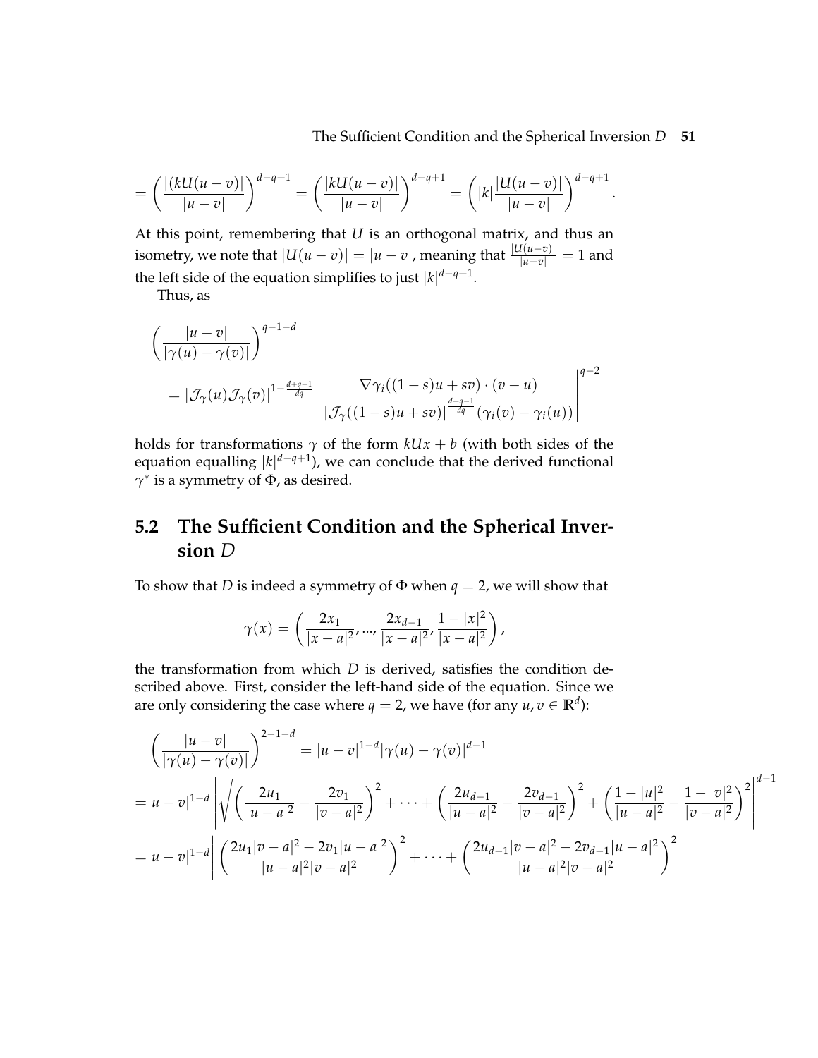$$= \left( \frac{|(kU(u-v)|}{|u-v|} \right)^{d-q+1} = \left( \frac{|kU(u-v)|}{|u-v|} \right)^{d-q+1} = \left( |k| \frac{|U(u-v)|}{|u-v|} \right)^{d-q+1}.$$

At this point, remembering that $U$ is an orthogonal matrix, and thus an isometry, we note that $|U(u-v)| = |u-v|$, meaning that $\frac{|U(u-v)|}{|u-v|} = 1$ and the left side of the equation simplifies to just $|k|^{d-q+1}$.

Thus, as

$$\left( \frac{|u-v|}{|\gamma(u)-\gamma(v)|} \right)^{q-1-d}$$
$$= |\mathcal{J}_\gamma(u)\mathcal{J}_\gamma(v)|^{1-\frac{d+q-1}{dq}} \left| \frac{\nabla\gamma_i((1-s)u+sv)\cdot(v-u)}{|\mathcal{J}_\gamma((1-s)u+sv)|^{\frac{d+q-1}{dq}}(\gamma_i(v)-\gamma_i(u))} \right|^{q-2}$$

holds for transformations $\gamma$ of the form $kUx+b$ (with both sides of the equation equalling $|k|^{d-q+1}$), we can conclude that the derived functional $\gamma^*$ is a symmetry of $\Phi$, as desired.

## 5.2 The Sufficient Condition and the Spherical Inversion $D$

To show that $D$ is indeed a symmetry of $\Phi$ when $q=2$, we will show that

$$\gamma(x) = \left( \frac{2x_1}{|x-a|^2}, ..., \frac{2x_{d-1}}{|x-a|^2}, \frac{1-|x|^2}{|x-a|^2} \right),$$

the transformation from which $D$ is derived, satisfies the condition described above. First, consider the left-hand side of the equation. Since we are only considering the case where $q=2$, we have (for any $u, v \in \mathbb{R}^d$):

$$\left( \frac{|u-v|}{|\gamma(u)-\gamma(v)|} \right)^{2-1-d} = |u-v|^{1-d}|\gamma(u)-\gamma(v)|^{d-1}$$
$$= |u-v|^{1-d} \left| \sqrt{\left( \frac{2u_1}{|u-a|^2} - \frac{2v_1}{|v-a|^2} \right)^2 + \cdots + \left( \frac{2u_{d-1}}{|u-a|^2} - \frac{2v_{d-1}}{|v-a|^2} \right)^2 + \left( \frac{1-|u|^2}{|u-a|^2} - \frac{1-|v|^2}{|v-a|^2} \right)^2} \right|^{d-1}$$
$$= |u-v|^{1-d} \left| \left( \frac{2u_1|v-a|^2 - 2v_1|u-a|^2}{|u-a|^2|v-a|^2} \right)^2 + \cdots + \left( \frac{2u_{d-1}|v-a|^2 - 2v_{d-1}|u-a|^2}{|u-a|^2|v-a|^2} \right)^2 \right.$$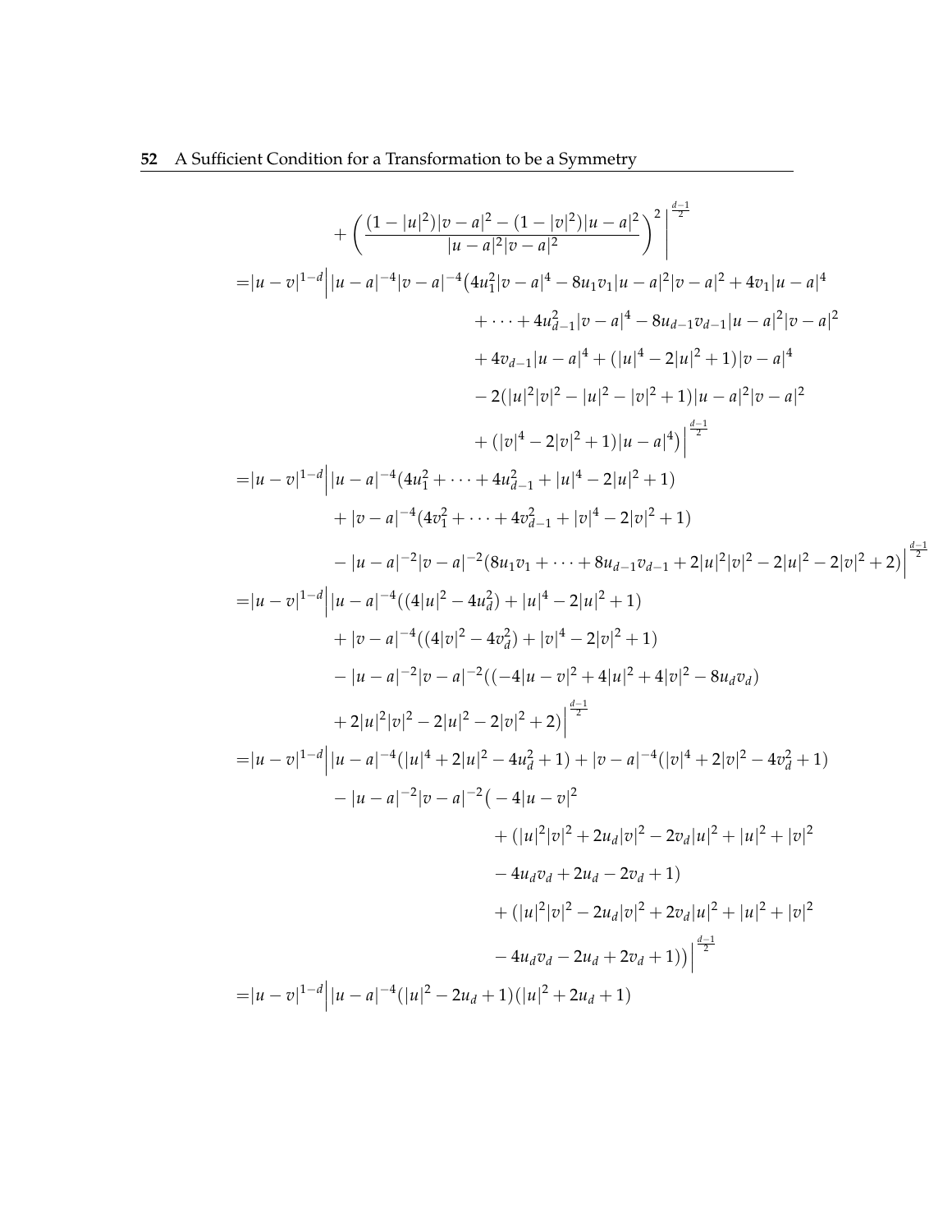$$
\begin{aligned}
&+\left(\frac{(1-|u|^2)|v-a|^2-(1-|v|^2)|u-a|^2}{|u-a|^2|v-a|^2}\right)^2\Bigg|^{\frac{d-1}{2}} \\
=&|u-v|^{1-d}\Big||u-a|^{-4}|v-a|^{-4}\big(4u_1^2|v-a|^4-8u_1v_1|u-a|^2|v-a|^2+4v_1|u-a|^4 \\
&\qquad+\cdots+4u_{d-1}^2|v-a|^4-8u_{d-1}v_{d-1}|u-a|^2|v-a|^2 \\
&\qquad+4v_{d-1}|u-a|^4+(|u|^4-2|u|^2+1)|v-a|^4 \\
&\qquad-2(|u|^2|v|^2-|u|^2-|v|^2+1)|u-a|^2|v-a|^2 \\
&\qquad+(|v|^4-2|v|^2+1)|u-a|^4\big)\Big|^{\frac{d-1}{2}} \\
=&|u-v|^{1-d}\Big||u-a|^{-4}(4u_1^2+\cdots+4u_{d-1}^2+|u|^4-2|u|^2+1) \\
&\quad+|v-a|^{-4}(4v_1^2+\cdots+4v_{d-1}^2+|v|^4-2|v|^2+1) \\
&\quad-|u-a|^{-2}|v-a|^{-2}(8u_1v_1+\cdots+8u_{d-1}v_{d-1}+2|u|^2|v|^2-2|u|^2-2|v|^2+2)\Big|^{\frac{d-1}{2}} \\
=&|u-v|^{1-d}\Big||u-a|^{-4}((4|u|^2-4u_d^2)+|u|^4-2|u|^2+1) \\
&\quad+|v-a|^{-4}((4|v|^2-4v_d^2)+|v|^4-2|v|^2+1) \\
&\quad-|u-a|^{-2}|v-a|^{-2}((-4|u-v|^2+4|u|^2+4|v|^2-8u_dv_d) \\
&\quad+2|u|^2|v|^2-2|u|^2-2|v|^2+2)\Big|^{\frac{d-1}{2}} \\
=&|u-v|^{1-d}\Big||u-a|^{-4}(|u|^4+2|u|^2-4u_d^2+1)+|v-a|^{-4}(|v|^4+2|v|^2-4v_d^2+1) \\
&\quad-|u-a|^{-2}|v-a|^{-2}\big(-4|u-v|^2 \\
&\qquad+(|u|^2|v|^2+2u_d|v|^2-2v_d|u|^2+|u|^2+|v|^2 \\
&\qquad-4u_dv_d+2u_d-2v_d+1) \\
&\qquad+(|u|^2|v|^2-2u_d|v|^2+2v_d|u|^2+|u|^2+|v|^2 \\
&\qquad-4u_dv_d-2u_d+2v_d+1)\big)\Big|^{\frac{d-1}{2}} \\
=&|u-v|^{1-d}\Big||u-a|^{-4}(|u|^2-2u_d+1)(|u|^2+2u_d+1)
\end{aligned}
$$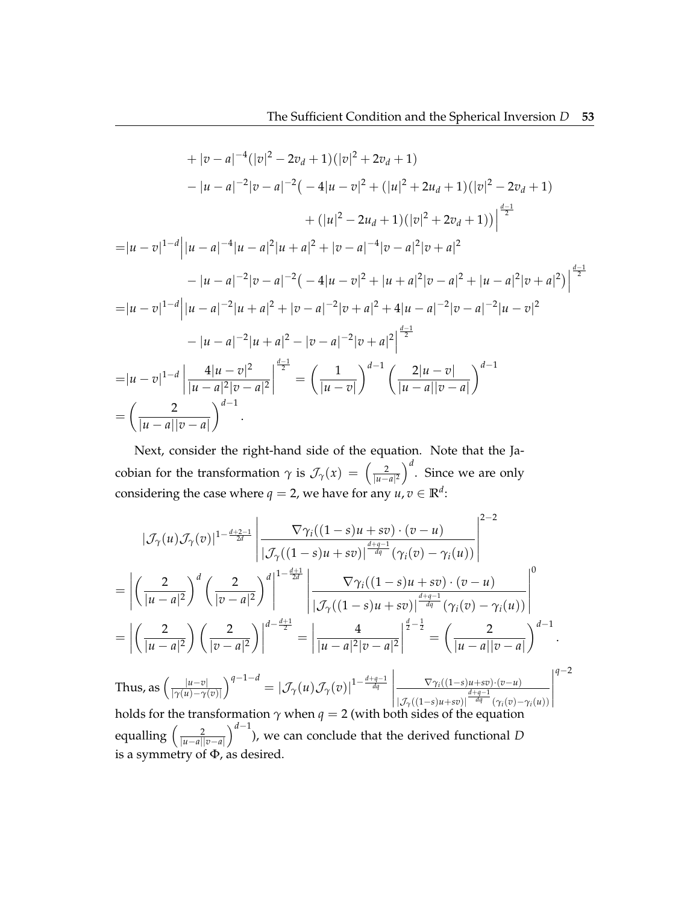$$
\begin{aligned}
&+|v-a|^{-4}(|v|^2-2v_d+1)(|v|^2+2v_d+1)\\
&-|u-a|^{-2}|v-a|^{-2}\big(-4|u-v|^2+(|u|^2+2u_d+1)(|v|^2-2v_d+1)\\
&\qquad+(|u|^2-2u_d+1)(|v|^2+2v_d+1)\big)\Big|^{\frac{d-1}{2}}\\
=&|u-v|^{1-d}\Big||u-a|^{-4}|u-a|^2|u+a|^2+|v-a|^{-4}|v-a|^2|v+a|^2\\
&-|u-a|^{-2}|v-a|^{-2}\big(-4|u-v|^2+|u+a|^2|v-a|^2+|u-a|^2|v+a|^2\big)\Big|^{\frac{d-1}{2}}\\
=&|u-v|^{1-d}\Big||u-a|^{-2}|u+a|^2+|v-a|^{-2}|v+a|^2+4|u-a|^{-2}|v-a|^{-2}|u-v|^2\\
&-|u-a|^{-2}|u+a|^2-|v-a|^{-2}|v+a|^2\Big|^{\frac{d-1}{2}}\\
=&|u-v|^{1-d}\left|\frac{4|u-v|^2}{|u-a|^2|v-a|^2}\right|^{\frac{d-1}{2}}=\left(\frac{1}{|u-v|}\right)^{d-1}\left(\frac{2|u-v|}{|u-a||v-a|}\right)^{d-1}\\
=&\left(\frac{2}{|u-a||v-a|}\right)^{d-1}.
\end{aligned}
$$

Next, consider the right-hand side of the equation. Note that the Jacobian for the transformation $\gamma$ is $\mathcal{J}_\gamma(x)=\left(\frac{2}{|u-a|^2}\right)^d$. Since we are only considering the case where $q=2$, we have for any $u,v\in\mathbb{R}^d$:

$$
\begin{aligned}
&|\mathcal{J}_\gamma(u)\mathcal{J}_\gamma(v)|^{1-\frac{d+2-1}{2d}}\left|\frac{\nabla\gamma_i((1-s)u+sv)\cdot(v-u)}{|\mathcal{J}_\gamma((1-s)u+sv)|^{\frac{d+q-1}{dq}}(\gamma_i(v)-\gamma_i(u))}\right|^{2-2}\\
=&\left|\left(\frac{2}{|u-a|^2}\right)^d\left(\frac{2}{|v-a|^2}\right)^d\right|^{1-\frac{d+1}{2d}}\left|\frac{\nabla\gamma_i((1-s)u+sv)\cdot(v-u)}{|\mathcal{J}_\gamma((1-s)u+sv)|^{\frac{d+q-1}{dq}}(\gamma_i(v)-\gamma_i(u))}\right|^{0}\\
=&\left|\left(\frac{2}{|u-a|^2}\right)\left(\frac{2}{|v-a|^2}\right)\right|^{d-\frac{d+1}{2}}=\left|\frac{4}{|u-a|^2|v-a|^2}\right|^{\frac{d}{2}-\frac{1}{2}}=\left(\frac{2}{|u-a||v-a|}\right)^{d-1}.
\end{aligned}
$$

Thus, as $\left(\frac{|u-v|}{|\gamma(u)-\gamma(v)|}\right)^{q-1-d}=|\mathcal{J}_\gamma(u)\mathcal{J}_\gamma(v)|^{1-\frac{d+q-1}{dq}}\left|\frac{\nabla\gamma_i((1-s)u+sv)\cdot(v-u)}{|\mathcal{J}_\gamma((1-s)u+sv)|^{\frac{d+q-1}{dq}}(\gamma_i(v)-\gamma_i(u))}\right|^{q-2}$ holds for the transformation $\gamma$ when $q=2$ (with both sides of the equation equalling $\left(\frac{2}{|u-a||v-a|}\right)^{d-1}$), we can conclude that the derived functional $D$ is a symmetry of $\Phi$, as desired.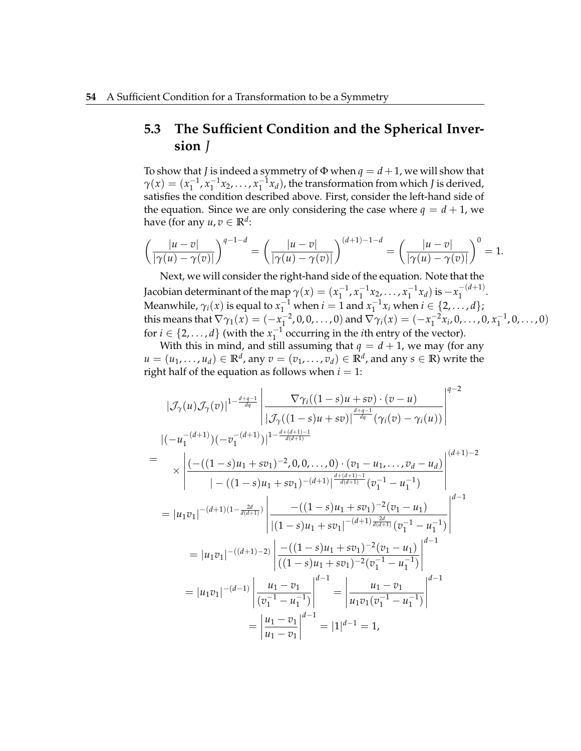## 5.3 The Sufficient Condition and the Spherical Inversion $J$

To show that $J$ is indeed a symmetry of $\Phi$ when $q = d+1$, we will show that $\gamma(x) = (x_1^{-1}, x_1^{-1}x_2, \ldots, x_1^{-1}x_d)$, the transformation from which $J$ is derived, satisfies the condition described above. First, consider the left-hand side of the equation. Since we are only considering the case where $q = d+1$, we have (for any $u, v \in \mathbb{R}^d$:

$$\left(\frac{|u-v|}{|\gamma(u)-\gamma(v)|}\right)^{q-1-d} = \left(\frac{|u-v|}{|\gamma(u)-\gamma(v)|}\right)^{(d+1)-1-d} = \left(\frac{|u-v|}{|\gamma(u)-\gamma(v)|}\right)^{0} = 1.$$

Next, we will consider the right-hand side of the equation. Note that the Jacobian determinant of the map $\gamma(x) = (x_1^{-1}, x_1^{-1}x_2, \ldots, x_1^{-1}x_d)$ is $-x_1^{-(d+1)}$. Meanwhile, $\gamma_i(x)$ is equal to $x_1^{-1}$ when $i = 1$ and $x_1^{-1}x_i$ when $i \in \{2, \ldots, d\}$; this means that $\nabla\gamma_1(x) = (-x_1^{-2}, 0, 0, \ldots, 0)$ and $\nabla\gamma_i(x) = (-x_1^{-2}x_i, 0, \ldots, 0, x_1^{-1}, 0, \ldots, 0)$ for $i \in \{2, \ldots, d\}$ (with the $x_1^{-1}$ occurring in the $i$th entry of the vector).

With this in mind, and still assuming that $q = d+1$, we may (for any $u = (u_1, \ldots, u_d) \in \mathbb{R}^d$, any $v = (v_1, \ldots, v_d) \in \mathbb{R}^d$, and any $s \in \mathbb{R}$) write the right half of the equation as follows when $i = 1$:

$$\begin{aligned}
&|\mathcal{J}_\gamma(u)\mathcal{J}_\gamma(v)|^{1-\frac{d+q-1}{dq}} \left| \frac{\nabla\gamma_i((1-s)u+sv)\cdot(v-u)}{|\mathcal{J}_\gamma((1-s)u+sv)|^{\frac{d+q-1}{dq}}(\gamma_i(v)-\gamma_i(u))} \right|^{q-2} \\
&= \begin{array}{l} |(-u_1^{-(d+1)})(-v_1^{-(d+1)})|^{1-\frac{d+(d+1)-1}{d(d+1)}} \\ \times \left| \dfrac{(-((1-s)u_1+sv_1)^{-2}, 0, 0, \ldots, 0)\cdot(v_1-u_1, \ldots, v_d-u_d)}{|-((1-s)u_1+sv_1)^{-(d+1)}|^{\frac{d+(d+1)-1}{d(d+1)}}(v_1^{-1}-u_1^{-1})} \right|^{(d+1)-2} \end{array} \\
&= |u_1v_1|^{-(d+1)(1-\frac{2d}{d(d+1)})} \left| \frac{-((1-s)u_1+sv_1)^{-2}(v_1-u_1)}{|(1-s)u_1+sv_1|^{-(d+1)\frac{2d}{d(d+1)}}(v_1^{-1}-u_1^{-1})} \right|^{d-1} \\
&= |u_1v_1|^{-((d+1)-2)} \left| \frac{-((1-s)u_1+sv_1)^{-2}(v_1-u_1)}{((1-s)u_1+sv_1)^{-2}(v_1^{-1}-u_1^{-1})} \right|^{d-1} \\
&= |u_1v_1|^{-(d-1)} \left| \frac{u_1-v_1}{(v_1^{-1}-u_1^{-1})} \right|^{d-1} = \left| \frac{u_1-v_1}{u_1v_1(v_1^{-1}-u_1^{-1})} \right|^{d-1} \\
&= \left| \frac{u_1-v_1}{u_1-v_1} \right|^{d-1} = |1|^{d-1} = 1,
\end{aligned}$$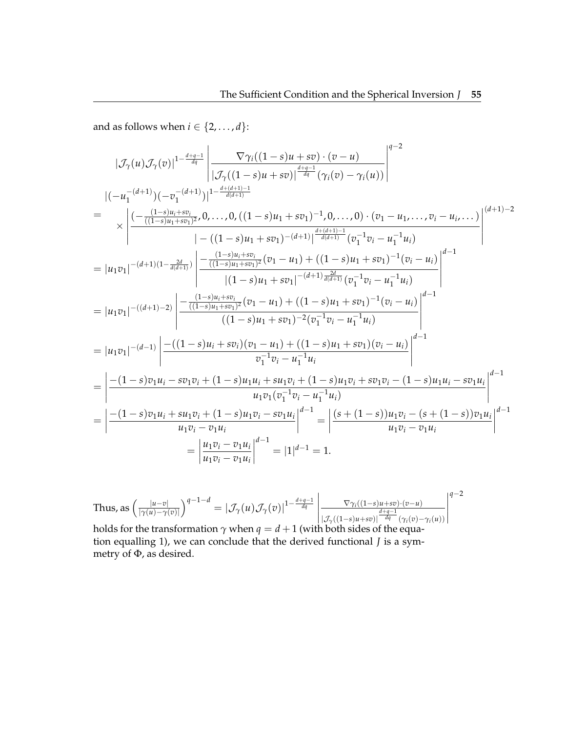and as follows when $i \in \{2, \ldots, d\}$:

$$
\begin{aligned}
&|\mathcal{J}_\gamma(u)\mathcal{J}_\gamma(v)|^{1-\frac{d+q-1}{dq}} \left| \frac{\nabla \gamma_i((1-s)u+sv)\cdot(v-u)}{|\mathcal{J}_\gamma((1-s)u+sv)|^{\frac{d+q-1}{dq}}(\gamma_i(v)-\gamma_i(u))} \right|^{q-2} \\
&= \begin{array}{l} |(-u_1^{-(d+1)})(-v_1^{-(d+1)})|^{1-\frac{d+(d+1)-1}{d(d+1)}} \\ \times \left| \dfrac{(-\frac{(1-s)u_i+sv_i}{((1-s)u_1+sv_1)^2}, 0, \ldots, 0, ((1-s)u_1+sv_1)^{-1}, 0, \ldots, 0)\cdot(v_1-u_1, \ldots, v_i-u_i, \ldots)}{|-((1-s)u_1+sv_1)^{-(d+1)}|^{\frac{d+(d+1)-1}{d(d+1)}}(v_1^{-1}v_i-u_1^{-1}u_i)} \right|^{(d+1)-2} \end{array} \\
&= |u_1v_1|^{-(d+1)(1-\frac{2d}{d(d+1)})} \left| \frac{-\frac{(1-s)u_i+sv_i}{((1-s)u_1+sv_1)^2}(v_1-u_1)+((1-s)u_1+sv_1)^{-1}(v_i-u_i)}{|(1-s)u_1+sv_1|^{-(d+1)\frac{2d}{d(d+1)}}(v_1^{-1}v_i-u_1^{-1}u_i)} \right|^{d-1} \\
&= |u_1v_1|^{-((d+1)-2)} \left| \frac{-\frac{(1-s)u_i+sv_i}{((1-s)u_1+sv_1)^2}(v_1-u_1)+((1-s)u_1+sv_1)^{-1}(v_i-u_i)}{((1-s)u_1+sv_1)^{-2}(v_1^{-1}v_i-u_1^{-1}u_i)} \right|^{d-1} \\
&= |u_1v_1|^{-(d-1)} \left| \frac{-((1-s)u_i+sv_i)(v_1-u_1)+((1-s)u_1+sv_1)(v_i-u_i)}{v_1^{-1}v_i-u_1^{-1}u_i} \right|^{d-1} \\
&= \left| \frac{-(1-s)v_1u_i-sv_1v_i+(1-s)u_1u_i+su_1v_i+(1-s)u_1v_i+sv_1v_i-(1-s)u_1u_i-sv_1u_i}{u_1v_1(v_1^{-1}v_i-u_1^{-1}u_i)} \right|^{d-1} \\
&= \left| \frac{-(1-s)v_1u_i+su_1v_i+(1-s)u_1v_i-sv_1u_i}{u_1v_i-v_1u_i} \right|^{d-1} = \left| \frac{(s+(1-s))u_1v_i-(s+(1-s))v_1u_i}{u_1v_i-v_1u_i} \right|^{d-1} \\
&= \left| \frac{u_1v_i-v_1u_i}{u_1v_i-v_1u_i} \right|^{d-1} = |1|^{d-1} = 1.
\end{aligned}
$$

Thus, as $\left(\frac{|u-v|}{|\gamma(u)-\gamma(v)|}\right)^{q-1-d} = |\mathcal{J}_\gamma(u)\mathcal{J}_\gamma(v)|^{1-\frac{d+q-1}{dq}} \left| \frac{\nabla \gamma_i((1-s)u+sv)\cdot(v-u)}{|\mathcal{J}_\gamma((1-s)u+sv)|^{\frac{d+q-1}{dq}}(\gamma_i(v)-\gamma_i(u))} \right|^{q-2}$ holds for the transformation $\gamma$ when $q = d+1$ (with both sides of the equation equalling 1), we can conclude that the derived functional $J$ is a symmetry of $\Phi$, as desired.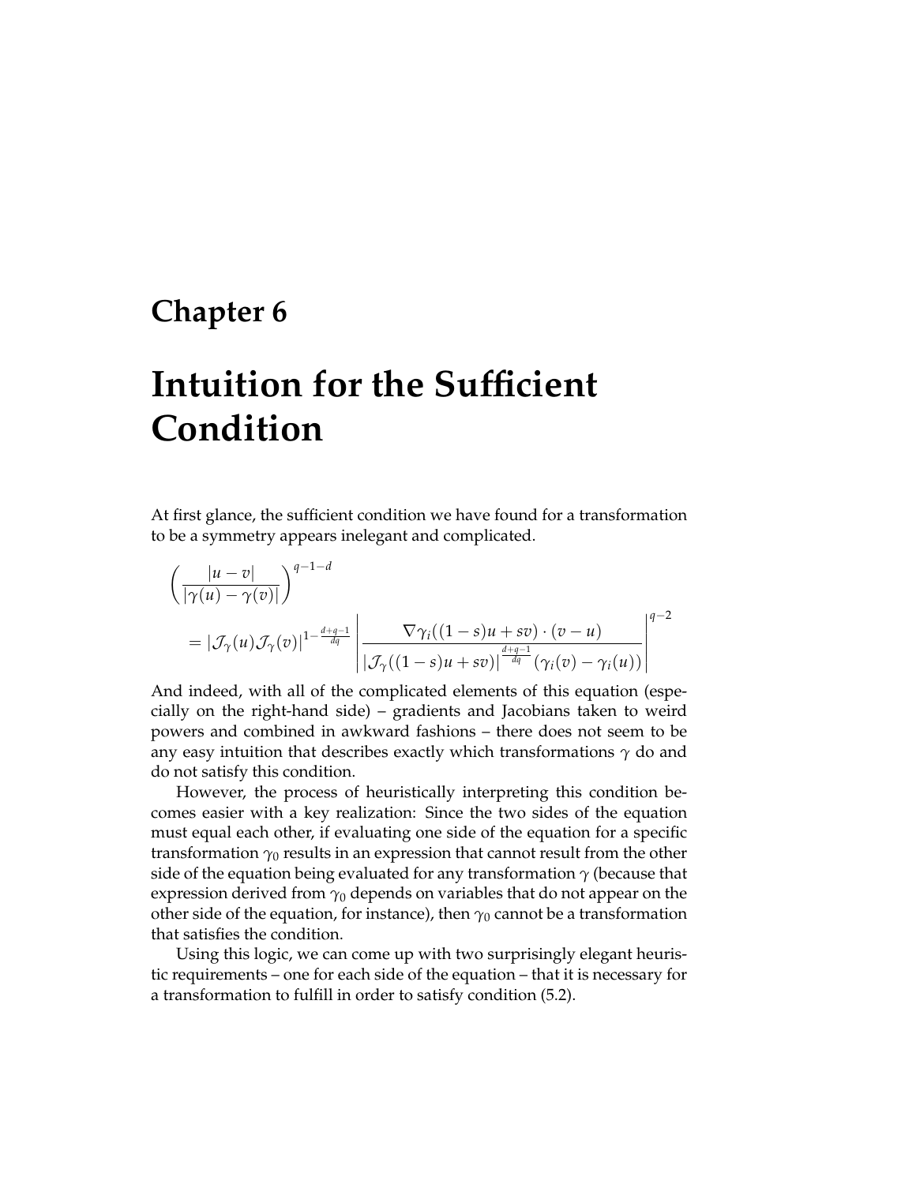# Chapter 6

# Intuition for the Sufficient Condition

At first glance, the sufficient condition we have found for a transformation to be a symmetry appears inelegant and complicated.

$$
\left( \frac{|u - v|}{|\gamma(u) - \gamma(v)|} \right)^{q-1-d}
$$

$$
= |\mathcal{J}_\gamma(u)\mathcal{J}_\gamma(v)|^{1-\frac{d+q-1}{dq}} \left| \frac{\nabla \gamma_i((1-s)u + sv) \cdot (v - u)}{|\mathcal{J}_\gamma((1-s)u + sv)|^{\frac{d+q-1}{dq}} (\gamma_i(v) - \gamma_i(u))} \right|^{q-2}
$$

And indeed, with all of the complicated elements of this equation (especially on the right-hand side) – gradients and Jacobians taken to weird powers and combined in awkward fashions – there does not seem to be any easy intuition that describes exactly which transformations $\gamma$ do and do not satisfy this condition.

However, the process of heuristically interpreting this condition becomes easier with a key realization: Since the two sides of the equation must equal each other, if evaluating one side of the equation for a specific transformation $\gamma_0$ results in an expression that cannot result from the other side of the equation being evaluated for any transformation $\gamma$ (because that expression derived from $\gamma_0$ depends on variables that do not appear on the other side of the equation, for instance), then $\gamma_0$ cannot be a transformation that satisfies the condition.

Using this logic, we can come up with two surprisingly elegant heuristic requirements – one for each side of the equation – that it is necessary for a transformation to fulfill in order to satisfy condition (5.2).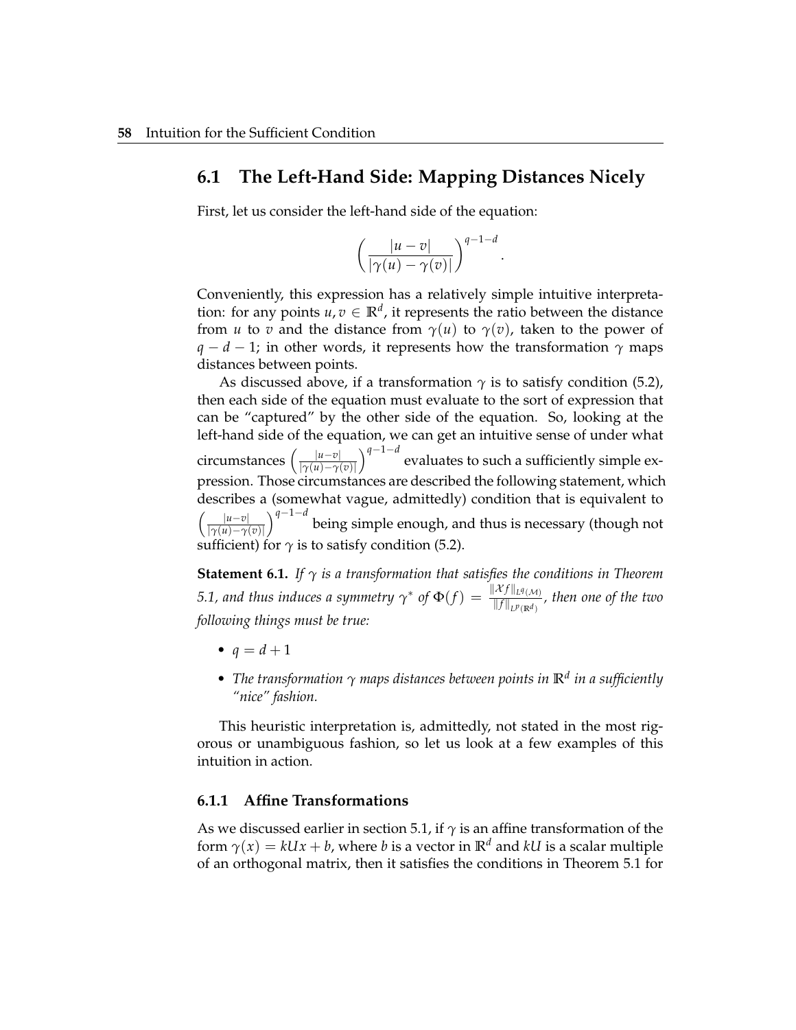## 6.1 The Left-Hand Side: Mapping Distances Nicely

First, let us consider the left-hand side of the equation:

$$\left(\frac{|u-v|}{|\gamma(u)-\gamma(v)|}\right)^{q-1-d}.$$

Conveniently, this expression has a relatively simple intuitive interpretation: for any points $u, v \in \mathbb{R}^d$, it represents the ratio between the distance from $u$ to $v$ and the distance from $\gamma(u)$ to $\gamma(v)$, taken to the power of $q-d-1$; in other words, it represents how the transformation $\gamma$ maps distances between points.

As discussed above, if a transformation $\gamma$ is to satisfy condition (5.2), then each side of the equation must evaluate to the sort of expression that can be "captured" by the other side of the equation. So, looking at the left-hand side of the equation, we can get an intuitive sense of under what circumstances $\left(\frac{|u-v|}{|\gamma(u)-\gamma(v)|}\right)^{q-1-d}$ evaluates to such a sufficiently simple expression. Those circumstances are described the following statement, which describes a (somewhat vague, admittedly) condition that is equivalent to $\left(\frac{|u-v|}{|\gamma(u)-\gamma(v)|}\right)^{q-1-d}$ being simple enough, and thus is necessary (though not sufficient) for $\gamma$ is to satisfy condition (5.2).

**Statement 6.1.** *If $\gamma$ is a transformation that satisfies the conditions in Theorem 5.1, and thus induces a symmetry $\gamma^*$ of $\Phi(f) = \frac{\|\mathcal{X}f\|_{L^q(\mathcal{M})}}{\|f\|_{L^p(\mathbb{R}^d)}}$, then one of the two following things must be true:*

- $q = d + 1$
- *The transformation $\gamma$ maps distances between points in $\mathbb{R}^d$ in a sufficiently "nice" fashion.*

This heuristic interpretation is, admittedly, not stated in the most rigorous or unambiguous fashion, so let us look at a few examples of this intuition in action.

### 6.1.1 Affine Transformations

As we discussed earlier in section 5.1, if $\gamma$ is an affine transformation of the form $\gamma(x) = kUx + b$, where $b$ is a vector in $\mathbb{R}^d$ and $kU$ is a scalar multiple of an orthogonal matrix, then it satisfies the conditions in Theorem 5.1 for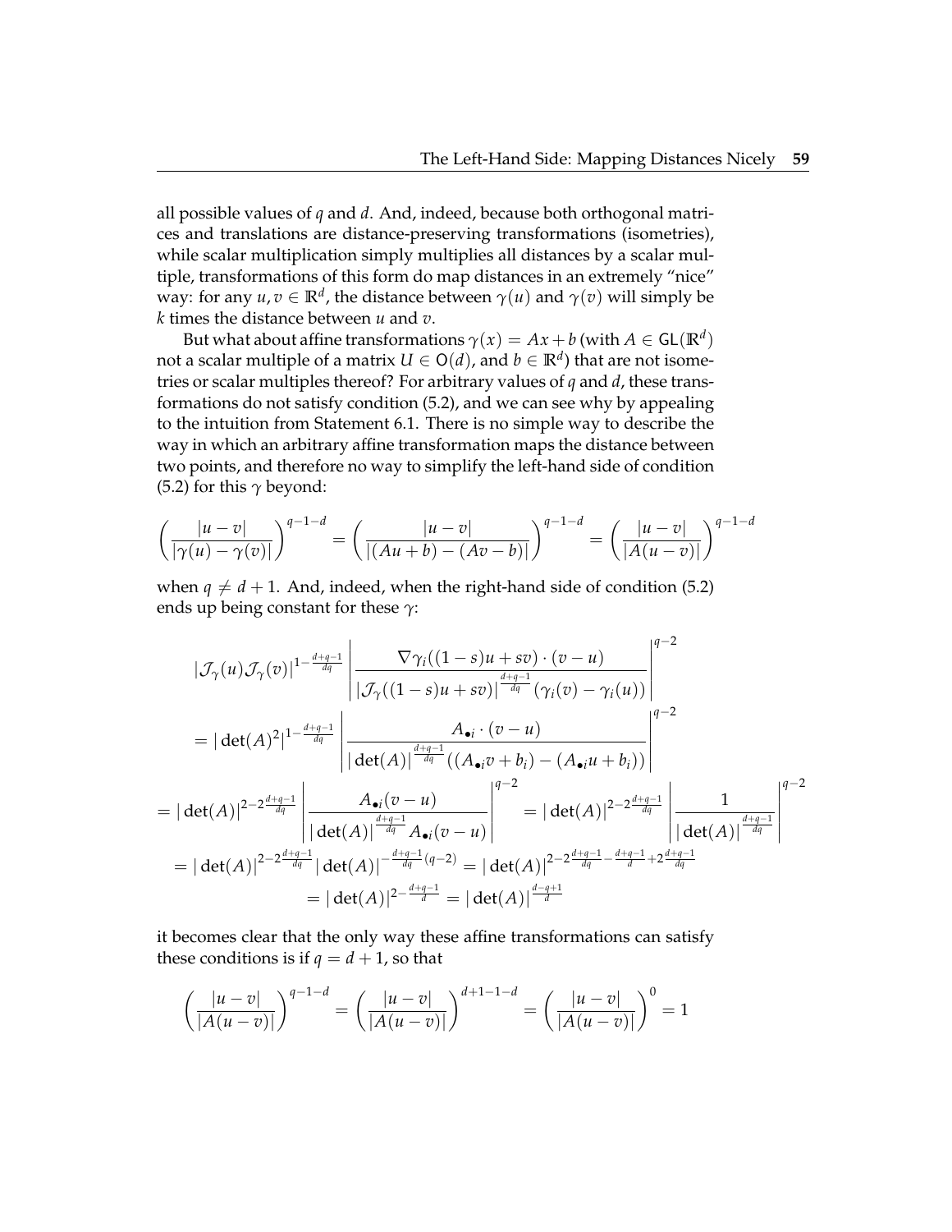all possible values of $q$ and $d$. And, indeed, because both orthogonal matrices and translations are distance-preserving transformations (isometries), while scalar multiplication simply multiplies all distances by a scalar multiple, transformations of this form do map distances in an extremely "nice" way: for any $u, v \in \mathbb{R}^d$, the distance between $\gamma(u)$ and $\gamma(v)$ will simply be $k$ times the distance between $u$ and $v$.

But what about affine transformations $\gamma(x) = Ax + b$ (with $A \in \mathsf{GL}(\mathbb{R}^d)$ not a scalar multiple of a matrix $U \in \mathsf{O}(d)$, and $b \in \mathbb{R}^d$) that are not isometries or scalar multiples thereof? For arbitrary values of $q$ and $d$, these transformations do not satisfy condition (5.2), and we can see why by appealing to the intuition from Statement 6.1. There is no simple way to describe the way in which an arbitrary affine transformation maps the distance between two points, and therefore no way to simplify the left-hand side of condition (5.2) for this $\gamma$ beyond:

$$\left(\frac{|u-v|}{|\gamma(u)-\gamma(v)|}\right)^{q-1-d} = \left(\frac{|u-v|}{|(Au+b)-(Av-b)|}\right)^{q-1-d} = \left(\frac{|u-v|}{|A(u-v)|}\right)^{q-1-d}$$

when $q \neq d+1$. And, indeed, when the right-hand side of condition (5.2) ends up being constant for these $\gamma$:

$$\begin{aligned}
&|\mathcal{J}_\gamma(u)\mathcal{J}_\gamma(v)|^{1-\frac{d+q-1}{dq}} \left| \frac{\nabla\gamma_i((1-s)u+sv)\cdot(v-u)}{|\mathcal{J}_\gamma((1-s)u+sv)|^{\frac{d+q-1}{dq}}(\gamma_i(v)-\gamma_i(u))} \right|^{q-2} \\
&= |\det(A)^2|^{1-\frac{d+q-1}{dq}} \left| \frac{A_{\bullet i}\cdot(v-u)}{|\det(A)|^{\frac{d+q-1}{dq}}((A_{\bullet i}v+b_i)-(A_{\bullet i}u+b_i))} \right|^{q-2} \\
&= |\det(A)|^{2-2\frac{d+q-1}{dq}} \left| \frac{A_{\bullet i}(v-u)}{|\det(A)|^{\frac{d+q-1}{dq}}A_{\bullet i}(v-u)} \right|^{q-2} = |\det(A)|^{2-2\frac{d+q-1}{dq}} \left| \frac{1}{|\det(A)|^{\frac{d+q-1}{dq}}} \right|^{q-2} \\
&= |\det(A)|^{2-2\frac{d+q-1}{dq}} |\det(A)|^{-\frac{d+q-1}{dq}(q-2)} = |\det(A)|^{2-2\frac{d+q-1}{dq}-\frac{d+q-1}{d}+2\frac{d+q-1}{dq}} \\
&= |\det(A)|^{2-\frac{d+q-1}{d}} = |\det(A)|^{\frac{d-q+1}{d}}
\end{aligned}$$

it becomes clear that the only way these affine transformations can satisfy these conditions is if $q = d+1$, so that

$$\left(\frac{|u-v|}{|A(u-v)|}\right)^{q-1-d} = \left(\frac{|u-v|}{|A(u-v)|}\right)^{d+1-1-d} = \left(\frac{|u-v|}{|A(u-v)|}\right)^{0} = 1$$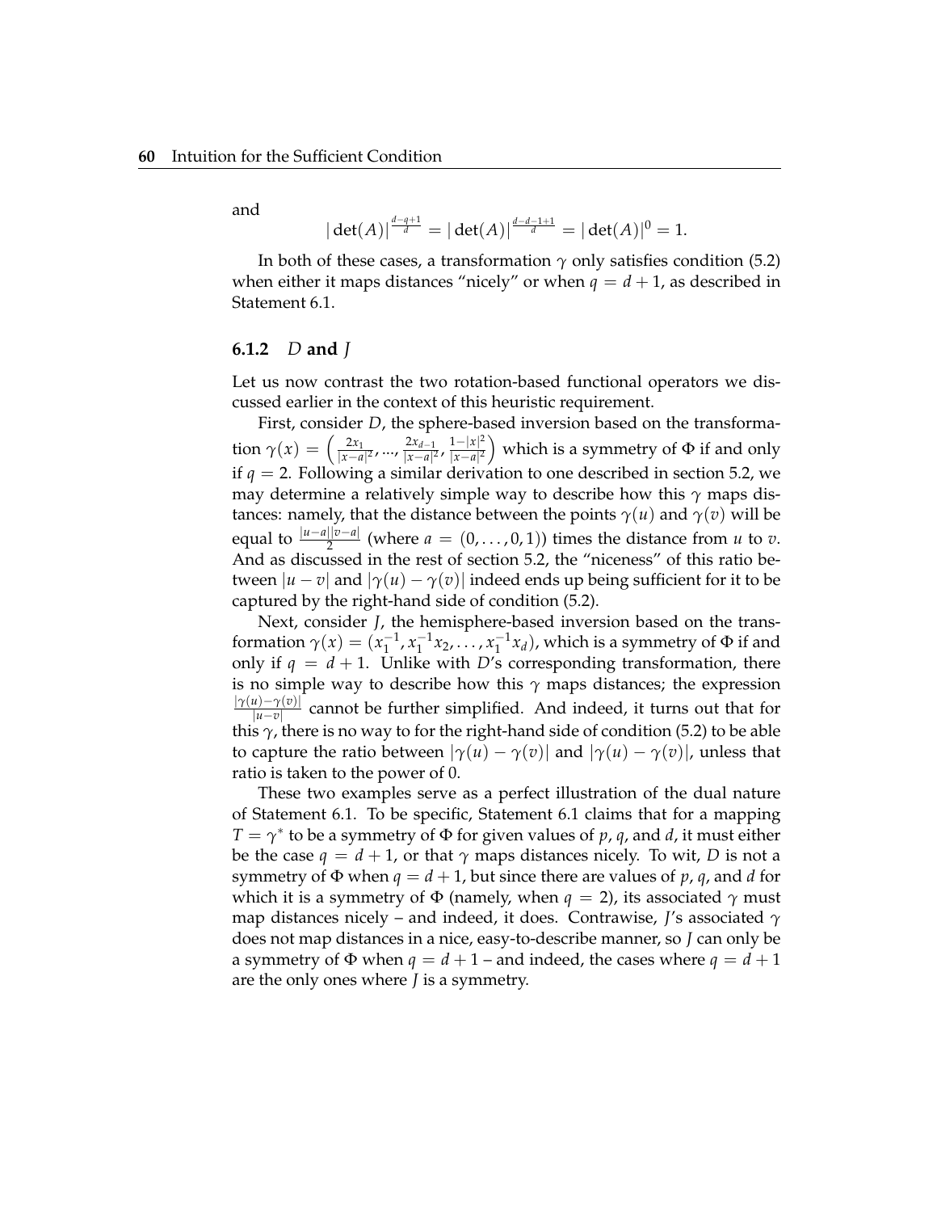and

$$|\det(A)|^{\frac{d-q+1}{d}} = |\det(A)|^{\frac{d-d-1+1}{d}} = |\det(A)|^{0} = 1.$$

In both of these cases, a transformation $\gamma$ only satisfies condition (5.2) when either it maps distances "nicely" or when $q = d + 1$, as described in Statement 6.1.

### 6.1.2 $D$ and $J$

Let us now contrast the two rotation-based functional operators we discussed earlier in the context of this heuristic requirement.

First, consider $D$, the sphere-based inversion based on the transformation $\gamma(x) = \left(\frac{2x_1}{|x-a|^2}, ..., \frac{2x_{d-1}}{|x-a|^2}, \frac{1-|x|^2}{|x-a|^2}\right)$ which is a symmetry of $\Phi$ if and only if $q = 2$. Following a similar derivation to one described in section 5.2, we may determine a relatively simple way to describe how this $\gamma$ maps distances: namely, that the distance between the points $\gamma(u)$ and $\gamma(v)$ will be equal to $\frac{|u-a||v-a|}{2}$ (where $a = (0, \ldots, 0, 1)$) times the distance from $u$ to $v$. And as discussed in the rest of section 5.2, the "niceness" of this ratio between $|u - v|$ and $|\gamma(u) - \gamma(v)|$ indeed ends up being sufficient for it to be captured by the right-hand side of condition (5.2).

Next, consider $J$, the hemisphere-based inversion based on the transformation $\gamma(x) = (x_1^{-1}, x_1^{-1}x_2, \ldots, x_1^{-1}x_d)$, which is a symmetry of $\Phi$ if and only if $q = d + 1$. Unlike with $D$'s corresponding transformation, there is no simple way to describe how this $\gamma$ maps distances; the expression $\frac{|\gamma(u)-\gamma(v)|}{|u-v|}$ cannot be further simplified. And indeed, it turns out that for this $\gamma$, there is no way to for the right-hand side of condition (5.2) to be able to capture the ratio between $|\gamma(u) - \gamma(v)|$ and $|\gamma(u) - \gamma(v)|$, unless that ratio is taken to the power of 0.

These two examples serve as a perfect illustration of the dual nature of Statement 6.1. To be specific, Statement 6.1 claims that for a mapping $T = \gamma^*$ to be a symmetry of $\Phi$ for given values of $p$, $q$, and $d$, it must either be the case $q = d + 1$, or that $\gamma$ maps distances nicely. To wit, $D$ is not a symmetry of $\Phi$ when $q = d + 1$, but since there are values of $p$, $q$, and $d$ for which it is a symmetry of $\Phi$ (namely, when $q = 2$), its associated $\gamma$ must map distances nicely – and indeed, it does. Contrawise, $J$'s associated $\gamma$ does not map distances in a nice, easy-to-describe manner, so $J$ can only be a symmetry of $\Phi$ when $q = d + 1$ – and indeed, the cases where $q = d + 1$ are the only ones where $J$ is a symmetry.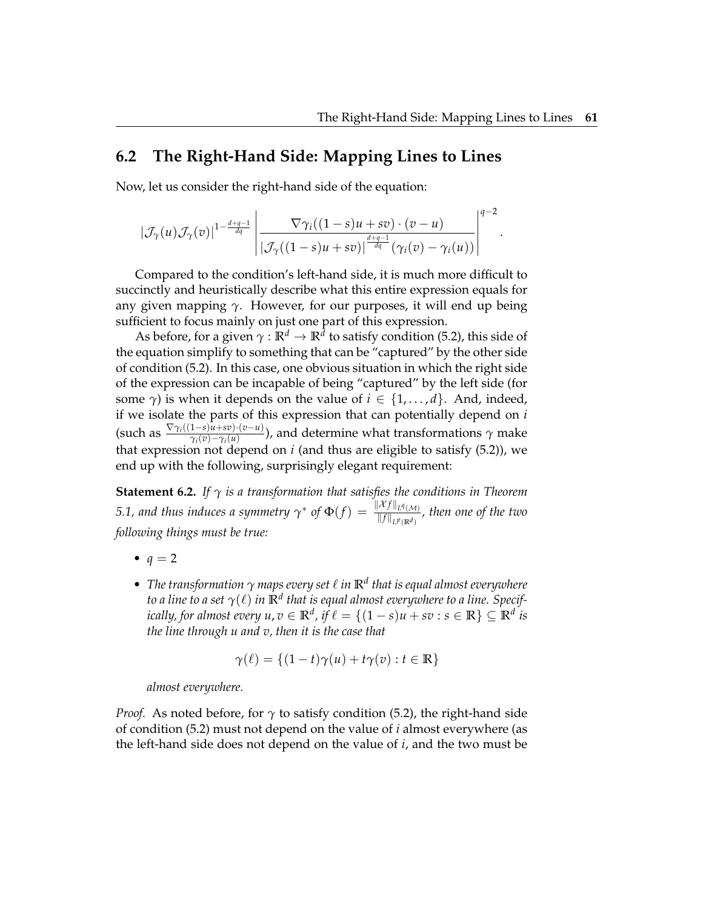## 6.2 The Right-Hand Side: Mapping Lines to Lines

Now, let us consider the right-hand side of the equation:

$$|\mathcal{J}_\gamma(u)\mathcal{J}_\gamma(v)|^{1-\frac{d+q-1}{dq}} \left| \frac{\nabla\gamma_i((1-s)u+sv)\cdot(v-u)}{|\mathcal{J}_\gamma((1-s)u+sv)|^{\frac{d+q-1}{dq}}(\gamma_i(v)-\gamma_i(u))} \right|^{q-2}.$$

Compared to the condition's left-hand side, it is much more difficult to succinctly and heuristically describe what this entire expression equals for any given mapping $\gamma$. However, for our purposes, it will end up being sufficient to focus mainly on just one part of this expression.

As before, for a given $\gamma : \mathbb{R}^d \to \mathbb{R}^d$ to satisfy condition (5.2), this side of the equation simplify to something that can be "captured" by the other side of condition (5.2). In this case, one obvious situation in which the right side of the expression can be incapable of being "captured" by the left side (for some $\gamma$) is when it depends on the value of $i \in \{1, \ldots, d\}$. And, indeed, if we isolate the parts of this expression that can potentially depend on $i$ (such as $\frac{\nabla\gamma_i((1-s)u+sv)\cdot(v-u)}{\gamma_i(v)-\gamma_i(u)}$), and determine what transformations $\gamma$ make that expression not depend on $i$ (and thus are eligible to satisfy (5.2)), we end up with the following, surprisingly elegant requirement:

**Statement 6.2.** *If $\gamma$ is a transformation that satisfies the conditions in Theorem 5.1, and thus induces a symmetry $\gamma^*$ of $\Phi(f) = \frac{\|\mathcal{X}f\|_{L^q(\mathcal{M})}}{\|f\|_{L^p(\mathbb{R}^d)}}$, then one of the two following things must be true:*

- $q = 2$
- *The transformation $\gamma$ maps every set $\ell$ in $\mathbb{R}^d$ that is equal almost everywhere to a line to a set $\gamma(\ell)$ in $\mathbb{R}^d$ that is equal almost everywhere to a line. Specifically, for almost every $u, v \in \mathbb{R}^d$, if $\ell = \{(1-s)u + sv : s \in \mathbb{R}\} \subseteq \mathbb{R}^d$ is the line through $u$ and $v$, then it is the case that*

$$\gamma(\ell) = \{(1-t)\gamma(u) + t\gamma(v) : t \in \mathbb{R}\}$$

  *almost everywhere.*

*Proof.* As noted before, for $\gamma$ to satisfy condition (5.2), the right-hand side of condition (5.2) must not depend on the value of $i$ almost everywhere (as the left-hand side does not depend on the value of $i$, and the two must be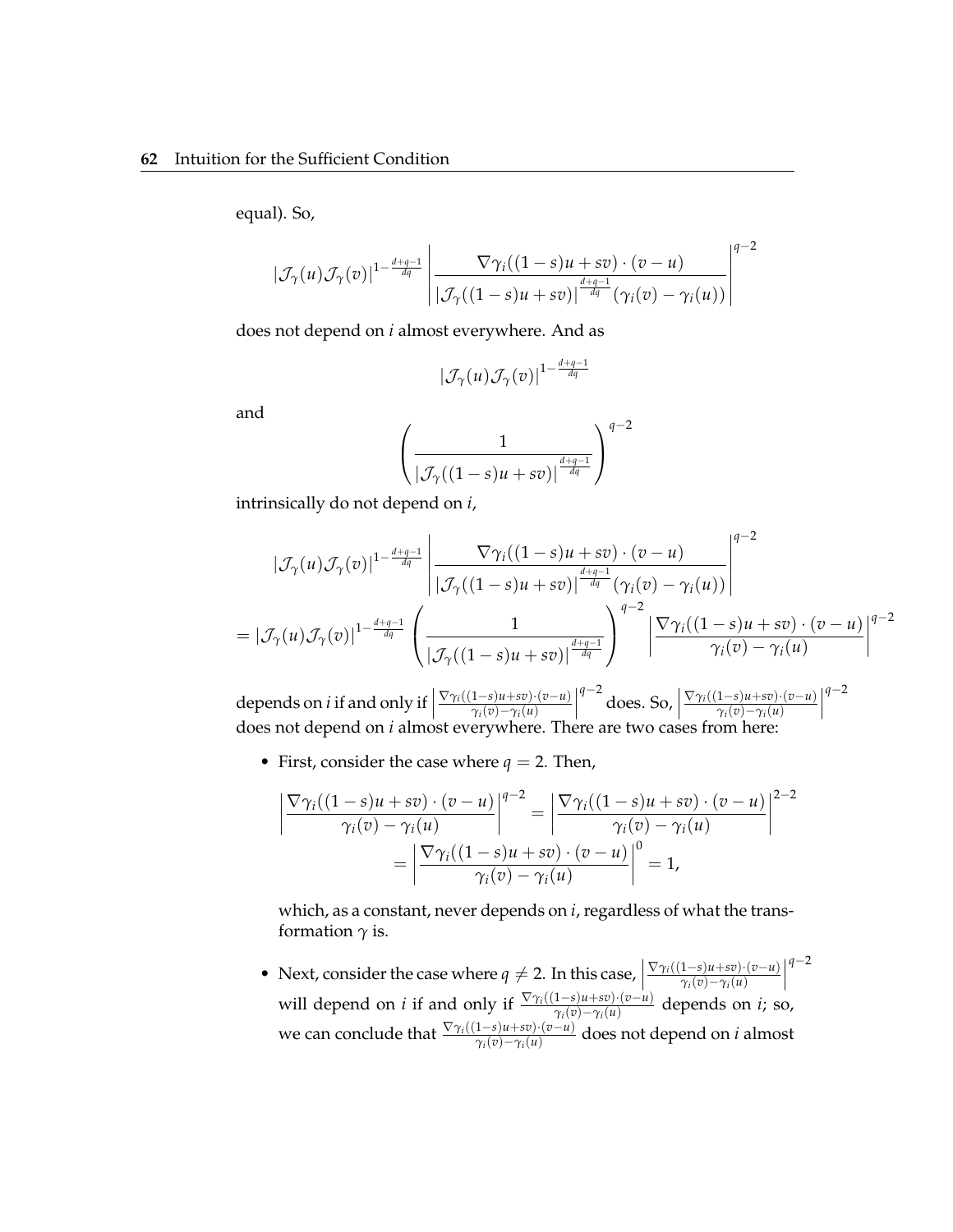equal). So,

$$|\mathcal{J}_\gamma(u)\mathcal{J}_\gamma(v)|^{1-\frac{d+q-1}{dq}} \left| \frac{\nabla\gamma_i((1-s)u+sv)\cdot(v-u)}{|\mathcal{J}_\gamma((1-s)u+sv)|^{\frac{d+q-1}{dq}}(\gamma_i(v)-\gamma_i(u))} \right|^{q-2}$$

does not depend on $i$ almost everywhere. And as

$$|\mathcal{J}_\gamma(u)\mathcal{J}_\gamma(v)|^{1-\frac{d+q-1}{dq}}$$

and

$$\left( \frac{1}{|\mathcal{J}_\gamma((1-s)u+sv)|^{\frac{d+q-1}{dq}}} \right)^{q-2}$$

intrinsically do not depend on $i$,

$$\begin{aligned}
&|\mathcal{J}_\gamma(u)\mathcal{J}_\gamma(v)|^{1-\frac{d+q-1}{dq}} \left| \frac{\nabla\gamma_i((1-s)u+sv)\cdot(v-u)}{|\mathcal{J}_\gamma((1-s)u+sv)|^{\frac{d+q-1}{dq}}(\gamma_i(v)-\gamma_i(u))} \right|^{q-2} \\
&= |\mathcal{J}_\gamma(u)\mathcal{J}_\gamma(v)|^{1-\frac{d+q-1}{dq}} \left( \frac{1}{|\mathcal{J}_\gamma((1-s)u+sv)|^{\frac{d+q-1}{dq}}} \right)^{q-2} \left| \frac{\nabla\gamma_i((1-s)u+sv)\cdot(v-u)}{\gamma_i(v)-\gamma_i(u)} \right|^{q-2}
\end{aligned}$$

depends on $i$ if and only if $\left| \frac{\nabla\gamma_i((1-s)u+sv)\cdot(v-u)}{\gamma_i(v)-\gamma_i(u)} \right|^{q-2}$ does. So, $\left| \frac{\nabla\gamma_i((1-s)u+sv)\cdot(v-u)}{\gamma_i(v)-\gamma_i(u)} \right|^{q-2}$ does not depend on $i$ almost everywhere. There are two cases from here:

- First, consider the case where $q = 2$. Then,

$$\begin{aligned}
\left| \frac{\nabla\gamma_i((1-s)u+sv)\cdot(v-u)}{\gamma_i(v)-\gamma_i(u)} \right|^{q-2} &= \left| \frac{\nabla\gamma_i((1-s)u+sv)\cdot(v-u)}{\gamma_i(v)-\gamma_i(u)} \right|^{2-2} \\
&= \left| \frac{\nabla\gamma_i((1-s)u+sv)\cdot(v-u)}{\gamma_i(v)-\gamma_i(u)} \right|^{0} = 1,
\end{aligned}$$

  which, as a constant, never depends on $i$, regardless of what the transformation $\gamma$ is.

- Next, consider the case where $q \neq 2$. In this case, $\left| \frac{\nabla\gamma_i((1-s)u+sv)\cdot(v-u)}{\gamma_i(v)-\gamma_i(u)} \right|^{q-2}$ will depend on $i$ if and only if $\frac{\nabla\gamma_i((1-s)u+sv)\cdot(v-u)}{\gamma_i(v)-\gamma_i(u)}$ depends on $i$; so, we can conclude that $\frac{\nabla\gamma_i((1-s)u+sv)\cdot(v-u)}{\gamma_i(v)-\gamma_i(u)}$ does not depend on $i$ almost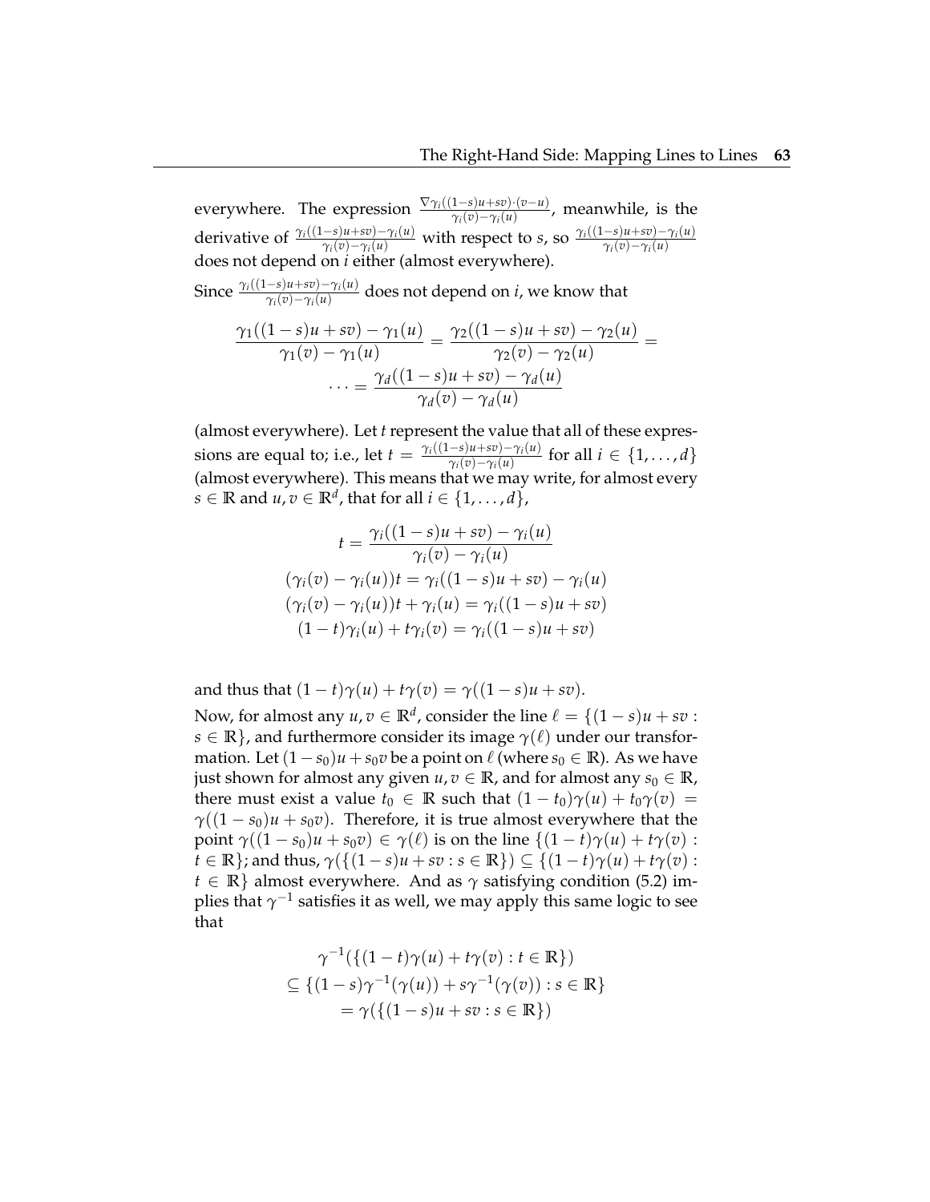everywhere. The expression $\frac{\nabla\gamma_i((1-s)u+sv)\cdot(v-u)}{\gamma_i(v)-\gamma_i(u)}$, meanwhile, is the derivative of $\frac{\gamma_i((1-s)u+sv)-\gamma_i(u)}{\gamma_i(v)-\gamma_i(u)}$ with respect to $s$, so $\frac{\gamma_i((1-s)u+sv)-\gamma_i(u)}{\gamma_i(v)-\gamma_i(u)}$ does not depend on $i$ either (almost everywhere).

Since $\frac{\gamma_i((1-s)u+sv)-\gamma_i(u)}{\gamma_i(v)-\gamma_i(u)}$ does not depend on $i$, we know that

$$\frac{\gamma_1((1-s)u+sv)-\gamma_1(u)}{\gamma_1(v)-\gamma_1(u)} = \frac{\gamma_2((1-s)u+sv)-\gamma_2(u)}{\gamma_2(v)-\gamma_2(u)} = \cdots = \frac{\gamma_d((1-s)u+sv)-\gamma_d(u)}{\gamma_d(v)-\gamma_d(u)}$$

(almost everywhere). Let $t$ represent the value that all of these expressions are equal to; i.e., let $t = \frac{\gamma_i((1-s)u+sv)-\gamma_i(u)}{\gamma_i(v)-\gamma_i(u)}$ for all $i \in \{1,\ldots,d\}$ (almost everywhere). This means that we may write, for almost every $s \in \mathbb{R}$ and $u, v \in \mathbb{R}^d$, that for all $i \in \{1,\ldots,d\}$,

$$\begin{aligned}
t &= \frac{\gamma_i((1-s)u+sv)-\gamma_i(u)}{\gamma_i(v)-\gamma_i(u)} \\
(\gamma_i(v)-\gamma_i(u))t &= \gamma_i((1-s)u+sv)-\gamma_i(u) \\
(\gamma_i(v)-\gamma_i(u))t+\gamma_i(u) &= \gamma_i((1-s)u+sv) \\
(1-t)\gamma_i(u)+t\gamma_i(v) &= \gamma_i((1-s)u+sv)
\end{aligned}$$

and thus that $(1-t)\gamma(u)+t\gamma(v) = \gamma((1-s)u+sv)$.

Now, for almost any $u, v \in \mathbb{R}^d$, consider the line $\ell = \{(1-s)u+sv : s \in \mathbb{R}\}$, and furthermore consider its image $\gamma(\ell)$ under our transformation. Let $(1-s_0)u+s_0v$ be a point on $\ell$ (where $s_0 \in \mathbb{R}$). As we have just shown for almost any given $u, v \in \mathbb{R}$, and for almost any $s_0 \in \mathbb{R}$, there must exist a value $t_0 \in \mathbb{R}$ such that $(1-t_0)\gamma(u)+t_0\gamma(v) = \gamma((1-s_0)u+s_0v)$. Therefore, it is true almost everywhere that the point $\gamma((1-s_0)u+s_0v) \in \gamma(\ell)$ is on the line $\{(1-t)\gamma(u)+t\gamma(v) : t \in \mathbb{R}\}$; and thus, $\gamma(\{(1-s)u+sv : s \in \mathbb{R}\}) \subseteq \{(1-t)\gamma(u)+t\gamma(v) : t \in \mathbb{R}\}$ almost everywhere. And as $\gamma$ satisfying condition (5.2) implies that $\gamma^{-1}$ satisfies it as well, we may apply this same logic to see that

$$\begin{aligned}
&\gamma^{-1}(\{(1-t)\gamma(u)+t\gamma(v) : t \in \mathbb{R}\}) \\
&\subseteq \{(1-s)\gamma^{-1}(\gamma(u))+s\gamma^{-1}(\gamma(v)) : s \in \mathbb{R}\} \\
&= \gamma(\{(1-s)u+sv : s \in \mathbb{R}\})
\end{aligned}$$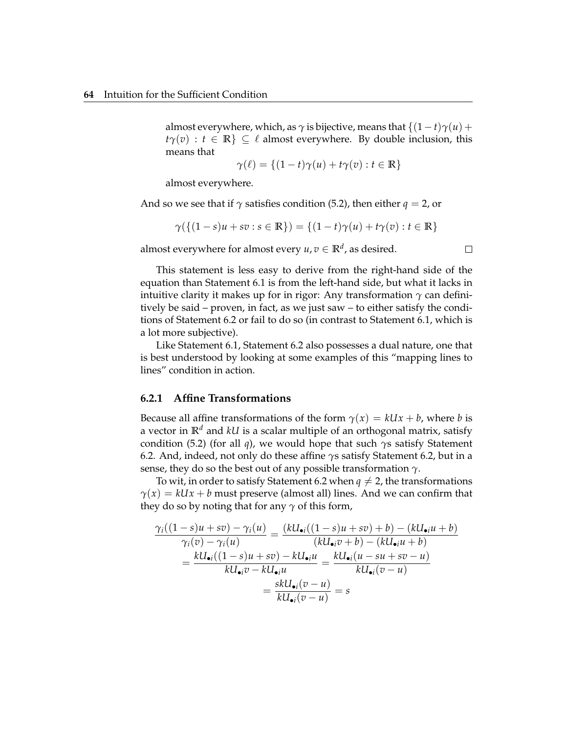almost everywhere, which, as $\gamma$ is bijective, means that $\{(1-t)\gamma(u) + t\gamma(v) : t \in \mathbb{R}\} \subseteq \ell$ almost everywhere. By double inclusion, this means that

$$\gamma(\ell) = \{(1-t)\gamma(u) + t\gamma(v) : t \in \mathbb{R}\}$$

almost everywhere.

And so we see that if $\gamma$ satisfies condition (5.2), then either $q = 2$, or

$$\gamma(\{(1-s)u + sv : s \in \mathbb{R}\}) = \{(1-t)\gamma(u) + t\gamma(v) : t \in \mathbb{R}\}$$

almost everywhere for almost every $u, v \in \mathbb{R}^d$, as desired. $\square$

This statement is less easy to derive from the right-hand side of the equation than Statement 6.1 is from the left-hand side, but what it lacks in intuitive clarity it makes up for in rigor: Any transformation $\gamma$ can definitively be said – proven, in fact, as we just saw – to either satisfy the conditions of Statement 6.2 or fail to do so (in contrast to Statement 6.1, which is a lot more subjective).

Like Statement 6.1, Statement 6.2 also possesses a dual nature, one that is best understood by looking at some examples of this "mapping lines to lines" condition in action.

### 6.2.1 Affine Transformations

Because all affine transformations of the form $\gamma(x) = kUx + b$, where $b$ is a vector in $\mathbb{R}^d$ and $kU$ is a scalar multiple of an orthogonal matrix, satisfy condition (5.2) (for all $q$), we would hope that such $\gamma$s satisfy Statement 6.2. And, indeed, not only do these affine $\gamma$s satisfy Statement 6.2, but in a sense, they do so the best out of any possible transformation $\gamma$.

To wit, in order to satisfy Statement 6.2 when $q \neq 2$, the transformations $\gamma(x) = kUx + b$ must preserve (almost all) lines. And we can confirm that they do so by noting that for any $\gamma$ of this form,

$$\begin{aligned}
\frac{\gamma_i((1-s)u + sv) - \gamma_i(u)}{\gamma_i(v) - \gamma_i(u)} &= \frac{(kU_{\bullet i}((1-s)u + sv) + b) - (kU_{\bullet i}u + b)}{(kU_{\bullet i}v + b) - (kU_{\bullet i}u + b)} \\
&= \frac{kU_{\bullet i}((1-s)u + sv) - kU_{\bullet i}u}{kU_{\bullet i}v - kU_{\bullet i}u} = \frac{kU_{\bullet i}(u - su + sv - u)}{kU_{\bullet i}(v - u)} \\
&= \frac{skU_{\bullet i}(v - u)}{kU_{\bullet i}(v - u)} = s
\end{aligned}$$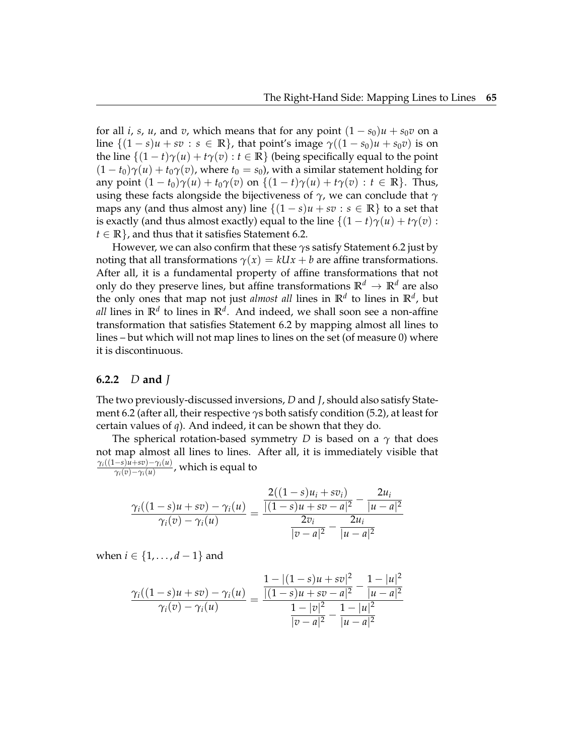for all $i$, $s$, $u$, and $v$, which means that for any point $(1-s_0)u + s_0 v$ on a line $\{(1-s)u + sv : s \in \mathbb{R}\}$, that point's image $\gamma((1-s_0)u + s_0 v)$ is on the line $\{(1-t)\gamma(u) + t\gamma(v) : t \in \mathbb{R}\}$ (being specifically equal to the point $(1-t_0)\gamma(u) + t_0\gamma(v)$, where $t_0 = s_0$), with a similar statement holding for any point $(1-t_0)\gamma(u) + t_0\gamma(v)$ on $\{(1-t)\gamma(u) + t\gamma(v) : t \in \mathbb{R}\}$. Thus, using these facts alongside the bijectiveness of $\gamma$, we can conclude that $\gamma$ maps any (and thus almost any) line $\{(1-s)u + sv : s \in \mathbb{R}\}$ to a set that is exactly (and thus almost exactly) equal to the line $\{(1-t)\gamma(u) + t\gamma(v) : t \in \mathbb{R}\}$, and thus that it satisfies Statement 6.2.

However, we can also confirm that these $\gamma$s satisfy Statement 6.2 just by noting that all transformations $\gamma(x) = kUx + b$ are affine transformations. After all, it is a fundamental property of affine transformations that not only do they preserve lines, but affine transformations $\mathbb{R}^d \to \mathbb{R}^d$ are also the only ones that map not just *almost all* lines in $\mathbb{R}^d$ to lines in $\mathbb{R}^d$, but *all* lines in $\mathbb{R}^d$ to lines in $\mathbb{R}^d$. And indeed, we shall soon see a non-affine transformation that satisfies Statement 6.2 by mapping almost all lines to lines – but which will not map lines to lines on the set (of measure 0) where it is discontinuous.

### 6.2.2 $D$ and $J$

The two previously-discussed inversions, $D$ and $J$, should also satisfy Statement 6.2 (after all, their respective $\gamma$s both satisfy condition (5.2), at least for certain values of $q$). And indeed, it can be shown that they do.

The spherical rotation-based symmetry $D$ is based on a $\gamma$ that does not map almost all lines to lines. After all, it is immediately visible that $\frac{\gamma_i((1-s)u+sv)-\gamma_i(u)}{\gamma_i(v)-\gamma_i(u)}$, which is equal to

$$\frac{\gamma_i((1-s)u+sv)-\gamma_i(u)}{\gamma_i(v)-\gamma_i(u)} = \frac{\dfrac{2((1-s)u_i+sv_i)}{|(1-s)u+sv-a|^2} - \dfrac{2u_i}{|u-a|^2}}{\dfrac{2v_i}{|v-a|^2} - \dfrac{2u_i}{|u-a|^2}}$$

when $i \in \{1, \ldots, d-1\}$ and

$$\frac{\gamma_i((1-s)u+sv)-\gamma_i(u)}{\gamma_i(v)-\gamma_i(u)} = \frac{\dfrac{1-|(1-s)u+sv|^2}{|(1-s)u+sv-a|^2} - \dfrac{1-|u|^2}{|u-a|^2}}{\dfrac{1-|v|^2}{|v-a|^2} - \dfrac{1-|u|^2}{|u-a|^2}}$$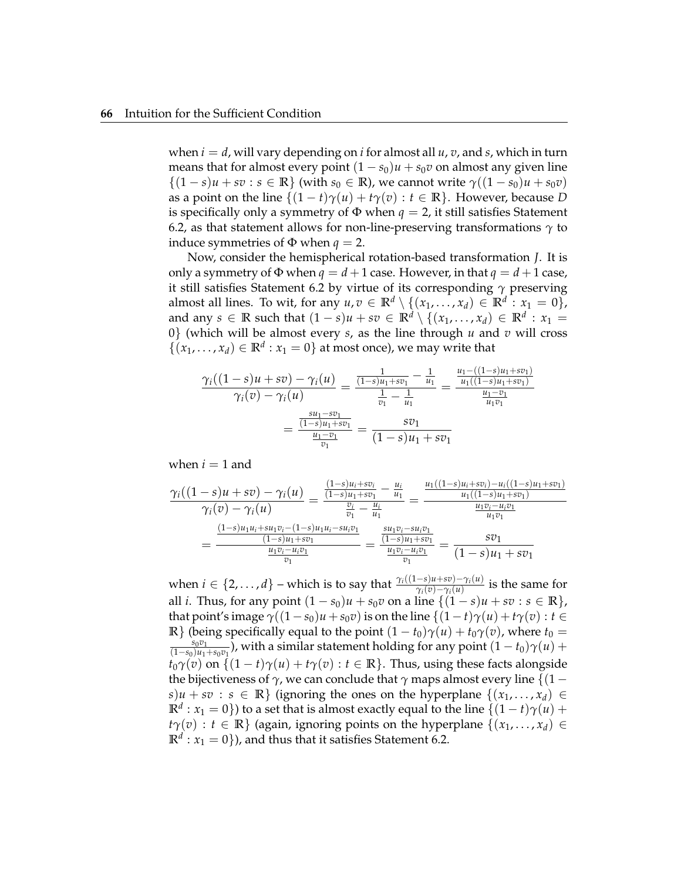when $i = d$, will vary depending on $i$ for almost all $u$, $v$, and $s$, which in turn means that for almost every point $(1-s_0)u + s_0 v$ on almost any given line $\{(1-s)u + sv : s \in \mathbb{R}\}$ (with $s_0 \in \mathbb{R}$), we cannot write $\gamma((1-s_0)u + s_0 v)$ as a point on the line $\{(1-t)\gamma(u) + t\gamma(v) : t \in \mathbb{R}\}$. However, because $D$ is specifically only a symmetry of $\Phi$ when $q = 2$, it still satisfies Statement 6.2, as that statement allows for non-line-preserving transformations $\gamma$ to induce symmetries of $\Phi$ when $q = 2$.

Now, consider the hemispherical rotation-based transformation $J$. It is only a symmetry of $\Phi$ when $q = d+1$ case. However, in that $q = d+1$ case, it still satisfies Statement 6.2 by virtue of its corresponding $\gamma$ preserving almost all lines. To wit, for any $u, v \in \mathbb{R}^d \setminus \{(x_1, \ldots, x_d) \in \mathbb{R}^d : x_1 = 0\}$, and any $s \in \mathbb{R}$ such that $(1-s)u + sv \in \mathbb{R}^d \setminus \{(x_1, \ldots, x_d) \in \mathbb{R}^d : x_1 = 0\}$ (which will be almost every $s$, as the line through $u$ and $v$ will cross $\{(x_1, \ldots, x_d) \in \mathbb{R}^d : x_1 = 0\}$ at most once), we may write that

$$\frac{\gamma_i((1-s)u + sv) - \gamma_i(u)}{\gamma_i(v) - \gamma_i(u)} = \frac{\frac{1}{(1-s)u_1 + sv_1} - \frac{1}{u_1}}{\frac{1}{v_1} - \frac{1}{u_1}} = \frac{\frac{u_1 - ((1-s)u_1 + sv_1)}{u_1((1-s)u_1 + sv_1)}}{\frac{u_1 - v_1}{u_1 v_1}}$$

$$= \frac{\frac{su_1 - sv_1}{(1-s)u_1 + sv_1}}{\frac{u_1 - v_1}{v_1}} = \frac{sv_1}{(1-s)u_1 + sv_1}$$

when $i = 1$ and

$$\frac{\gamma_i((1-s)u + sv) - \gamma_i(u)}{\gamma_i(v) - \gamma_i(u)} = \frac{\frac{(1-s)u_i + sv_i}{(1-s)u_1 + sv_1} - \frac{u_i}{u_1}}{\frac{v_i}{v_1} - \frac{u_i}{u_1}} = \frac{\frac{u_1((1-s)u_i + sv_i) - u_i((1-s)u_1 + sv_1)}{u_1((1-s)u_1 + sv_1)}}{\frac{u_1 v_i - u_i v_1}{u_1 v_1}}$$

$$= \frac{\frac{(1-s)u_1 u_i + su_1 v_i - (1-s)u_1 u_i - su_i v_1}{(1-s)u_1 + sv_1}}{\frac{u_1 v_i - u_i v_1}{v_1}} = \frac{\frac{su_1 v_i - su_i v_1}{(1-s)u_1 + sv_1}}{\frac{u_1 v_i - u_i v_1}{v_1}} = \frac{sv_1}{(1-s)u_1 + sv_1}$$

when $i \in \{2, \ldots, d\}$ – which is to say that $\frac{\gamma_i((1-s)u+sv) - \gamma_i(u)}{\gamma_i(v) - \gamma_i(u)}$ is the same for all $i$. Thus, for any point $(1-s_0)u + s_0 v$ on a line $\{(1-s)u + sv : s \in \mathbb{R}\}$, that point's image $\gamma((1-s_0)u + s_0 v)$ is on the line $\{(1-t)\gamma(u) + t\gamma(v) : t \in \mathbb{R}\}$ (being specifically equal to the point $(1-t_0)\gamma(u) + t_0\gamma(v)$, where $t_0 = \frac{s_0 v_1}{(1-s_0)u_1 + s_0 v_1}$), with a similar statement holding for any point $(1-t_0)\gamma(u) + t_0\gamma(v)$ on $\{(1-t)\gamma(u) + t\gamma(v) : t \in \mathbb{R}\}$. Thus, using these facts alongside the bijectiveness of $\gamma$, we can conclude that $\gamma$ maps almost every line $\{(1-s)u + sv : s \in \mathbb{R}\}$ (ignoring the ones on the hyperplane $\{(x_1, \ldots, x_d) \in \mathbb{R}^d : x_1 = 0\}$) to a set that is almost exactly equal to the line $\{(1-t)\gamma(u) + t\gamma(v) : t \in \mathbb{R}\}$ (again, ignoring points on the hyperplane $\{(x_1, \ldots, x_d) \in \mathbb{R}^d : x_1 = 0\}$), and thus that it satisfies Statement 6.2.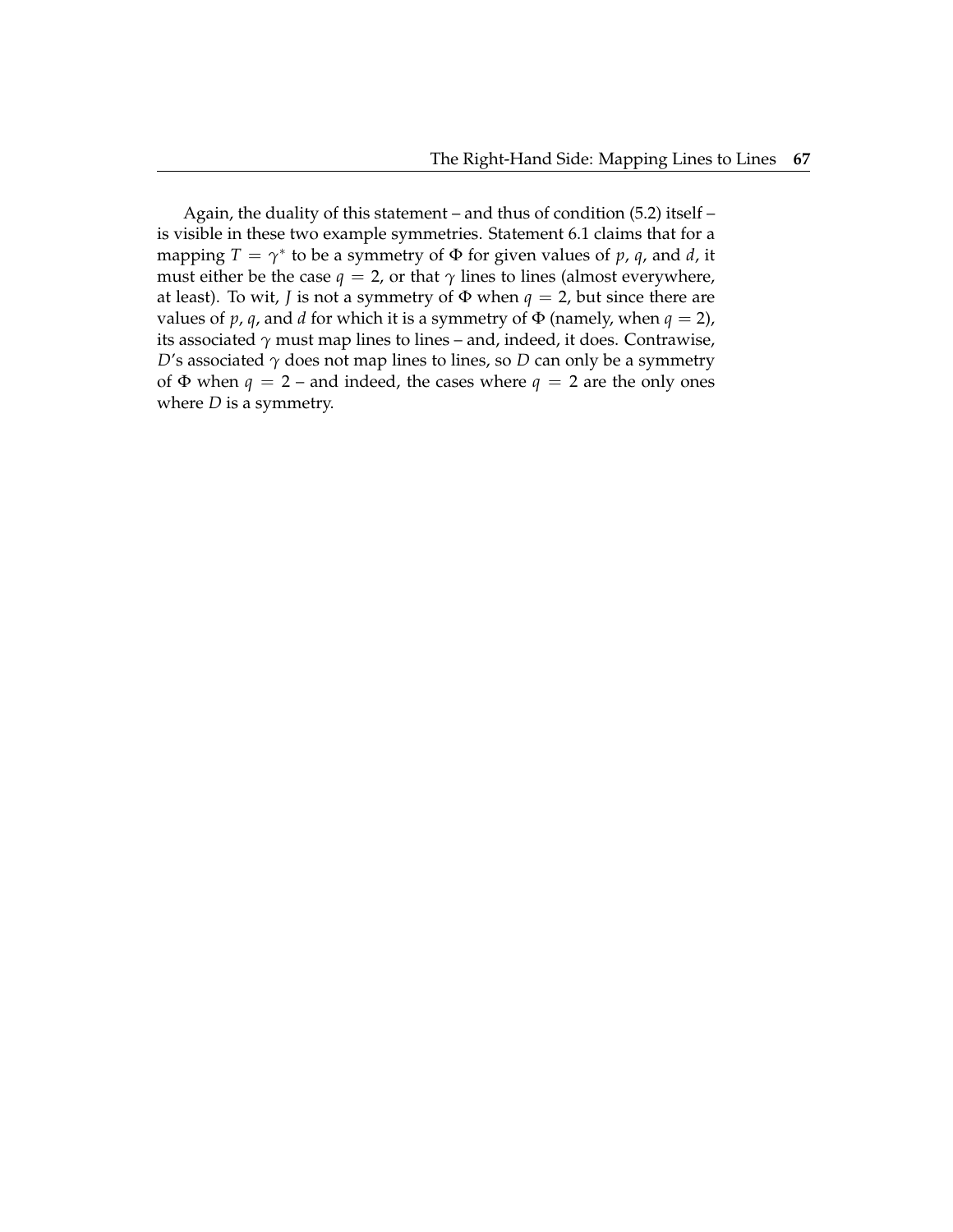Again, the duality of this statement – and thus of condition (5.2) itself – is visible in these two example symmetries. Statement 6.1 claims that for a mapping $T = \gamma^*$ to be a symmetry of $\Phi$ for given values of $p$, $q$, and $d$, it must either be the case $q = 2$, or that $\gamma$ lines to lines (almost everywhere, at least). To wit, $J$ is not a symmetry of $\Phi$ when $q = 2$, but since there are values of $p$, $q$, and $d$ for which it is a symmetry of $\Phi$ (namely, when $q = 2$), its associated $\gamma$ must map lines to lines – and, indeed, it does. Contrawise, $D$'s associated $\gamma$ does not map lines to lines, so $D$ can only be a symmetry of $\Phi$ when $q = 2$ – and indeed, the cases where $q = 2$ are the only ones where $D$ is a symmetry.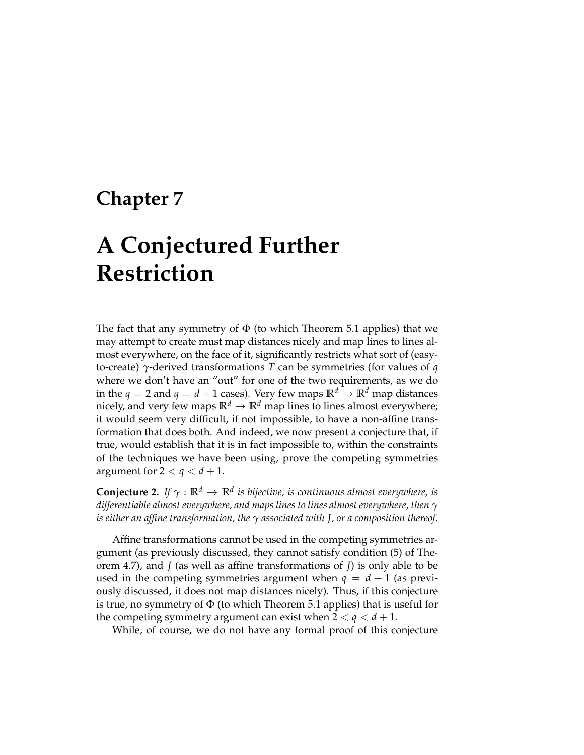# Chapter 7

# A Conjectured Further Restriction

The fact that any symmetry of $\Phi$ (to which Theorem 5.1 applies) that we may attempt to create must map distances nicely and map lines to lines almost everywhere, on the face of it, significantly restricts what sort of (easy-to-create) $\gamma$-derived transformations $T$ can be symmetries (for values of $q$ where we don't have an "out" for one of the two requirements, as we do in the $q = 2$ and $q = d + 1$ cases). Very few maps $\mathbb{R}^d \to \mathbb{R}^d$ map distances nicely, and very few maps $\mathbb{R}^d \to \mathbb{R}^d$ map lines to lines almost everywhere; it would seem very difficult, if not impossible, to have a non-affine transformation that does both. And indeed, we now present a conjecture that, if true, would establish that it is in fact impossible to, within the constraints of the techniques we have been using, prove the competing symmetries argument for $2 < q < d + 1$.

**Conjecture 2.** *If $\gamma : \mathbb{R}^d \to \mathbb{R}^d$ is bijective, is continuous almost everywhere, is differentiable almost everywhere, and maps lines to lines almost everywhere, then $\gamma$ is either an affine transformation, the $\gamma$ associated with $J$, or a composition thereof.*

Affine transformations cannot be used in the competing symmetries argument (as previously discussed, they cannot satisfy condition (5) of Theorem 4.7), and $J$ (as well as affine transformations of $J$) is only able to be used in the competing symmetries argument when $q = d + 1$ (as previously discussed, it does not map distances nicely). Thus, if this conjecture is true, no symmetry of $\Phi$ (to which Theorem 5.1 applies) that is useful for the competing symmetry argument can exist when $2 < q < d + 1$.

While, of course, we do not have any formal proof of this conjecture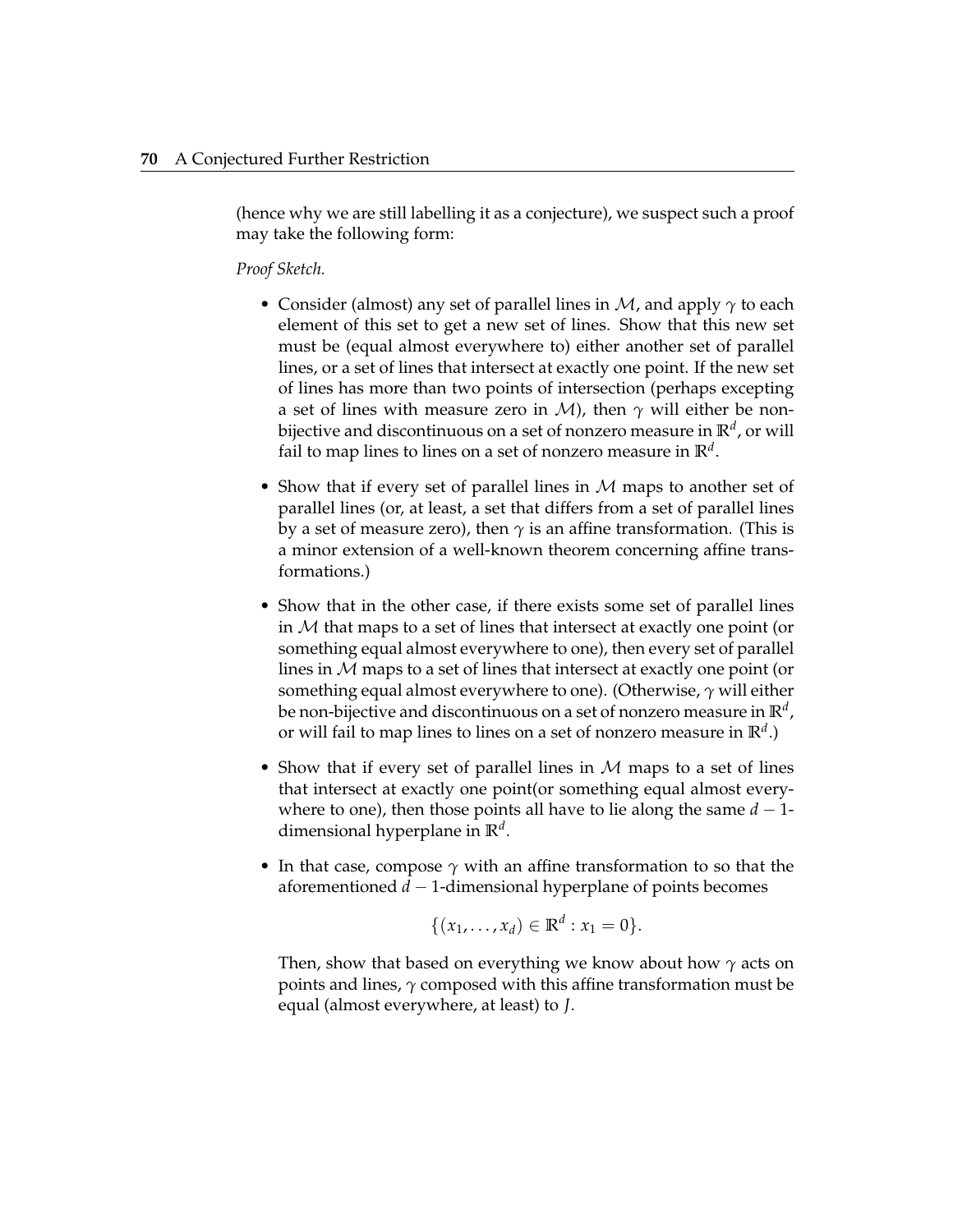(hence why we are still labelling it as a conjecture), we suspect such a proof may take the following form:

*Proof Sketch.*

- Consider (almost) any set of parallel lines in $\mathcal{M}$, and apply $\gamma$ to each element of this set to get a new set of lines. Show that this new set must be (equal almost everywhere to) either another set of parallel lines, or a set of lines that intersect at exactly one point. If the new set of lines has more than two points of intersection (perhaps excepting a set of lines with measure zero in $\mathcal{M}$), then $\gamma$ will either be non-bijective and discontinuous on a set of nonzero measure in $\mathbb{R}^d$, or will fail to map lines to lines on a set of nonzero measure in $\mathbb{R}^d$.

- Show that if every set of parallel lines in $\mathcal{M}$ maps to another set of parallel lines (or, at least, a set that differs from a set of parallel lines by a set of measure zero), then $\gamma$ is an affine transformation. (This is a minor extension of a well-known theorem concerning affine transformations.)

- Show that in the other case, if there exists some set of parallel lines in $\mathcal{M}$ that maps to a set of lines that intersect at exactly one point (or something equal almost everywhere to one), then every set of parallel lines in $\mathcal{M}$ maps to a set of lines that intersect at exactly one point (or something equal almost everywhere to one). (Otherwise, $\gamma$ will either be non-bijective and discontinuous on a set of nonzero measure in $\mathbb{R}^d$, or will fail to map lines to lines on a set of nonzero measure in $\mathbb{R}^d$.)

- Show that if every set of parallel lines in $\mathcal{M}$ maps to a set of lines that intersect at exactly one point(or something equal almost everywhere to one), then those points all have to lie along the same $d-1$-dimensional hyperplane in $\mathbb{R}^d$.

- In that case, compose $\gamma$ with an affine transformation to so that the aforementioned $d-1$-dimensional hyperplane of points becomes

$$\{(x_1, \ldots, x_d) \in \mathbb{R}^d : x_1 = 0\}.$$

  Then, show that based on everything we know about how $\gamma$ acts on points and lines, $\gamma$ composed with this affine transformation must be equal (almost everywhere, at least) to $J$.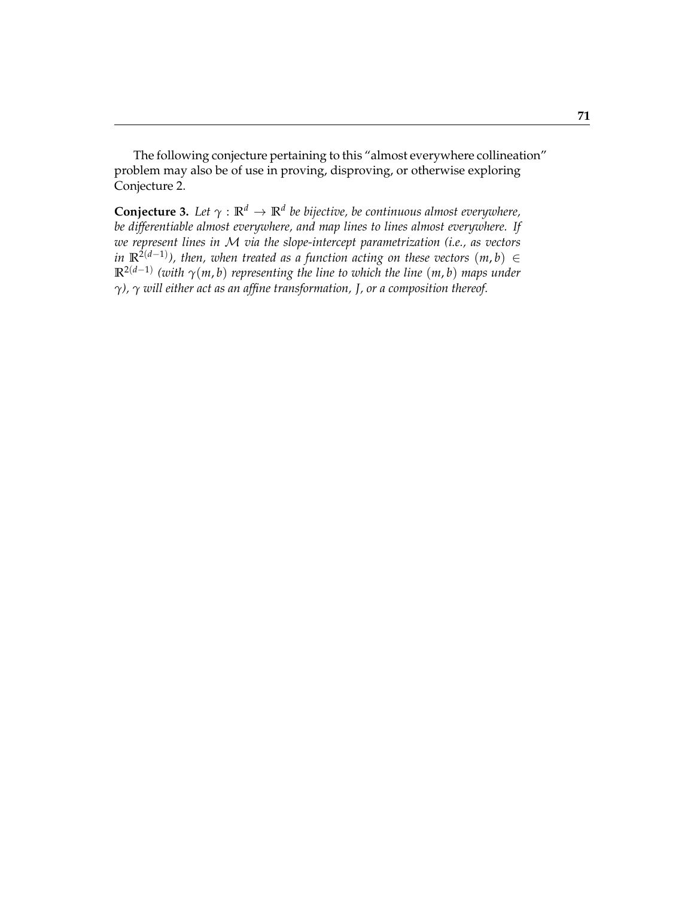The following conjecture pertaining to this "almost everywhere collineation" problem may also be of use in proving, disproving, or otherwise exploring Conjecture 2.

**Conjecture 3.** *Let $\gamma : \mathbb{R}^d \to \mathbb{R}^d$ be bijective, be continuous almost everywhere, be differentiable almost everywhere, and map lines to lines almost everywhere. If we represent lines in $\mathcal{M}$ via the slope-intercept parametrization (i.e., as vectors in $\mathbb{R}^{2(d-1)}$), then, when treated as a function acting on these vectors $(m, b) \in \mathbb{R}^{2(d-1)}$ (with $\gamma(m, b)$ representing the line to which the line $(m, b)$ maps under $\gamma$), $\gamma$ will either act as an affine transformation, $J$, or a composition thereof.*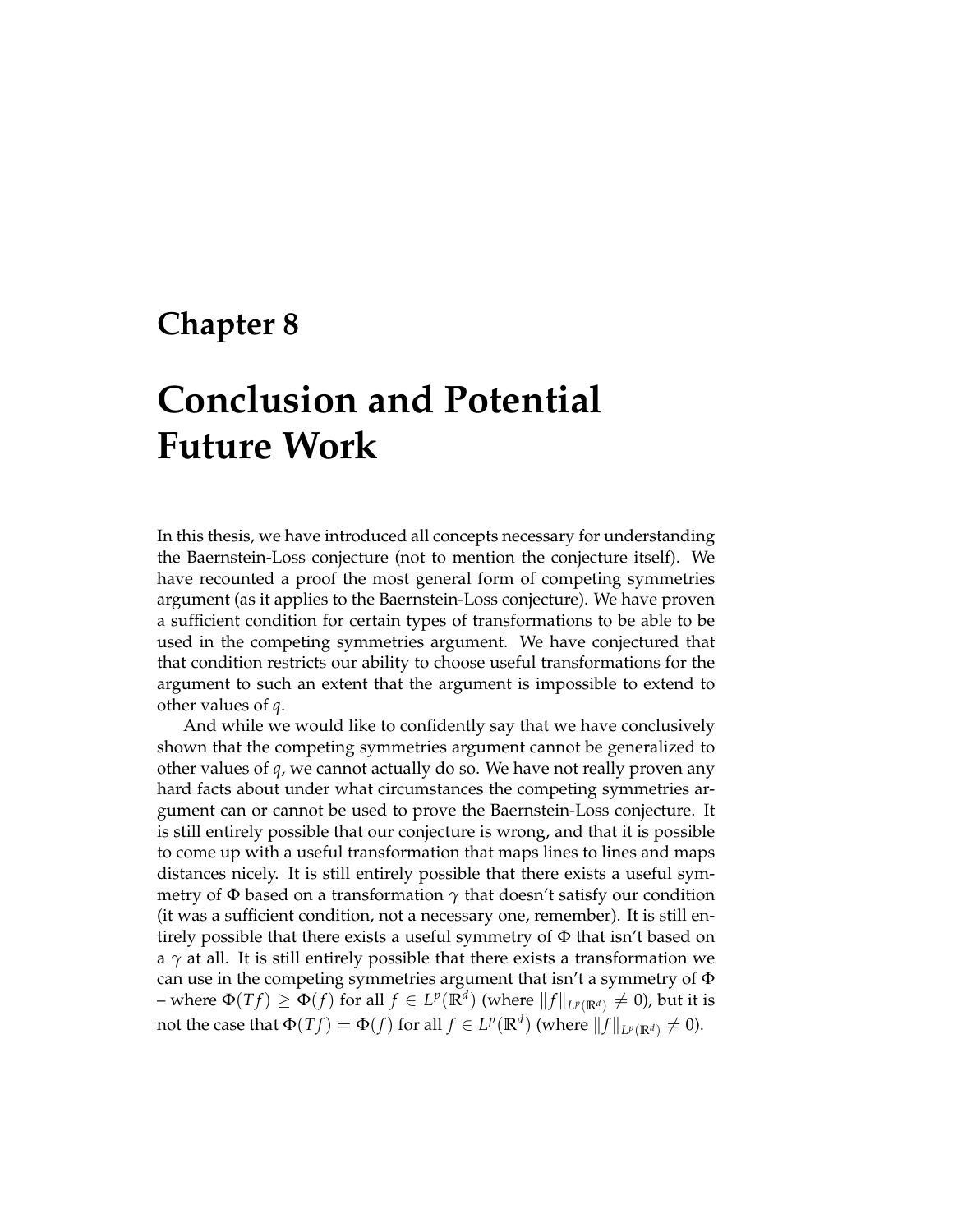# Chapter 8

# Conclusion and Potential Future Work

In this thesis, we have introduced all concepts necessary for understanding the Baernstein-Loss conjecture (not to mention the conjecture itself). We have recounted a proof the most general form of competing symmetries argument (as it applies to the Baernstein-Loss conjecture). We have proven a sufficient condition for certain types of transformations to be able to be used in the competing symmetries argument. We have conjectured that that condition restricts our ability to choose useful transformations for the argument to such an extent that the argument is impossible to extend to other values of $q$.

And while we would like to confidently say that we have conclusively shown that the competing symmetries argument cannot be generalized to other values of $q$, we cannot actually do so. We have not really proven any hard facts about under what circumstances the competing symmetries argument can or cannot be used to prove the Baernstein-Loss conjecture. It is still entirely possible that our conjecture is wrong, and that it is possible to come up with a useful transformation that maps lines to lines and maps distances nicely. It is still entirely possible that there exists a useful symmetry of $\Phi$ based on a transformation $\gamma$ that doesn't satisfy our condition (it was a sufficient condition, not a necessary one, remember). It is still entirely possible that there exists a useful symmetry of $\Phi$ that isn't based on a $\gamma$ at all. It is still entirely possible that there exists a transformation we can use in the competing symmetries argument that isn't a symmetry of $\Phi$ – where $\Phi(Tf) \geq \Phi(f)$ for all $f \in L^p(\mathbb{R}^d)$ (where $\|f\|_{L^p(\mathbb{R}^d)} \neq 0$), but it is not the case that $\Phi(Tf) = \Phi(f)$ for all $f \in L^p(\mathbb{R}^d)$ (where $\|f\|_{L^p(\mathbb{R}^d)} \neq 0$).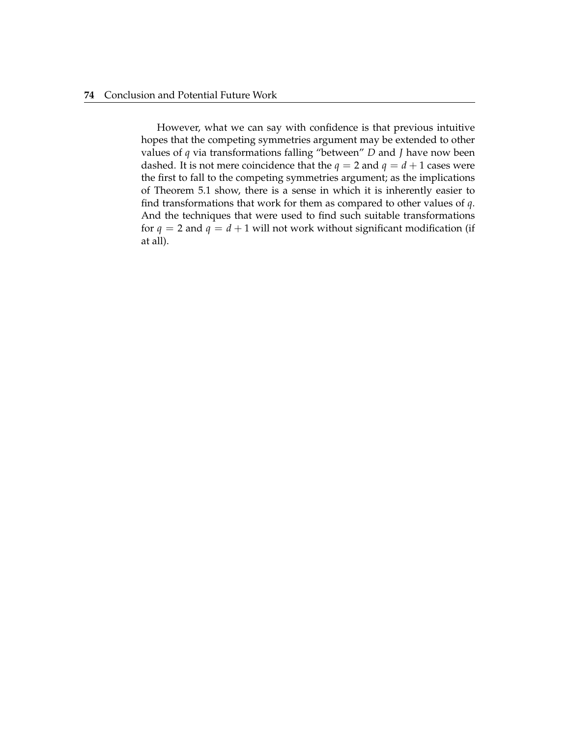However, what we can say with confidence is that previous intuitive hopes that the competing symmetries argument may be extended to other values of $q$ via transformations falling "between" $D$ and $J$ have now been dashed. It is not mere coincidence that the $q = 2$ and $q = d + 1$ cases were the first to fall to the competing symmetries argument; as the implications of Theorem 5.1 show, there is a sense in which it is inherently easier to find transformations that work for them as compared to other values of $q$. And the techniques that were used to find such suitable transformations for $q = 2$ and $q = d + 1$ will not work without significant modification (if at all).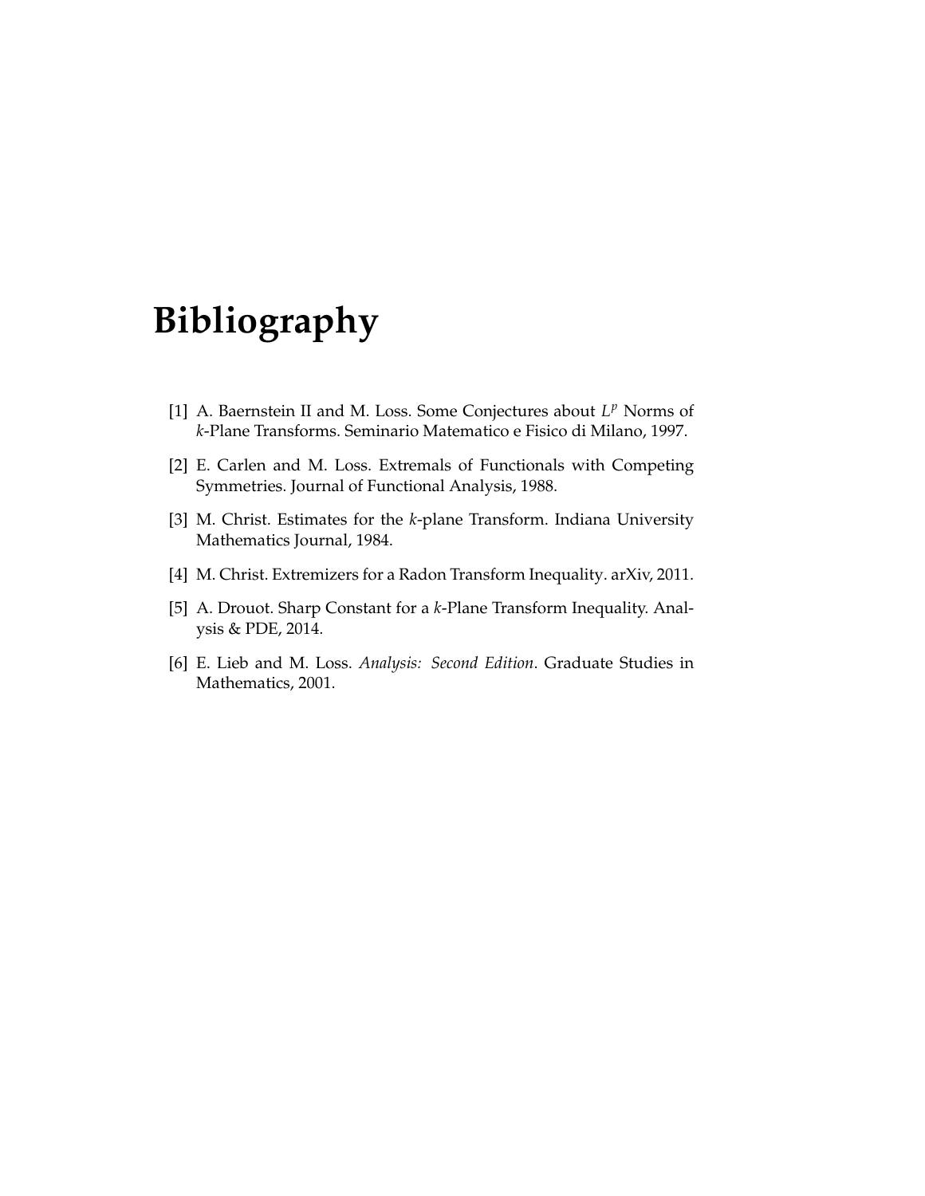# Bibliography

[1] A. Baernstein II and M. Loss. Some Conjectures about $L^p$ Norms of $k$-Plane Transforms. Seminario Matematico e Fisico di Milano, 1997.

[2] E. Carlen and M. Loss. Extremals of Functionals with Competing Symmetries. Journal of Functional Analysis, 1988.

[3] M. Christ. Estimates for the $k$-plane Transform. Indiana University Mathematics Journal, 1984.

[4] M. Christ. Extremizers for a Radon Transform Inequality. arXiv, 2011.

[5] A. Drouot. Sharp Constant for a $k$-Plane Transform Inequality. Analysis & PDE, 2014.

[6] E. Lieb and M. Loss. *Analysis: Second Edition*. Graduate Studies in Mathematics, 2001.